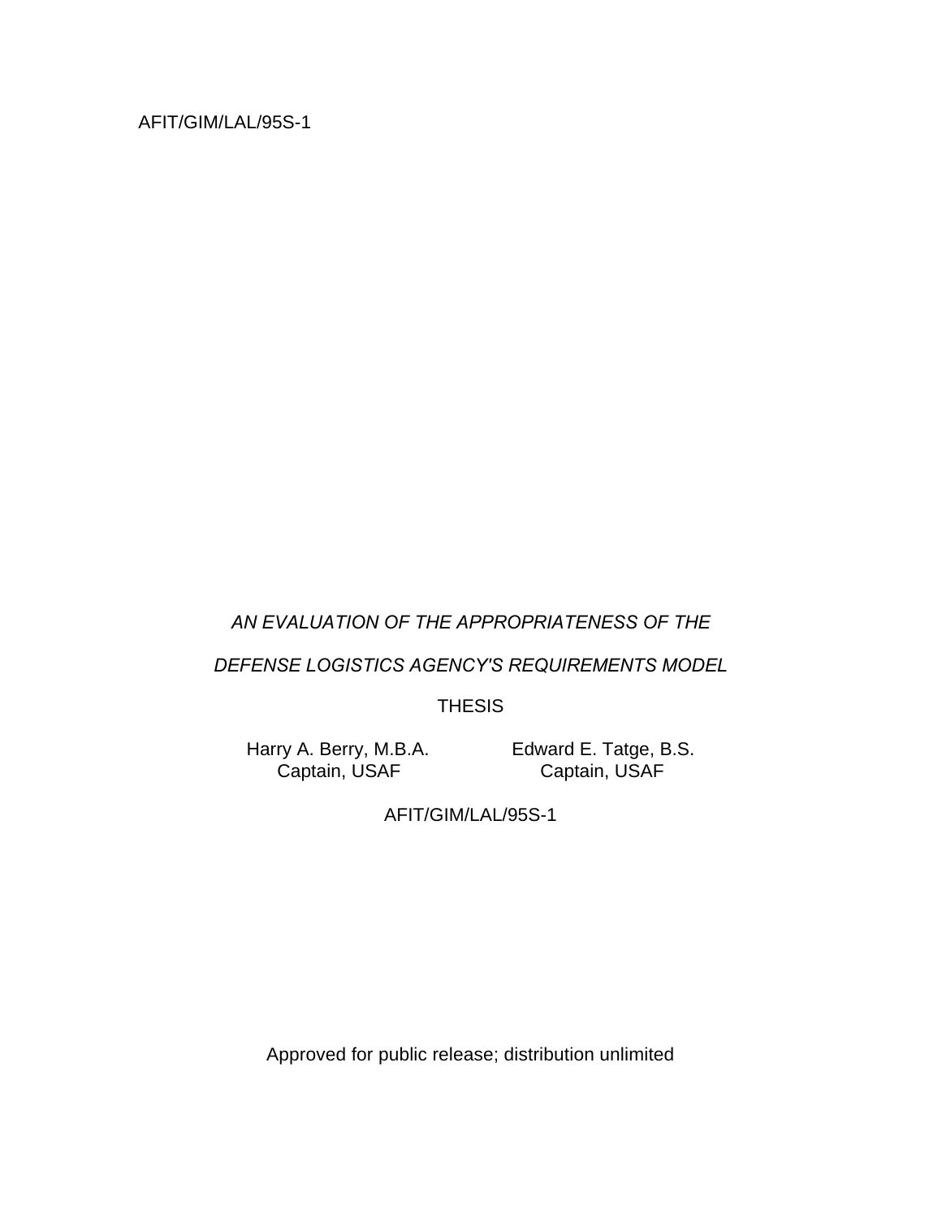AFIT/GIM/LAL/95S-1

*AN EVALUATION OF THE APPROPRIATENESS OF THE*

*DEFENSE LOGISTICS AGENCY'S REQUIREMENTS MODEL*

THESIS

Harry A. Berry, M.B.A.
Captain, USAF

Edward E. Tatge, B.S.
Captain, USAF

AFIT/GIM/LAL/95S-1

Approved for public release; distribution unlimited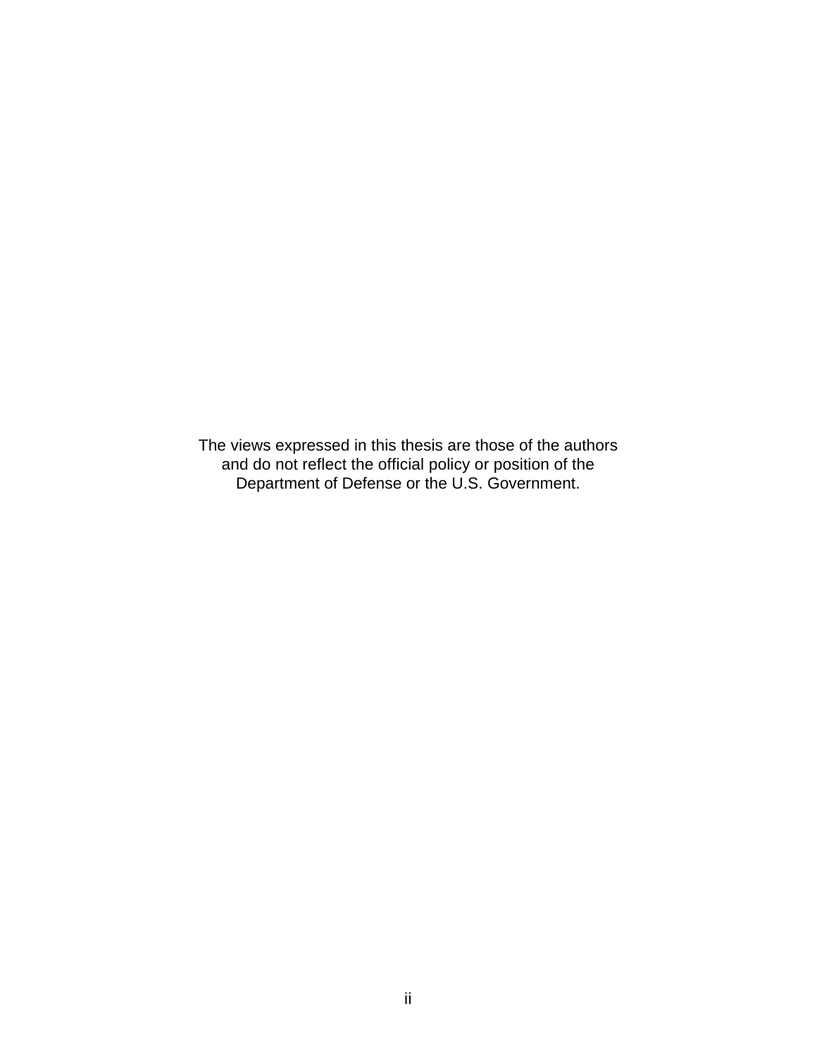The views expressed in this thesis are those of the authors
and do not reflect the official policy or position of the
Department of Defense or the U.S. Government.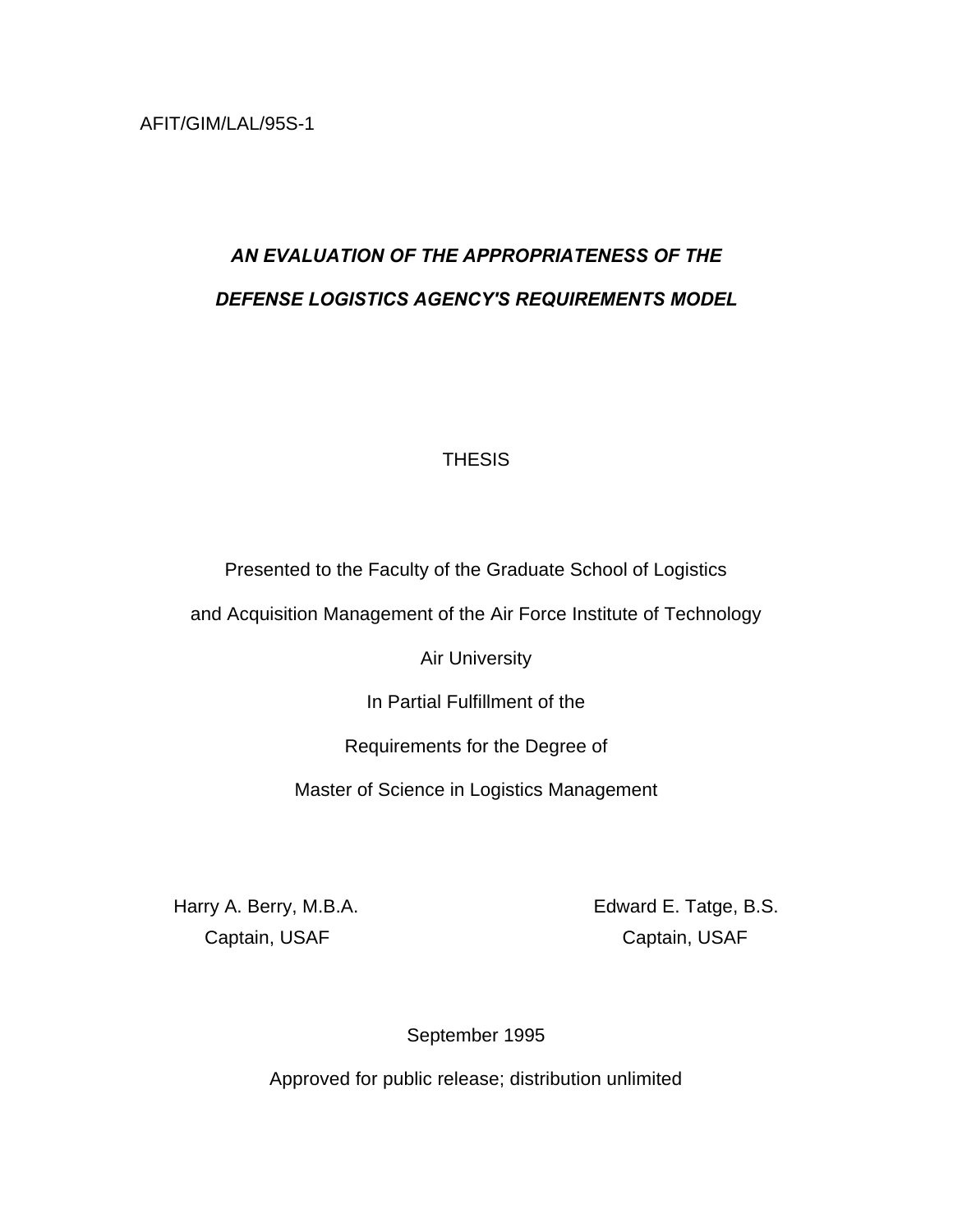AFIT/GIM/LAL/95S-1

***AN EVALUATION OF THE APPROPRIATENESS OF THE***

***DEFENSE LOGISTICS AGENCY'S REQUIREMENTS MODEL***

THESIS

Presented to the Faculty of the Graduate School of Logistics

and Acquisition Management of the Air Force Institute of Technology

Air University

In Partial Fulfillment of the

Requirements for the Degree of

Master of Science in Logistics Management

Harry A. Berry, M.B.A.
Captain, USAF

Edward E. Tatge, B.S.
Captain, USAF

September 1995

Approved for public release; distribution unlimited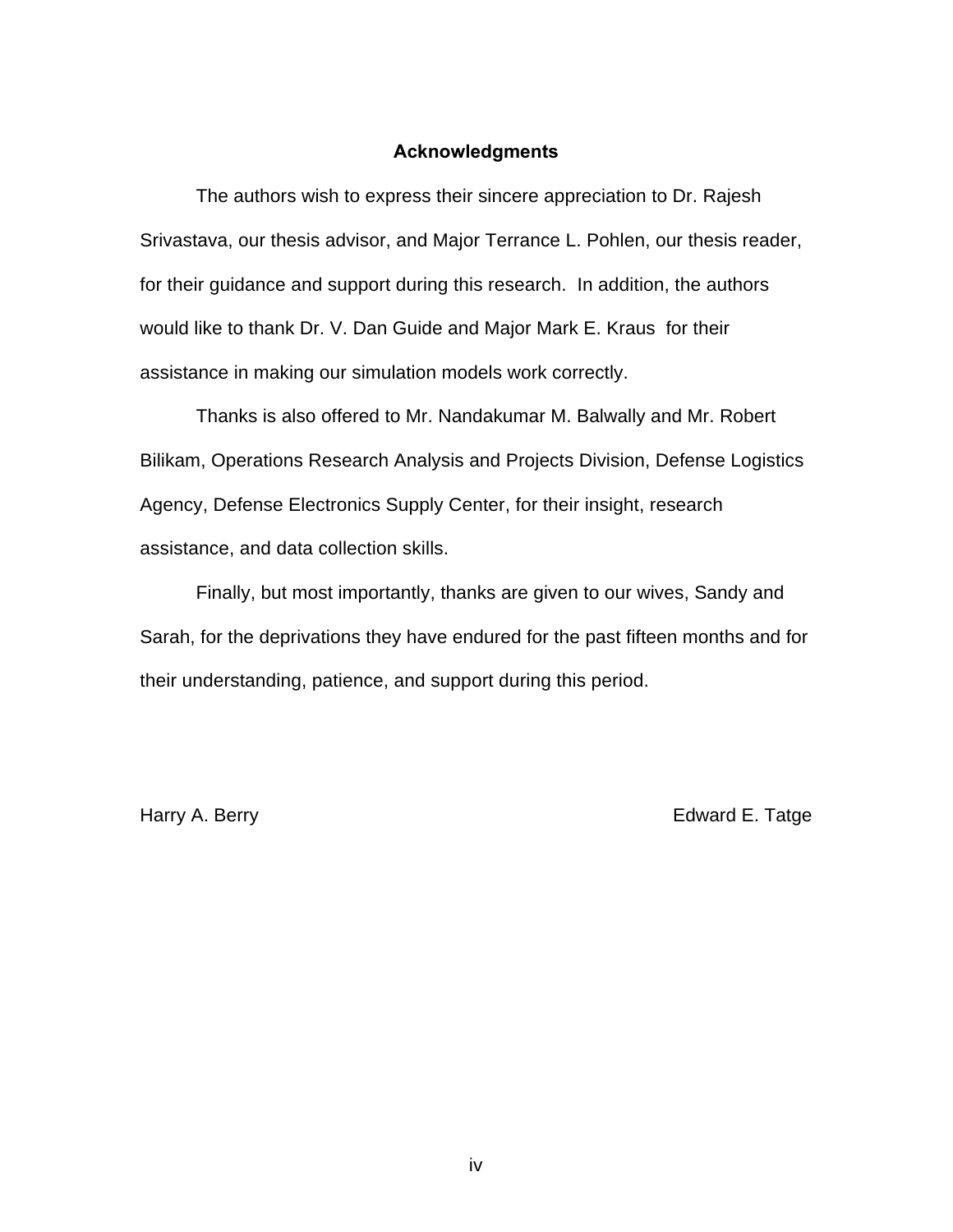## Acknowledgments

The authors wish to express their sincere appreciation to Dr. Rajesh Srivastava, our thesis advisor, and Major Terrance L. Pohlen, our thesis reader, for their guidance and support during this research. In addition, the authors would like to thank Dr. V. Dan Guide and Major Mark E. Kraus for their assistance in making our simulation models work correctly.

Thanks is also offered to Mr. Nandakumar M. Balwally and Mr. Robert Bilikam, Operations Research Analysis and Projects Division, Defense Logistics Agency, Defense Electronics Supply Center, for their insight, research assistance, and data collection skills.

Finally, but most importantly, thanks are given to our wives, Sandy and Sarah, for the deprivations they have endured for the past fifteen months and for their understanding, patience, and support during this period.

Harry A. Berry

Edward E. Tatge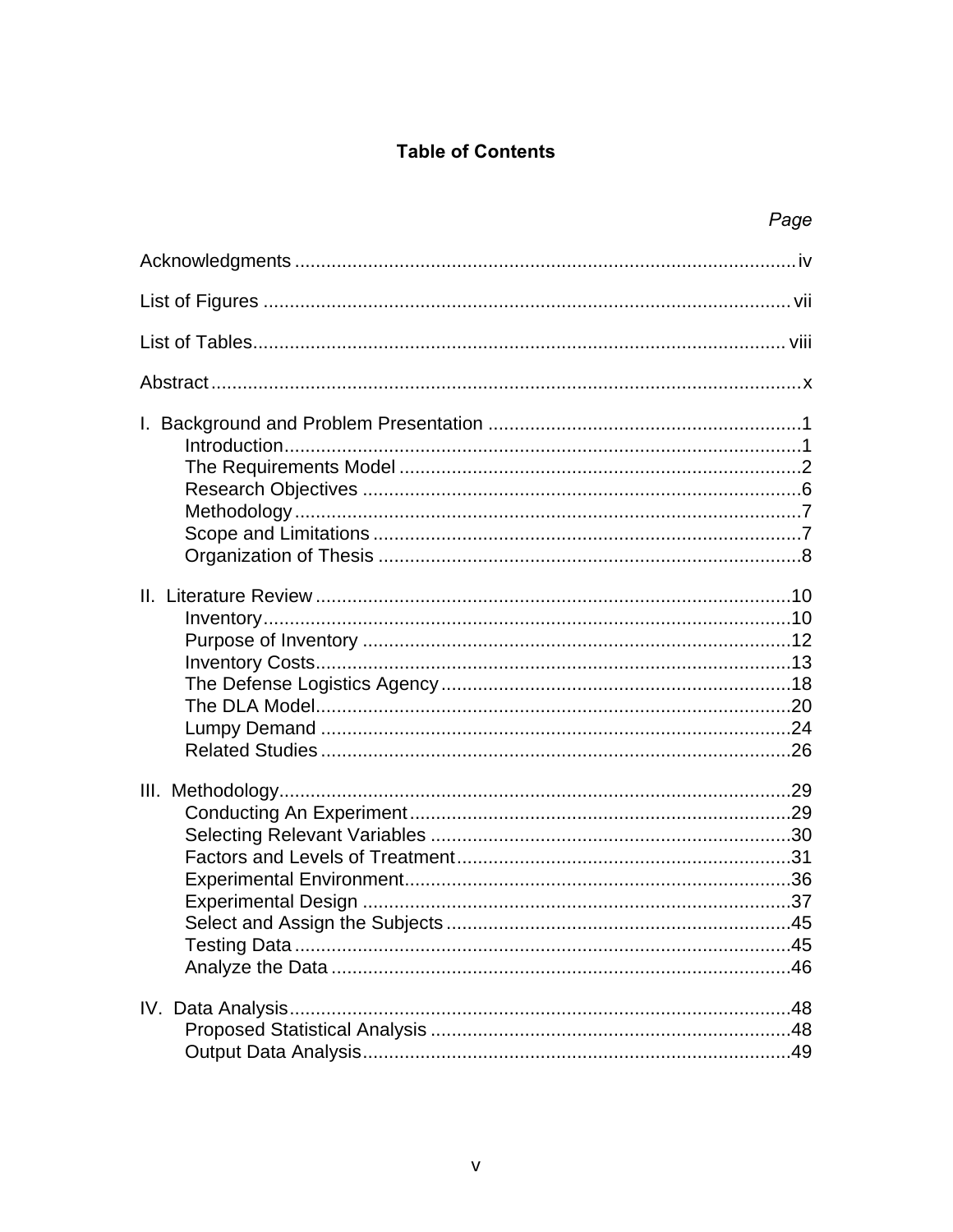# Table of Contents

*Page*

Acknowledgments ............................................................................................... iv

List of Figures .................................................................................................... vii

List of Tables..................................................................................................... viii

Abstract ................................................................................................................ x

I. Background and Problem Presentation ............................................................1
- Introduction..................................................................................................1
- The Requirements Model ............................................................................2
- Research Objectives ...................................................................................6
- Methodology ................................................................................................7
- Scope and Limitations .................................................................................7
- Organization of Thesis ................................................................................8

II. Literature Review ...........................................................................................10
- Inventory.....................................................................................................10
- Purpose of Inventory ..................................................................................12
- Inventory Costs...........................................................................................13
- The Defense Logistics Agency ...................................................................18
- The DLA Model...........................................................................................20
- Lumpy Demand ..........................................................................................24
- Related Studies ..........................................................................................26

III. Methodology..................................................................................................29
- Conducting An Experiment .........................................................................29
- Selecting Relevant Variables ......................................................................30
- Factors and Levels of Treatment.................................................................31
- Experimental Environment..........................................................................36
- Experimental Design ..................................................................................37
- Select and Assign the Subjects ..................................................................45
- Testing Data ...............................................................................................45
- Analyze the Data ........................................................................................46

IV. Data Analysis................................................................................................48
- Proposed Statistical Analysis .....................................................................48
- Output Data Analysis..................................................................................49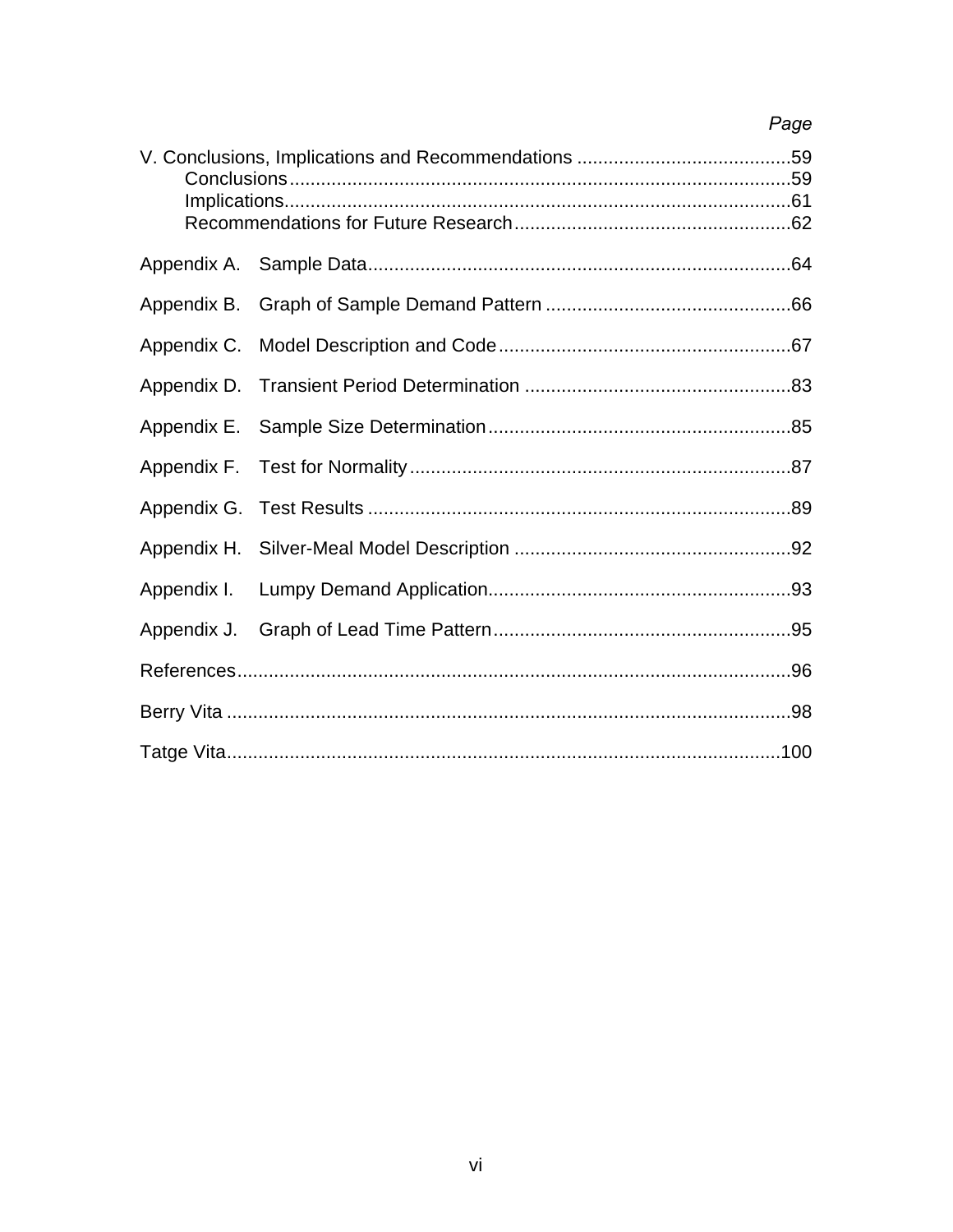*Page*

V. Conclusions, Implications and Recommendations ........................................59
- Conclusions ...............................................................................................59
- Implications................................................................................................61
- Recommendations for Future Research ....................................................62

Appendix A. Sample Data................................................................................64

Appendix B. Graph of Sample Demand Pattern ..............................................66

Appendix C. Model Description and Code .......................................................67

Appendix D. Transient Period Determination ...................................................83

Appendix E. Sample Size Determination .........................................................85

Appendix F. Test for Normality ........................................................................87

Appendix G. Test Results ................................................................................89

Appendix H. Silver-Meal Model Description .....................................................92

Appendix I. Lumpy Demand Application.........................................................93

Appendix J. Graph of Lead Time Pattern ........................................................95

References.........................................................................................................96

Berry Vita ..........................................................................................................98

Tatge Vita.........................................................................................................100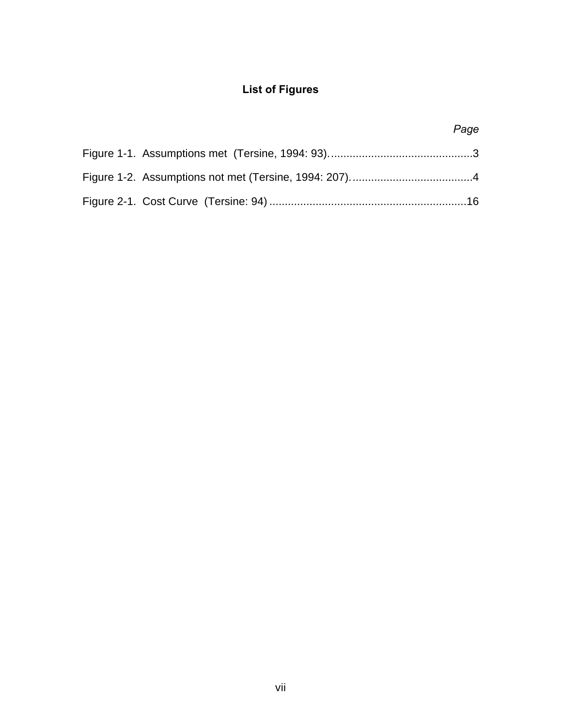## List of Figures

*Page*

Figure 1-1. Assumptions met (Tersine, 1994: 93)..............................................3

Figure 1-2. Assumptions not met (Tersine, 1994: 207).......................................4

Figure 2-1. Cost Curve (Tersine: 94) ...............................................................16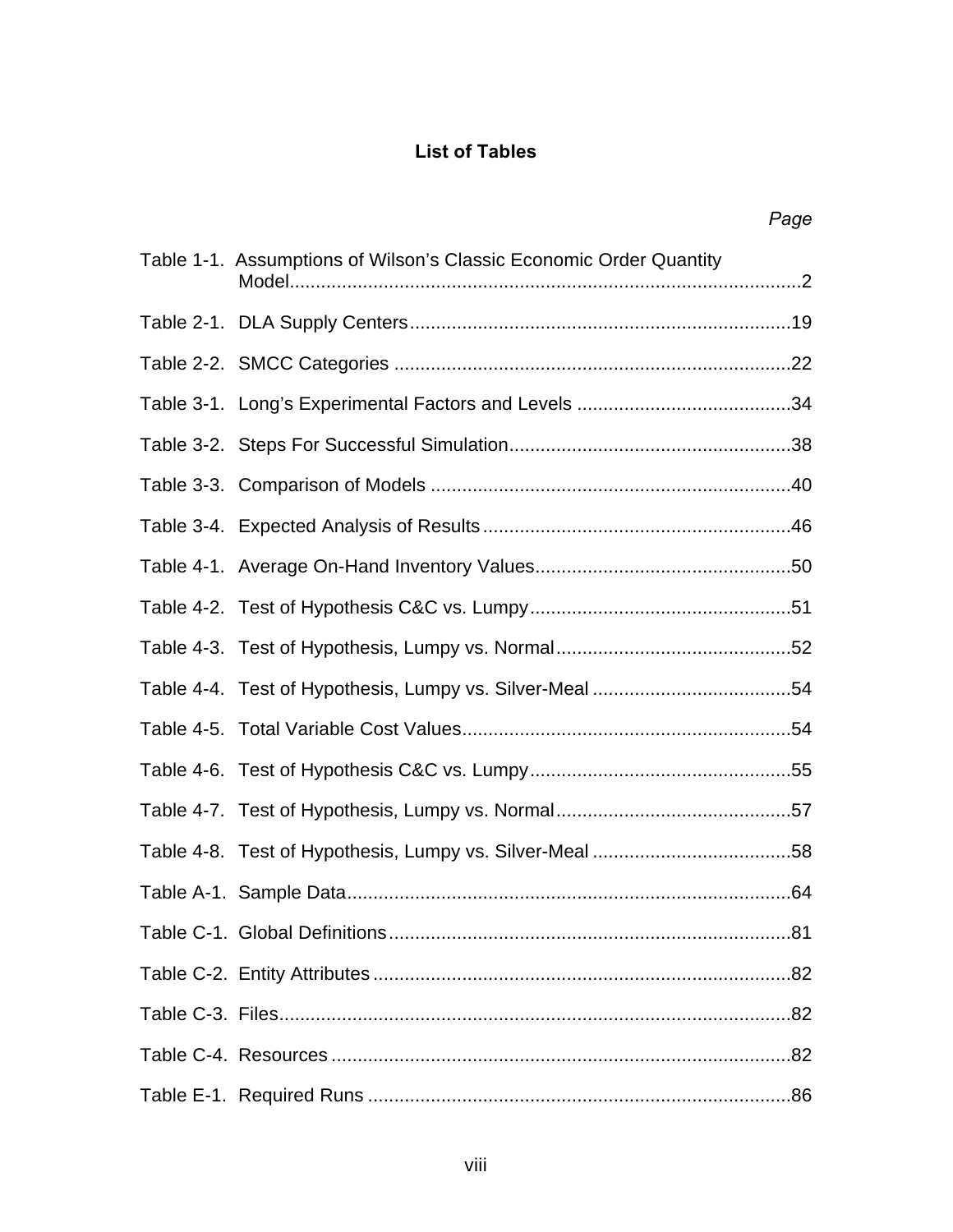## List of Tables

| | Page |
|---|---|
| Table 1-1. Assumptions of Wilson's Classic Economic Order Quantity Model | 2 |
| Table 2-1. DLA Supply Centers | 19 |
| Table 2-2. SMCC Categories | 22 |
| Table 3-1. Long's Experimental Factors and Levels | 34 |
| Table 3-2. Steps For Successful Simulation | 38 |
| Table 3-3. Comparison of Models | 40 |
| Table 3-4. Expected Analysis of Results | 46 |
| Table 4-1. Average On-Hand Inventory Values | 50 |
| Table 4-2. Test of Hypothesis C&C vs. Lumpy | 51 |
| Table 4-3. Test of Hypothesis, Lumpy vs. Normal | 52 |
| Table 4-4. Test of Hypothesis, Lumpy vs. Silver-Meal | 54 |
| Table 4-5. Total Variable Cost Values | 54 |
| Table 4-6. Test of Hypothesis C&C vs. Lumpy | 55 |
| Table 4-7. Test of Hypothesis, Lumpy vs. Normal | 57 |
| Table 4-8. Test of Hypothesis, Lumpy vs. Silver-Meal | 58 |
| Table A-1. Sample Data | 64 |
| Table C-1. Global Definitions | 81 |
| Table C-2. Entity Attributes | 82 |
| Table C-3. Files | 82 |
| Table C-4. Resources | 82 |
| Table E-1. Required Runs | 86 |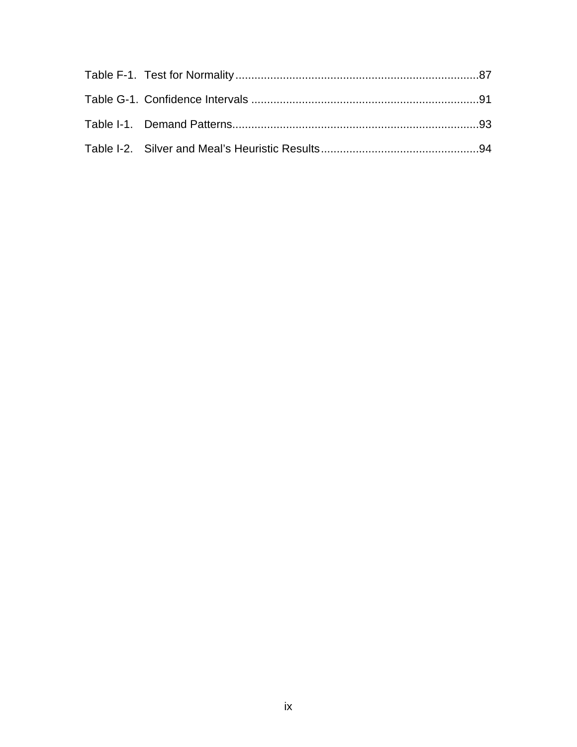Table F-1. Test for Normality .......................................................................... 87

Table G-1. Confidence Intervals ...................................................................... 91

Table I-1. Demand Patterns............................................................................. 93

Table I-2. Silver and Meal's Heuristic Results ................................................. 94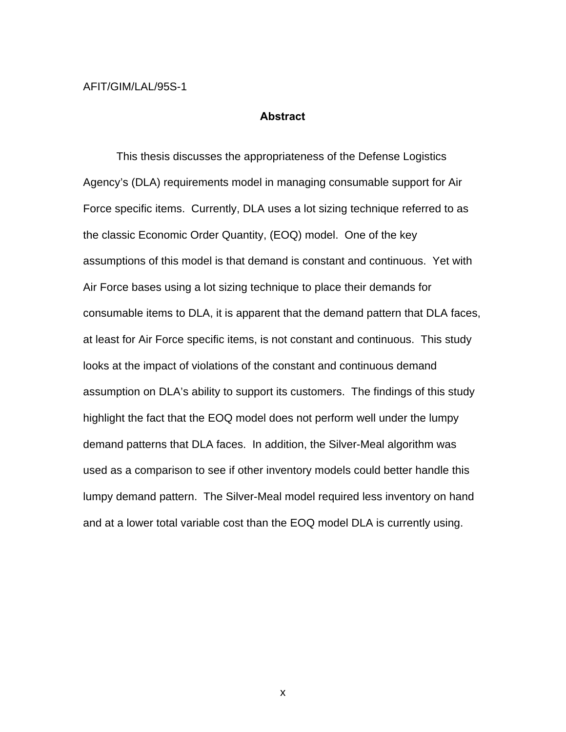AFIT/GIM/LAL/95S-1

## Abstract

This thesis discusses the appropriateness of the Defense Logistics Agency's (DLA) requirements model in managing consumable support for Air Force specific items. Currently, DLA uses a lot sizing technique referred to as the classic Economic Order Quantity, (EOQ) model. One of the key assumptions of this model is that demand is constant and continuous. Yet with Air Force bases using a lot sizing technique to place their demands for consumable items to DLA, it is apparent that the demand pattern that DLA faces, at least for Air Force specific items, is not constant and continuous. This study looks at the impact of violations of the constant and continuous demand assumption on DLA's ability to support its customers. The findings of this study highlight the fact that the EOQ model does not perform well under the lumpy demand patterns that DLA faces. In addition, the Silver-Meal algorithm was used as a comparison to see if other inventory models could better handle this lumpy demand pattern. The Silver-Meal model required less inventory on hand and at a lower total variable cost than the EOQ model DLA is currently using.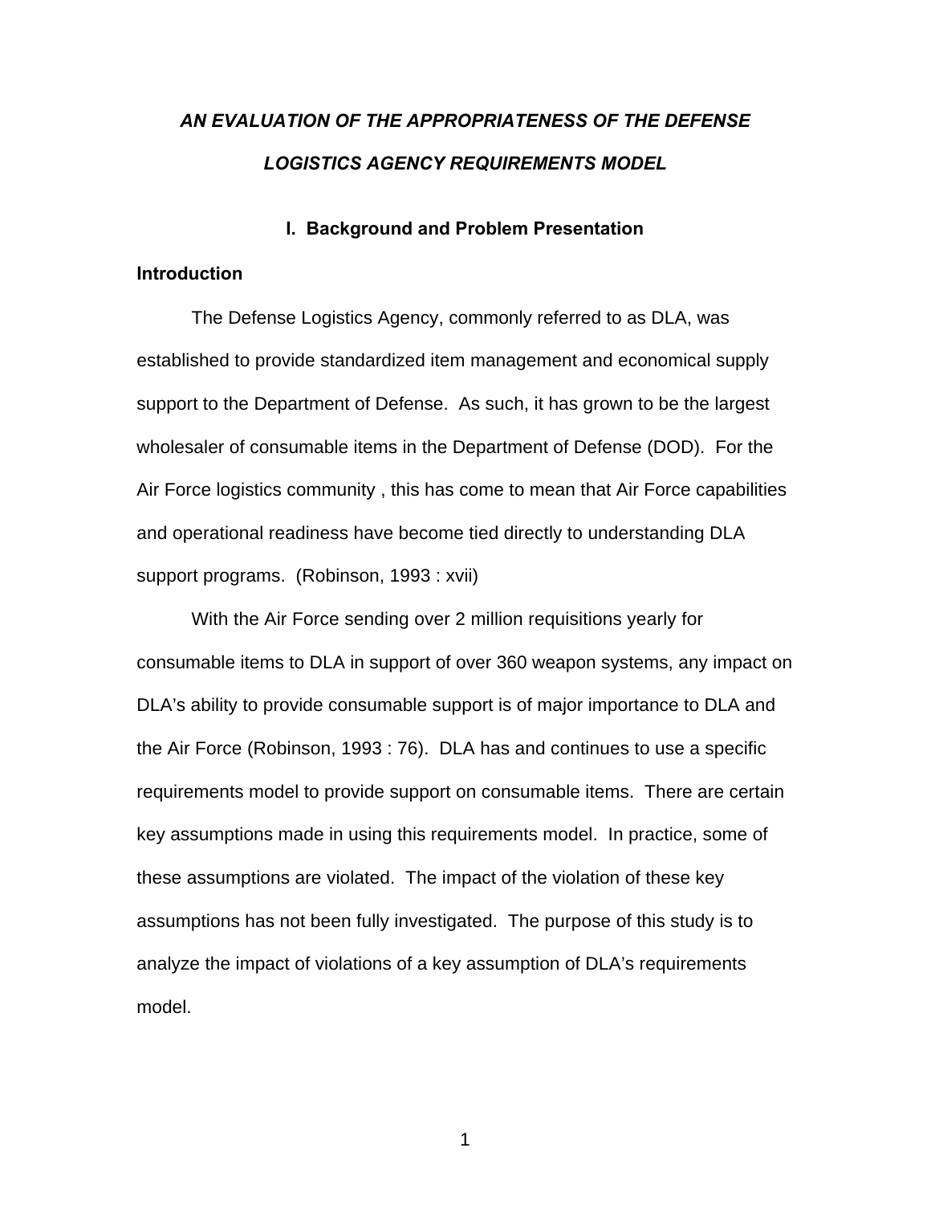***AN EVALUATION OF THE APPROPRIATENESS OF THE DEFENSE LOGISTICS AGENCY REQUIREMENTS MODEL***

# I. Background and Problem Presentation

## Introduction

The Defense Logistics Agency, commonly referred to as DLA, was established to provide standardized item management and economical supply support to the Department of Defense. As such, it has grown to be the largest wholesaler of consumable items in the Department of Defense (DOD). For the Air Force logistics community , this has come to mean that Air Force capabilities and operational readiness have become tied directly to understanding DLA support programs. (Robinson, 1993 : xvii)

With the Air Force sending over 2 million requisitions yearly for consumable items to DLA in support of over 360 weapon systems, any impact on DLA's ability to provide consumable support is of major importance to DLA and the Air Force (Robinson, 1993 : 76). DLA has and continues to use a specific requirements model to provide support on consumable items. There are certain key assumptions made in using this requirements model. In practice, some of these assumptions are violated. The impact of the violation of these key assumptions has not been fully investigated. The purpose of this study is to analyze the impact of violations of a key assumption of DLA's requirements model.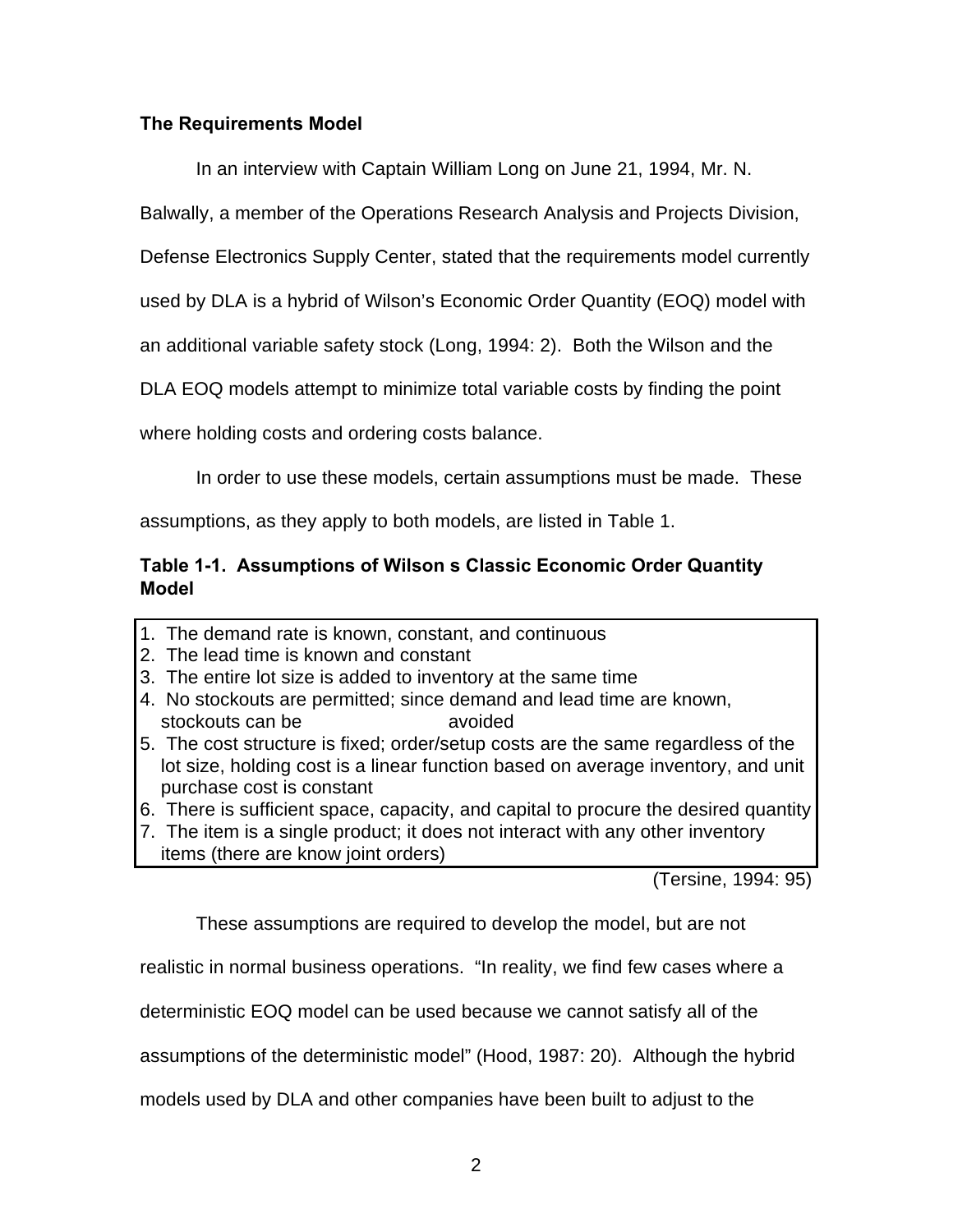**The Requirements Model**

In an interview with Captain William Long on June 21, 1994, Mr. N. Balwally, a member of the Operations Research Analysis and Projects Division, Defense Electronics Supply Center, stated that the requirements model currently used by DLA is a hybrid of Wilson's Economic Order Quantity (EOQ) model with an additional variable safety stock (Long, 1994: 2). Both the Wilson and the DLA EOQ models attempt to minimize total variable costs by finding the point where holding costs and ordering costs balance.

In order to use these models, certain assumptions must be made. These assumptions, as they apply to both models, are listed in Table 1.

**Table 1-1. Assumptions of Wilson s Classic Economic Order Quantity Model**

| |
|---|
| 1. The demand rate is known, constant, and continuous |
| 2. The lead time is known and constant |
| 3. The entire lot size is added to inventory at the same time |
| 4. No stockouts are permitted; since demand and lead time are known, stockouts can be avoided |
| 5. The cost structure is fixed; order/setup costs are the same regardless of the lot size, holding cost is a linear function based on average inventory, and unit purchase cost is constant |
| 6. There is sufficient space, capacity, and capital to procure the desired quantity |
| 7. The item is a single product; it does not interact with any other inventory items (there are know joint orders) |

(Tersine, 1994: 95)

These assumptions are required to develop the model, but are not realistic in normal business operations. "In reality, we find few cases where a deterministic EOQ model can be used because we cannot satisfy all of the assumptions of the deterministic model" (Hood, 1987: 20). Although the hybrid models used by DLA and other companies have been built to adjust to the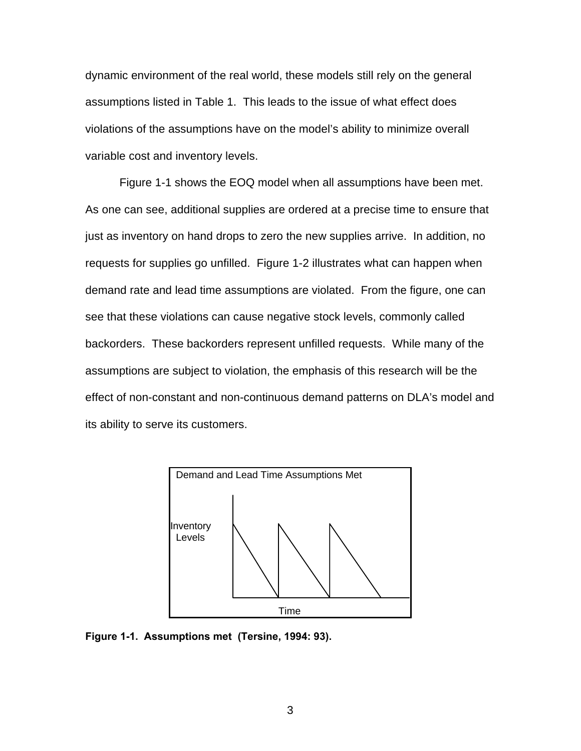dynamic environment of the real world, these models still rely on the general assumptions listed in Table 1. This leads to the issue of what effect does violations of the assumptions have on the model's ability to minimize overall variable cost and inventory levels.

Figure 1-1 shows the EOQ model when all assumptions have been met. As one can see, additional supplies are ordered at a precise time to ensure that just as inventory on hand drops to zero the new supplies arrive. In addition, no requests for supplies go unfilled. Figure 1-2 illustrates what can happen when demand rate and lead time assumptions are violated. From the figure, one can see that these violations can cause negative stock levels, commonly called backorders. These backorders represent unfilled requests. While many of the assumptions are subject to violation, the emphasis of this research will be the effect of non-constant and non-continuous demand patterns on DLA's model and its ability to serve its customers.

Demand and Lead Time Assumptions Met

Inventory Levels

Time

**Figure 1-1. Assumptions met (Tersine, 1994: 93).**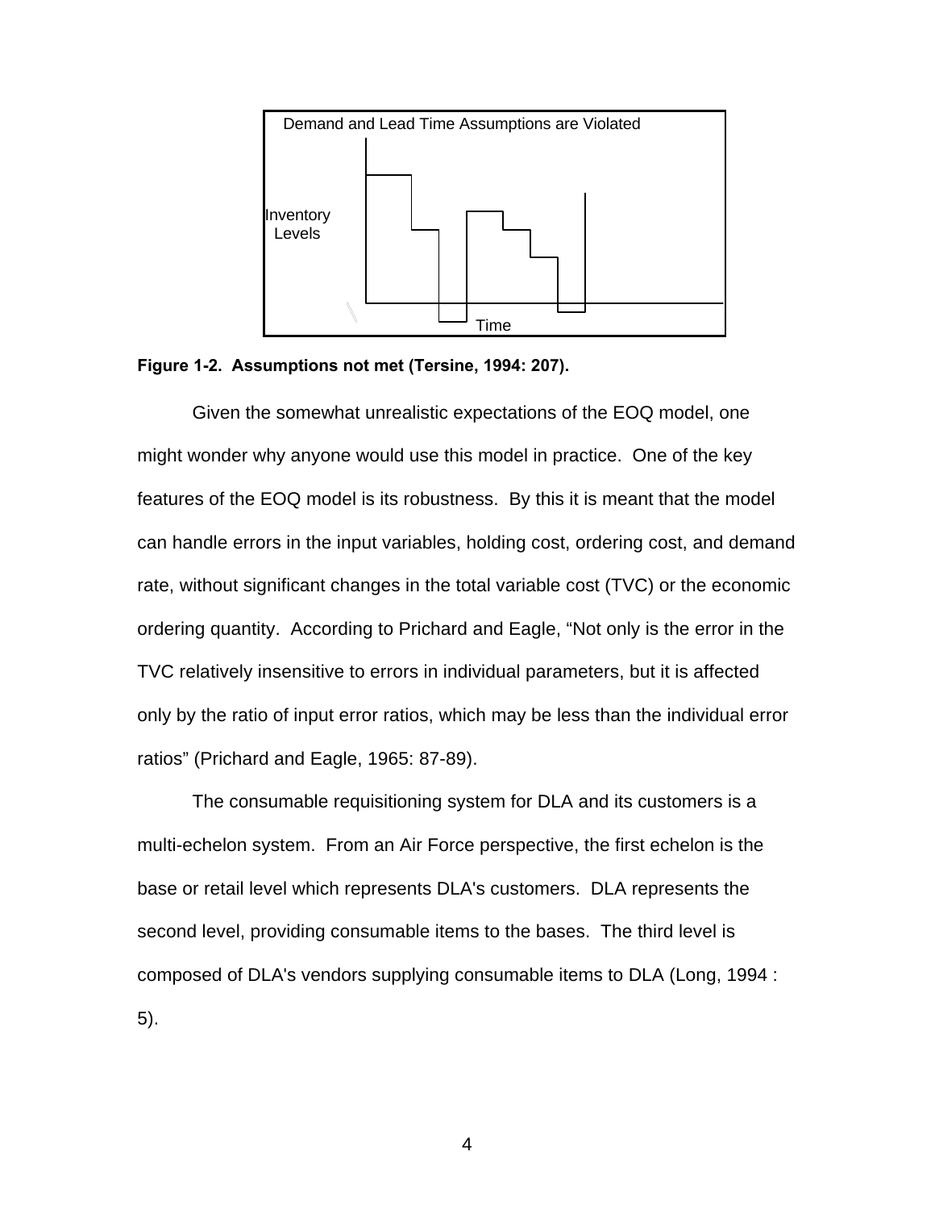Demand and Lead Time Assumptions are Violated

Inventory Levels

Time

**Figure 1-2. Assumptions not met (Tersine, 1994: 207).**

Given the somewhat unrealistic expectations of the EOQ model, one might wonder why anyone would use this model in practice. One of the key features of the EOQ model is its robustness. By this it is meant that the model can handle errors in the input variables, holding cost, ordering cost, and demand rate, without significant changes in the total variable cost (TVC) or the economic ordering quantity. According to Prichard and Eagle, "Not only is the error in the TVC relatively insensitive to errors in individual parameters, but it is affected only by the ratio of input error ratios, which may be less than the individual error ratios" (Prichard and Eagle, 1965: 87-89).

The consumable requisitioning system for DLA and its customers is a multi-echelon system. From an Air Force perspective, the first echelon is the base or retail level which represents DLA's customers. DLA represents the second level, providing consumable items to the bases. The third level is composed of DLA's vendors supplying consumable items to DLA (Long, 1994 : 5).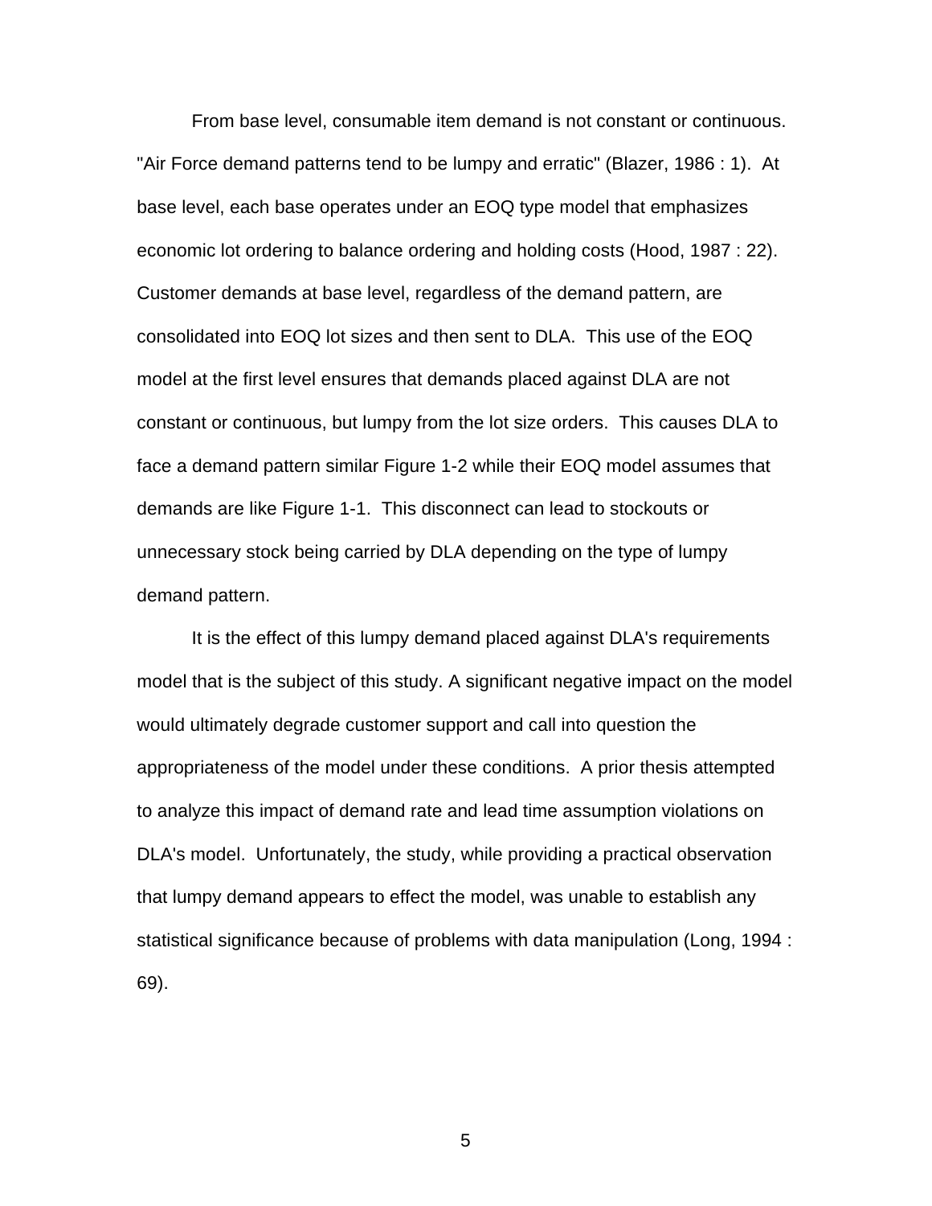From base level, consumable item demand is not constant or continuous. "Air Force demand patterns tend to be lumpy and erratic" (Blazer, 1986 : 1). At base level, each base operates under an EOQ type model that emphasizes economic lot ordering to balance ordering and holding costs (Hood, 1987 : 22). Customer demands at base level, regardless of the demand pattern, are consolidated into EOQ lot sizes and then sent to DLA. This use of the EOQ model at the first level ensures that demands placed against DLA are not constant or continuous, but lumpy from the lot size orders. This causes DLA to face a demand pattern similar Figure 1-2 while their EOQ model assumes that demands are like Figure 1-1. This disconnect can lead to stockouts or unnecessary stock being carried by DLA depending on the type of lumpy demand pattern.

It is the effect of this lumpy demand placed against DLA's requirements model that is the subject of this study. A significant negative impact on the model would ultimately degrade customer support and call into question the appropriateness of the model under these conditions. A prior thesis attempted to analyze this impact of demand rate and lead time assumption violations on DLA's model. Unfortunately, the study, while providing a practical observation that lumpy demand appears to effect the model, was unable to establish any statistical significance because of problems with data manipulation (Long, 1994 : 69).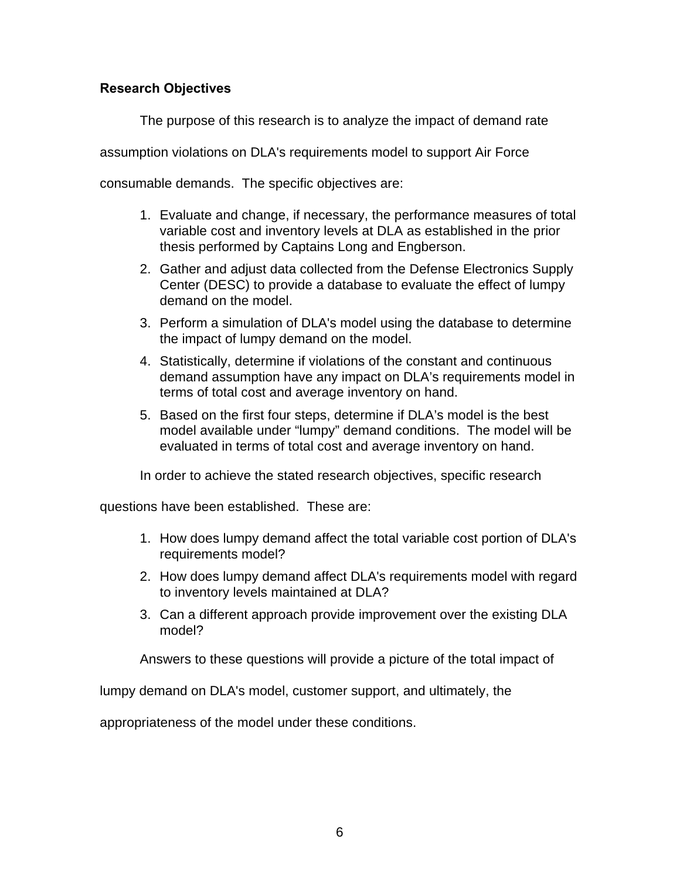### Research Objectives

The purpose of this research is to analyze the impact of demand rate assumption violations on DLA's requirements model to support Air Force consumable demands. The specific objectives are:

1. Evaluate and change, if necessary, the performance measures of total variable cost and inventory levels at DLA as established in the prior thesis performed by Captains Long and Engberson.
2. Gather and adjust data collected from the Defense Electronics Supply Center (DESC) to provide a database to evaluate the effect of lumpy demand on the model.
3. Perform a simulation of DLA's model using the database to determine the impact of lumpy demand on the model.
4. Statistically, determine if violations of the constant and continuous demand assumption have any impact on DLA's requirements model in terms of total cost and average inventory on hand.
5. Based on the first four steps, determine if DLA's model is the best model available under "lumpy" demand conditions. The model will be evaluated in terms of total cost and average inventory on hand.

In order to achieve the stated research objectives, specific research questions have been established. These are:

1. How does lumpy demand affect the total variable cost portion of DLA's requirements model?
2. How does lumpy demand affect DLA's requirements model with regard to inventory levels maintained at DLA?
3. Can a different approach provide improvement over the existing DLA model?

Answers to these questions will provide a picture of the total impact of lumpy demand on DLA's model, customer support, and ultimately, the appropriateness of the model under these conditions.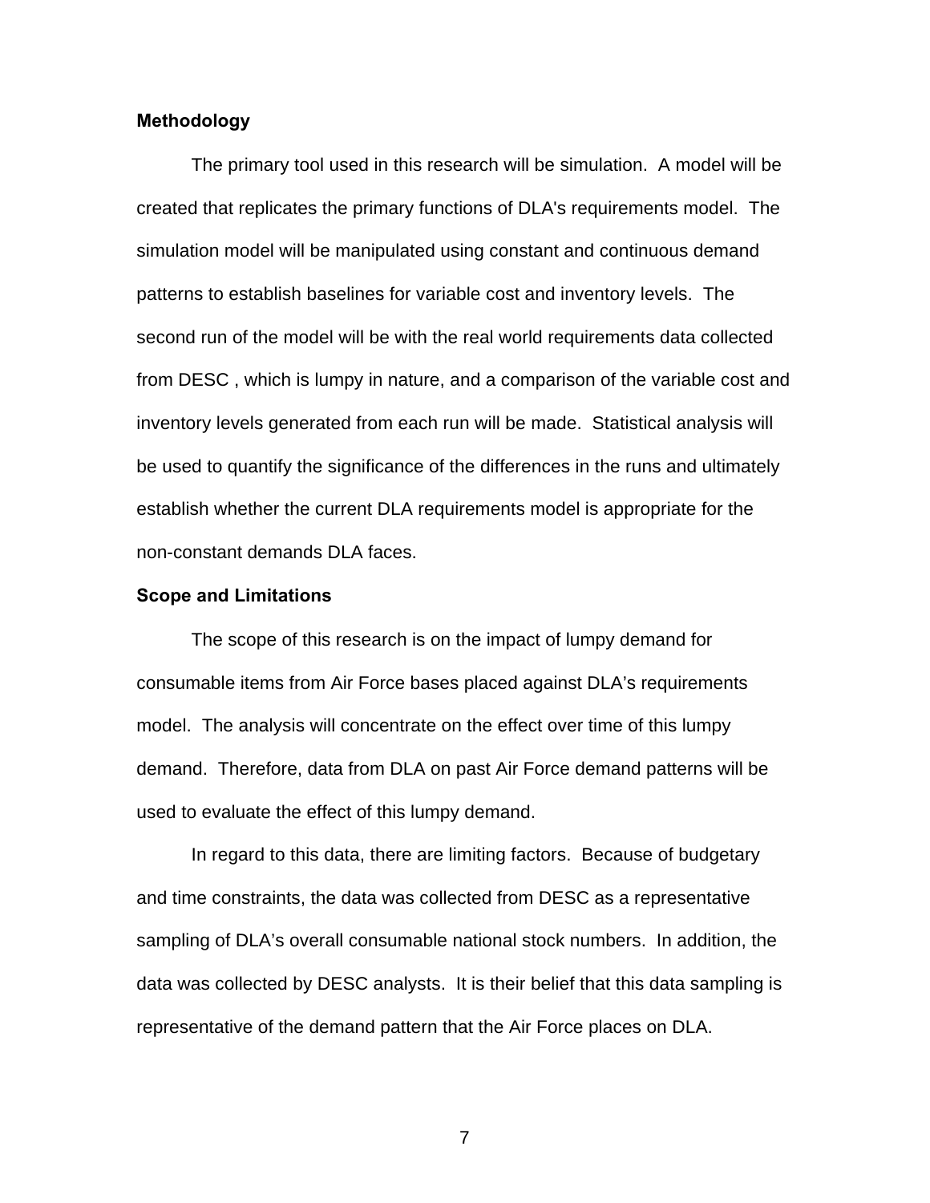### Methodology

The primary tool used in this research will be simulation. A model will be created that replicates the primary functions of DLA's requirements model. The simulation model will be manipulated using constant and continuous demand patterns to establish baselines for variable cost and inventory levels. The second run of the model will be with the real world requirements data collected from DESC , which is lumpy in nature, and a comparison of the variable cost and inventory levels generated from each run will be made. Statistical analysis will be used to quantify the significance of the differences in the runs and ultimately establish whether the current DLA requirements model is appropriate for the non-constant demands DLA faces.

### Scope and Limitations

The scope of this research is on the impact of lumpy demand for consumable items from Air Force bases placed against DLA's requirements model. The analysis will concentrate on the effect over time of this lumpy demand. Therefore, data from DLA on past Air Force demand patterns will be used to evaluate the effect of this lumpy demand.

In regard to this data, there are limiting factors. Because of budgetary and time constraints, the data was collected from DESC as a representative sampling of DLA's overall consumable national stock numbers. In addition, the data was collected by DESC analysts. It is their belief that this data sampling is representative of the demand pattern that the Air Force places on DLA.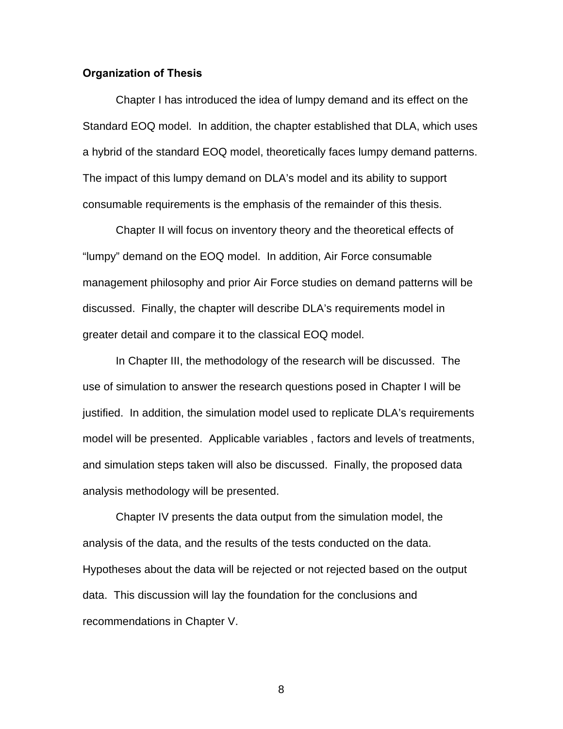### Organization of Thesis

Chapter I has introduced the idea of lumpy demand and its effect on the Standard EOQ model. In addition, the chapter established that DLA, which uses a hybrid of the standard EOQ model, theoretically faces lumpy demand patterns. The impact of this lumpy demand on DLA's model and its ability to support consumable requirements is the emphasis of the remainder of this thesis.

Chapter II will focus on inventory theory and the theoretical effects of "lumpy" demand on the EOQ model. In addition, Air Force consumable management philosophy and prior Air Force studies on demand patterns will be discussed. Finally, the chapter will describe DLA's requirements model in greater detail and compare it to the classical EOQ model.

In Chapter III, the methodology of the research will be discussed. The use of simulation to answer the research questions posed in Chapter I will be justified. In addition, the simulation model used to replicate DLA's requirements model will be presented. Applicable variables , factors and levels of treatments, and simulation steps taken will also be discussed. Finally, the proposed data analysis methodology will be presented.

Chapter IV presents the data output from the simulation model, the analysis of the data, and the results of the tests conducted on the data. Hypotheses about the data will be rejected or not rejected based on the output data. This discussion will lay the foundation for the conclusions and recommendations in Chapter V.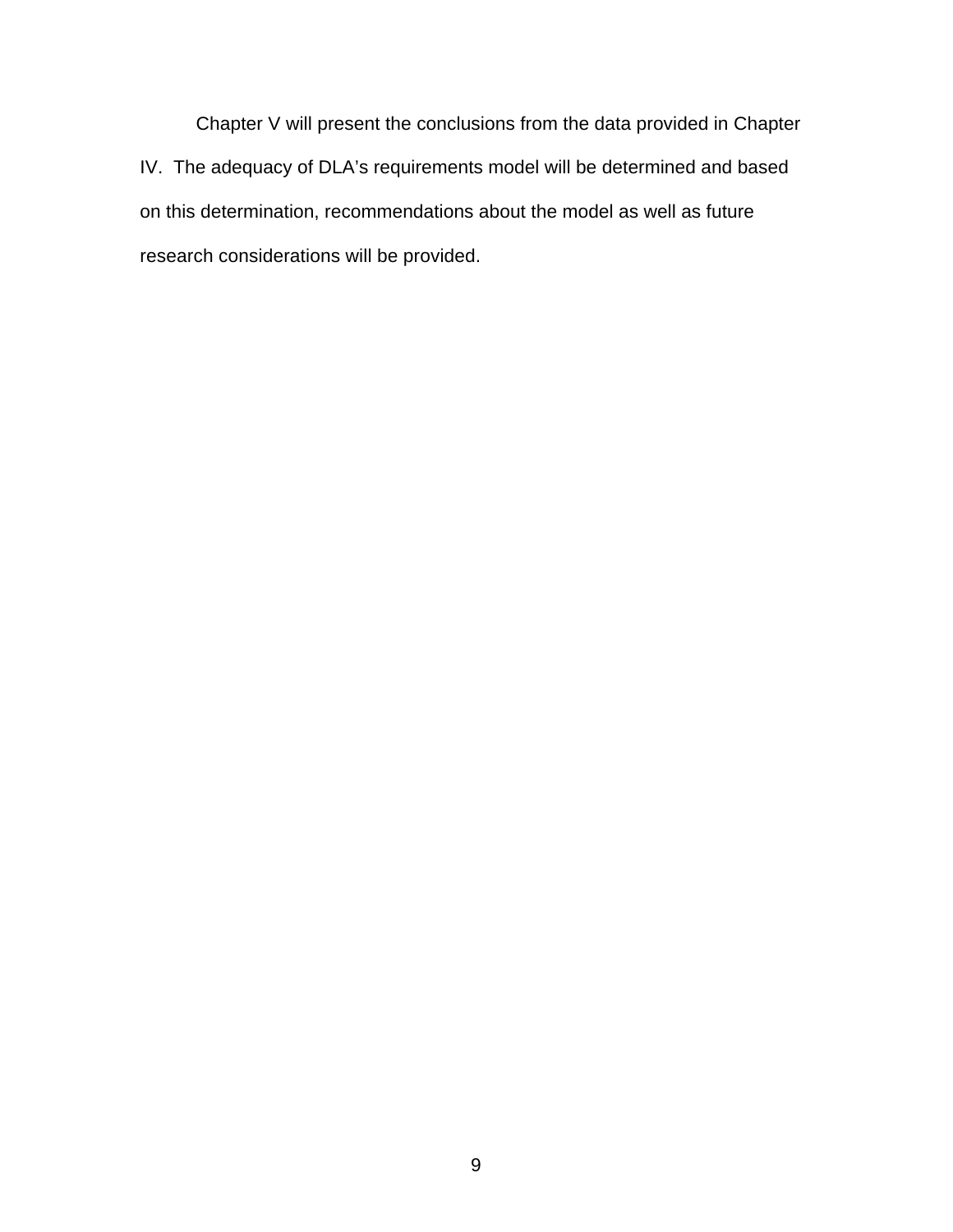Chapter V will present the conclusions from the data provided in Chapter IV. The adequacy of DLA's requirements model will be determined and based on this determination, recommendations about the model as well as future research considerations will be provided.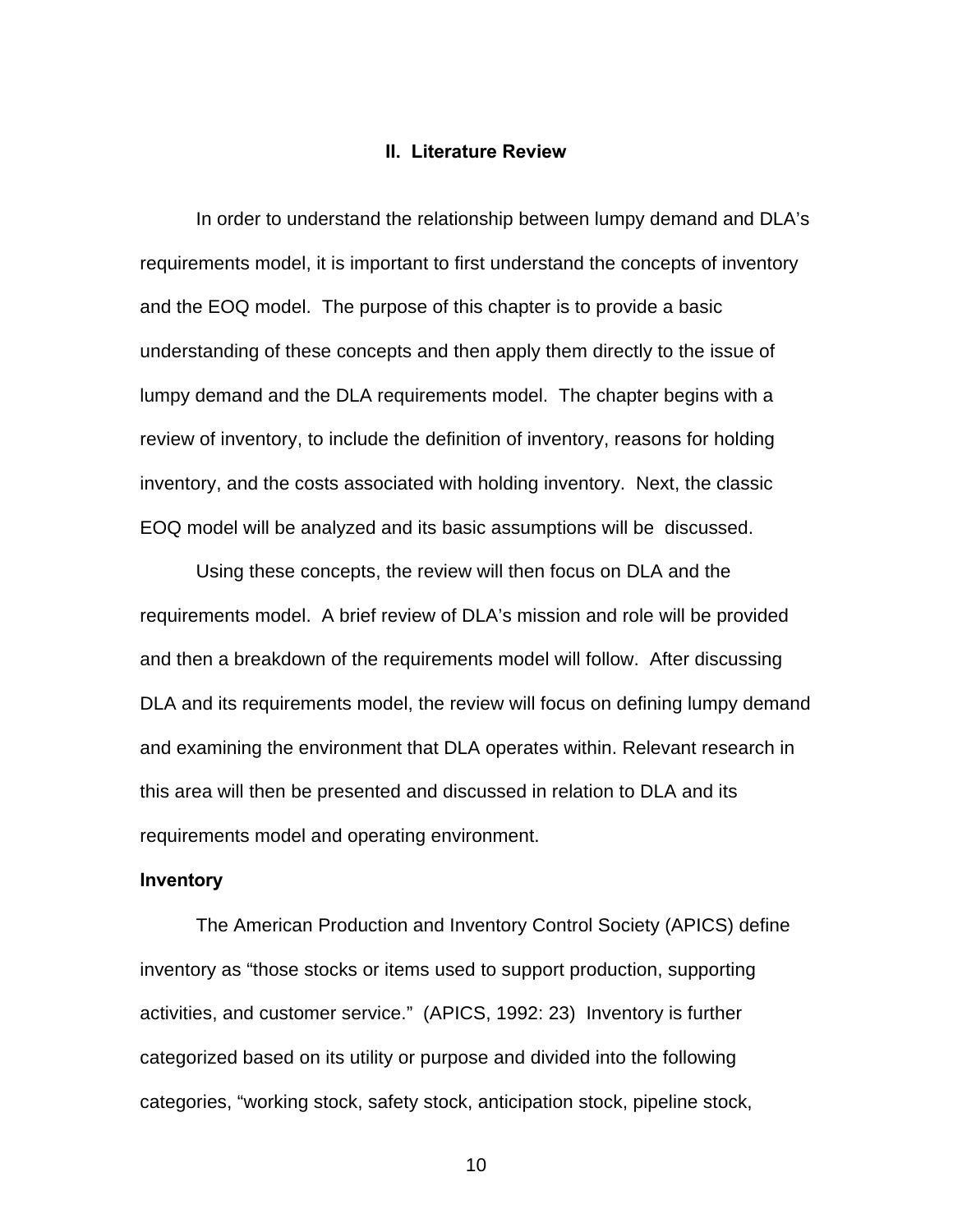## II. Literature Review

In order to understand the relationship between lumpy demand and DLA's requirements model, it is important to first understand the concepts of inventory and the EOQ model. The purpose of this chapter is to provide a basic understanding of these concepts and then apply them directly to the issue of lumpy demand and the DLA requirements model. The chapter begins with a review of inventory, to include the definition of inventory, reasons for holding inventory, and the costs associated with holding inventory. Next, the classic EOQ model will be analyzed and its basic assumptions will be discussed.

Using these concepts, the review will then focus on DLA and the requirements model. A brief review of DLA's mission and role will be provided and then a breakdown of the requirements model will follow. After discussing DLA and its requirements model, the review will focus on defining lumpy demand and examining the environment that DLA operates within. Relevant research in this area will then be presented and discussed in relation to DLA and its requirements model and operating environment.

### Inventory

The American Production and Inventory Control Society (APICS) define inventory as "those stocks or items used to support production, supporting activities, and customer service." (APICS, 1992: 23) Inventory is further categorized based on its utility or purpose and divided into the following categories, "working stock, safety stock, anticipation stock, pipeline stock,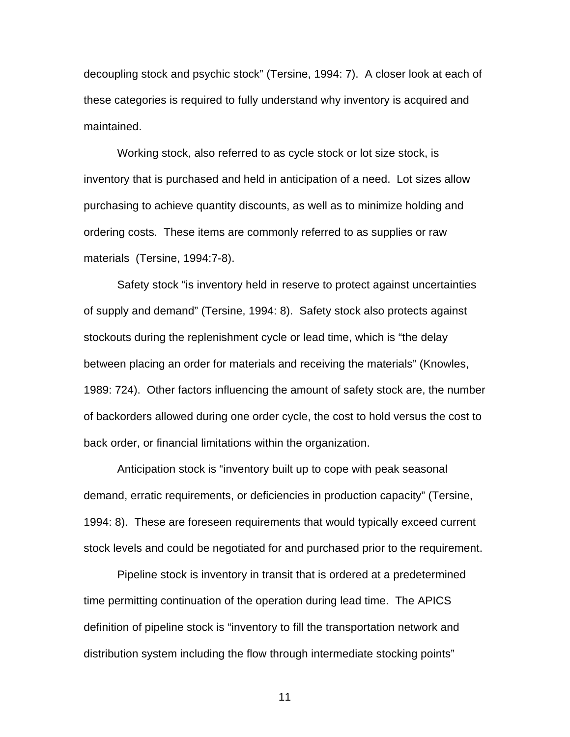decoupling stock and psychic stock" (Tersine, 1994: 7). A closer look at each of these categories is required to fully understand why inventory is acquired and maintained.

Working stock, also referred to as cycle stock or lot size stock, is inventory that is purchased and held in anticipation of a need. Lot sizes allow purchasing to achieve quantity discounts, as well as to minimize holding and ordering costs. These items are commonly referred to as supplies or raw materials (Tersine, 1994:7-8).

Safety stock "is inventory held in reserve to protect against uncertainties of supply and demand" (Tersine, 1994: 8). Safety stock also protects against stockouts during the replenishment cycle or lead time, which is "the delay between placing an order for materials and receiving the materials" (Knowles, 1989: 724). Other factors influencing the amount of safety stock are, the number of backorders allowed during one order cycle, the cost to hold versus the cost to back order, or financial limitations within the organization.

Anticipation stock is "inventory built up to cope with peak seasonal demand, erratic requirements, or deficiencies in production capacity" (Tersine, 1994: 8). These are foreseen requirements that would typically exceed current stock levels and could be negotiated for and purchased prior to the requirement.

Pipeline stock is inventory in transit that is ordered at a predetermined time permitting continuation of the operation during lead time. The APICS definition of pipeline stock is "inventory to fill the transportation network and distribution system including the flow through intermediate stocking points"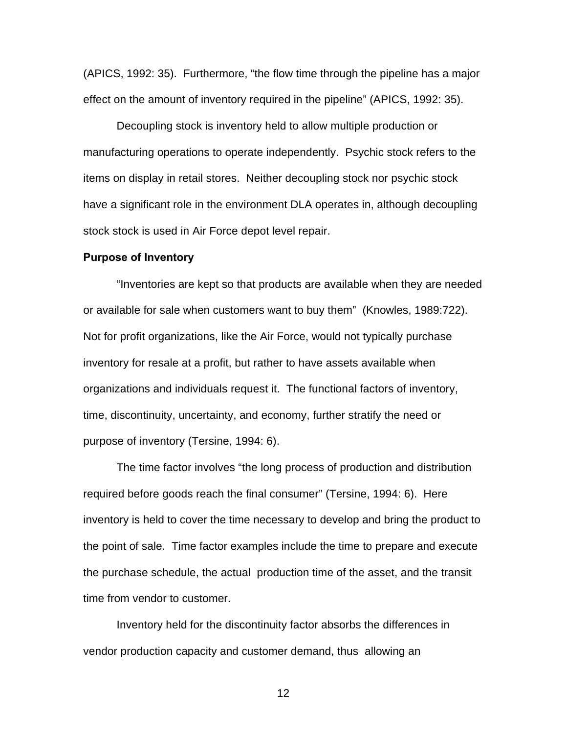(APICS, 1992: 35). Furthermore, "the flow time through the pipeline has a major effect on the amount of inventory required in the pipeline" (APICS, 1992: 35).

Decoupling stock is inventory held to allow multiple production or manufacturing operations to operate independently. Psychic stock refers to the items on display in retail stores. Neither decoupling stock nor psychic stock have a significant role in the environment DLA operates in, although decoupling stock stock is used in Air Force depot level repair.

**Purpose of Inventory**

"Inventories are kept so that products are available when they are needed or available for sale when customers want to buy them" (Knowles, 1989:722). Not for profit organizations, like the Air Force, would not typically purchase inventory for resale at a profit, but rather to have assets available when organizations and individuals request it. The functional factors of inventory, time, discontinuity, uncertainty, and economy, further stratify the need or purpose of inventory (Tersine, 1994: 6).

The time factor involves "the long process of production and distribution required before goods reach the final consumer" (Tersine, 1994: 6). Here inventory is held to cover the time necessary to develop and bring the product to the point of sale. Time factor examples include the time to prepare and execute the purchase schedule, the actual production time of the asset, and the transit time from vendor to customer.

Inventory held for the discontinuity factor absorbs the differences in vendor production capacity and customer demand, thus allowing an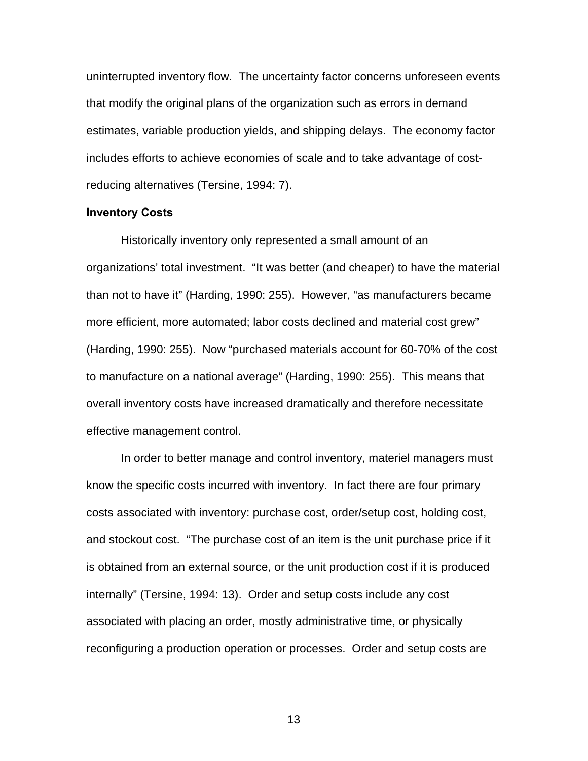uninterrupted inventory flow.  The uncertainty factor concerns unforeseen events that modify the original plans of the organization such as errors in demand estimates, variable production yields, and shipping delays.  The economy factor includes efforts to achieve economies of scale and to take advantage of cost-reducing alternatives (Tersine, 1994: 7).

### Inventory Costs

Historically inventory only represented a small amount of an organizations' total investment.  "It was better (and cheaper) to have the material than not to have it" (Harding, 1990: 255).  However, "as manufacturers became more efficient, more automated; labor costs declined and material cost grew" (Harding, 1990: 255).  Now "purchased materials account for 60-70% of the cost to manufacture on a national average" (Harding, 1990: 255).  This means that overall inventory costs have increased dramatically and therefore necessitate effective management control.

In order to better manage and control inventory, materiel managers must know the specific costs incurred with inventory.  In fact there are four primary costs associated with inventory: purchase cost, order/setup cost, holding cost, and stockout cost.  "The purchase cost of an item is the unit purchase price if it is obtained from an external source, or the unit production cost if it is produced internally" (Tersine, 1994: 13).  Order and setup costs include any cost associated with placing an order, mostly administrative time, or physically reconfiguring a production operation or processes.  Order and setup costs are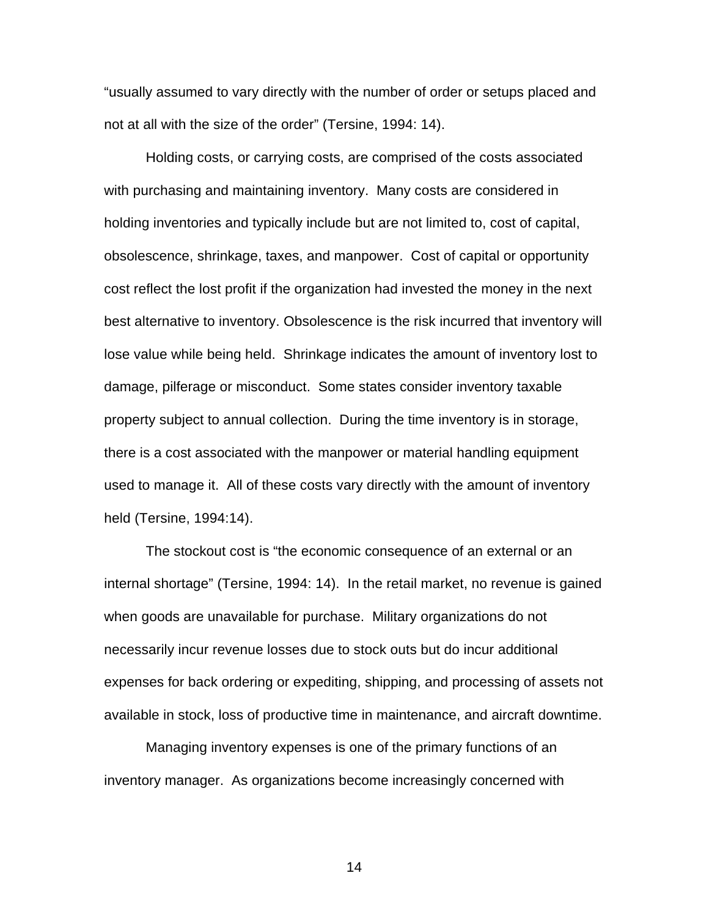"usually assumed to vary directly with the number of order or setups placed and not at all with the size of the order" (Tersine, 1994: 14).

Holding costs, or carrying costs, are comprised of the costs associated with purchasing and maintaining inventory. Many costs are considered in holding inventories and typically include but are not limited to, cost of capital, obsolescence, shrinkage, taxes, and manpower. Cost of capital or opportunity cost reflect the lost profit if the organization had invested the money in the next best alternative to inventory. Obsolescence is the risk incurred that inventory will lose value while being held. Shrinkage indicates the amount of inventory lost to damage, pilferage or misconduct. Some states consider inventory taxable property subject to annual collection. During the time inventory is in storage, there is a cost associated with the manpower or material handling equipment used to manage it. All of these costs vary directly with the amount of inventory held (Tersine, 1994:14).

The stockout cost is "the economic consequence of an external or an internal shortage" (Tersine, 1994: 14). In the retail market, no revenue is gained when goods are unavailable for purchase. Military organizations do not necessarily incur revenue losses due to stock outs but do incur additional expenses for back ordering or expediting, shipping, and processing of assets not available in stock, loss of productive time in maintenance, and aircraft downtime.

Managing inventory expenses is one of the primary functions of an inventory manager. As organizations become increasingly concerned with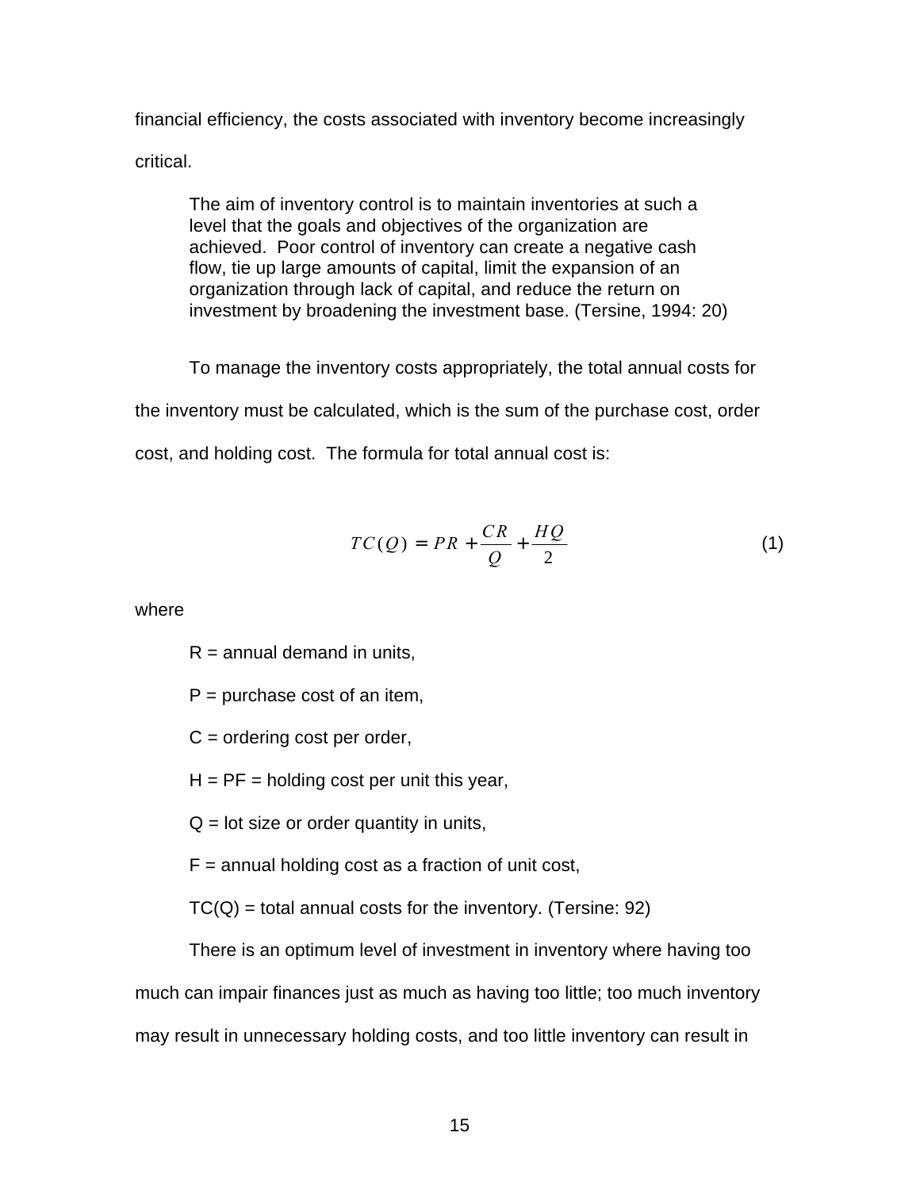financial efficiency, the costs associated with inventory become increasingly critical.

> The aim of inventory control is to maintain inventories at such a level that the goals and objectives of the organization are achieved. Poor control of inventory can create a negative cash flow, tie up large amounts of capital, limit the expansion of an organization through lack of capital, and reduce the return on investment by broadening the investment base. (Tersine, 1994: 20)

To manage the inventory costs appropriately, the total annual costs for the inventory must be calculated, which is the sum of the purchase cost, order cost, and holding cost. The formula for total annual cost is:

$$TC(Q) = PR + \frac{CR}{Q} + \frac{HQ}{2} \tag{1}$$

where

R = annual demand in units,

P = purchase cost of an item,

C = ordering cost per order,

H = PF = holding cost per unit this year,

Q = lot size or order quantity in units,

F = annual holding cost as a fraction of unit cost,

TC(Q) = total annual costs for the inventory. (Tersine: 92)

There is an optimum level of investment in inventory where having too much can impair finances just as much as having too little; too much inventory may result in unnecessary holding costs, and too little inventory can result in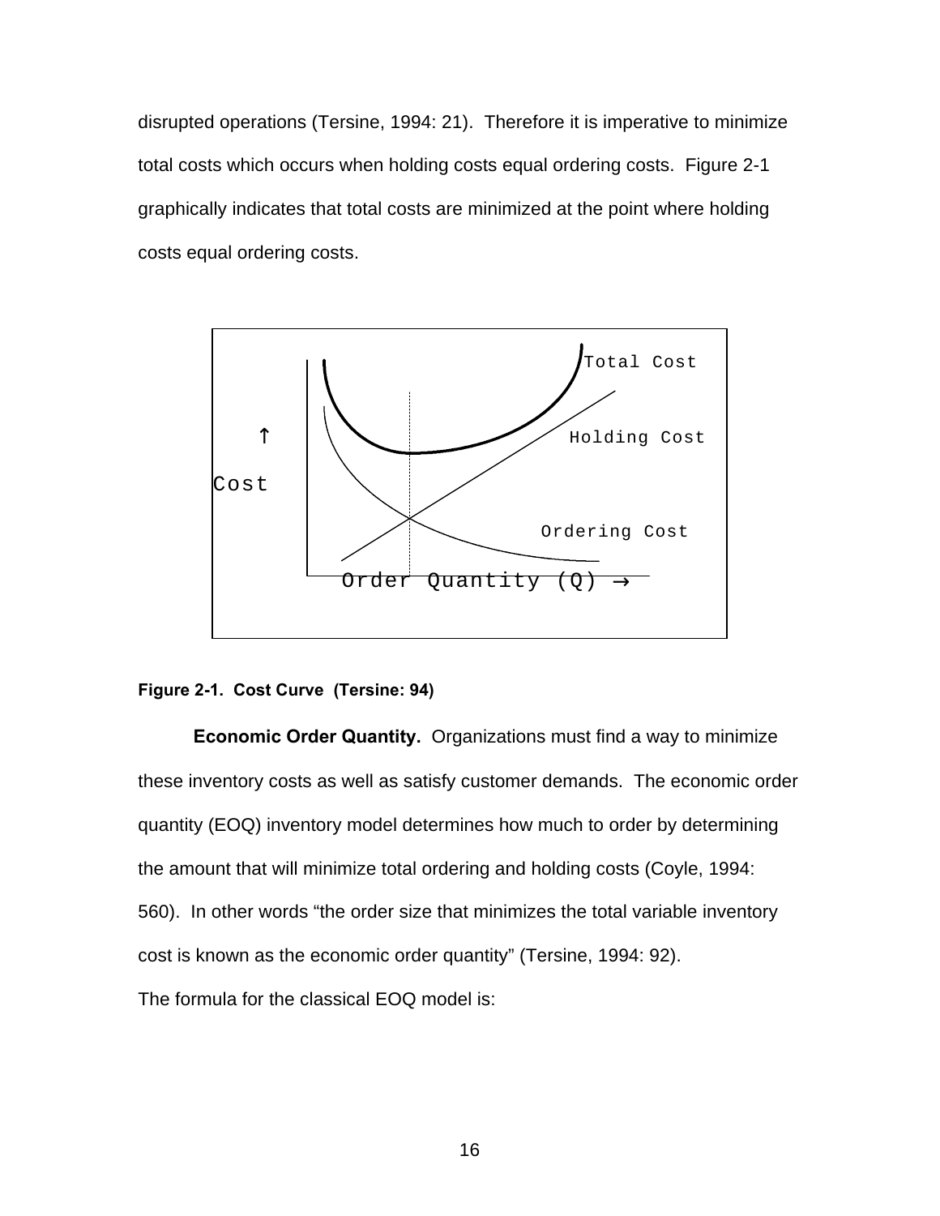disrupted operations (Tersine, 1994: 21). Therefore it is imperative to minimize total costs which occurs when holding costs equal ordering costs. Figure 2-1 graphically indicates that total costs are minimized at the point where holding costs equal ordering costs.

Total Cost

Holding Cost

↑

Cost

Ordering Cost

Order Quantity (Q) →

**Figure 2-1. Cost Curve (Tersine: 94)**

**Economic Order Quantity.** Organizations must find a way to minimize these inventory costs as well as satisfy customer demands. The economic order quantity (EOQ) inventory model determines how much to order by determining the amount that will minimize total ordering and holding costs (Coyle, 1994: 560). In other words "the order size that minimizes the total variable inventory cost is known as the economic order quantity" (Tersine, 1994: 92).

The formula for the classical EOQ model is: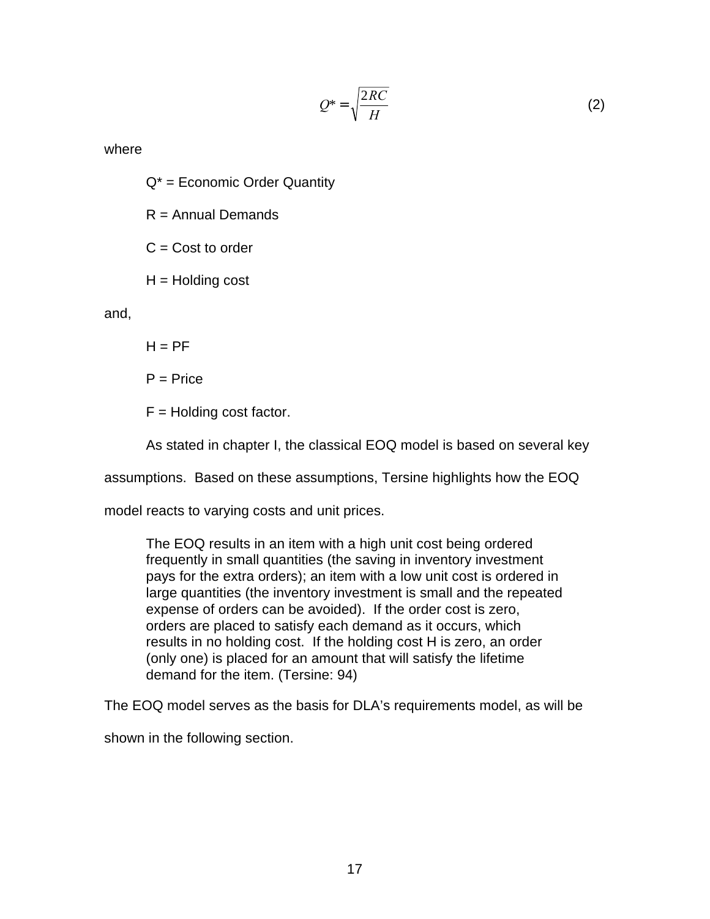$$Q^* = \sqrt{\frac{2RC}{H}} \tag{2}$$

where

$Q^*$ = Economic Order Quantity

R = Annual Demands

C = Cost to order

H = Holding cost

and,

H = PF

P = Price

F = Holding cost factor.

As stated in chapter I, the classical EOQ model is based on several key assumptions. Based on these assumptions, Tersine highlights how the EOQ model reacts to varying costs and unit prices.

> The EOQ results in an item with a high unit cost being ordered frequently in small quantities (the saving in inventory investment pays for the extra orders); an item with a low unit cost is ordered in large quantities (the inventory investment is small and the repeated expense of orders can be avoided). If the order cost is zero, orders are placed to satisfy each demand as it occurs, which results in no holding cost. If the holding cost H is zero, an order (only one) is placed for an amount that will satisfy the lifetime demand for the item. (Tersine: 94)

The EOQ model serves as the basis for DLA's requirements model, as will be shown in the following section.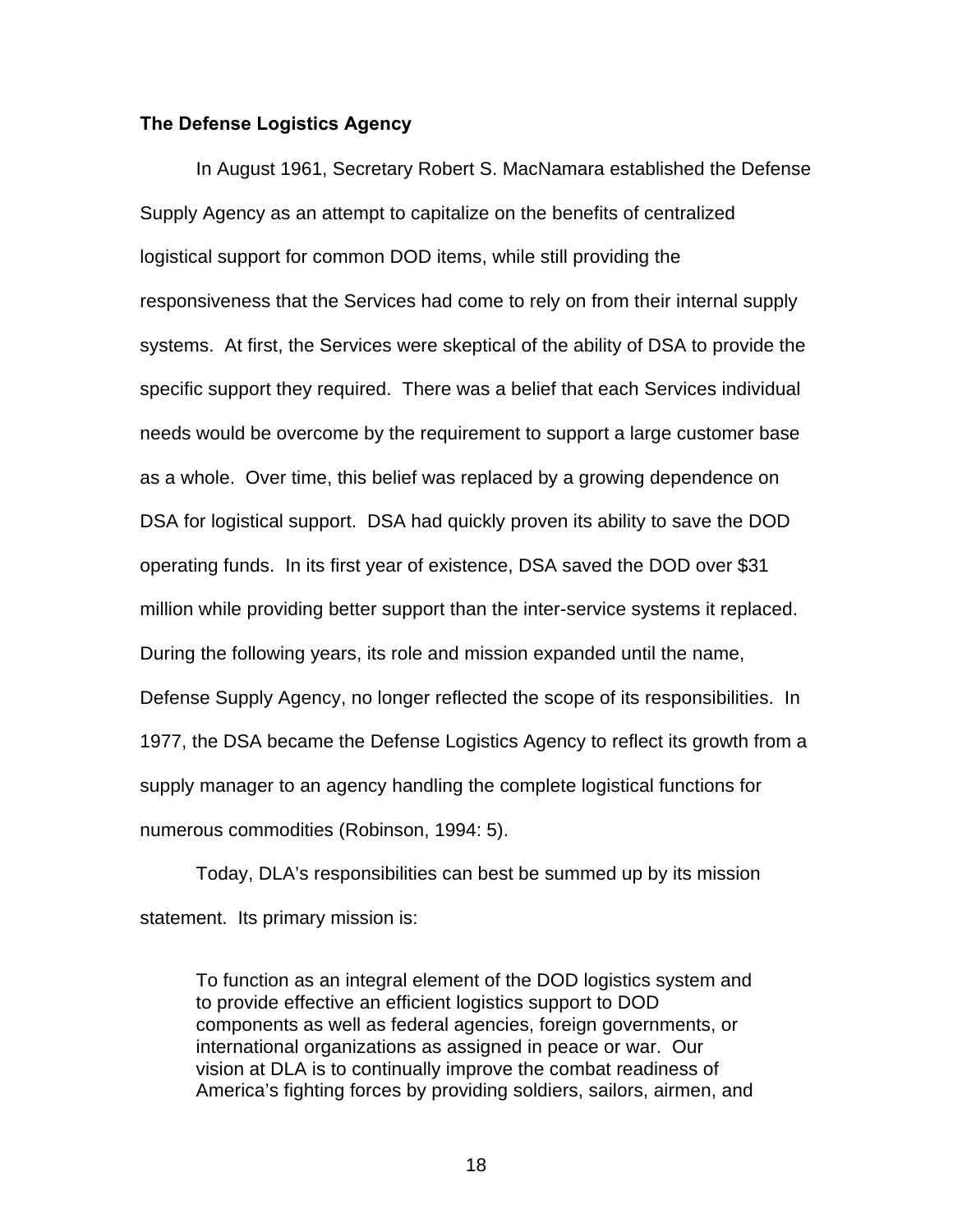**The Defense Logistics Agency**

In August 1961, Secretary Robert S. MacNamara established the Defense Supply Agency as an attempt to capitalize on the benefits of centralized logistical support for common DOD items, while still providing the responsiveness that the Services had come to rely on from their internal supply systems. At first, the Services were skeptical of the ability of DSA to provide the specific support they required. There was a belief that each Services individual needs would be overcome by the requirement to support a large customer base as a whole. Over time, this belief was replaced by a growing dependence on DSA for logistical support. DSA had quickly proven its ability to save the DOD operating funds. In its first year of existence, DSA saved the DOD over $31 million while providing better support than the inter-service systems it replaced. During the following years, its role and mission expanded until the name, Defense Supply Agency, no longer reflected the scope of its responsibilities. In 1977, the DSA became the Defense Logistics Agency to reflect its growth from a supply manager to an agency handling the complete logistical functions for numerous commodities (Robinson, 1994: 5).

Today, DLA's responsibilities can best be summed up by its mission statement. Its primary mission is:

> To function as an integral element of the DOD logistics system and to provide effective an efficient logistics support to DOD components as well as federal agencies, foreign governments, or international organizations as assigned in peace or war. Our vision at DLA is to continually improve the combat readiness of America's fighting forces by providing soldiers, sailors, airmen, and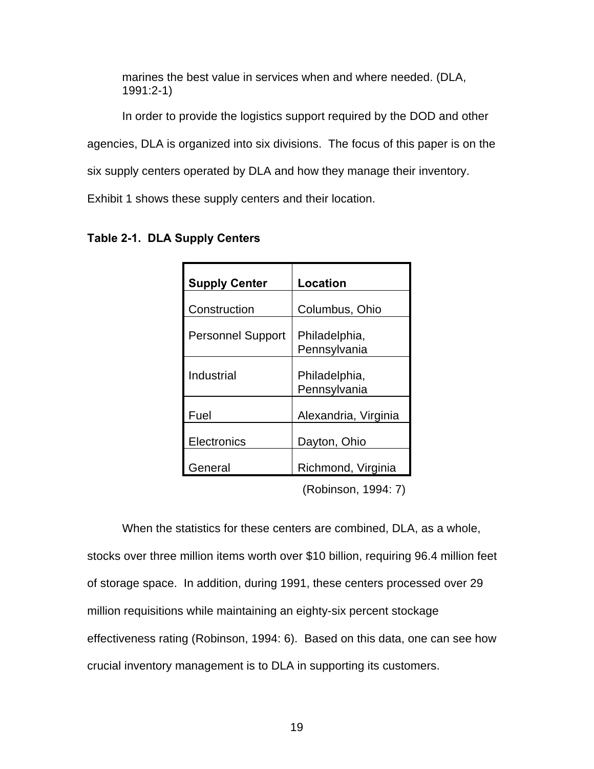marines the best value in services when and where needed. (DLA, 1991:2-1)

In order to provide the logistics support required by the DOD and other agencies, DLA is organized into six divisions. The focus of this paper is on the six supply centers operated by DLA and how they manage their inventory. Exhibit 1 shows these supply centers and their location.

**Table 2-1. DLA Supply Centers**

| Supply Center | Location |
|---|---|
| Construction | Columbus, Ohio |
| Personnel Support | Philadelphia, Pennsylvania |
| Industrial | Philadelphia, Pennsylvania |
| Fuel | Alexandria, Virginia |
| Electronics | Dayton, Ohio |
| General | Richmond, Virginia |

(Robinson, 1994: 7)

When the statistics for these centers are combined, DLA, as a whole, stocks over three million items worth over $10 billion, requiring 96.4 million feet of storage space. In addition, during 1991, these centers processed over 29 million requisitions while maintaining an eighty-six percent stockage effectiveness rating (Robinson, 1994: 6). Based on this data, one can see how crucial inventory management is to DLA in supporting its customers.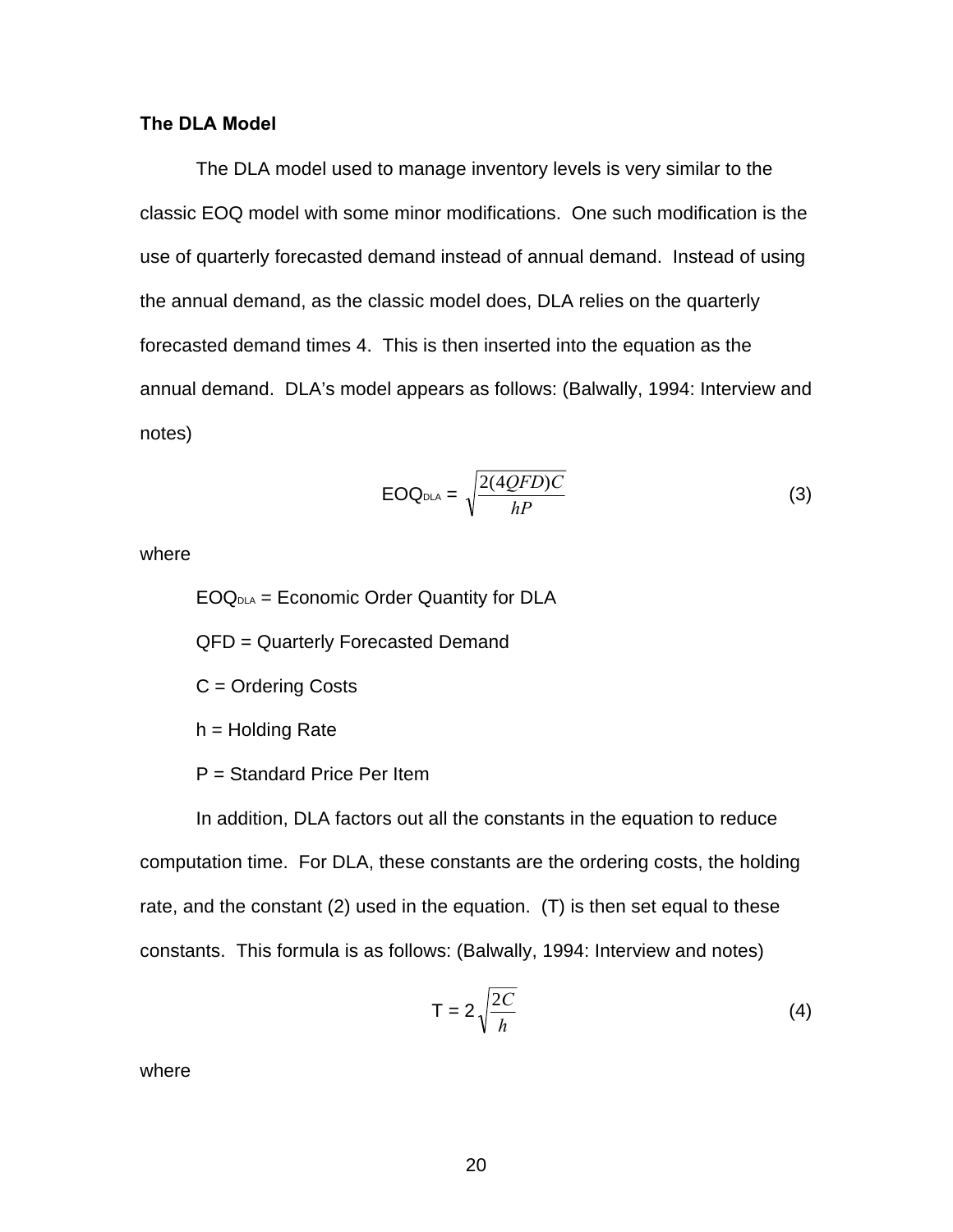**The DLA Model**

The DLA model used to manage inventory levels is very similar to the classic EOQ model with some minor modifications. One such modification is the use of quarterly forecasted demand instead of annual demand. Instead of using the annual demand, as the classic model does, DLA relies on the quarterly forecasted demand times 4. This is then inserted into the equation as the annual demand. DLA's model appears as follows: (Balwally, 1994: Interview and notes)

$$EOQ_{DLA} = \sqrt{\frac{2(4QFD)C}{hP}} \tag{3}$$

where

$EOQ_{DLA}$ = Economic Order Quantity for DLA

QFD = Quarterly Forecasted Demand

C = Ordering Costs

h = Holding Rate

P = Standard Price Per Item

In addition, DLA factors out all the constants in the equation to reduce computation time. For DLA, these constants are the ordering costs, the holding rate, and the constant (2) used in the equation. (T) is then set equal to these constants. This formula is as follows: (Balwally, 1994: Interview and notes)

$$T = 2\sqrt{\frac{2C}{h}} \tag{4}$$

where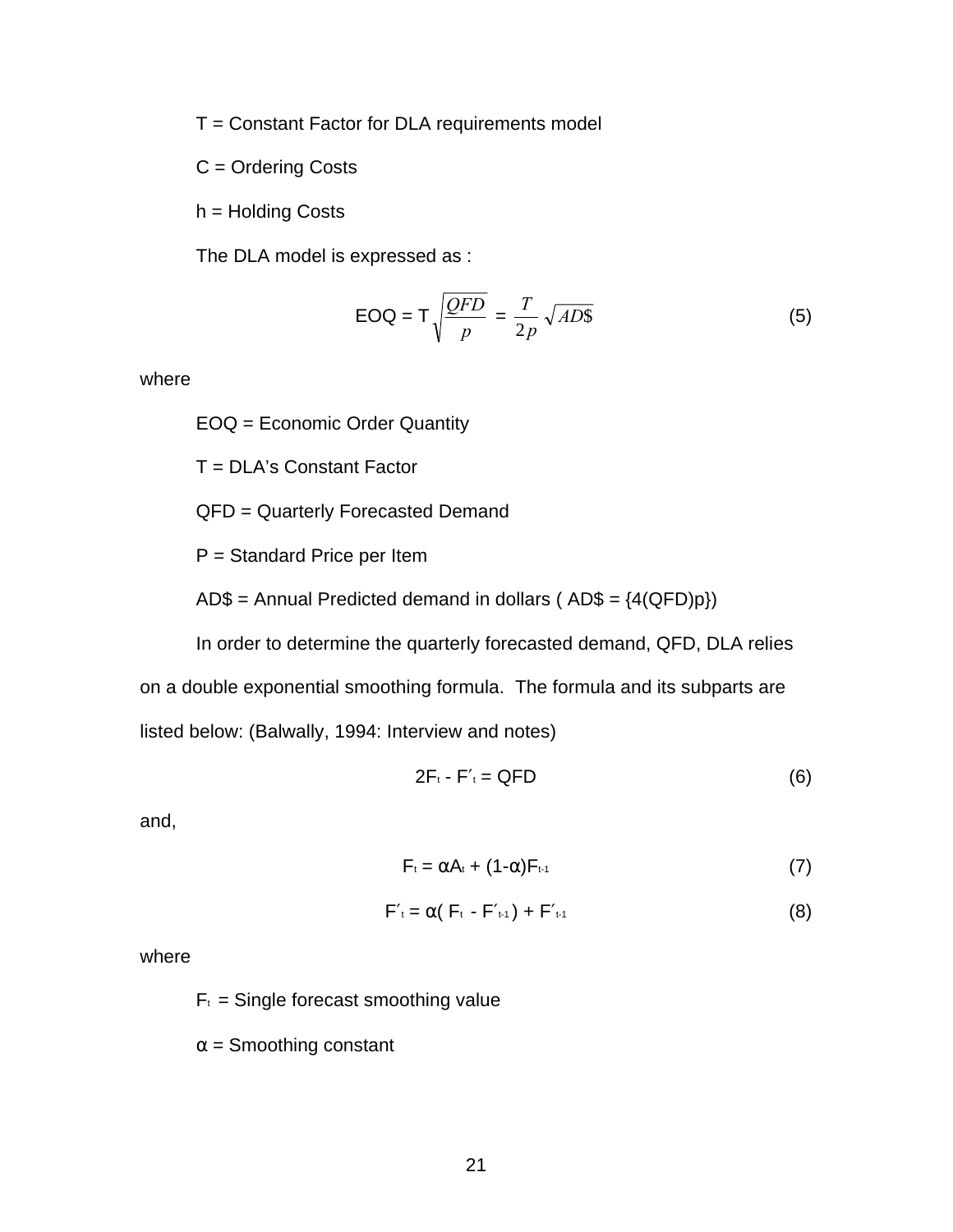T = Constant Factor for DLA requirements model

C = Ordering Costs

h = Holding Costs

The DLA model is expressed as :

$$\text{EOQ} = T\sqrt{\frac{QFD}{p}} = \frac{T}{2p}\sqrt{AD\$} \tag{5}$$

where

EOQ = Economic Order Quantity

T = DLA's Constant Factor

QFD = Quarterly Forecasted Demand

P = Standard Price per Item

AD$ = Annual Predicted demand in dollars ( AD$ = {4(QFD)p})

In order to determine the quarterly forecasted demand, QFD, DLA relies on a double exponential smoothing formula. The formula and its subparts are listed below: (Balwally, 1994: Interview and notes)

$$2F_t - F'_t = QFD \tag{6}$$

and,

$$F_t = \alpha A_t + (1-\alpha)F_{t-1} \tag{7}$$

$$F'_t = \alpha( F_t - F'_{t-1}) + F'_{t-1} \tag{8}$$

where

$F_t$ = Single forecast smoothing value

$\alpha$ = Smoothing constant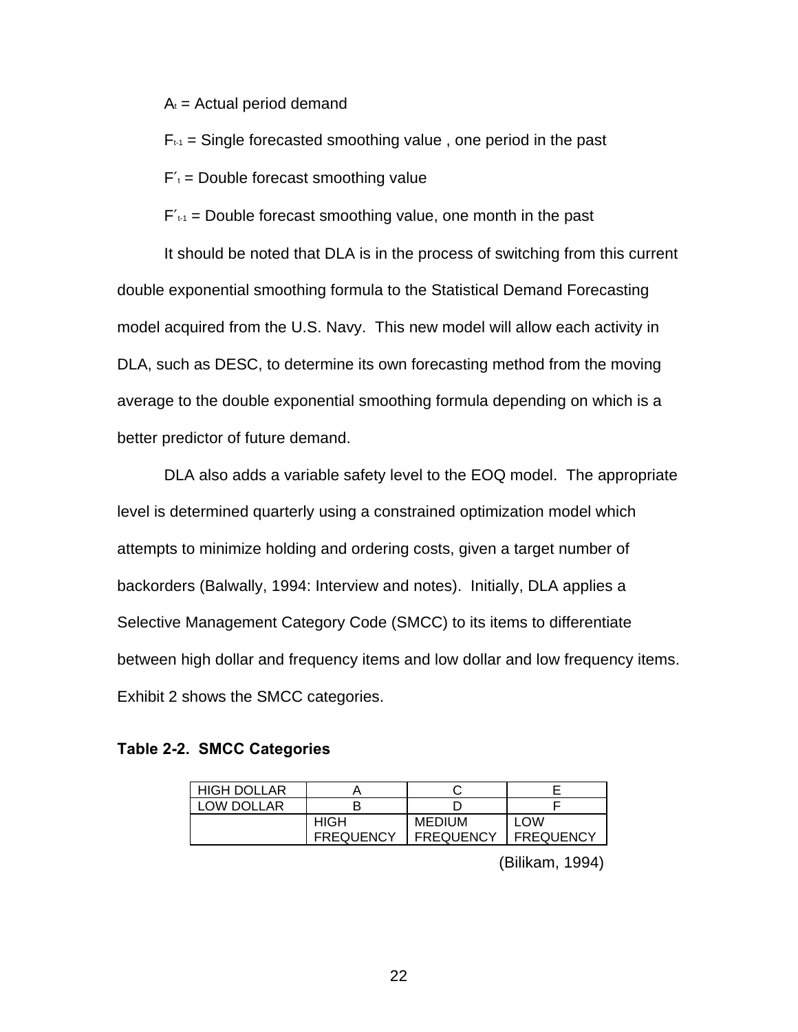$A_t$ = Actual period demand

$F_{t-1}$ = Single forecasted smoothing value , one period in the past

$F'_t$ = Double forecast smoothing value

$F'_{t-1}$ = Double forecast smoothing value, one month in the past

It should be noted that DLA is in the process of switching from this current double exponential smoothing formula to the Statistical Demand Forecasting model acquired from the U.S. Navy. This new model will allow each activity in DLA, such as DESC, to determine its own forecasting method from the moving average to the double exponential smoothing formula depending on which is a better predictor of future demand.

DLA also adds a variable safety level to the EOQ model. The appropriate level is determined quarterly using a constrained optimization model which attempts to minimize holding and ordering costs, given a target number of backorders (Balwally, 1994: Interview and notes). Initially, DLA applies a Selective Management Category Code (SMCC) to its items to differentiate between high dollar and frequency items and low dollar and low frequency items. Exhibit 2 shows the SMCC categories.

**Table 2-2. SMCC Categories**

| | | | |
|---|---|---|---|
| HIGH DOLLAR | A | C | E |
| LOW DOLLAR | B | D | F |
| | HIGH FREQUENCY | MEDIUM FREQUENCY | LOW FREQUENCY |

(Bilikam, 1994)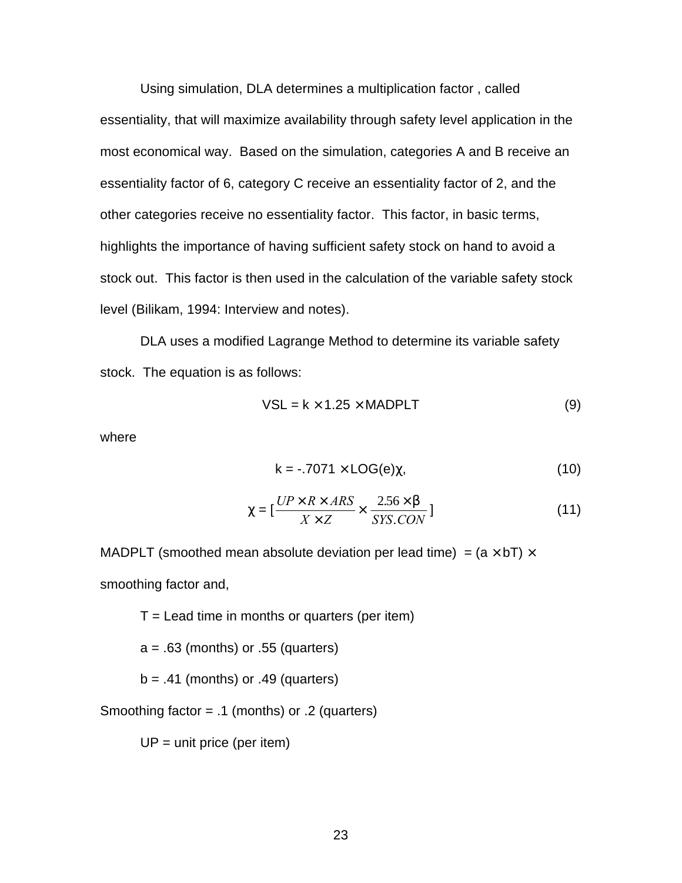Using simulation, DLA determines a multiplication factor , called essentiality, that will maximize availability through safety level application in the most economical way. Based on the simulation, categories A and B receive an essentiality factor of 6, category C receive an essentiality factor of 2, and the other categories receive no essentiality factor. This factor, in basic terms, highlights the importance of having sufficient safety stock on hand to avoid a stock out. This factor is then used in the calculation of the variable safety stock level (Bilikam, 1994: Interview and notes).

DLA uses a modified Lagrange Method to determine its variable safety stock. The equation is as follows:

$$VSL = k \times 1.25 \times MADPLT \tag{9}$$

where

$$k = -.7071 \times LOG(e)\chi, \tag{10}$$

$$\chi = \left[\frac{UP \times R \times ARS}{X \times Z} \times \frac{2.56 \times \beta}{SYS.CON}\right] \tag{11}$$

MADPLT (smoothed mean absolute deviation per lead time) = (a $\times$ bT) $\times$ smoothing factor and,

T = Lead time in months or quarters (per item)

a = .63 (months) or .55 (quarters)

b = .41 (months) or .49 (quarters)

Smoothing factor = .1 (months) or .2 (quarters)

UP = unit price (per item)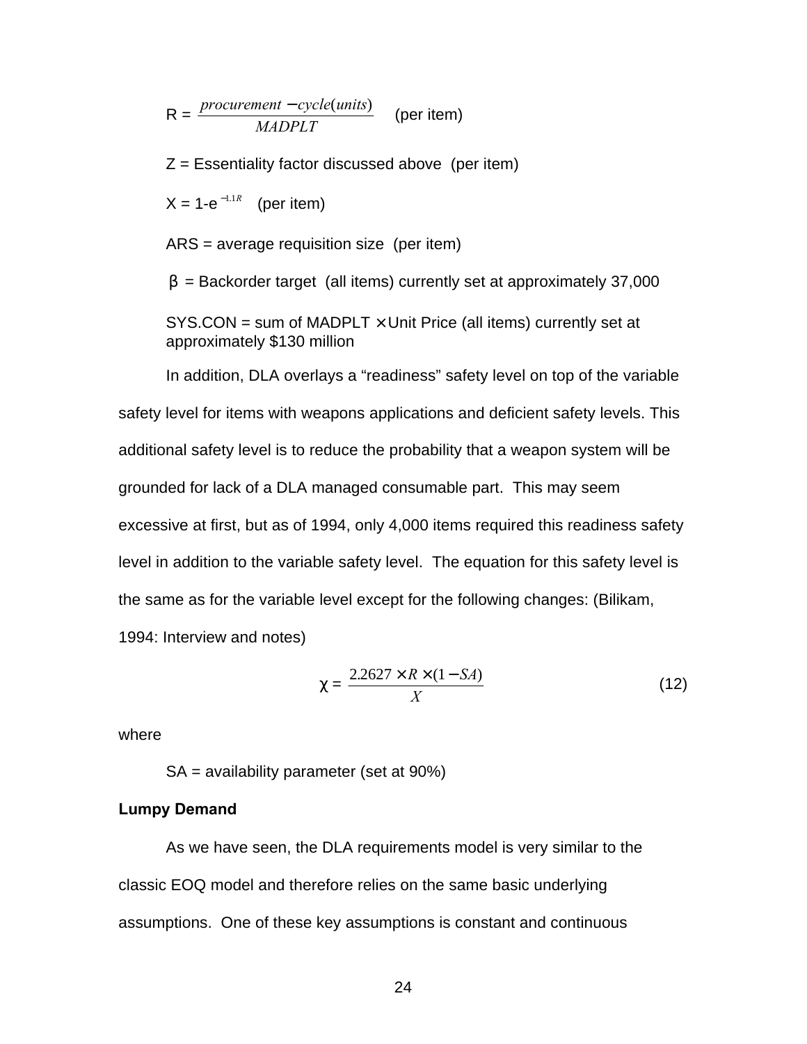R = $\frac{procurement - cycle(units)}{MADPLT}$ (per item)

Z = Essentiality factor discussed above (per item)

X = 1-e $^{-1.1R}$ (per item)

ARS = average requisition size (per item)

$\beta$ = Backorder target (all items) currently set at approximately 37,000

SYS.CON = sum of MADPLT $\times$ Unit Price (all items) currently set at approximately $130 million

In addition, DLA overlays a “readiness” safety level on top of the variable safety level for items with weapons applications and deficient safety levels. This additional safety level is to reduce the probability that a weapon system will be grounded for lack of a DLA managed consumable part. This may seem excessive at first, but as of 1994, only 4,000 items required this readiness safety level in addition to the variable safety level. The equation for this safety level is the same as for the variable level except for the following changes: (Bilikam, 1994: Interview and notes)

$$\chi = \frac{2.2627 \times R \times (1 - SA)}{X} \tag{12}$$

where

SA = availability parameter (set at 90%)

**Lumpy Demand**

As we have seen, the DLA requirements model is very similar to the classic EOQ model and therefore relies on the same basic underlying assumptions. One of these key assumptions is constant and continuous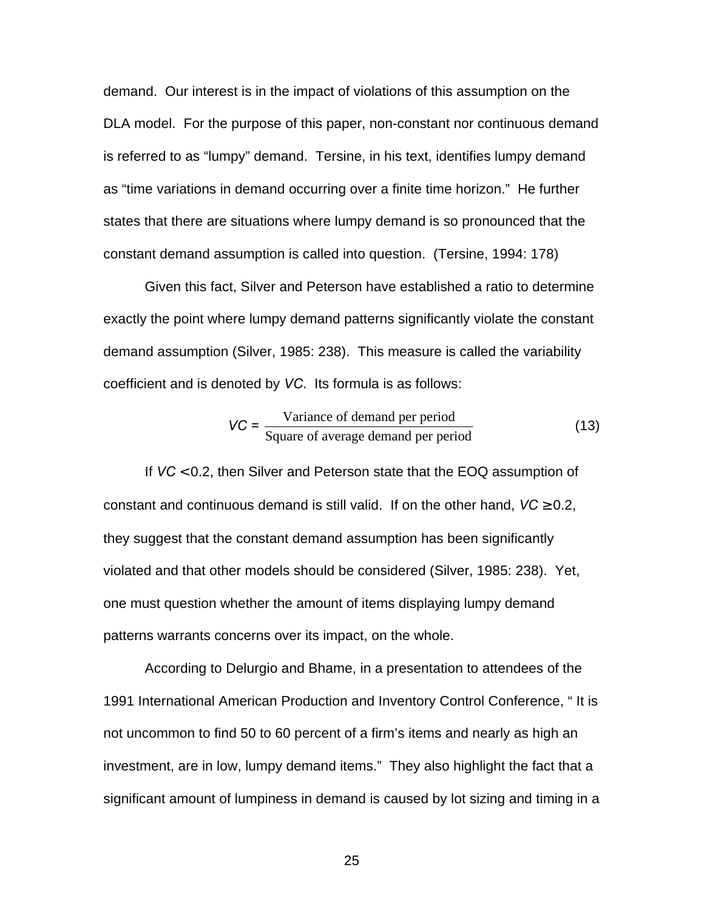demand. Our interest is in the impact of violations of this assumption on the DLA model. For the purpose of this paper, non-constant nor continuous demand is referred to as "lumpy" demand. Tersine, in his text, identifies lumpy demand as "time variations in demand occurring over a finite time horizon." He further states that there are situations where lumpy demand is so pronounced that the constant demand assumption is called into question. (Tersine, 1994: 178)

Given this fact, Silver and Peterson have established a ratio to determine exactly the point where lumpy demand patterns significantly violate the constant demand assumption (Silver, 1985: 238). This measure is called the variability coefficient and is denoted by *VC*. Its formula is as follows:

$$VC = \frac{\text{Variance of demand per period}}{\text{Square of average demand per period}} \tag{13}$$

If $VC < 0.2$, then Silver and Peterson state that the EOQ assumption of constant and continuous demand is still valid. If on the other hand, $VC \geq 0.2$, they suggest that the constant demand assumption has been significantly violated and that other models should be considered (Silver, 1985: 238). Yet, one must question whether the amount of items displaying lumpy demand patterns warrants concerns over its impact, on the whole.

According to Delurgio and Bhame, in a presentation to attendees of the 1991 International American Production and Inventory Control Conference, " It is not uncommon to find 50 to 60 percent of a firm's items and nearly as high an investment, are in low, lumpy demand items." They also highlight the fact that a significant amount of lumpiness in demand is caused by lot sizing and timing in a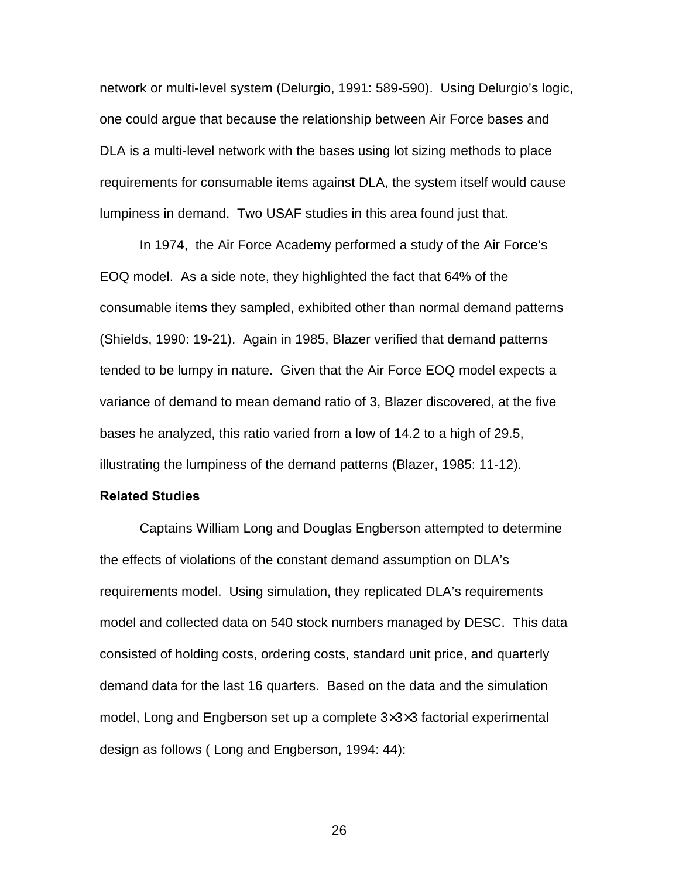network or multi-level system (Delurgio, 1991: 589-590). Using Delurgio's logic, one could argue that because the relationship between Air Force bases and DLA is a multi-level network with the bases using lot sizing methods to place requirements for consumable items against DLA, the system itself would cause lumpiness in demand. Two USAF studies in this area found just that.

In 1974, the Air Force Academy performed a study of the Air Force's EOQ model. As a side note, they highlighted the fact that 64% of the consumable items they sampled, exhibited other than normal demand patterns (Shields, 1990: 19-21). Again in 1985, Blazer verified that demand patterns tended to be lumpy in nature. Given that the Air Force EOQ model expects a variance of demand to mean demand ratio of 3, Blazer discovered, at the five bases he analyzed, this ratio varied from a low of 14.2 to a high of 29.5, illustrating the lumpiness of the demand patterns (Blazer, 1985: 11-12).

**Related Studies**

Captains William Long and Douglas Engberson attempted to determine the effects of violations of the constant demand assumption on DLA's requirements model. Using simulation, they replicated DLA's requirements model and collected data on 540 stock numbers managed by DESC. This data consisted of holding costs, ordering costs, standard unit price, and quarterly demand data for the last 16 quarters. Based on the data and the simulation model, Long and Engberson set up a complete $3 \times 3 \times 3$ factorial experimental design as follows ( Long and Engberson, 1994: 44):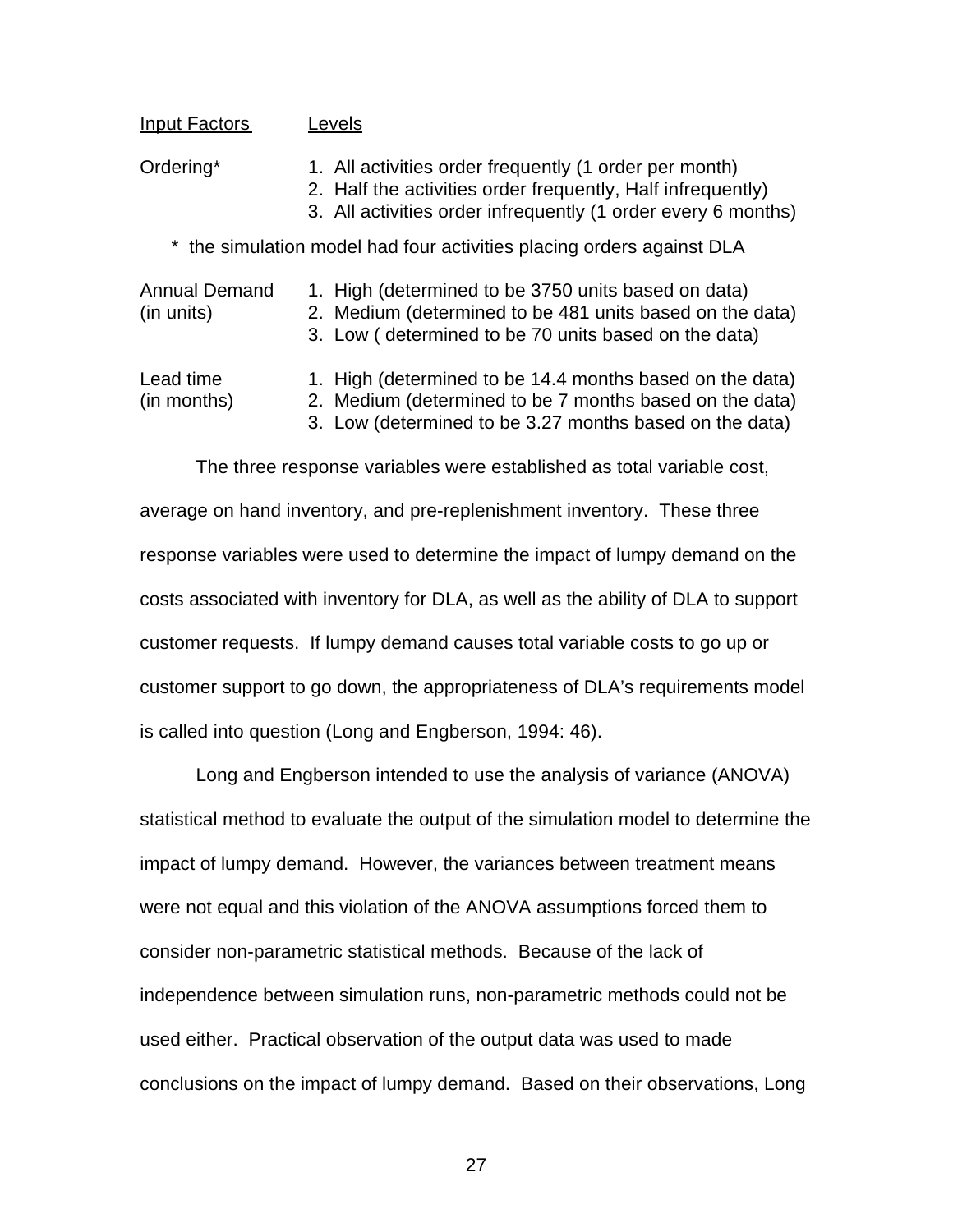| Input Factors | Levels |
|---|---|
| Ordering* | 1. All activities order frequently (1 order per month)<br>2. Half the activities order frequently, Half infrequently)<br>3. All activities order infrequently (1 order every 6 months) |

\* the simulation model had four activities placing orders against DLA

| | |
|---|---|
| Annual Demand (in units) | 1. High (determined to be 3750 units based on data)<br>2. Medium (determined to be 481 units based on the data)<br>3. Low ( determined to be 70 units based on the data) |
| Lead time (in months) | 1. High (determined to be 14.4 months based on the data)<br>2. Medium (determined to be 7 months based on the data)<br>3. Low (determined to be 3.27 months based on the data) |

The three response variables were established as total variable cost, average on hand inventory, and pre-replenishment inventory. These three response variables were used to determine the impact of lumpy demand on the costs associated with inventory for DLA, as well as the ability of DLA to support customer requests. If lumpy demand causes total variable costs to go up or customer support to go down, the appropriateness of DLA's requirements model is called into question (Long and Engberson, 1994: 46).

Long and Engberson intended to use the analysis of variance (ANOVA) statistical method to evaluate the output of the simulation model to determine the impact of lumpy demand. However, the variances between treatment means were not equal and this violation of the ANOVA assumptions forced them to consider non-parametric statistical methods. Because of the lack of independence between simulation runs, non-parametric methods could not be used either. Practical observation of the output data was used to made conclusions on the impact of lumpy demand. Based on their observations, Long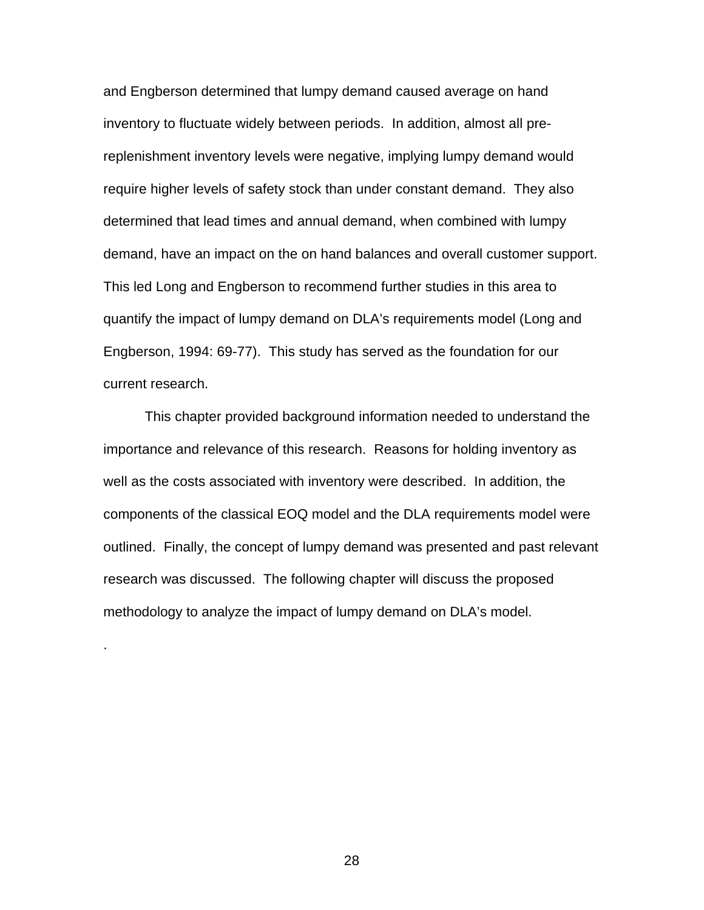and Engberson determined that lumpy demand caused average on hand inventory to fluctuate widely between periods. In addition, almost all pre-replenishment inventory levels were negative, implying lumpy demand would require higher levels of safety stock than under constant demand. They also determined that lead times and annual demand, when combined with lumpy demand, have an impact on the on hand balances and overall customer support. This led Long and Engberson to recommend further studies in this area to quantify the impact of lumpy demand on DLA's requirements model (Long and Engberson, 1994: 69-77). This study has served as the foundation for our current research.

This chapter provided background information needed to understand the importance and relevance of this research. Reasons for holding inventory as well as the costs associated with inventory were described. In addition, the components of the classical EOQ model and the DLA requirements model were outlined. Finally, the concept of lumpy demand was presented and past relevant research was discussed. The following chapter will discuss the proposed methodology to analyze the impact of lumpy demand on DLA's model.

.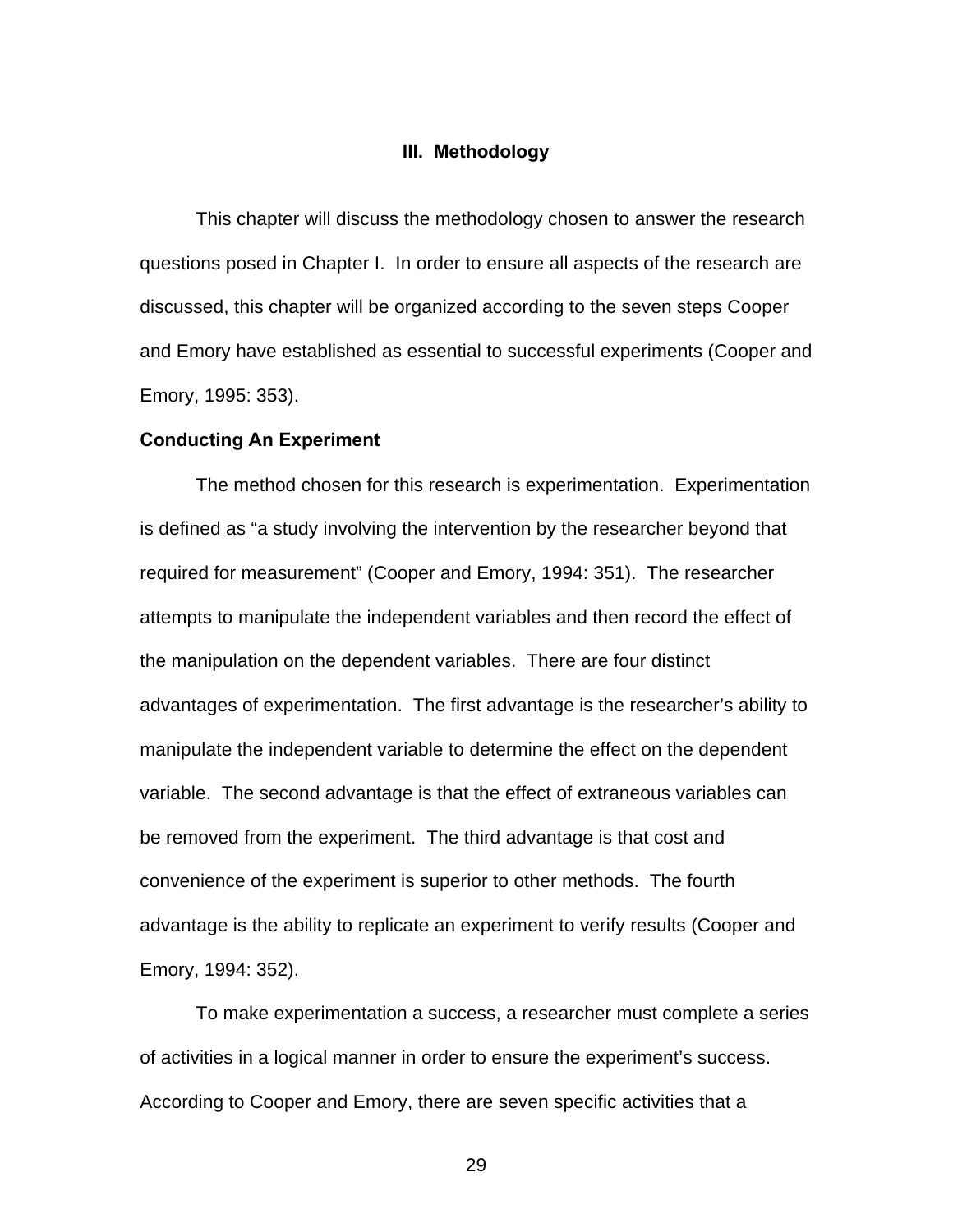# III. Methodology

This chapter will discuss the methodology chosen to answer the research questions posed in Chapter I. In order to ensure all aspects of the research are discussed, this chapter will be organized according to the seven steps Cooper and Emory have established as essential to successful experiments (Cooper and Emory, 1995: 353).

## Conducting An Experiment

The method chosen for this research is experimentation. Experimentation is defined as "a study involving the intervention by the researcher beyond that required for measurement" (Cooper and Emory, 1994: 351). The researcher attempts to manipulate the independent variables and then record the effect of the manipulation on the dependent variables. There are four distinct advantages of experimentation. The first advantage is the researcher's ability to manipulate the independent variable to determine the effect on the dependent variable. The second advantage is that the effect of extraneous variables can be removed from the experiment. The third advantage is that cost and convenience of the experiment is superior to other methods. The fourth advantage is the ability to replicate an experiment to verify results (Cooper and Emory, 1994: 352).

To make experimentation a success, a researcher must complete a series of activities in a logical manner in order to ensure the experiment's success. According to Cooper and Emory, there are seven specific activities that a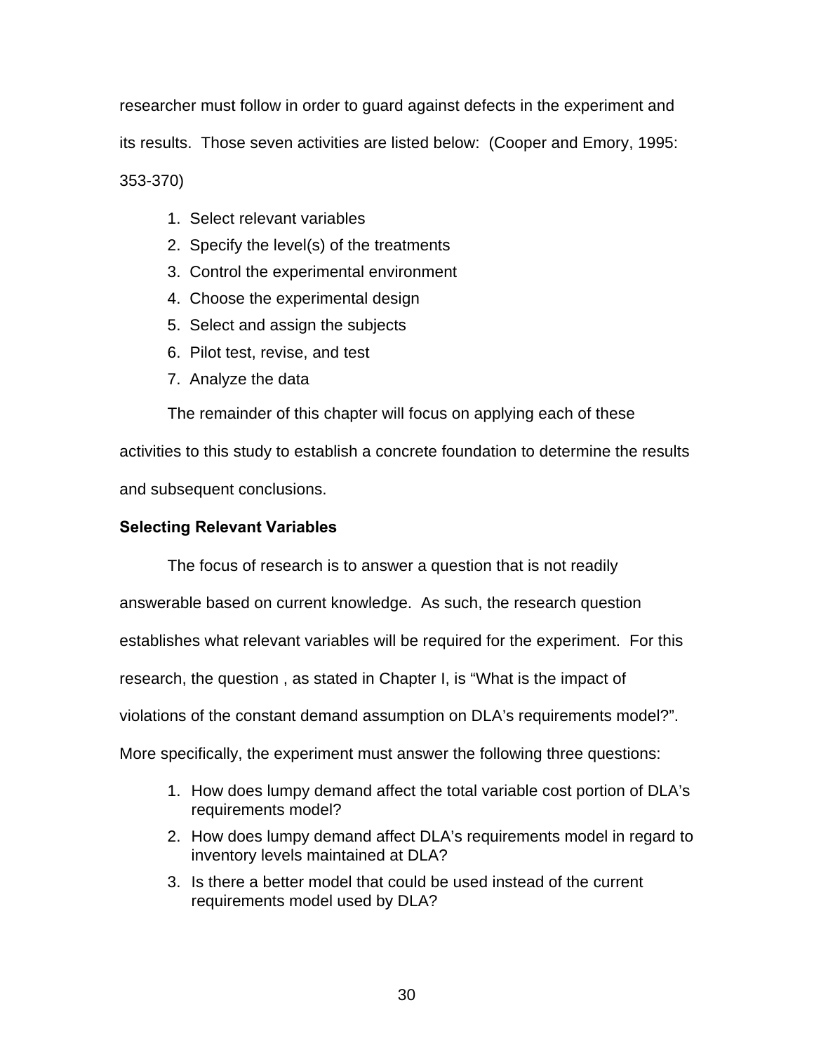researcher must follow in order to guard against defects in the experiment and its results. Those seven activities are listed below: (Cooper and Emory, 1995: 353-370)

1. Select relevant variables
2. Specify the level(s) of the treatments
3. Control the experimental environment
4. Choose the experimental design
5. Select and assign the subjects
6. Pilot test, revise, and test
7. Analyze the data

The remainder of this chapter will focus on applying each of these activities to this study to establish a concrete foundation to determine the results and subsequent conclusions.

**Selecting Relevant Variables**

The focus of research is to answer a question that is not readily answerable based on current knowledge. As such, the research question establishes what relevant variables will be required for the experiment. For this research, the question , as stated in Chapter I, is "What is the impact of violations of the constant demand assumption on DLA's requirements model?". More specifically, the experiment must answer the following three questions:

1. How does lumpy demand affect the total variable cost portion of DLA's requirements model?
2. How does lumpy demand affect DLA's requirements model in regard to inventory levels maintained at DLA?
3. Is there a better model that could be used instead of the current requirements model used by DLA?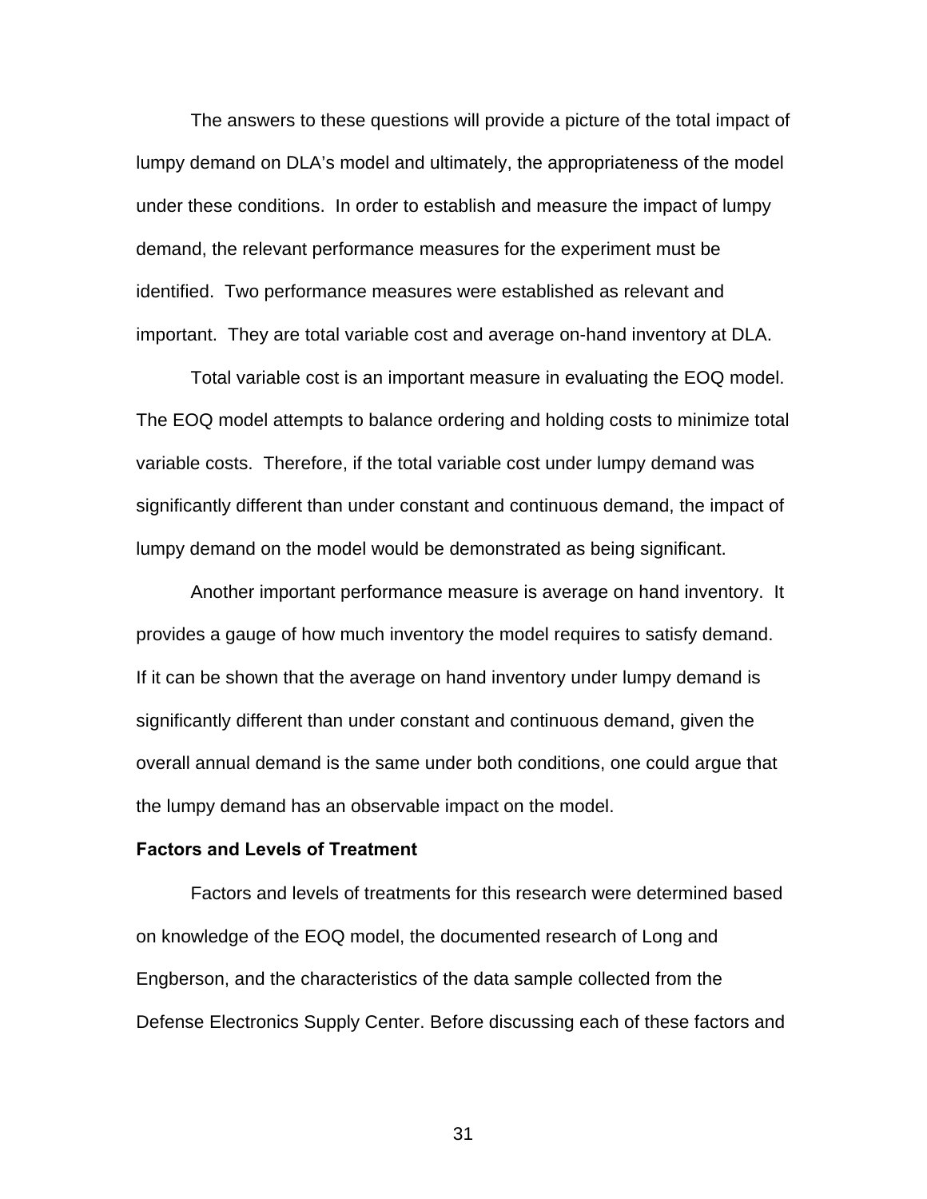The answers to these questions will provide a picture of the total impact of lumpy demand on DLA's model and ultimately, the appropriateness of the model under these conditions. In order to establish and measure the impact of lumpy demand, the relevant performance measures for the experiment must be identified. Two performance measures were established as relevant and important. They are total variable cost and average on-hand inventory at DLA.

Total variable cost is an important measure in evaluating the EOQ model. The EOQ model attempts to balance ordering and holding costs to minimize total variable costs. Therefore, if the total variable cost under lumpy demand was significantly different than under constant and continuous demand, the impact of lumpy demand on the model would be demonstrated as being significant.

Another important performance measure is average on hand inventory. It provides a gauge of how much inventory the model requires to satisfy demand. If it can be shown that the average on hand inventory under lumpy demand is significantly different than under constant and continuous demand, given the overall annual demand is the same under both conditions, one could argue that the lumpy demand has an observable impact on the model.

**Factors and Levels of Treatment**

Factors and levels of treatments for this research were determined based on knowledge of the EOQ model, the documented research of Long and Engberson, and the characteristics of the data sample collected from the Defense Electronics Supply Center. Before discussing each of these factors and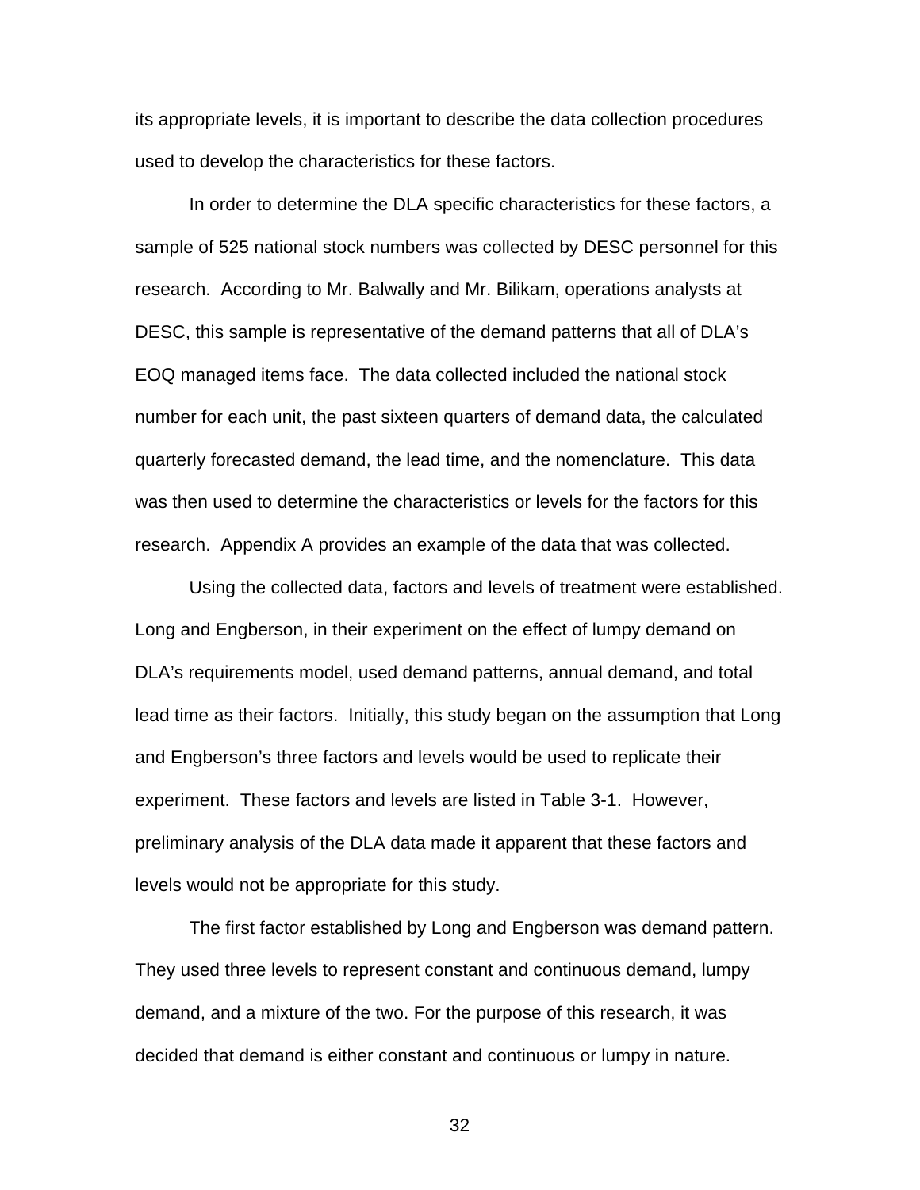its appropriate levels, it is important to describe the data collection procedures used to develop the characteristics for these factors.

In order to determine the DLA specific characteristics for these factors, a sample of 525 national stock numbers was collected by DESC personnel for this research. According to Mr. Balwally and Mr. Bilikam, operations analysts at DESC, this sample is representative of the demand patterns that all of DLA's EOQ managed items face. The data collected included the national stock number for each unit, the past sixteen quarters of demand data, the calculated quarterly forecasted demand, the lead time, and the nomenclature. This data was then used to determine the characteristics or levels for the factors for this research. Appendix A provides an example of the data that was collected.

Using the collected data, factors and levels of treatment were established. Long and Engberson, in their experiment on the effect of lumpy demand on DLA's requirements model, used demand patterns, annual demand, and total lead time as their factors. Initially, this study began on the assumption that Long and Engberson's three factors and levels would be used to replicate their experiment. These factors and levels are listed in Table 3-1. However, preliminary analysis of the DLA data made it apparent that these factors and levels would not be appropriate for this study.

The first factor established by Long and Engberson was demand pattern. They used three levels to represent constant and continuous demand, lumpy demand, and a mixture of the two. For the purpose of this research, it was decided that demand is either constant and continuous or lumpy in nature.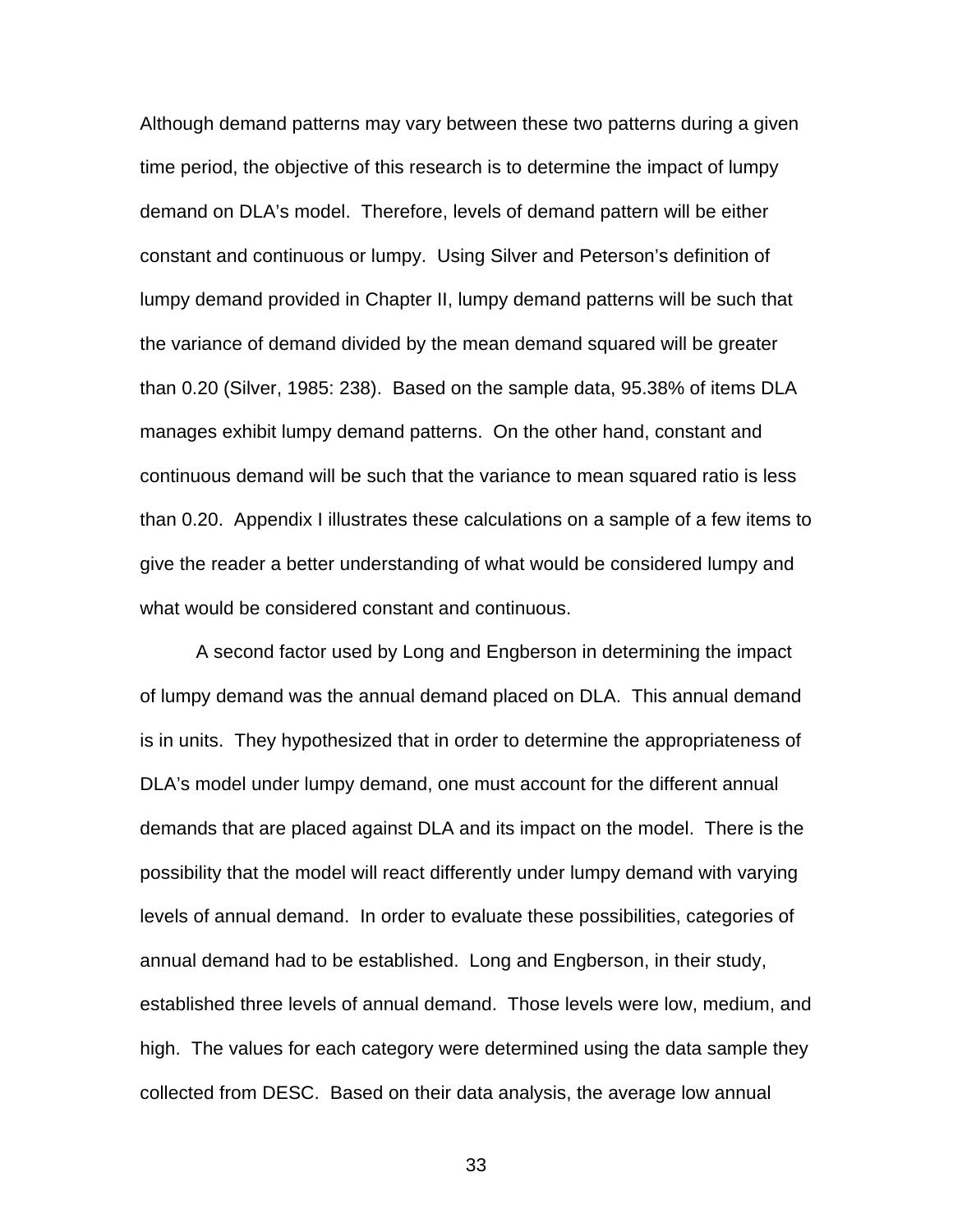Although demand patterns may vary between these two patterns during a given time period, the objective of this research is to determine the impact of lumpy demand on DLA's model. Therefore, levels of demand pattern will be either constant and continuous or lumpy. Using Silver and Peterson's definition of lumpy demand provided in Chapter II, lumpy demand patterns will be such that the variance of demand divided by the mean demand squared will be greater than 0.20 (Silver, 1985: 238). Based on the sample data, 95.38% of items DLA manages exhibit lumpy demand patterns. On the other hand, constant and continuous demand will be such that the variance to mean squared ratio is less than 0.20. Appendix I illustrates these calculations on a sample of a few items to give the reader a better understanding of what would be considered lumpy and what would be considered constant and continuous.

A second factor used by Long and Engberson in determining the impact of lumpy demand was the annual demand placed on DLA. This annual demand is in units. They hypothesized that in order to determine the appropriateness of DLA's model under lumpy demand, one must account for the different annual demands that are placed against DLA and its impact on the model. There is the possibility that the model will react differently under lumpy demand with varying levels of annual demand. In order to evaluate these possibilities, categories of annual demand had to be established. Long and Engberson, in their study, established three levels of annual demand. Those levels were low, medium, and high. The values for each category were determined using the data sample they collected from DESC. Based on their data analysis, the average low annual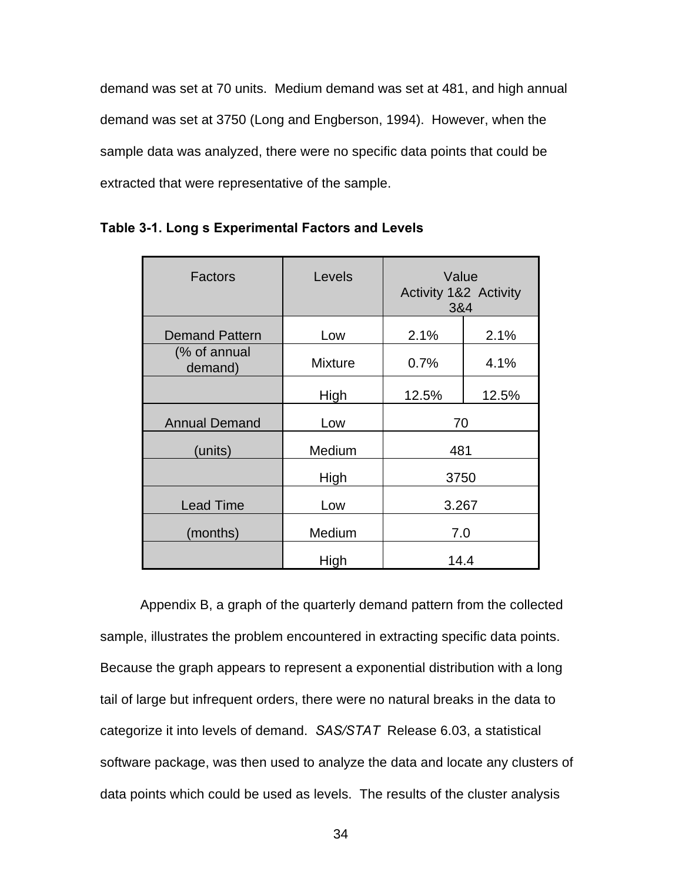demand was set at 70 units. Medium demand was set at 481, and high annual demand was set at 3750 (Long and Engberson, 1994). However, when the sample data was analyzed, there were no specific data points that could be extracted that were representative of the sample.

**Table 3-1. Long s Experimental Factors and Levels**

| Factors | Levels | Value Activity 1&2 | Activity 3&4 |
|---|---|---|---|
| Demand Pattern | Low | 2.1% | 2.1% |
| (% of annual demand) | Mixture | 0.7% | 4.1% |
| | High | 12.5% | 12.5% |
| Annual Demand | Low | 70 | |
| (units) | Medium | 481 | |
| | High | 3750 | |
| Lead Time | Low | 3.267 | |
| (months) | Medium | 7.0 | |
| | High | 14.4 | |

Appendix B, a graph of the quarterly demand pattern from the collected sample, illustrates the problem encountered in extracting specific data points. Because the graph appears to represent a exponential distribution with a long tail of large but infrequent orders, there were no natural breaks in the data to categorize it into levels of demand. *SAS/STAT* Release 6.03, a statistical software package, was then used to analyze the data and locate any clusters of data points which could be used as levels. The results of the cluster analysis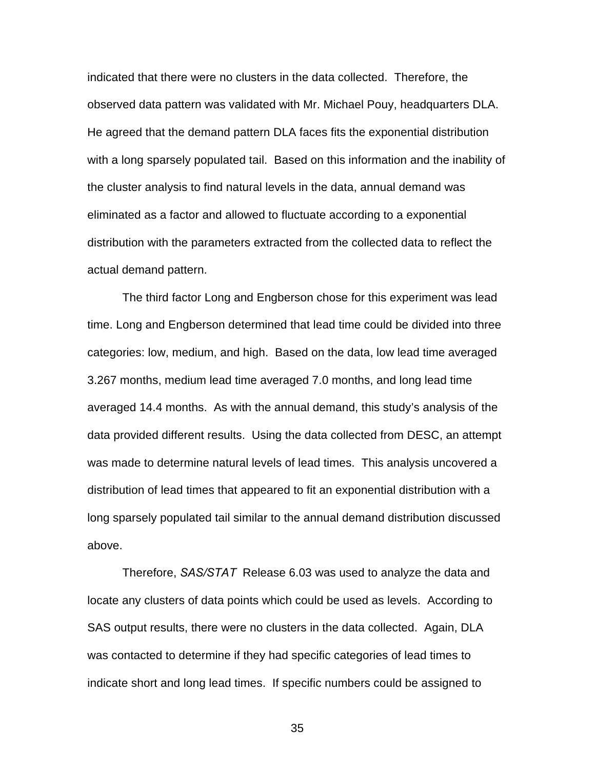indicated that there were no clusters in the data collected. Therefore, the observed data pattern was validated with Mr. Michael Pouy, headquarters DLA. He agreed that the demand pattern DLA faces fits the exponential distribution with a long sparsely populated tail. Based on this information and the inability of the cluster analysis to find natural levels in the data, annual demand was eliminated as a factor and allowed to fluctuate according to a exponential distribution with the parameters extracted from the collected data to reflect the actual demand pattern.

The third factor Long and Engberson chose for this experiment was lead time. Long and Engberson determined that lead time could be divided into three categories: low, medium, and high. Based on the data, low lead time averaged 3.267 months, medium lead time averaged 7.0 months, and long lead time averaged 14.4 months. As with the annual demand, this study's analysis of the data provided different results. Using the data collected from DESC, an attempt was made to determine natural levels of lead times. This analysis uncovered a distribution of lead times that appeared to fit an exponential distribution with a long sparsely populated tail similar to the annual demand distribution discussed above.

Therefore, *SAS/STAT* Release 6.03 was used to analyze the data and locate any clusters of data points which could be used as levels. According to SAS output results, there were no clusters in the data collected. Again, DLA was contacted to determine if they had specific categories of lead times to indicate short and long lead times. If specific numbers could be assigned to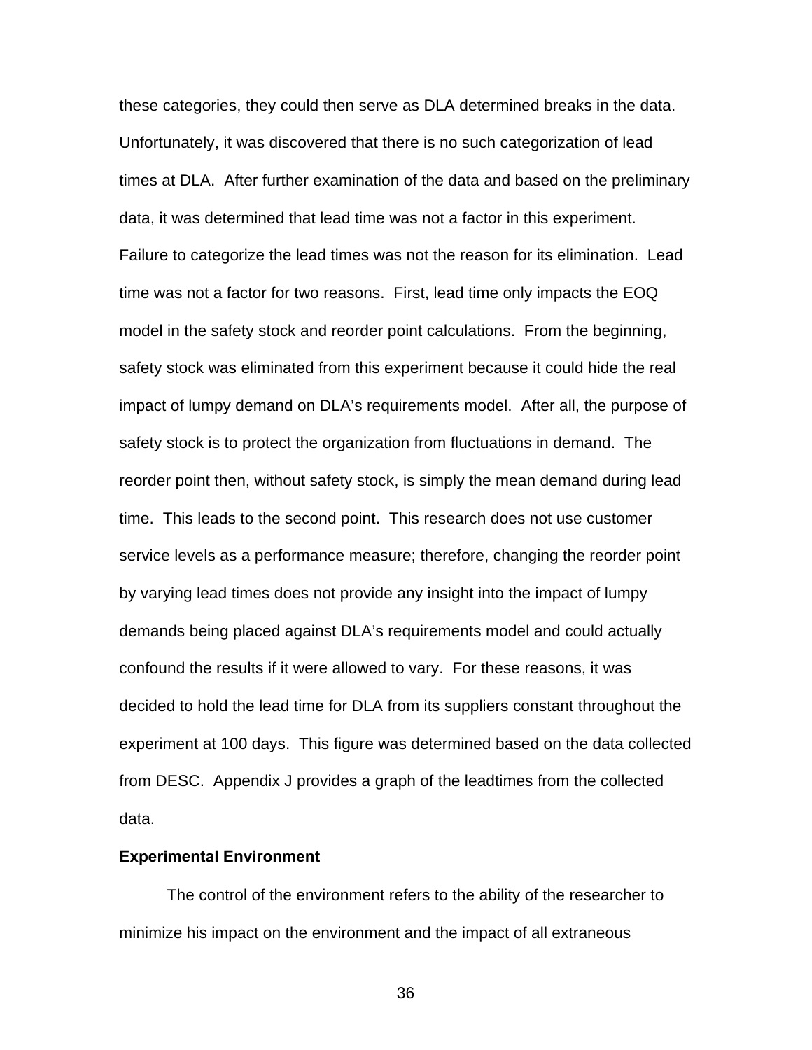these categories, they could then serve as DLA determined breaks in the data. Unfortunately, it was discovered that there is no such categorization of lead times at DLA. After further examination of the data and based on the preliminary data, it was determined that lead time was not a factor in this experiment. Failure to categorize the lead times was not the reason for its elimination. Lead time was not a factor for two reasons. First, lead time only impacts the EOQ model in the safety stock and reorder point calculations. From the beginning, safety stock was eliminated from this experiment because it could hide the real impact of lumpy demand on DLA's requirements model. After all, the purpose of safety stock is to protect the organization from fluctuations in demand. The reorder point then, without safety stock, is simply the mean demand during lead time. This leads to the second point. This research does not use customer service levels as a performance measure; therefore, changing the reorder point by varying lead times does not provide any insight into the impact of lumpy demands being placed against DLA's requirements model and could actually confound the results if it were allowed to vary. For these reasons, it was decided to hold the lead time for DLA from its suppliers constant throughout the experiment at 100 days. This figure was determined based on the data collected from DESC. Appendix J provides a graph of the leadtimes from the collected data.

**Experimental Environment**

The control of the environment refers to the ability of the researcher to minimize his impact on the environment and the impact of all extraneous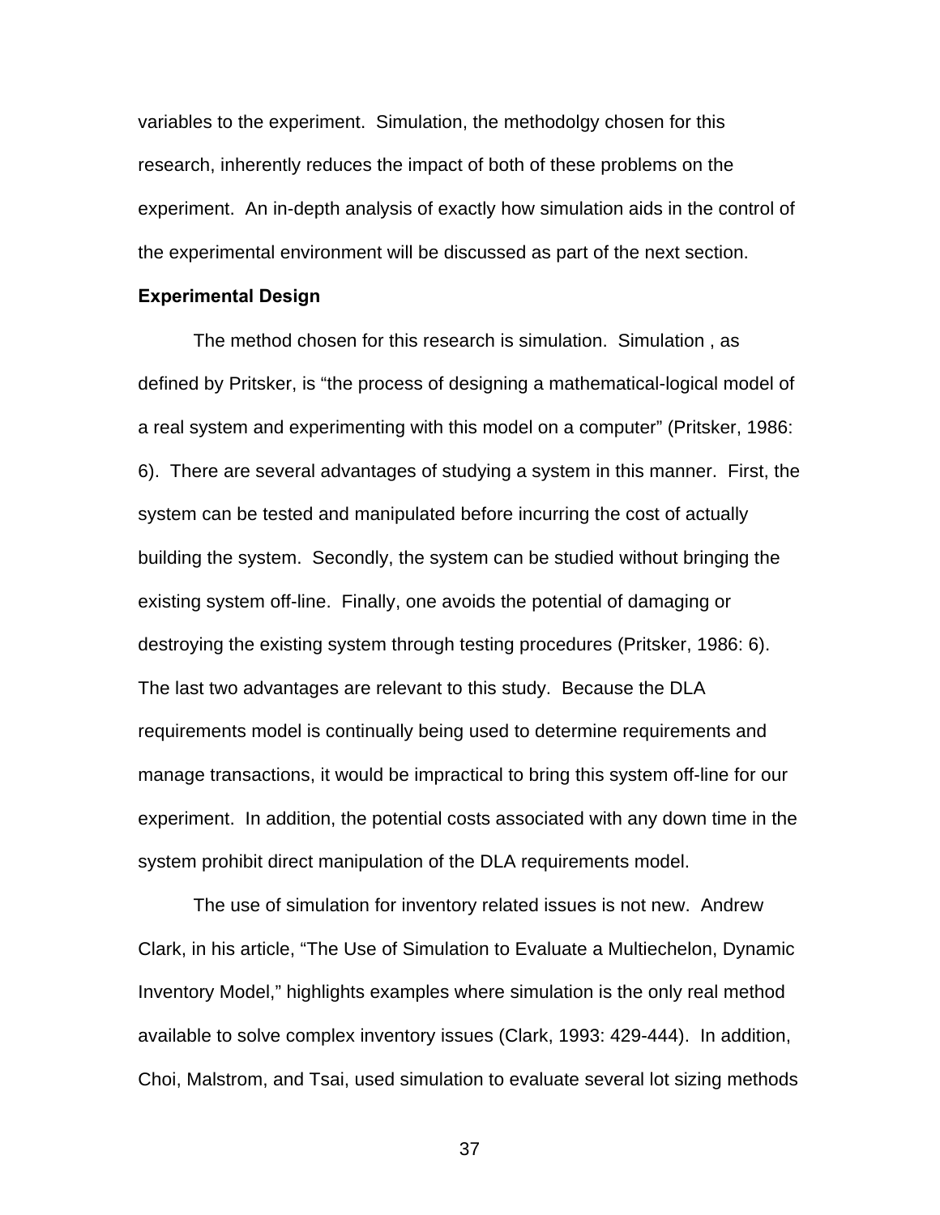variables to the experiment. Simulation, the methodolgy chosen for this research, inherently reduces the impact of both of these problems on the experiment. An in-depth analysis of exactly how simulation aids in the control of the experimental environment will be discussed as part of the next section.

**Experimental Design**

The method chosen for this research is simulation. Simulation , as defined by Pritsker, is “the process of designing a mathematical-logical model of a real system and experimenting with this model on a computer” (Pritsker, 1986: 6). There are several advantages of studying a system in this manner. First, the system can be tested and manipulated before incurring the cost of actually building the system. Secondly, the system can be studied without bringing the existing system off-line. Finally, one avoids the potential of damaging or destroying the existing system through testing procedures (Pritsker, 1986: 6). The last two advantages are relevant to this study. Because the DLA requirements model is continually being used to determine requirements and manage transactions, it would be impractical to bring this system off-line for our experiment. In addition, the potential costs associated with any down time in the system prohibit direct manipulation of the DLA requirements model.

The use of simulation for inventory related issues is not new. Andrew Clark, in his article, “The Use of Simulation to Evaluate a Multiechelon, Dynamic Inventory Model,” highlights examples where simulation is the only real method available to solve complex inventory issues (Clark, 1993: 429-444). In addition, Choi, Malstrom, and Tsai, used simulation to evaluate several lot sizing methods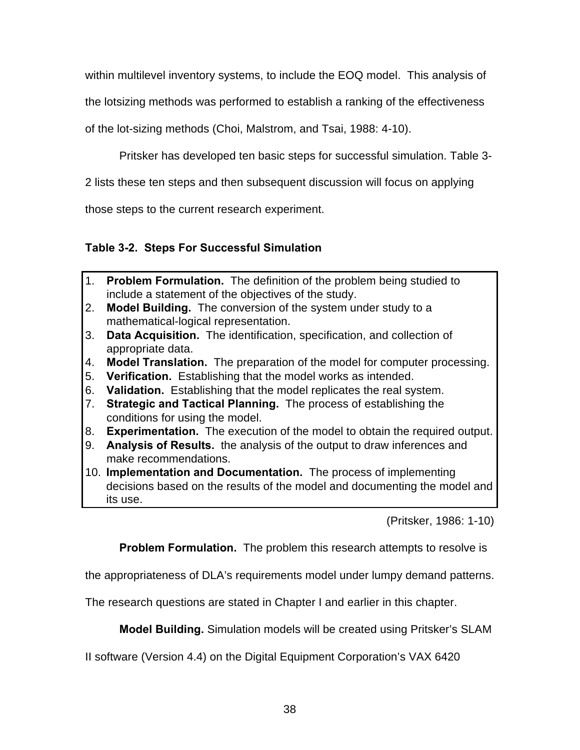within multilevel inventory systems, to include the EOQ model. This analysis of the lotsizing methods was performed to establish a ranking of the effectiveness of the lot-sizing methods (Choi, Malstrom, and Tsai, 1988: 4-10).

Pritsker has developed ten basic steps for successful simulation. Table 3-2 lists these ten steps and then subsequent discussion will focus on applying those steps to the current research experiment.

**Table 3-2. Steps For Successful Simulation**

1. **Problem Formulation.** The definition of the problem being studied to include a statement of the objectives of the study.
2. **Model Building.** The conversion of the system under study to a mathematical-logical representation.
3. **Data Acquisition.** The identification, specification, and collection of appropriate data.
4. **Model Translation.** The preparation of the model for computer processing.
5. **Verification.** Establishing that the model works as intended.
6. **Validation.** Establishing that the model replicates the real system.
7. **Strategic and Tactical Planning.** The process of establishing the conditions for using the model.
8. **Experimentation.** The execution of the model to obtain the required output.
9. **Analysis of Results.** the analysis of the output to draw inferences and make recommendations.
10. **Implementation and Documentation.** The process of implementing decisions based on the results of the model and documenting the model and its use.

(Pritsker, 1986: 1-10)

**Problem Formulation.** The problem this research attempts to resolve is the appropriateness of DLA's requirements model under lumpy demand patterns. The research questions are stated in Chapter I and earlier in this chapter.

**Model Building.** Simulation models will be created using Pritsker's SLAM II software (Version 4.4) on the Digital Equipment Corporation's VAX 6420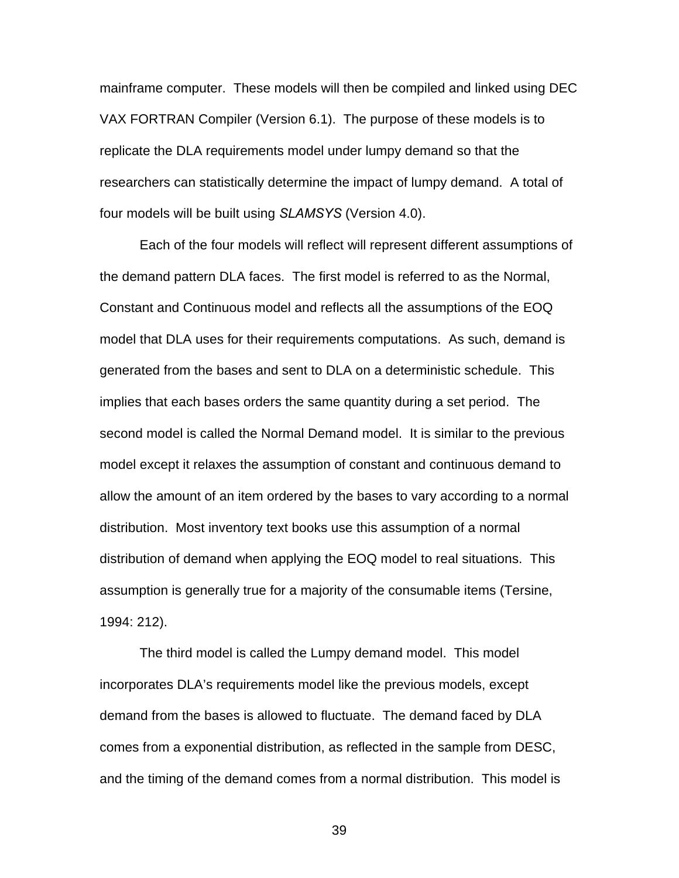mainframe computer. These models will then be compiled and linked using DEC VAX FORTRAN Compiler (Version 6.1). The purpose of these models is to replicate the DLA requirements model under lumpy demand so that the researchers can statistically determine the impact of lumpy demand. A total of four models will be built using *SLAMSYS* (Version 4.0).

Each of the four models will reflect will represent different assumptions of the demand pattern DLA faces. The first model is referred to as the Normal, Constant and Continuous model and reflects all the assumptions of the EOQ model that DLA uses for their requirements computations. As such, demand is generated from the bases and sent to DLA on a deterministic schedule. This implies that each bases orders the same quantity during a set period. The second model is called the Normal Demand model. It is similar to the previous model except it relaxes the assumption of constant and continuous demand to allow the amount of an item ordered by the bases to vary according to a normal distribution. Most inventory text books use this assumption of a normal distribution of demand when applying the EOQ model to real situations. This assumption is generally true for a majority of the consumable items (Tersine, 1994: 212).

The third model is called the Lumpy demand model. This model incorporates DLA's requirements model like the previous models, except demand from the bases is allowed to fluctuate. The demand faced by DLA comes from a exponential distribution, as reflected in the sample from DESC, and the timing of the demand comes from a normal distribution. This model is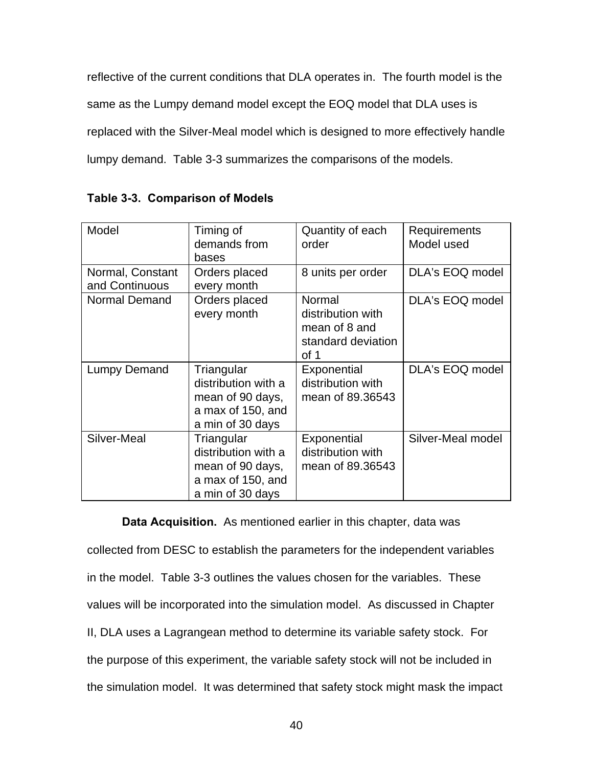reflective of the current conditions that DLA operates in. The fourth model is the same as the Lumpy demand model except the EOQ model that DLA uses is replaced with the Silver-Meal model which is designed to more effectively handle lumpy demand. Table 3-3 summarizes the comparisons of the models.

**Table 3-3. Comparison of Models**

| Model | Timing of demands from bases | Quantity of each order | Requirements Model used |
|---|---|---|---|
| Normal, Constant and Continuous | Orders placed every month | 8 units per order | DLA's EOQ model |
| Normal Demand | Orders placed every month | Normal distribution with mean of 8 and standard deviation of 1 | DLA's EOQ model |
| Lumpy Demand | Triangular distribution with a mean of 90 days, a max of 150, and a min of 30 days | Exponential distribution with mean of 89.36543 | DLA's EOQ model |
| Silver-Meal | Triangular distribution with a mean of 90 days, a max of 150, and a min of 30 days | Exponential distribution with mean of 89.36543 | Silver-Meal model |

**Data Acquisition.** As mentioned earlier in this chapter, data was collected from DESC to establish the parameters for the independent variables in the model. Table 3-3 outlines the values chosen for the variables. These values will be incorporated into the simulation model. As discussed in Chapter II, DLA uses a Lagrangean method to determine its variable safety stock. For the purpose of this experiment, the variable safety stock will not be included in the simulation model. It was determined that safety stock might mask the impact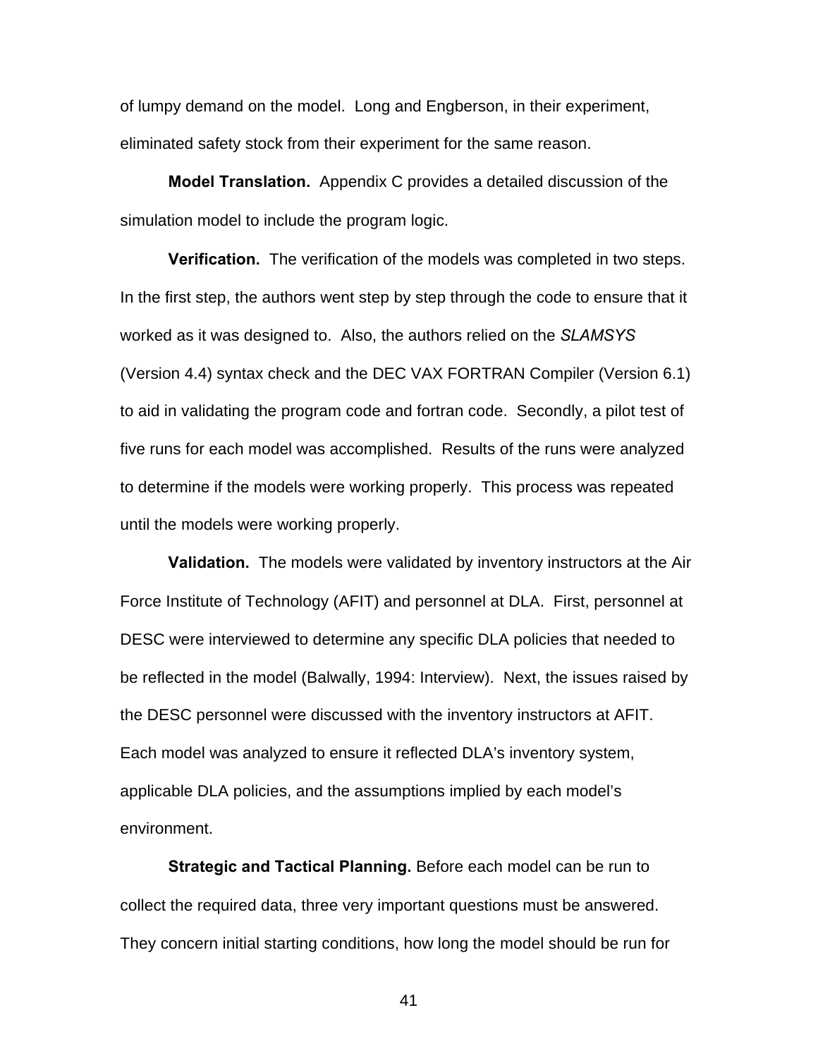of lumpy demand on the model. Long and Engberson, in their experiment, eliminated safety stock from their experiment for the same reason.

**Model Translation.** Appendix C provides a detailed discussion of the simulation model to include the program logic.

**Verification.** The verification of the models was completed in two steps. In the first step, the authors went step by step through the code to ensure that it worked as it was designed to. Also, the authors relied on the *SLAMSYS* (Version 4.4) syntax check and the DEC VAX FORTRAN Compiler (Version 6.1) to aid in validating the program code and fortran code. Secondly, a pilot test of five runs for each model was accomplished. Results of the runs were analyzed to determine if the models were working properly. This process was repeated until the models were working properly.

**Validation.** The models were validated by inventory instructors at the Air Force Institute of Technology (AFIT) and personnel at DLA. First, personnel at DESC were interviewed to determine any specific DLA policies that needed to be reflected in the model (Balwally, 1994: Interview). Next, the issues raised by the DESC personnel were discussed with the inventory instructors at AFIT. Each model was analyzed to ensure it reflected DLA's inventory system, applicable DLA policies, and the assumptions implied by each model's environment.

**Strategic and Tactical Planning.** Before each model can be run to collect the required data, three very important questions must be answered. They concern initial starting conditions, how long the model should be run for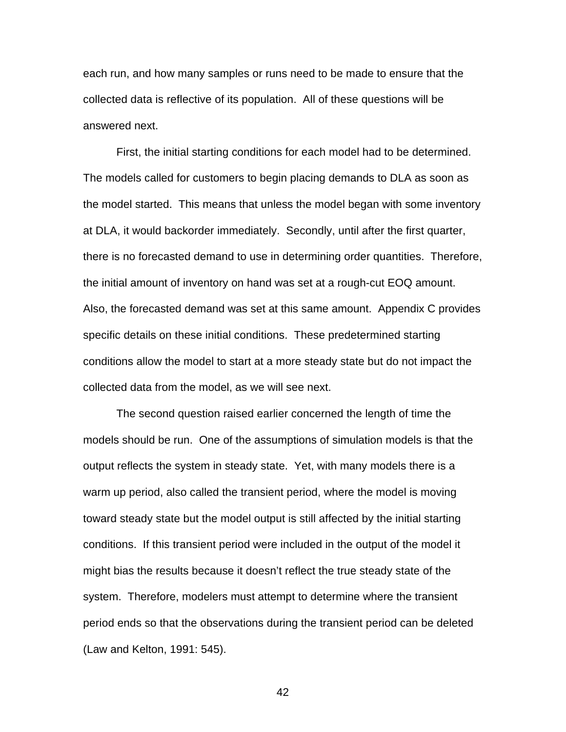each run, and how many samples or runs need to be made to ensure that the collected data is reflective of its population. All of these questions will be answered next.

First, the initial starting conditions for each model had to be determined. The models called for customers to begin placing demands to DLA as soon as the model started. This means that unless the model began with some inventory at DLA, it would backorder immediately. Secondly, until after the first quarter, there is no forecasted demand to use in determining order quantities. Therefore, the initial amount of inventory on hand was set at a rough-cut EOQ amount. Also, the forecasted demand was set at this same amount. Appendix C provides specific details on these initial conditions. These predetermined starting conditions allow the model to start at a more steady state but do not impact the collected data from the model, as we will see next.

The second question raised earlier concerned the length of time the models should be run. One of the assumptions of simulation models is that the output reflects the system in steady state. Yet, with many models there is a warm up period, also called the transient period, where the model is moving toward steady state but the model output is still affected by the initial starting conditions. If this transient period were included in the output of the model it might bias the results because it doesn't reflect the true steady state of the system. Therefore, modelers must attempt to determine where the transient period ends so that the observations during the transient period can be deleted (Law and Kelton, 1991: 545).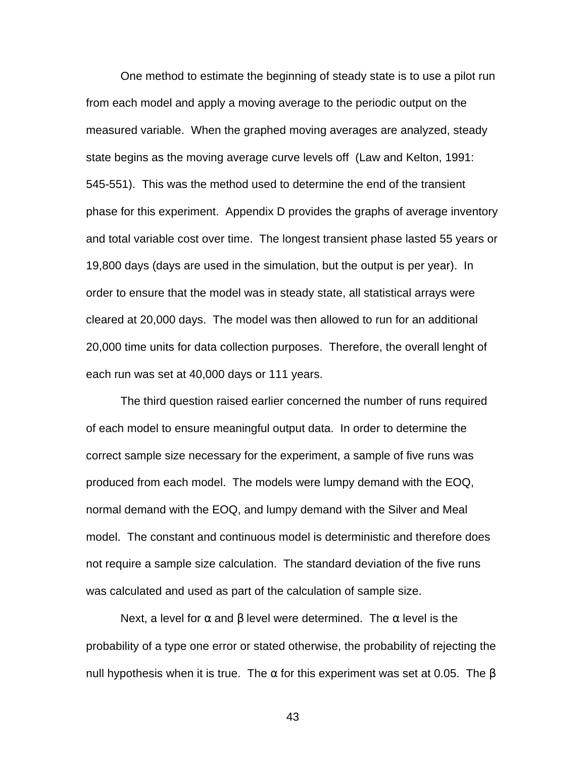One method to estimate the beginning of steady state is to use a pilot run from each model and apply a moving average to the periodic output on the measured variable. When the graphed moving averages are analyzed, steady state begins as the moving average curve levels off (Law and Kelton, 1991: 545-551). This was the method used to determine the end of the transient phase for this experiment. Appendix D provides the graphs of average inventory and total variable cost over time. The longest transient phase lasted 55 years or 19,800 days (days are used in the simulation, but the output is per year). In order to ensure that the model was in steady state, all statistical arrays were cleared at 20,000 days. The model was then allowed to run for an additional 20,000 time units for data collection purposes. Therefore, the overall lenght of each run was set at 40,000 days or 111 years.

The third question raised earlier concerned the number of runs required of each model to ensure meaningful output data. In order to determine the correct sample size necessary for the experiment, a sample of five runs was produced from each model. The models were lumpy demand with the EOQ, normal demand with the EOQ, and lumpy demand with the Silver and Meal model. The constant and continuous model is deterministic and therefore does not require a sample size calculation. The standard deviation of the five runs was calculated and used as part of the calculation of sample size.

Next, a level for $\alpha$ and $\beta$ level were determined. The $\alpha$ level is the probability of a type one error or stated otherwise, the probability of rejecting the null hypothesis when it is true. The $\alpha$ for this experiment was set at 0.05. The $\beta$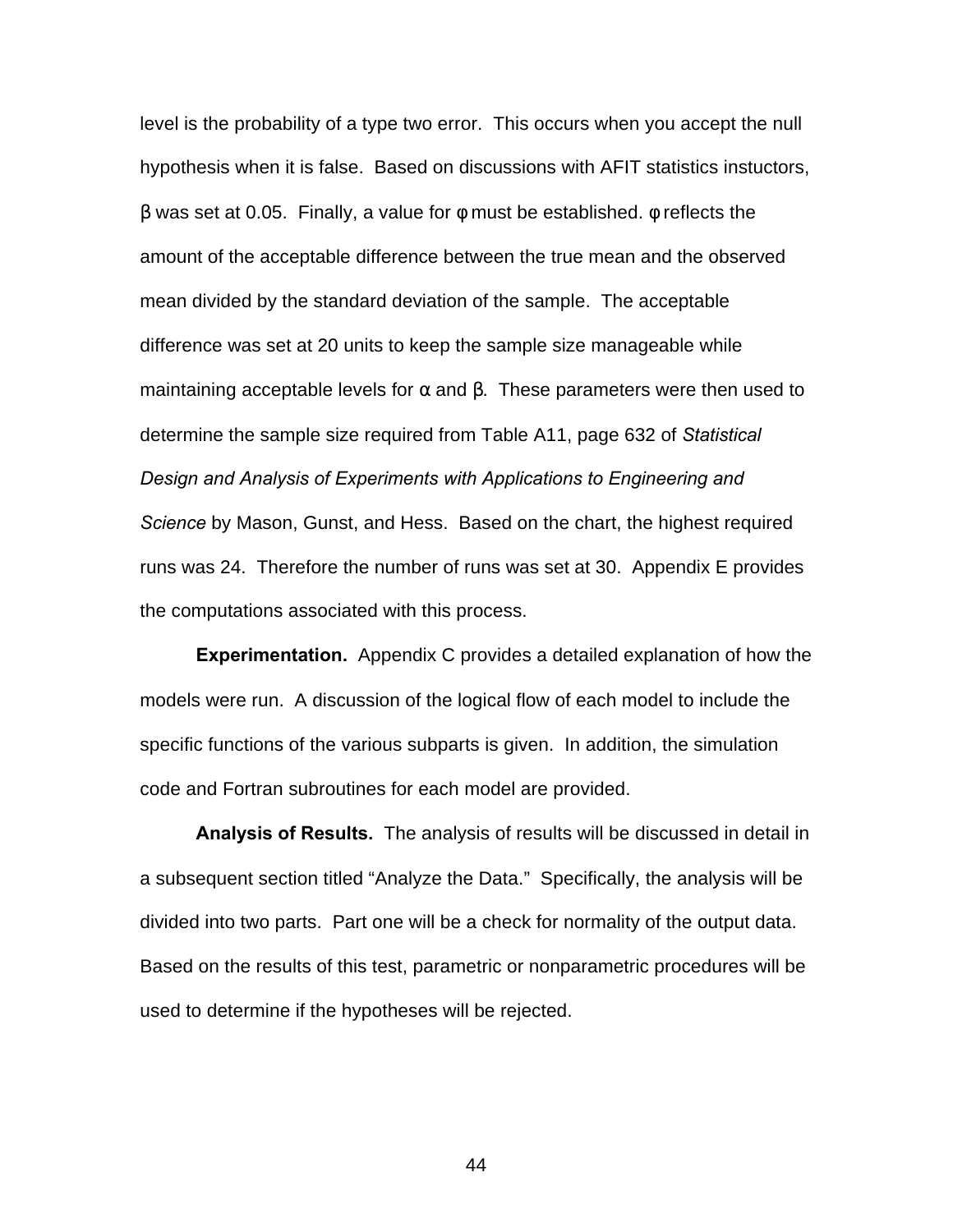level is the probability of a type two error. This occurs when you accept the null hypothesis when it is false. Based on discussions with AFIT statistics instuctors, $\beta$ was set at 0.05. Finally, a value for $\varphi$ must be established. $\varphi$ reflects the amount of the acceptable difference between the true mean and the observed mean divided by the standard deviation of the sample. The acceptable difference was set at 20 units to keep the sample size manageable while maintaining acceptable levels for $\alpha$ and $\beta$. These parameters were then used to determine the sample size required from Table A11, page 632 of *Statistical Design and Analysis of Experiments with Applications to Engineering and Science* by Mason, Gunst, and Hess. Based on the chart, the highest required runs was 24. Therefore the number of runs was set at 30. Appendix E provides the computations associated with this process.

**Experimentation.** Appendix C provides a detailed explanation of how the models were run. A discussion of the logical flow of each model to include the specific functions of the various subparts is given. In addition, the simulation code and Fortran subroutines for each model are provided.

**Analysis of Results.** The analysis of results will be discussed in detail in a subsequent section titled "Analyze the Data." Specifically, the analysis will be divided into two parts. Part one will be a check for normality of the output data. Based on the results of this test, parametric or nonparametric procedures will be used to determine if the hypotheses will be rejected.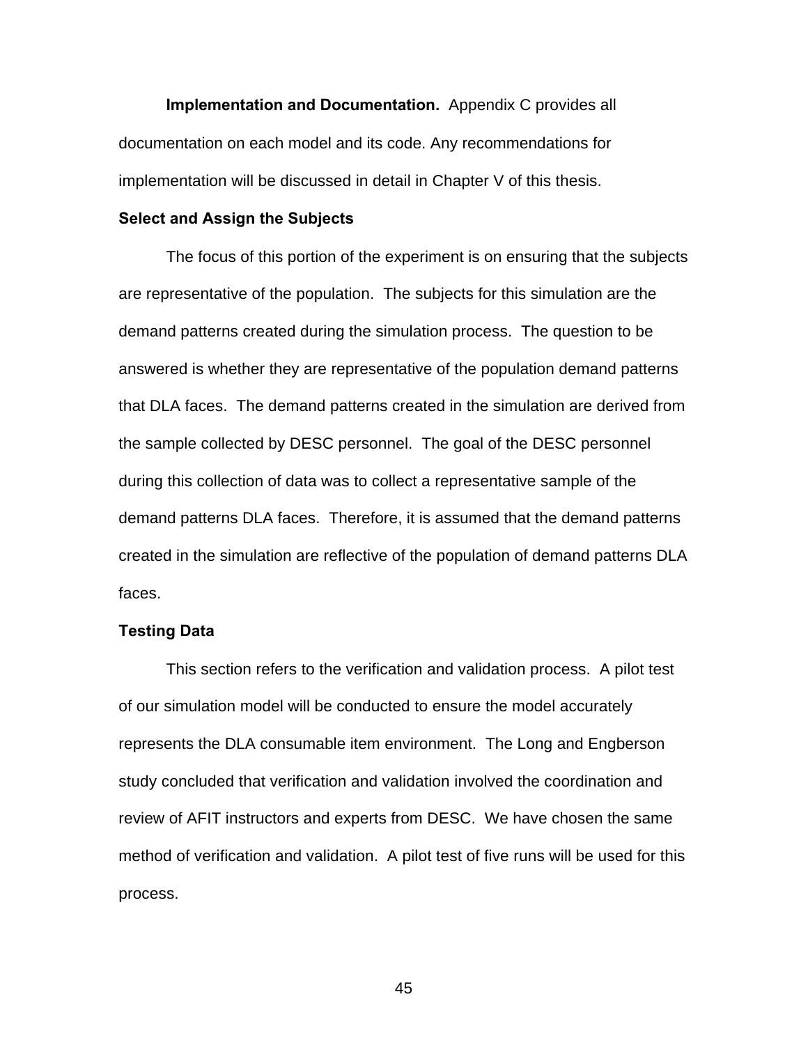**Implementation and Documentation.** Appendix C provides all documentation on each model and its code. Any recommendations for implementation will be discussed in detail in Chapter V of this thesis.

### Select and Assign the Subjects

The focus of this portion of the experiment is on ensuring that the subjects are representative of the population. The subjects for this simulation are the demand patterns created during the simulation process. The question to be answered is whether they are representative of the population demand patterns that DLA faces. The demand patterns created in the simulation are derived from the sample collected by DESC personnel. The goal of the DESC personnel during this collection of data was to collect a representative sample of the demand patterns DLA faces. Therefore, it is assumed that the demand patterns created in the simulation are reflective of the population of demand patterns DLA faces.

### Testing Data

This section refers to the verification and validation process. A pilot test of our simulation model will be conducted to ensure the model accurately represents the DLA consumable item environment. The Long and Engberson study concluded that verification and validation involved the coordination and review of AFIT instructors and experts from DESC. We have chosen the same method of verification and validation. A pilot test of five runs will be used for this process.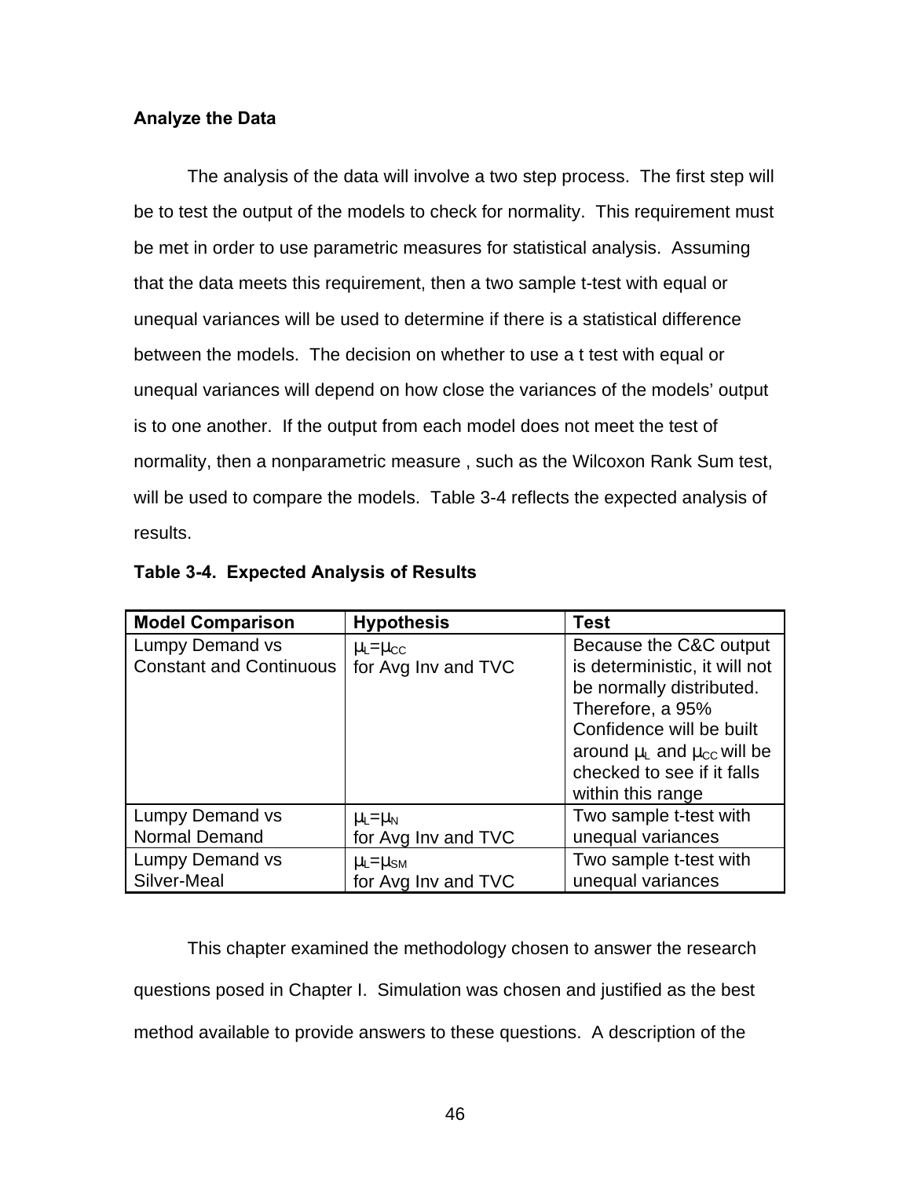### Analyze the Data

The analysis of the data will involve a two step process. The first step will be to test the output of the models to check for normality. This requirement must be met in order to use parametric measures for statistical analysis. Assuming that the data meets this requirement, then a two sample t-test with equal or unequal variances will be used to determine if there is a statistical difference between the models. The decision on whether to use a t test with equal or unequal variances will depend on how close the variances of the models' output is to one another. If the output from each model does not meet the test of normality, then a nonparametric measure , such as the Wilcoxon Rank Sum test, will be used to compare the models. Table 3-4 reflects the expected analysis of results.

**Table 3-4. Expected Analysis of Results**

| Model Comparison | Hypothesis | Test |
|---|---|---|
| Lumpy Demand vs Constant and Continuous | $\mu_L = \mu_{CC}$ for Avg Inv and TVC | Because the C&C output is deterministic, it will not be normally distributed. Therefore, a 95% Confidence will be built around $\mu_L$ and $\mu_{CC}$ will be checked to see if it falls within this range |
| Lumpy Demand vs Normal Demand | $\mu_L = \mu_N$ for Avg Inv and TVC | Two sample t-test with unequal variances |
| Lumpy Demand vs Silver-Meal | $\mu_L = \mu_{SM}$ for Avg Inv and TVC | Two sample t-test with unequal variances |

This chapter examined the methodology chosen to answer the research questions posed in Chapter I. Simulation was chosen and justified as the best method available to provide answers to these questions. A description of the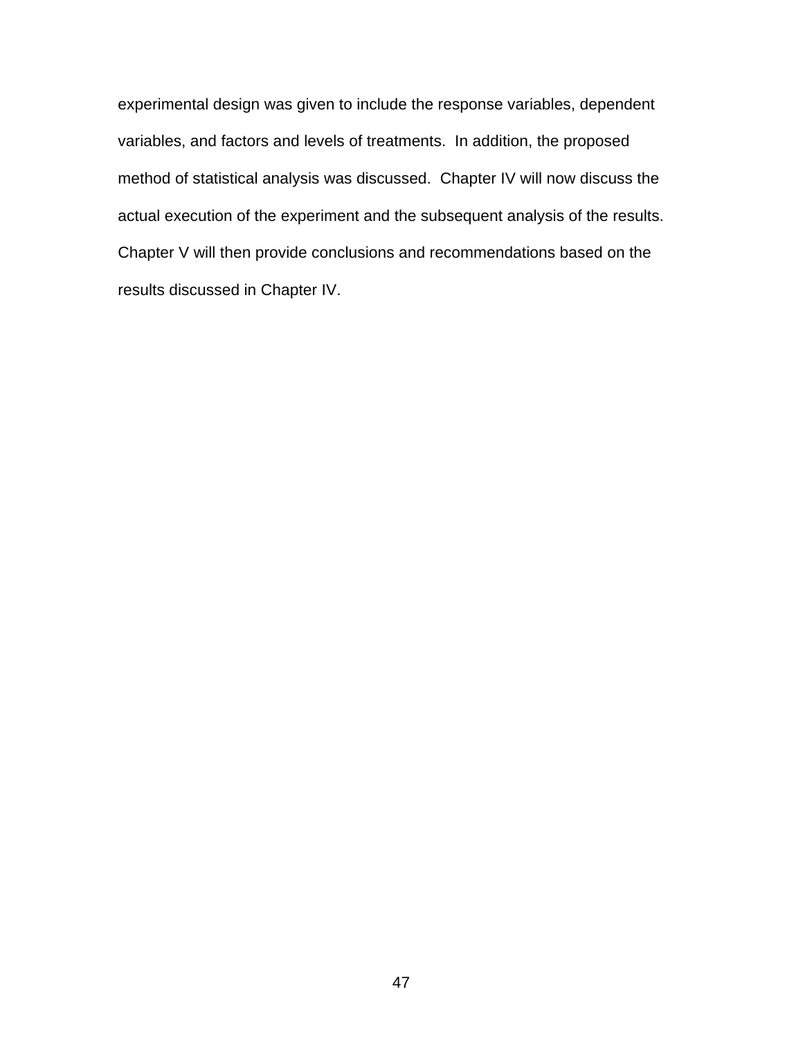experimental design was given to include the response variables, dependent variables, and factors and levels of treatments. In addition, the proposed method of statistical analysis was discussed. Chapter IV will now discuss the actual execution of the experiment and the subsequent analysis of the results. Chapter V will then provide conclusions and recommendations based on the results discussed in Chapter IV.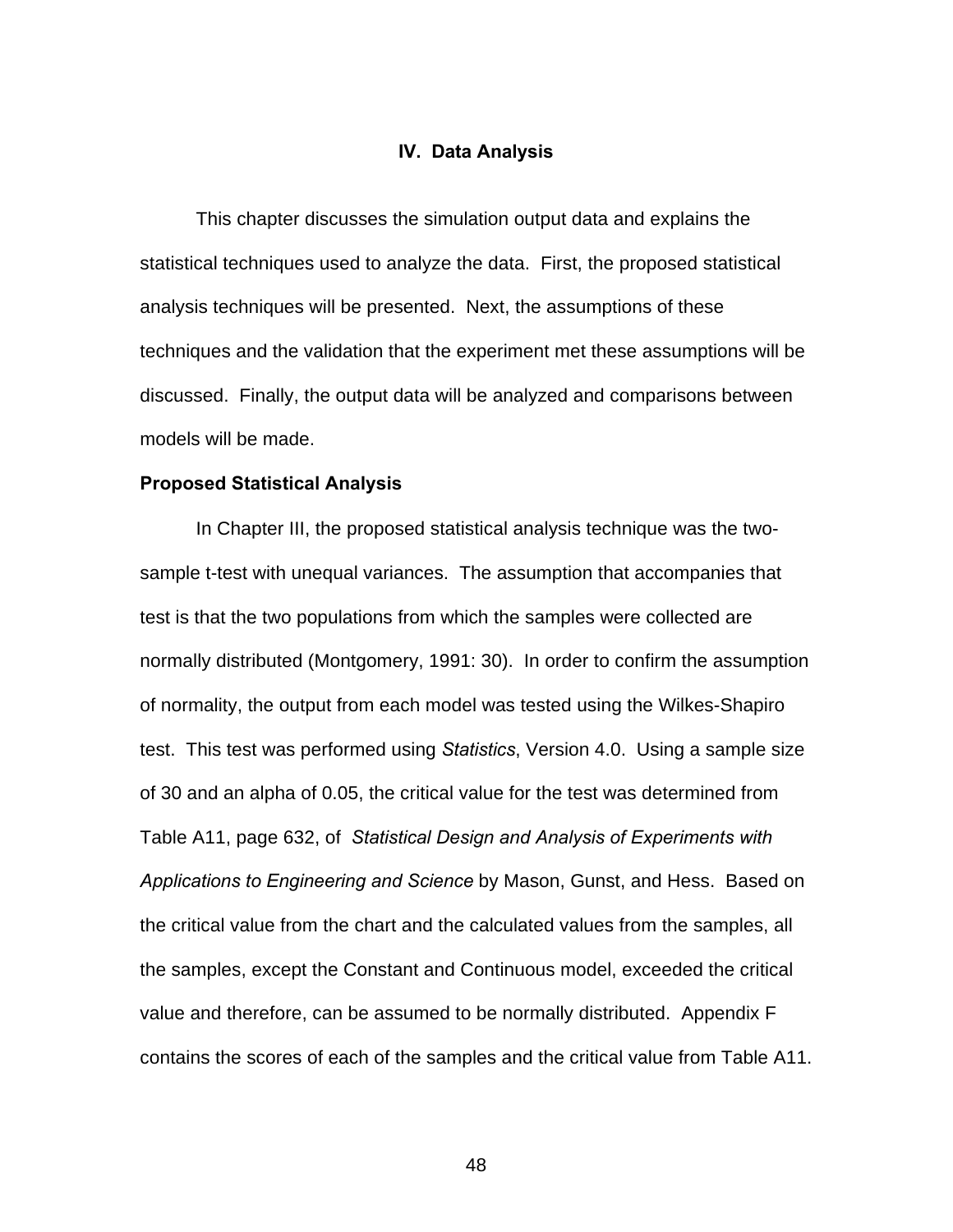# IV. Data Analysis

This chapter discusses the simulation output data and explains the statistical techniques used to analyze the data. First, the proposed statistical analysis techniques will be presented. Next, the assumptions of these techniques and the validation that the experiment met these assumptions will be discussed. Finally, the output data will be analyzed and comparisons between models will be made.

### Proposed Statistical Analysis

In Chapter III, the proposed statistical analysis technique was the two-sample t-test with unequal variances. The assumption that accompanies that test is that the two populations from which the samples were collected are normally distributed (Montgomery, 1991: 30). In order to confirm the assumption of normality, the output from each model was tested using the Wilkes-Shapiro test. This test was performed using *Statistics*, Version 4.0. Using a sample size of 30 and an alpha of 0.05, the critical value for the test was determined from Table A11, page 632, of *Statistical Design and Analysis of Experiments with Applications to Engineering and Science* by Mason, Gunst, and Hess. Based on the critical value from the chart and the calculated values from the samples, all the samples, except the Constant and Continuous model, exceeded the critical value and therefore, can be assumed to be normally distributed. Appendix F contains the scores of each of the samples and the critical value from Table A11.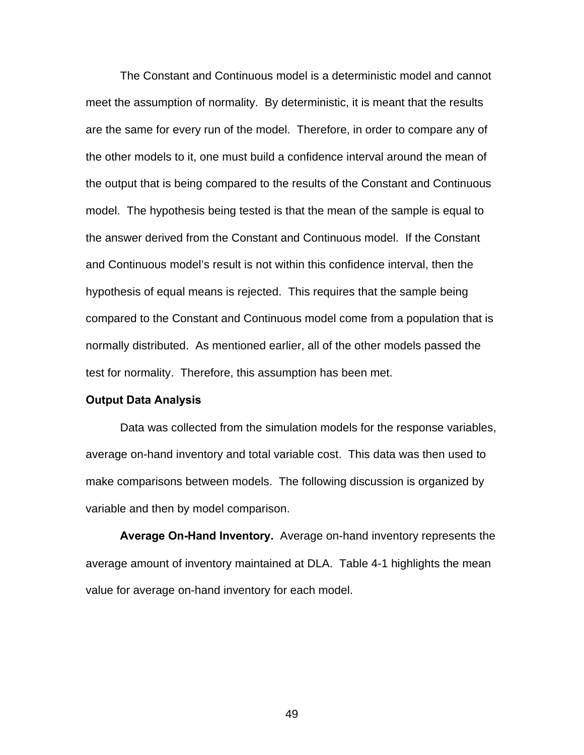The Constant and Continuous model is a deterministic model and cannot meet the assumption of normality. By deterministic, it is meant that the results are the same for every run of the model. Therefore, in order to compare any of the other models to it, one must build a confidence interval around the mean of the output that is being compared to the results of the Constant and Continuous model. The hypothesis being tested is that the mean of the sample is equal to the answer derived from the Constant and Continuous model. If the Constant and Continuous model's result is not within this confidence interval, then the hypothesis of equal means is rejected. This requires that the sample being compared to the Constant and Continuous model come from a population that is normally distributed. As mentioned earlier, all of the other models passed the test for normality. Therefore, this assumption has been met.

### Output Data Analysis

Data was collected from the simulation models for the response variables, average on-hand inventory and total variable cost. This data was then used to make comparisons between models. The following discussion is organized by variable and then by model comparison.

**Average On-Hand Inventory.** Average on-hand inventory represents the average amount of inventory maintained at DLA. Table 4-1 highlights the mean value for average on-hand inventory for each model.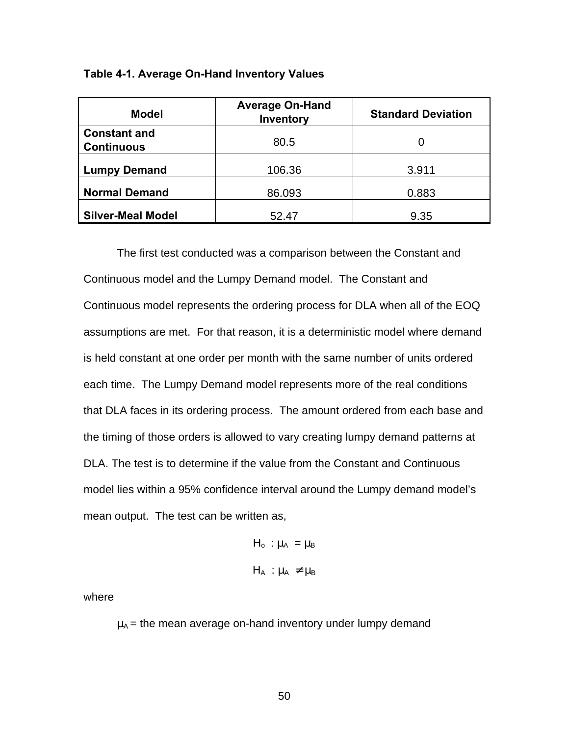**Table 4-1. Average On-Hand Inventory Values**

| Model | Average On-Hand Inventory | Standard Deviation |
| --- | --- | --- |
| **Constant and Continuous** | 80.5 | 0 |
| **Lumpy Demand** | 106.36 | 3.911 |
| **Normal Demand** | 86.093 | 0.883 |
| **Silver-Meal Model** | 52.47 | 9.35 |

The first test conducted was a comparison between the Constant and Continuous model and the Lumpy Demand model. The Constant and Continuous model represents the ordering process for DLA when all of the EOQ assumptions are met. For that reason, it is a deterministic model where demand is held constant at one order per month with the same number of units ordered each time. The Lumpy Demand model represents more of the real conditions that DLA faces in its ordering process. The amount ordered from each base and the timing of those orders is allowed to vary creating lumpy demand patterns at DLA. The test is to determine if the value from the Constant and Continuous model lies within a 95% confidence interval around the Lumpy demand model's mean output. The test can be written as,

$$H_o : \mu_A = \mu_B$$

$$H_A : \mu_A \neq \mu_B$$

where

$\mu_A$ = the mean average on-hand inventory under lumpy demand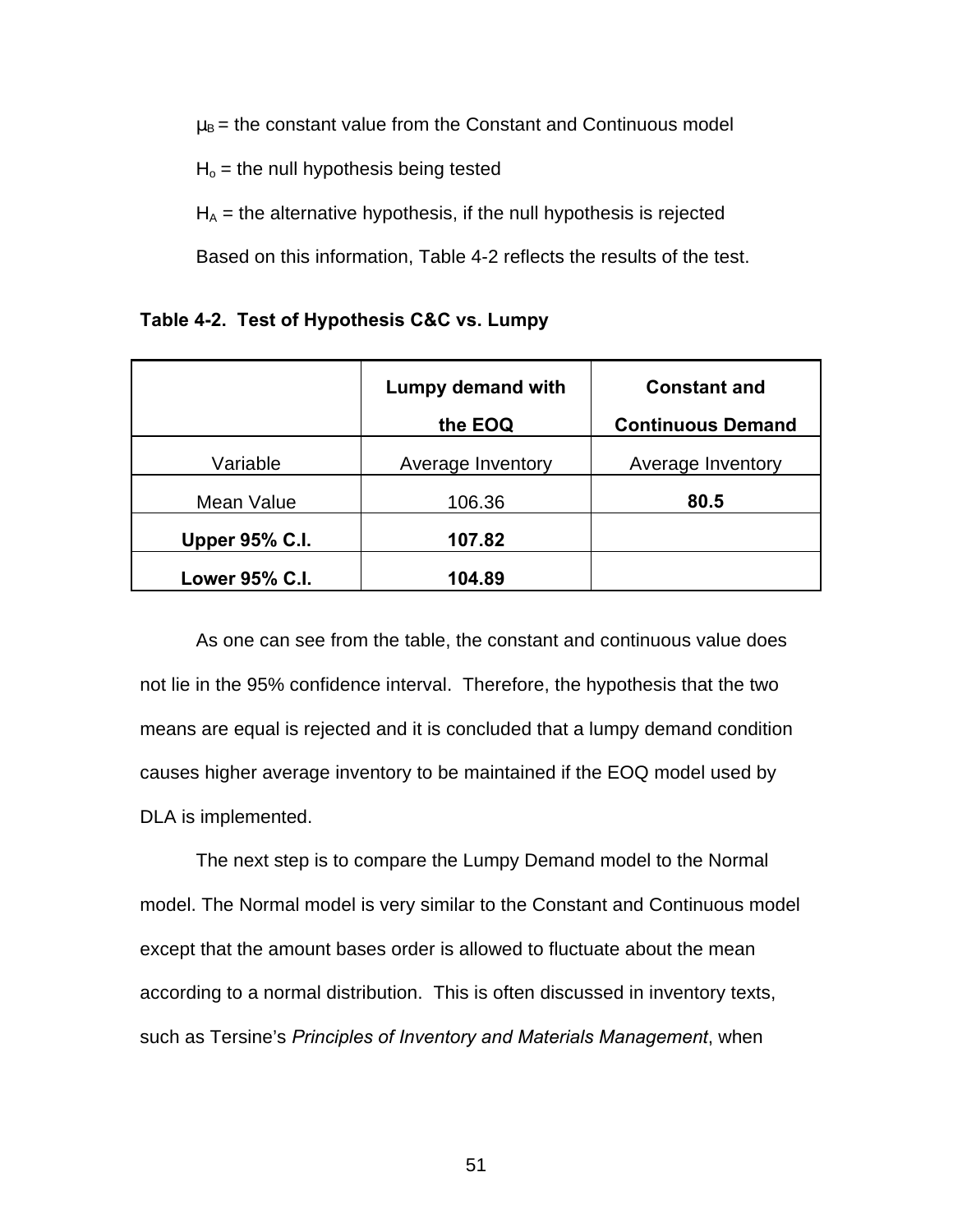$\mu_B$ = the constant value from the Constant and Continuous model

$H_o$ = the null hypothesis being tested

$H_A$ = the alternative hypothesis, if the null hypothesis is rejected

Based on this information, Table 4-2 reflects the results of the test.

**Table 4-2. Test of Hypothesis C&C vs. Lumpy**

| | **Lumpy demand with the EOQ** | **Constant and Continuous Demand** |
|---|---|---|
| Variable | Average Inventory | Average Inventory |
| Mean Value | 106.36 | **80.5** |
| **Upper 95% C.I.** | **107.82** | |
| **Lower 95% C.I.** | **104.89** | |

As one can see from the table, the constant and continuous value does not lie in the 95% confidence interval. Therefore, the hypothesis that the two means are equal is rejected and it is concluded that a lumpy demand condition causes higher average inventory to be maintained if the EOQ model used by DLA is implemented.

The next step is to compare the Lumpy Demand model to the Normal model. The Normal model is very similar to the Constant and Continuous model except that the amount bases order is allowed to fluctuate about the mean according to a normal distribution. This is often discussed in inventory texts, such as Tersine's *Principles of Inventory and Materials Management*, when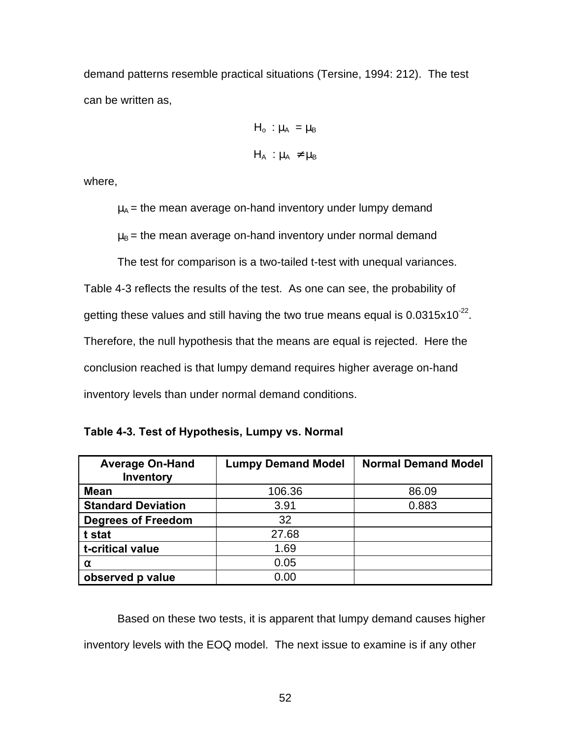demand patterns resemble practical situations (Tersine, 1994: 212). The test can be written as,

$$H_o : \mu_A = \mu_B$$

$$H_A : \mu_A \neq \mu_B$$

where,

$\mu_A$ = the mean average on-hand inventory under lumpy demand

$\mu_B$ = the mean average on-hand inventory under normal demand

The test for comparison is a two-tailed t-test with unequal variances. Table 4-3 reflects the results of the test. As one can see, the probability of getting these values and still having the two true means equal is $0.0315 \times 10^{-22}$. Therefore, the null hypothesis that the means are equal is rejected. Here the conclusion reached is that lumpy demand requires higher average on-hand inventory levels than under normal demand conditions.

**Table 4-3. Test of Hypothesis, Lumpy vs. Normal**

| Average On-Hand Inventory | Lumpy Demand Model | Normal Demand Model |
|---|---|---|
| **Mean** | 106.36 | 86.09 |
| **Standard Deviation** | 3.91 | 0.883 |
| **Degrees of Freedom** | 32 | |
| **t stat** | 27.68 | |
| **t-critical value** | 1.69 | |
| **$\alpha$** | 0.05 | |
| **observed p value** | 0.00 | |

Based on these two tests, it is apparent that lumpy demand causes higher inventory levels with the EOQ model. The next issue to examine is if any other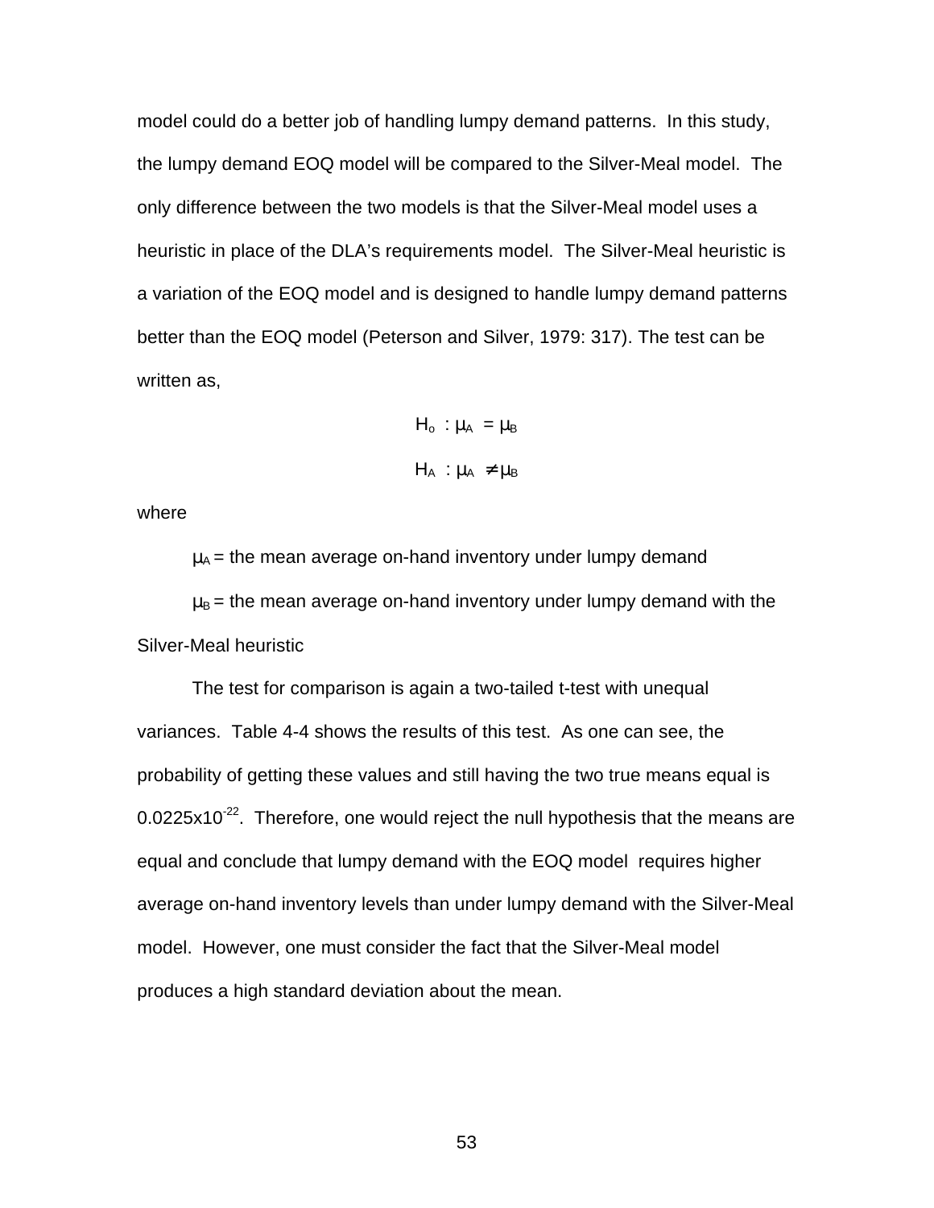model could do a better job of handling lumpy demand patterns. In this study, the lumpy demand EOQ model will be compared to the Silver-Meal model. The only difference between the two models is that the Silver-Meal model uses a heuristic in place of the DLA's requirements model. The Silver-Meal heuristic is a variation of the EOQ model and is designed to handle lumpy demand patterns better than the EOQ model (Peterson and Silver, 1979: 317). The test can be written as,

$$H_o : \mu_A = \mu_B$$

$$H_A : \mu_A \neq \mu_B$$

where

$\mu_A$ = the mean average on-hand inventory under lumpy demand

$\mu_B$ = the mean average on-hand inventory under lumpy demand with the Silver-Meal heuristic

The test for comparison is again a two-tailed t-test with unequal variances. Table 4-4 shows the results of this test. As one can see, the probability of getting these values and still having the two true means equal is $0.0225 \times 10^{-22}$. Therefore, one would reject the null hypothesis that the means are equal and conclude that lumpy demand with the EOQ model requires higher average on-hand inventory levels than under lumpy demand with the Silver-Meal model. However, one must consider the fact that the Silver-Meal model produces a high standard deviation about the mean.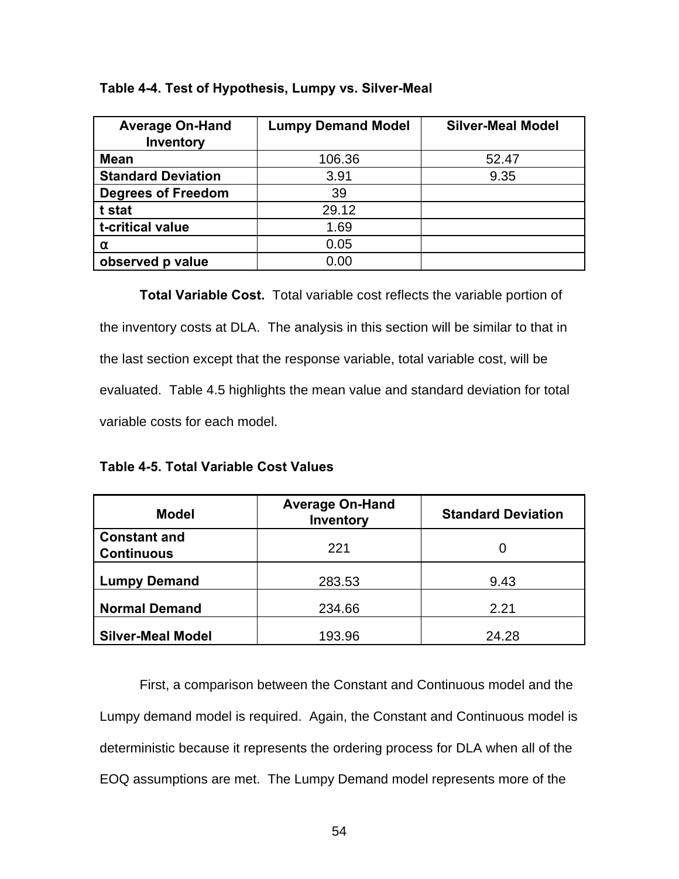**Table 4-4. Test of Hypothesis, Lumpy vs. Silver-Meal**

| Average On-Hand Inventory | Lumpy Demand Model | Silver-Meal Model |
|---|---|---|
| **Mean** | 106.36 | 52.47 |
| **Standard Deviation** | 3.91 | 9.35 |
| **Degrees of Freedom** | 39 | |
| **t stat** | 29.12 | |
| **t-critical value** | 1.69 | |
| **α** | 0.05 | |
| **observed p value** | 0.00 | |

**Total Variable Cost.** Total variable cost reflects the variable portion of the inventory costs at DLA. The analysis in this section will be similar to that in the last section except that the response variable, total variable cost, will be evaluated. Table 4.5 highlights the mean value and standard deviation for total variable costs for each model.

**Table 4-5. Total Variable Cost Values**

| Model | Average On-Hand Inventory | Standard Deviation |
|---|---|---|
| **Constant and Continuous** | 221 | 0 |
| **Lumpy Demand** | 283.53 | 9.43 |
| **Normal Demand** | 234.66 | 2.21 |
| **Silver-Meal Model** | 193.96 | 24.28 |

First, a comparison between the Constant and Continuous model and the Lumpy demand model is required. Again, the Constant and Continuous model is deterministic because it represents the ordering process for DLA when all of the EOQ assumptions are met. The Lumpy Demand model represents more of the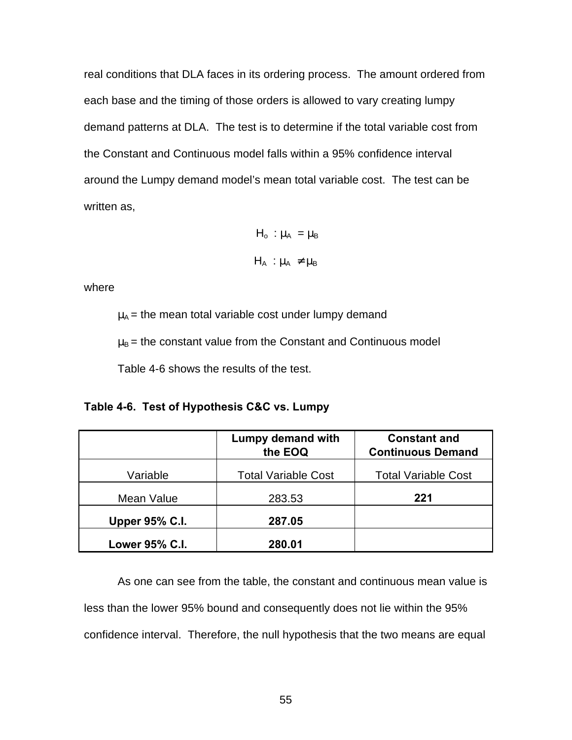real conditions that DLA faces in its ordering process. The amount ordered from each base and the timing of those orders is allowed to vary creating lumpy demand patterns at DLA. The test is to determine if the total variable cost from the Constant and Continuous model falls within a 95% confidence interval around the Lumpy demand model's mean total variable cost. The test can be written as,

$$H_o : \mu_A = \mu_B$$

$$H_A : \mu_A \neq \mu_B$$

where

$\mu_A$ = the mean total variable cost under lumpy demand

$\mu_B$ = the constant value from the Constant and Continuous model

Table 4-6 shows the results of the test.

**Table 4-6. Test of Hypothesis C&C vs. Lumpy**

| | **Lumpy demand with the EOQ** | **Constant and Continuous Demand** |
|---|---|---|
| Variable | Total Variable Cost | Total Variable Cost |
| Mean Value | 283.53 | **221** |
| **Upper 95% C.I.** | **287.05** | |
| **Lower 95% C.I.** | **280.01** | |

As one can see from the table, the constant and continuous mean value is less than the lower 95% bound and consequently does not lie within the 95% confidence interval. Therefore, the null hypothesis that the two means are equal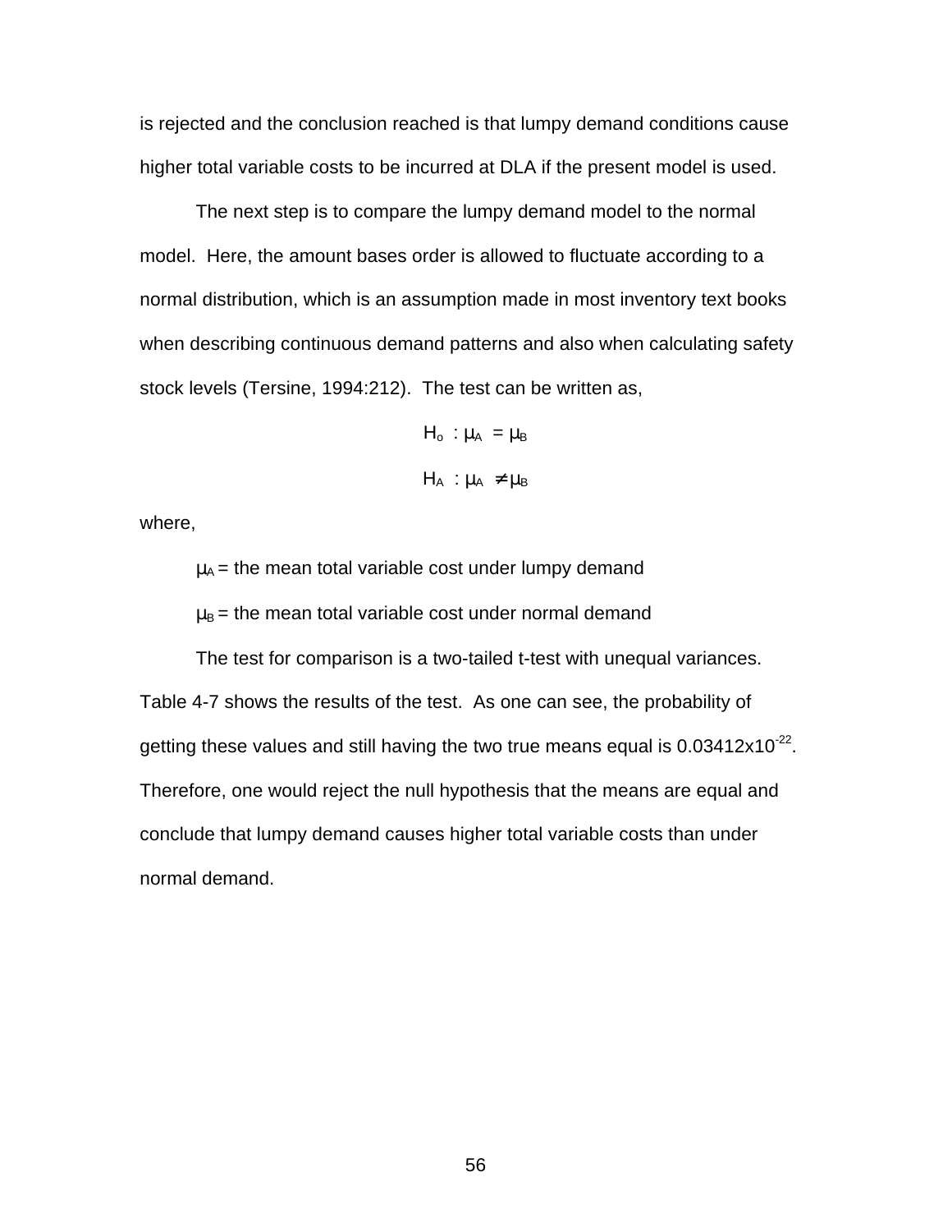is rejected and the conclusion reached is that lumpy demand conditions cause higher total variable costs to be incurred at DLA if the present model is used.

The next step is to compare the lumpy demand model to the normal model. Here, the amount bases order is allowed to fluctuate according to a normal distribution, which is an assumption made in most inventory text books when describing continuous demand patterns and also when calculating safety stock levels (Tersine, 1994:212). The test can be written as,

$$H_o : \mu_A = \mu_B$$

$$H_A : \mu_A \neq \mu_B$$

where,

$\mu_A$ = the mean total variable cost under lumpy demand

$\mu_B$ = the mean total variable cost under normal demand

The test for comparison is a two-tailed t-test with unequal variances. Table 4-7 shows the results of the test. As one can see, the probability of getting these values and still having the two true means equal is $0.03412 \times 10^{-22}$. Therefore, one would reject the null hypothesis that the means are equal and conclude that lumpy demand causes higher total variable costs than under normal demand.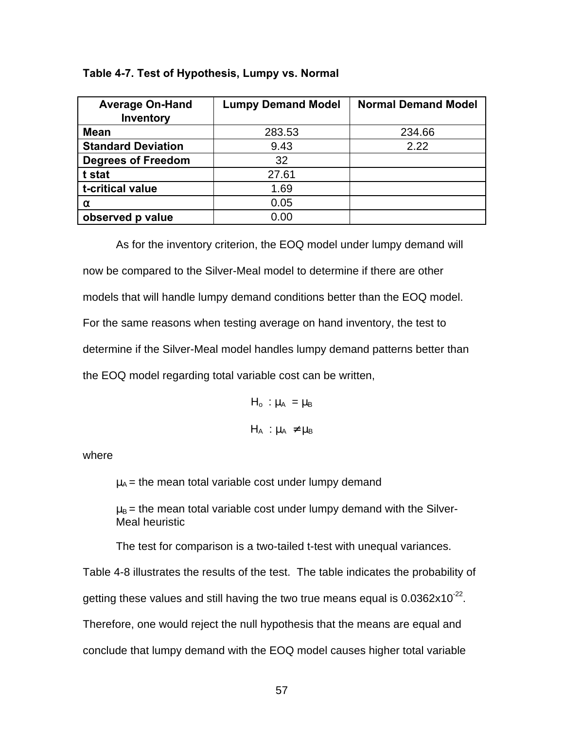**Table 4-7. Test of Hypothesis, Lumpy vs. Normal**

| Average On-Hand Inventory | Lumpy Demand Model | Normal Demand Model |
|---|---|---|
| **Mean** | 283.53 | 234.66 |
| **Standard Deviation** | 9.43 | 2.22 |
| **Degrees of Freedom** | 32 | |
| **t stat** | 27.61 | |
| **t-critical value** | 1.69 | |
| **α** | 0.05 | |
| **observed p value** | 0.00 | |

As for the inventory criterion, the EOQ model under lumpy demand will now be compared to the Silver-Meal model to determine if there are other models that will handle lumpy demand conditions better than the EOQ model. For the same reasons when testing average on hand inventory, the test to determine if the Silver-Meal model handles lumpy demand patterns better than the EOQ model regarding total variable cost can be written,

$$H_o : \mu_A = \mu_B$$

$$H_A : \mu_A \neq \mu_B$$

where

$\mu_A$ = the mean total variable cost under lumpy demand

$\mu_B$ = the mean total variable cost under lumpy demand with the Silver-Meal heuristic

The test for comparison is a two-tailed t-test with unequal variances. Table 4-8 illustrates the results of the test. The table indicates the probability of getting these values and still having the two true means equal is $0.0362 \times 10^{-22}$. Therefore, one would reject the null hypothesis that the means are equal and conclude that lumpy demand with the EOQ model causes higher total variable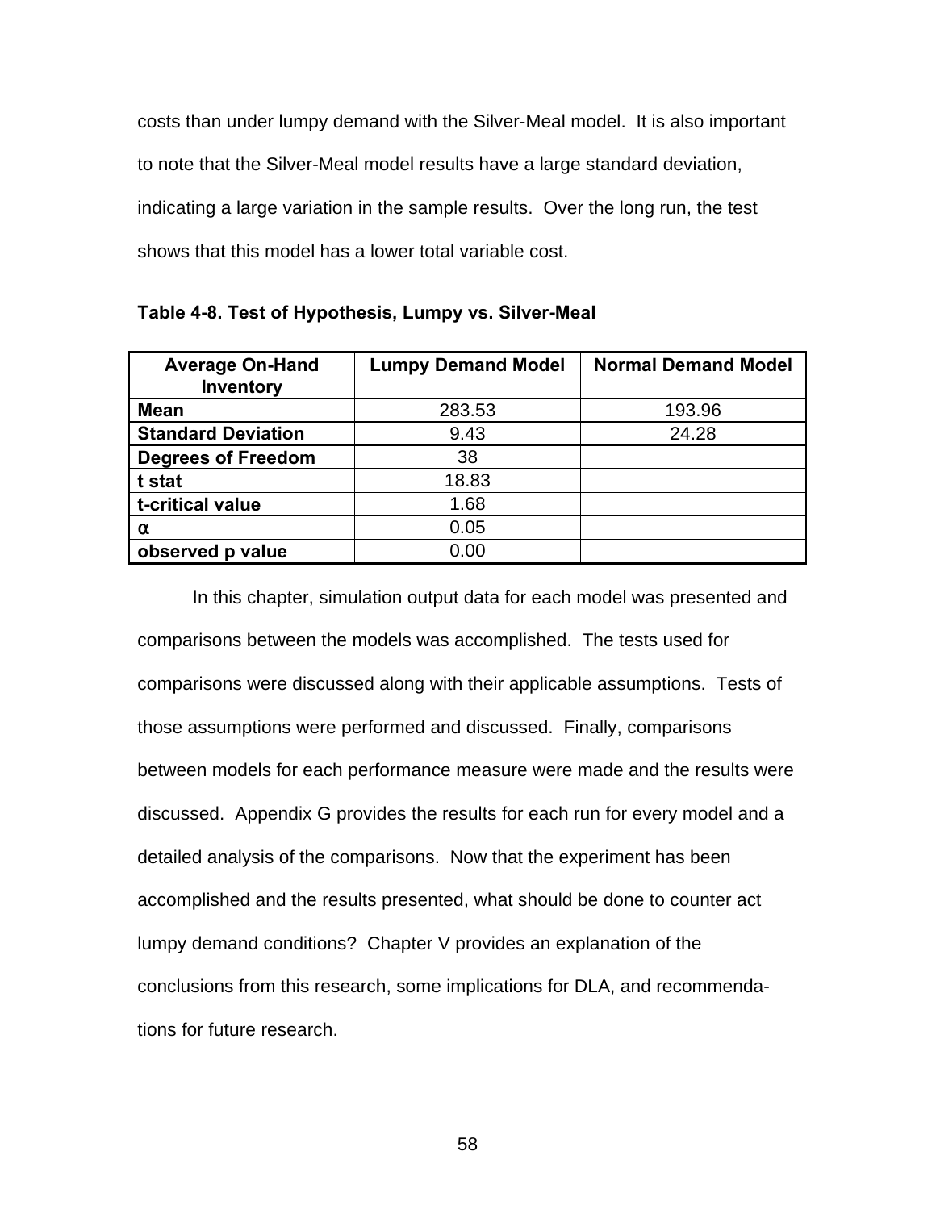costs than under lumpy demand with the Silver-Meal model. It is also important to note that the Silver-Meal model results have a large standard deviation, indicating a large variation in the sample results. Over the long run, the test shows that this model has a lower total variable cost.

**Table 4-8. Test of Hypothesis, Lumpy vs. Silver-Meal**

| Average On-Hand Inventory | Lumpy Demand Model | Normal Demand Model |
|---|---|---|
| **Mean** | 283.53 | 193.96 |
| **Standard Deviation** | 9.43 | 24.28 |
| **Degrees of Freedom** | 38 | |
| **t stat** | 18.83 | |
| **t-critical value** | 1.68 | |
| **α** | 0.05 | |
| **observed p value** | 0.00 | |

In this chapter, simulation output data for each model was presented and comparisons between the models was accomplished. The tests used for comparisons were discussed along with their applicable assumptions. Tests of those assumptions were performed and discussed. Finally, comparisons between models for each performance measure were made and the results were discussed. Appendix G provides the results for each run for every model and a detailed analysis of the comparisons. Now that the experiment has been accomplished and the results presented, what should be done to counter act lumpy demand conditions? Chapter V provides an explanation of the conclusions from this research, some implications for DLA, and recommendations for future research.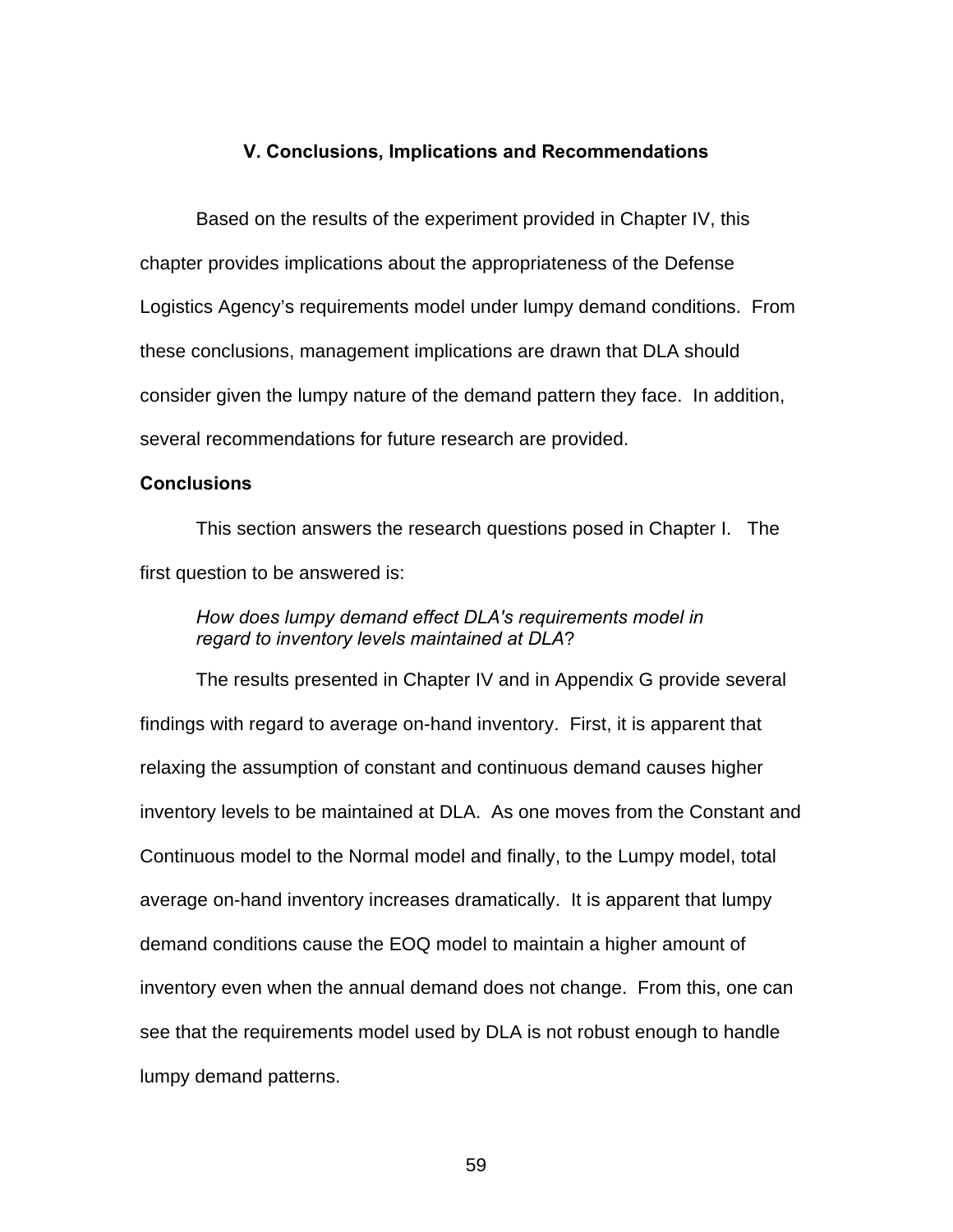## V. Conclusions, Implications and Recommendations

Based on the results of the experiment provided in Chapter IV, this chapter provides implications about the appropriateness of the Defense Logistics Agency's requirements model under lumpy demand conditions. From these conclusions, management implications are drawn that DLA should consider given the lumpy nature of the demand pattern they face. In addition, several recommendations for future research are provided.

### Conclusions

This section answers the research questions posed in Chapter I. The first question to be answered is:

> *How does lumpy demand effect DLA's requirements model in regard to inventory levels maintained at DLA*?

The results presented in Chapter IV and in Appendix G provide several findings with regard to average on-hand inventory. First, it is apparent that relaxing the assumption of constant and continuous demand causes higher inventory levels to be maintained at DLA. As one moves from the Constant and Continuous model to the Normal model and finally, to the Lumpy model, total average on-hand inventory increases dramatically. It is apparent that lumpy demand conditions cause the EOQ model to maintain a higher amount of inventory even when the annual demand does not change. From this, one can see that the requirements model used by DLA is not robust enough to handle lumpy demand patterns.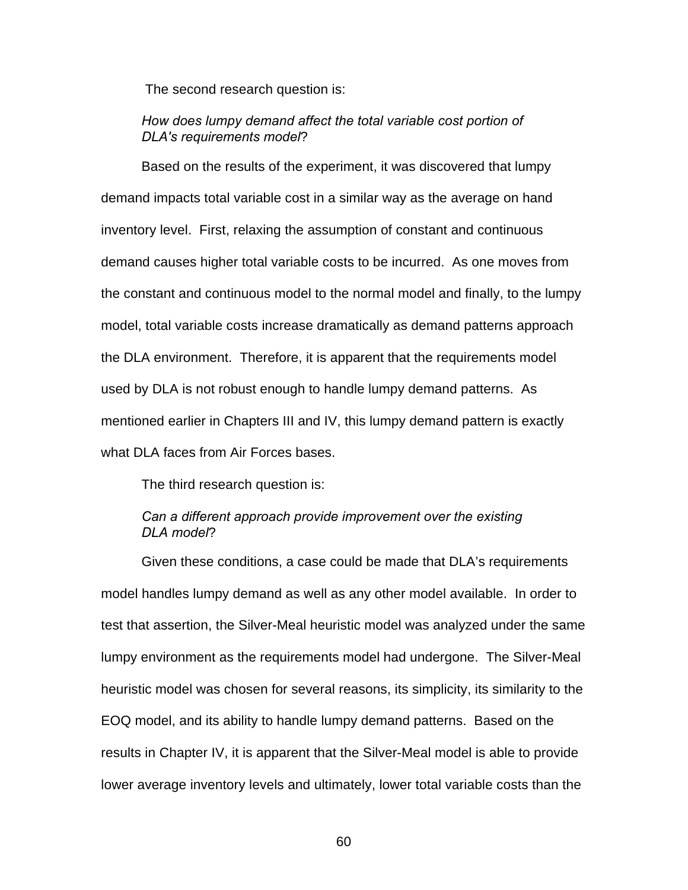The second research question is:

*How does lumpy demand affect the total variable cost portion of DLA's requirements model*?

Based on the results of the experiment, it was discovered that lumpy demand impacts total variable cost in a similar way as the average on hand inventory level. First, relaxing the assumption of constant and continuous demand causes higher total variable costs to be incurred. As one moves from the constant and continuous model to the normal model and finally, to the lumpy model, total variable costs increase dramatically as demand patterns approach the DLA environment. Therefore, it is apparent that the requirements model used by DLA is not robust enough to handle lumpy demand patterns. As mentioned earlier in Chapters III and IV, this lumpy demand pattern is exactly what DLA faces from Air Forces bases.

The third research question is:

*Can a different approach provide improvement over the existing DLA model*?

Given these conditions, a case could be made that DLA's requirements model handles lumpy demand as well as any other model available. In order to test that assertion, the Silver-Meal heuristic model was analyzed under the same lumpy environment as the requirements model had undergone. The Silver-Meal heuristic model was chosen for several reasons, its simplicity, its similarity to the EOQ model, and its ability to handle lumpy demand patterns. Based on the results in Chapter IV, it is apparent that the Silver-Meal model is able to provide lower average inventory levels and ultimately, lower total variable costs than the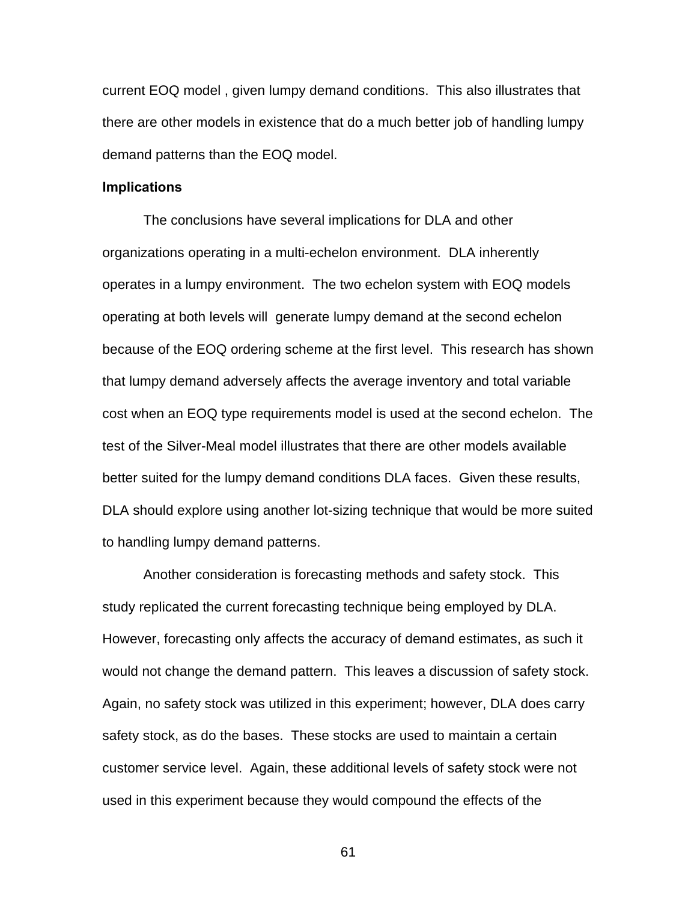current EOQ model , given lumpy demand conditions. This also illustrates that there are other models in existence that do a much better job of handling lumpy demand patterns than the EOQ model.

**Implications**

The conclusions have several implications for DLA and other organizations operating in a multi-echelon environment. DLA inherently operates in a lumpy environment. The two echelon system with EOQ models operating at both levels will generate lumpy demand at the second echelon because of the EOQ ordering scheme at the first level. This research has shown that lumpy demand adversely affects the average inventory and total variable cost when an EOQ type requirements model is used at the second echelon. The test of the Silver-Meal model illustrates that there are other models available better suited for the lumpy demand conditions DLA faces. Given these results, DLA should explore using another lot-sizing technique that would be more suited to handling lumpy demand patterns.

Another consideration is forecasting methods and safety stock. This study replicated the current forecasting technique being employed by DLA. However, forecasting only affects the accuracy of demand estimates, as such it would not change the demand pattern. This leaves a discussion of safety stock. Again, no safety stock was utilized in this experiment; however, DLA does carry safety stock, as do the bases. These stocks are used to maintain a certain customer service level. Again, these additional levels of safety stock were not used in this experiment because they would compound the effects of the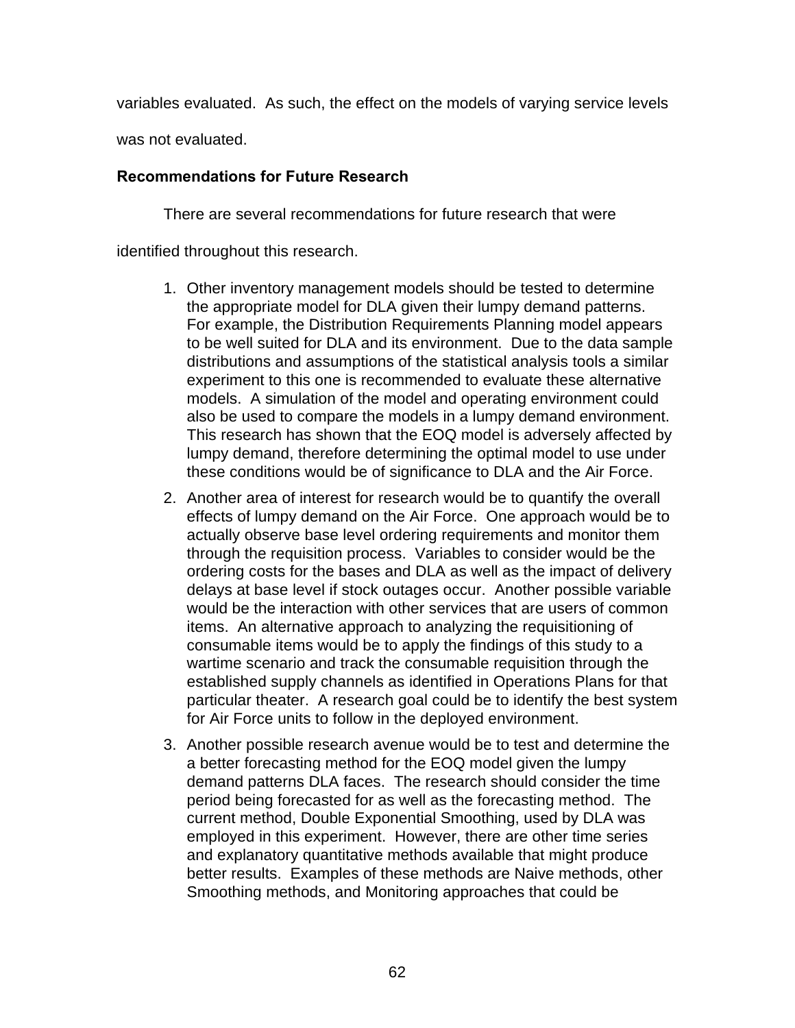variables evaluated. As such, the effect on the models of varying service levels was not evaluated.

### Recommendations for Future Research

There are several recommendations for future research that were identified throughout this research.

1. Other inventory management models should be tested to determine the appropriate model for DLA given their lumpy demand patterns. For example, the Distribution Requirements Planning model appears to be well suited for DLA and its environment. Due to the data sample distributions and assumptions of the statistical analysis tools a similar experiment to this one is recommended to evaluate these alternative models. A simulation of the model and operating environment could also be used to compare the models in a lumpy demand environment. This research has shown that the EOQ model is adversely affected by lumpy demand, therefore determining the optimal model to use under these conditions would be of significance to DLA and the Air Force.
2. Another area of interest for research would be to quantify the overall effects of lumpy demand on the Air Force. One approach would be to actually observe base level ordering requirements and monitor them through the requisition process. Variables to consider would be the ordering costs for the bases and DLA as well as the impact of delivery delays at base level if stock outages occur. Another possible variable would be the interaction with other services that are users of common items. An alternative approach to analyzing the requisitioning of consumable items would be to apply the findings of this study to a wartime scenario and track the consumable requisition through the established supply channels as identified in Operations Plans for that particular theater. A research goal could be to identify the best system for Air Force units to follow in the deployed environment.
3. Another possible research avenue would be to test and determine the a better forecasting method for the EOQ model given the lumpy demand patterns DLA faces. The research should consider the time period being forecasted for as well as the forecasting method. The current method, Double Exponential Smoothing, used by DLA was employed in this experiment. However, there are other time series and explanatory quantitative methods available that might produce better results. Examples of these methods are Naive methods, other Smoothing methods, and Monitoring approaches that could be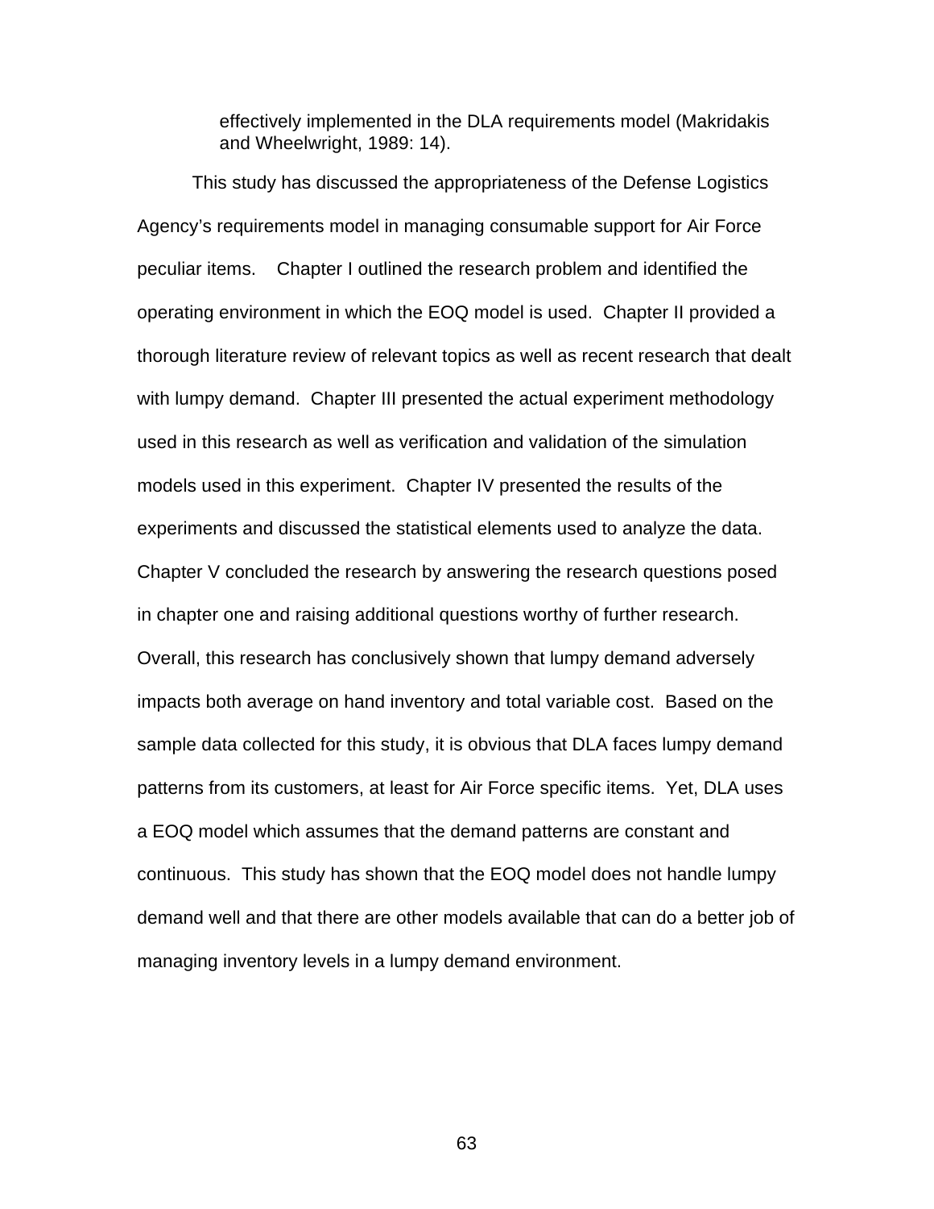effectively implemented in the DLA requirements model (Makridakis and Wheelwright, 1989: 14).

This study has discussed the appropriateness of the Defense Logistics Agency's requirements model in managing consumable support for Air Force peculiar items. Chapter I outlined the research problem and identified the operating environment in which the EOQ model is used. Chapter II provided a thorough literature review of relevant topics as well as recent research that dealt with lumpy demand. Chapter III presented the actual experiment methodology used in this research as well as verification and validation of the simulation models used in this experiment. Chapter IV presented the results of the experiments and discussed the statistical elements used to analyze the data. Chapter V concluded the research by answering the research questions posed in chapter one and raising additional questions worthy of further research. Overall, this research has conclusively shown that lumpy demand adversely impacts both average on hand inventory and total variable cost. Based on the sample data collected for this study, it is obvious that DLA faces lumpy demand patterns from its customers, at least for Air Force specific items. Yet, DLA uses a EOQ model which assumes that the demand patterns are constant and continuous. This study has shown that the EOQ model does not handle lumpy demand well and that there are other models available that can do a better job of managing inventory levels in a lumpy demand environment.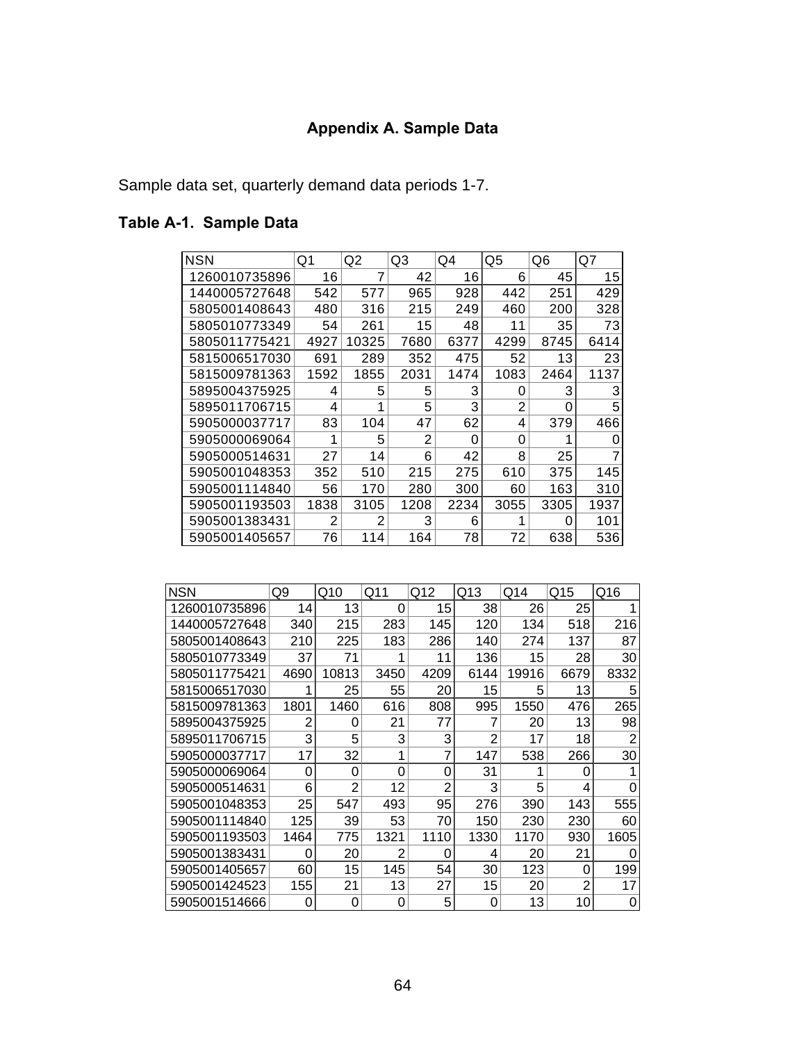## Appendix A. Sample Data

Sample data set, quarterly demand data periods 1-7.

### Table A-1. Sample Data

| NSN | Q1 | Q2 | Q3 | Q4 | Q5 | Q6 | Q7 |
|---|---|---|---|---|---|---|---|
| 1260010735896 | 16 | 7 | 42 | 16 | 6 | 45 | 15 |
| 1440005727648 | 542 | 577 | 965 | 928 | 442 | 251 | 429 |
| 5805001408643 | 480 | 316 | 215 | 249 | 460 | 200 | 328 |
| 5805010773349 | 54 | 261 | 15 | 48 | 11 | 35 | 73 |
| 5805011775421 | 4927 | 10325 | 7680 | 6377 | 4299 | 8745 | 6414 |
| 5815006517030 | 691 | 289 | 352 | 475 | 52 | 13 | 23 |
| 5815009781363 | 1592 | 1855 | 2031 | 1474 | 1083 | 2464 | 1137 |
| 5895004375925 | 4 | 5 | 5 | 3 | 0 | 3 | 3 |
| 5895011706715 | 4 | 1 | 5 | 3 | 2 | 0 | 5 |
| 5905000037717 | 83 | 104 | 47 | 62 | 4 | 379 | 466 |
| 5905000069064 | 1 | 5 | 2 | 0 | 0 | 1 | 0 |
| 5905000514631 | 27 | 14 | 6 | 42 | 8 | 25 | 7 |
| 5905001048353 | 352 | 510 | 215 | 275 | 610 | 375 | 145 |
| 5905001114840 | 56 | 170 | 280 | 300 | 60 | 163 | 310 |
| 5905001193503 | 1838 | 3105 | 1208 | 2234 | 3055 | 3305 | 1937 |
| 5905001383431 | 2 | 2 | 3 | 6 | 1 | 0 | 101 |
| 5905001405657 | 76 | 114 | 164 | 78 | 72 | 638 | 536 |

| NSN | Q9 | Q10 | Q11 | Q12 | Q13 | Q14 | Q15 | Q16 |
|---|---|---|---|---|---|---|---|---|
| 1260010735896 | 14 | 13 | 0 | 15 | 38 | 26 | 25 | 1 |
| 1440005727648 | 340 | 215 | 283 | 145 | 120 | 134 | 518 | 216 |
| 5805001408643 | 210 | 225 | 183 | 286 | 140 | 274 | 137 | 87 |
| 5805010773349 | 37 | 71 | 1 | 11 | 136 | 15 | 28 | 30 |
| 5805011775421 | 4690 | 10813 | 3450 | 4209 | 6144 | 19916 | 6679 | 8332 |
| 5815006517030 | 1 | 25 | 55 | 20 | 15 | 5 | 13 | 5 |
| 5815009781363 | 1801 | 1460 | 616 | 808 | 995 | 1550 | 476 | 265 |
| 5895004375925 | 2 | 0 | 21 | 77 | 7 | 20 | 13 | 98 |
| 5895011706715 | 3 | 5 | 3 | 3 | 2 | 17 | 18 | 2 |
| 5905000037717 | 17 | 32 | 1 | 7 | 147 | 538 | 266 | 30 |
| 5905000069064 | 0 | 0 | 0 | 0 | 31 | 1 | 0 | 1 |
| 5905000514631 | 6 | 2 | 12 | 2 | 3 | 5 | 4 | 0 |
| 5905001048353 | 25 | 547 | 493 | 95 | 276 | 390 | 143 | 555 |
| 5905001114840 | 125 | 39 | 53 | 70 | 150 | 230 | 230 | 60 |
| 5905001193503 | 1464 | 775 | 1321 | 1110 | 1330 | 1170 | 930 | 1605 |
| 5905001383431 | 0 | 20 | 2 | 0 | 4 | 20 | 21 | 0 |
| 5905001405657 | 60 | 15 | 145 | 54 | 30 | 123 | 0 | 199 |
| 5905001424523 | 155 | 21 | 13 | 27 | 15 | 20 | 2 | 17 |
| 5905001514666 | 0 | 0 | 0 | 5 | 0 | 13 | 10 | 0 |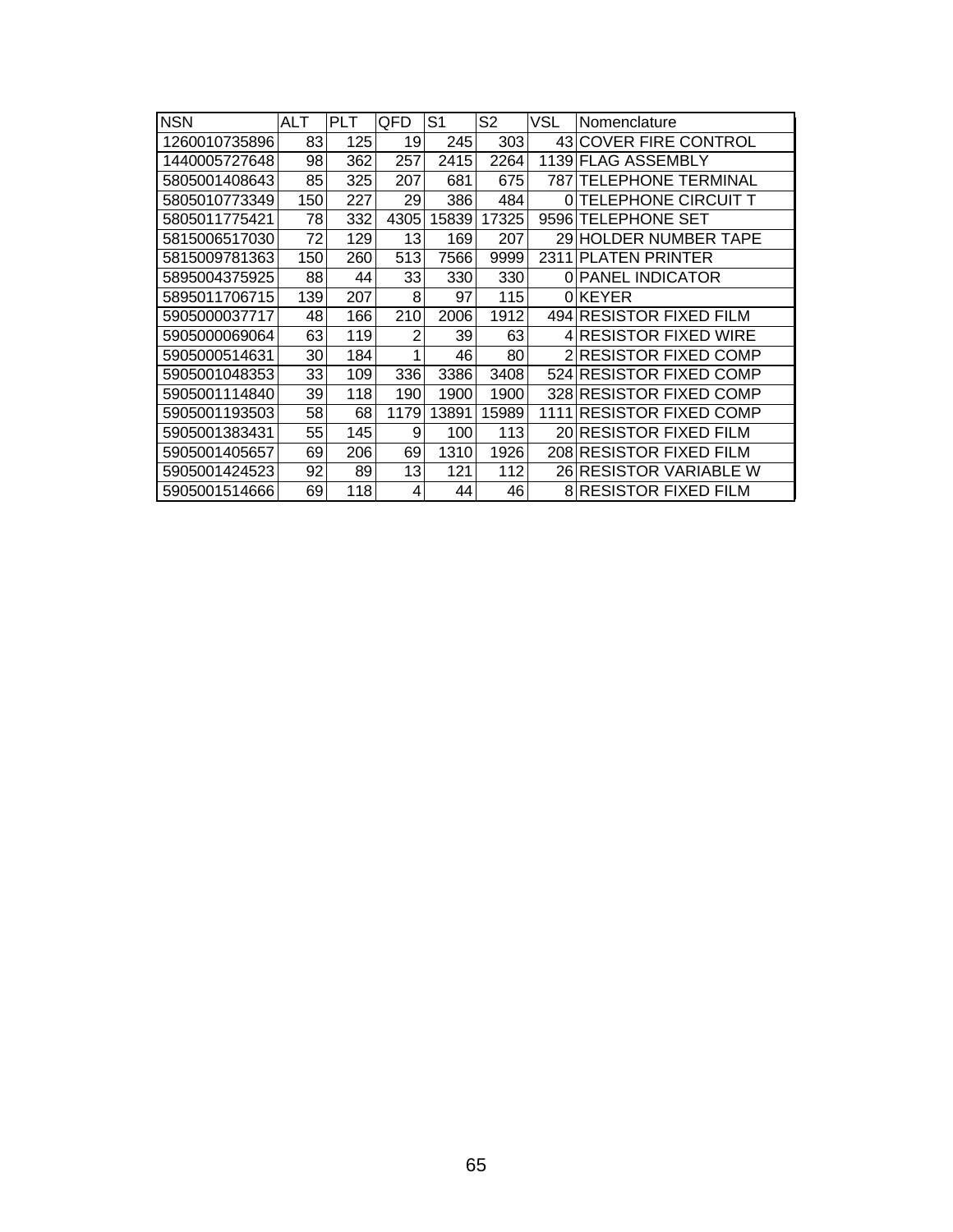| NSN | ALT | PLT | QFD | S1 | S2 | VSL | Nomenclature |
|---|---|---|---|---|---|---|---|
| 1260010735896 | 83 | 125 | 19 | 245 | 303 | 43 | COVER FIRE CONTROL |
| 1440005727648 | 98 | 362 | 257 | 2415 | 2264 | 1139 | FLAG ASSEMBLY |
| 5805001408643 | 85 | 325 | 207 | 681 | 675 | 787 | TELEPHONE TERMINAL |
| 5805010773349 | 150 | 227 | 29 | 386 | 484 | 0 | TELEPHONE CIRCUIT T |
| 5805011775421 | 78 | 332 | 4305 | 15839 | 17325 | 9596 | TELEPHONE SET |
| 5815006517030 | 72 | 129 | 13 | 169 | 207 | 29 | HOLDER NUMBER TAPE |
| 5815009781363 | 150 | 260 | 513 | 7566 | 9999 | 2311 | PLATEN PRINTER |
| 5895004375925 | 88 | 44 | 33 | 330 | 330 | 0 | PANEL INDICATOR |
| 5895011706715 | 139 | 207 | 8 | 97 | 115 | 0 | KEYER |
| 5905000037717 | 48 | 166 | 210 | 2006 | 1912 | 494 | RESISTOR FIXED FILM |
| 5905000069064 | 63 | 119 | 2 | 39 | 63 | 4 | RESISTOR FIXED WIRE |
| 5905000514631 | 30 | 184 | 1 | 46 | 80 | 2 | RESISTOR FIXED COMP |
| 5905001048353 | 33 | 109 | 336 | 3386 | 3408 | 524 | RESISTOR FIXED COMP |
| 5905001114840 | 39 | 118 | 190 | 1900 | 1900 | 328 | RESISTOR FIXED COMP |
| 5905001193503 | 58 | 68 | 1179 | 13891 | 15989 | 1111 | RESISTOR FIXED COMP |
| 5905001383431 | 55 | 145 | 9 | 100 | 113 | 20 | RESISTOR FIXED FILM |
| 5905001405657 | 69 | 206 | 69 | 1310 | 1926 | 208 | RESISTOR FIXED FILM |
| 5905001424523 | 92 | 89 | 13 | 121 | 112 | 26 | RESISTOR VARIABLE W |
| 5905001514666 | 69 | 118 | 4 | 44 | 46 | 8 | RESISTOR FIXED FILM |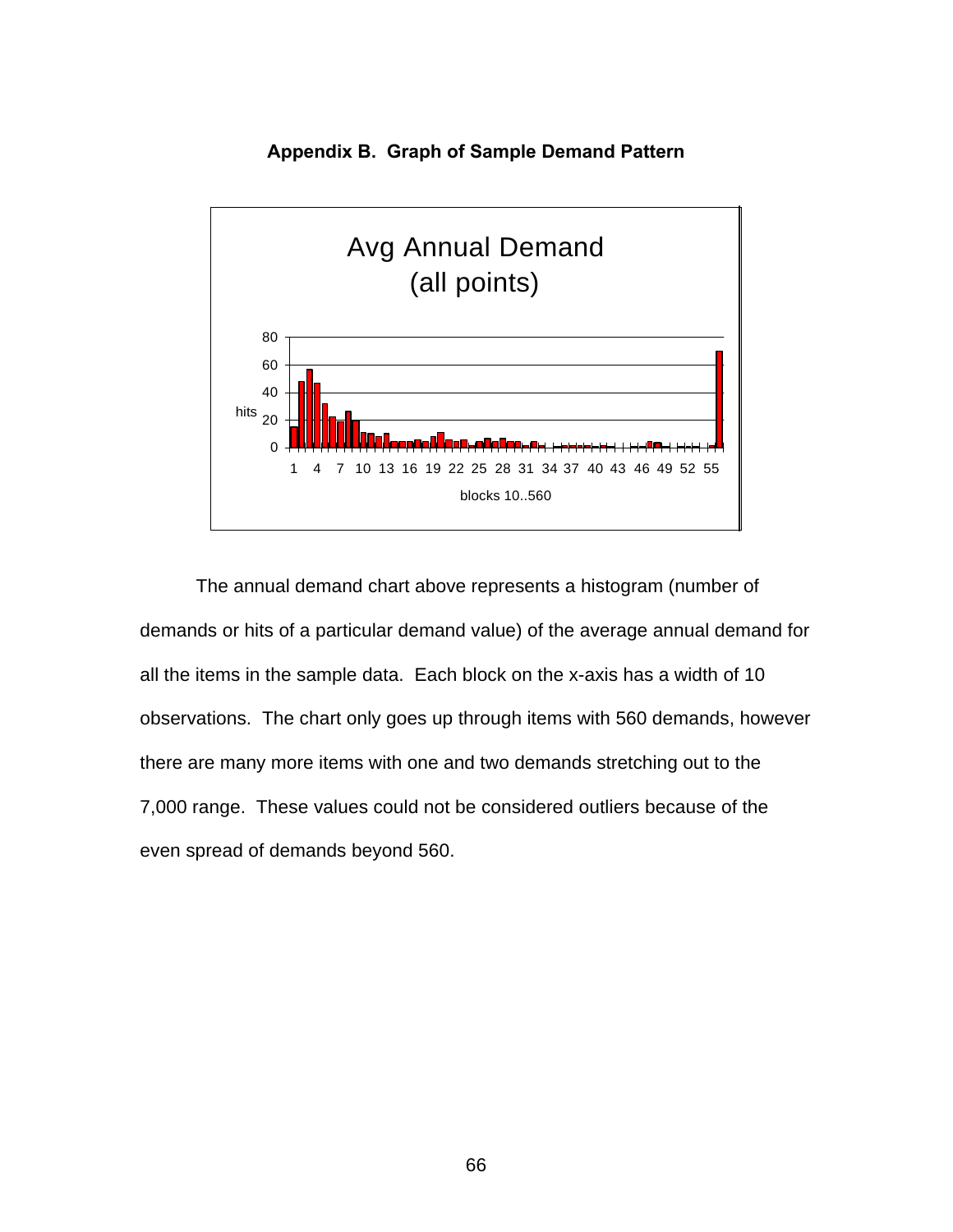## Appendix B. Graph of Sample Demand Pattern

The annual demand chart above represents a histogram (number of demands or hits of a particular demand value) of the average annual demand for all the items in the sample data. Each block on the x-axis has a width of 10 observations. The chart only goes up through items with 560 demands, however there are many more items with one and two demands stretching out to the 7,000 range. These values could not be considered outliers because of the even spread of demands beyond 560.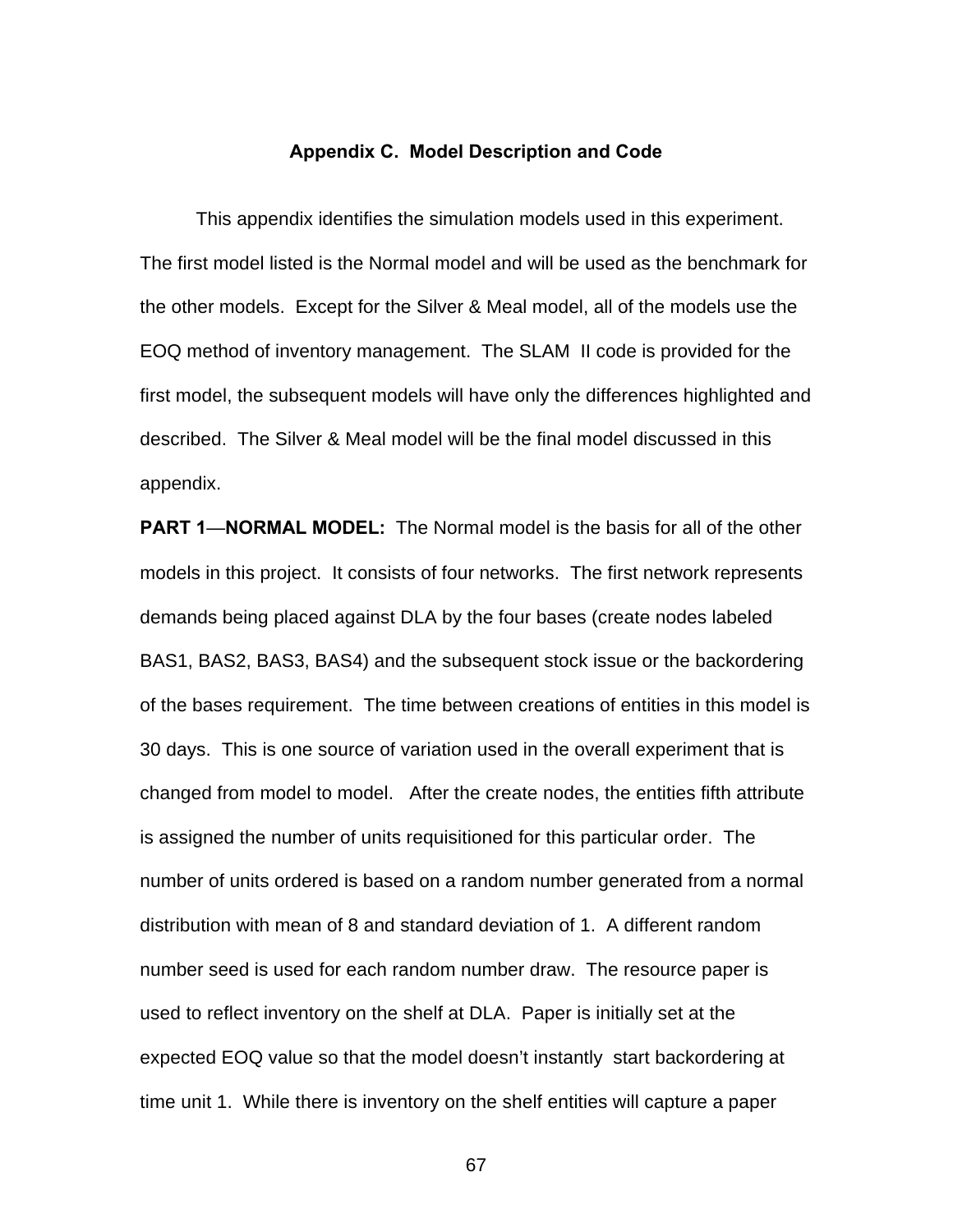## Appendix C. Model Description and Code

This appendix identifies the simulation models used in this experiment. The first model listed is the Normal model and will be used as the benchmark for the other models. Except for the Silver & Meal model, all of the models use the EOQ method of inventory management. The SLAM II code is provided for the first model, the subsequent models will have only the differences highlighted and described. The Silver & Meal model will be the final model discussed in this appendix.

**PART 1—NORMAL MODEL:** The Normal model is the basis for all of the other models in this project. It consists of four networks. The first network represents demands being placed against DLA by the four bases (create nodes labeled BAS1, BAS2, BAS3, BAS4) and the subsequent stock issue or the backordering of the bases requirement. The time between creations of entities in this model is 30 days. This is one source of variation used in the overall experiment that is changed from model to model. After the create nodes, the entities fifth attribute is assigned the number of units requisitioned for this particular order. The number of units ordered is based on a random number generated from a normal distribution with mean of 8 and standard deviation of 1. A different random number seed is used for each random number draw. The resource paper is used to reflect inventory on the shelf at DLA. Paper is initially set at the expected EOQ value so that the model doesn't instantly start backordering at time unit 1. While there is inventory on the shelf entities will capture a paper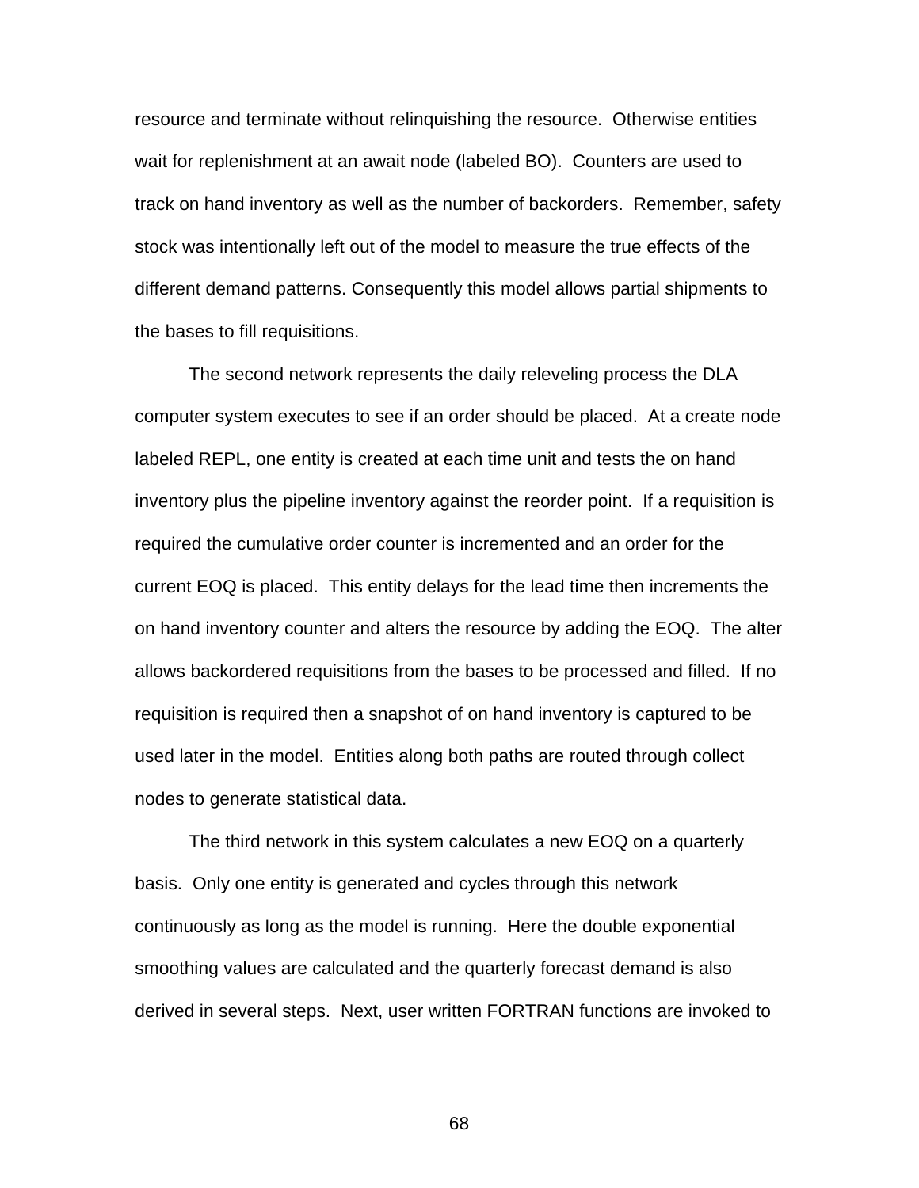resource and terminate without relinquishing the resource. Otherwise entities wait for replenishment at an await node (labeled BO). Counters are used to track on hand inventory as well as the number of backorders. Remember, safety stock was intentionally left out of the model to measure the true effects of the different demand patterns. Consequently this model allows partial shipments to the bases to fill requisitions.

The second network represents the daily releveling process the DLA computer system executes to see if an order should be placed. At a create node labeled REPL, one entity is created at each time unit and tests the on hand inventory plus the pipeline inventory against the reorder point. If a requisition is required the cumulative order counter is incremented and an order for the current EOQ is placed. This entity delays for the lead time then increments the on hand inventory counter and alters the resource by adding the EOQ. The alter allows backordered requisitions from the bases to be processed and filled. If no requisition is required then a snapshot of on hand inventory is captured to be used later in the model. Entities along both paths are routed through collect nodes to generate statistical data.

The third network in this system calculates a new EOQ on a quarterly basis. Only one entity is generated and cycles through this network continuously as long as the model is running. Here the double exponential smoothing values are calculated and the quarterly forecast demand is also derived in several steps. Next, user written FORTRAN functions are invoked to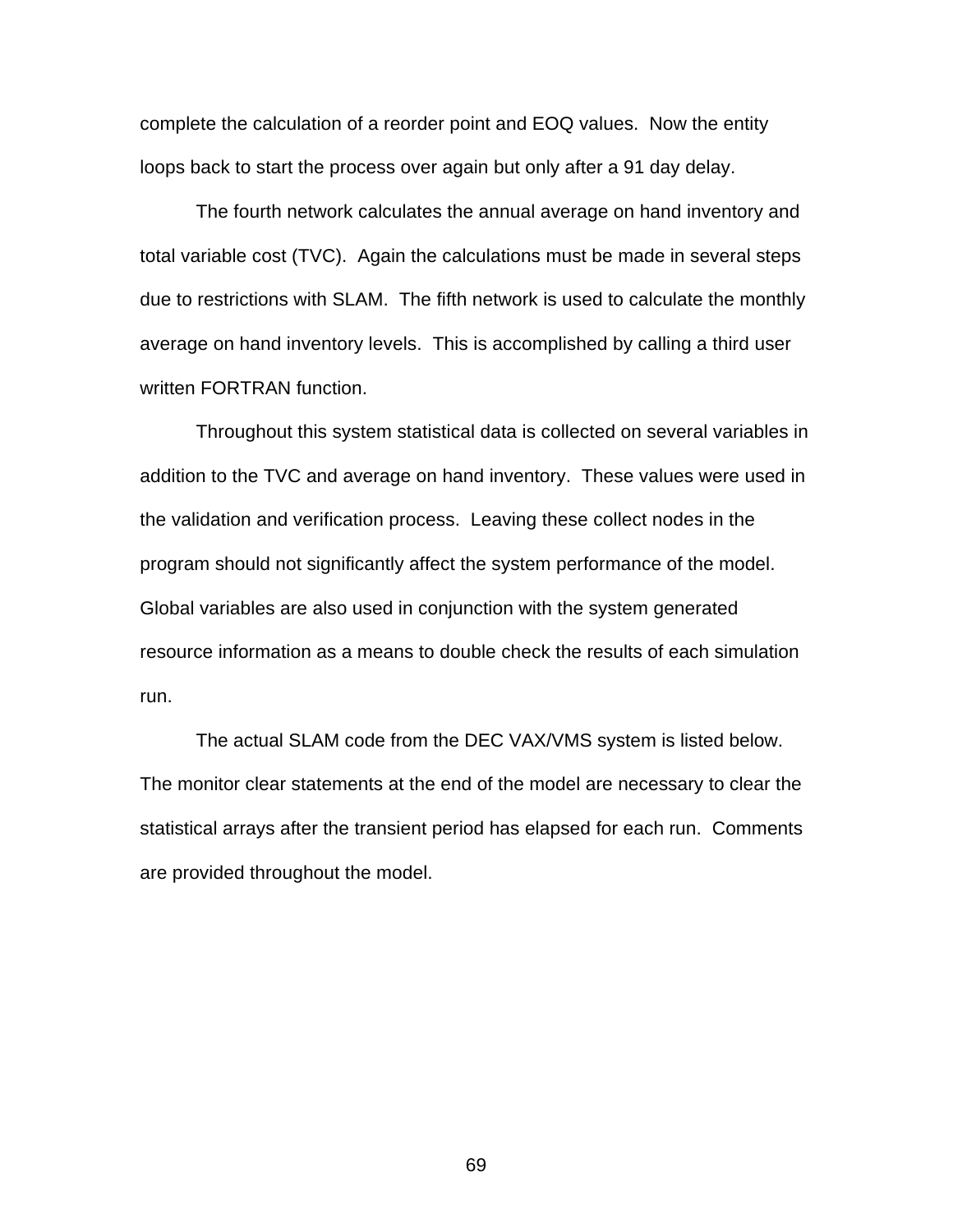complete the calculation of a reorder point and EOQ values. Now the entity loops back to start the process over again but only after a 91 day delay.

The fourth network calculates the annual average on hand inventory and total variable cost (TVC). Again the calculations must be made in several steps due to restrictions with SLAM. The fifth network is used to calculate the monthly average on hand inventory levels. This is accomplished by calling a third user written FORTRAN function.

Throughout this system statistical data is collected on several variables in addition to the TVC and average on hand inventory. These values were used in the validation and verification process. Leaving these collect nodes in the program should not significantly affect the system performance of the model. Global variables are also used in conjunction with the system generated resource information as a means to double check the results of each simulation run.

The actual SLAM code from the DEC VAX/VMS system is listed below. The monitor clear statements at the end of the model are necessary to clear the statistical arrays after the transient period has elapsed for each run. Comments are provided throughout the model.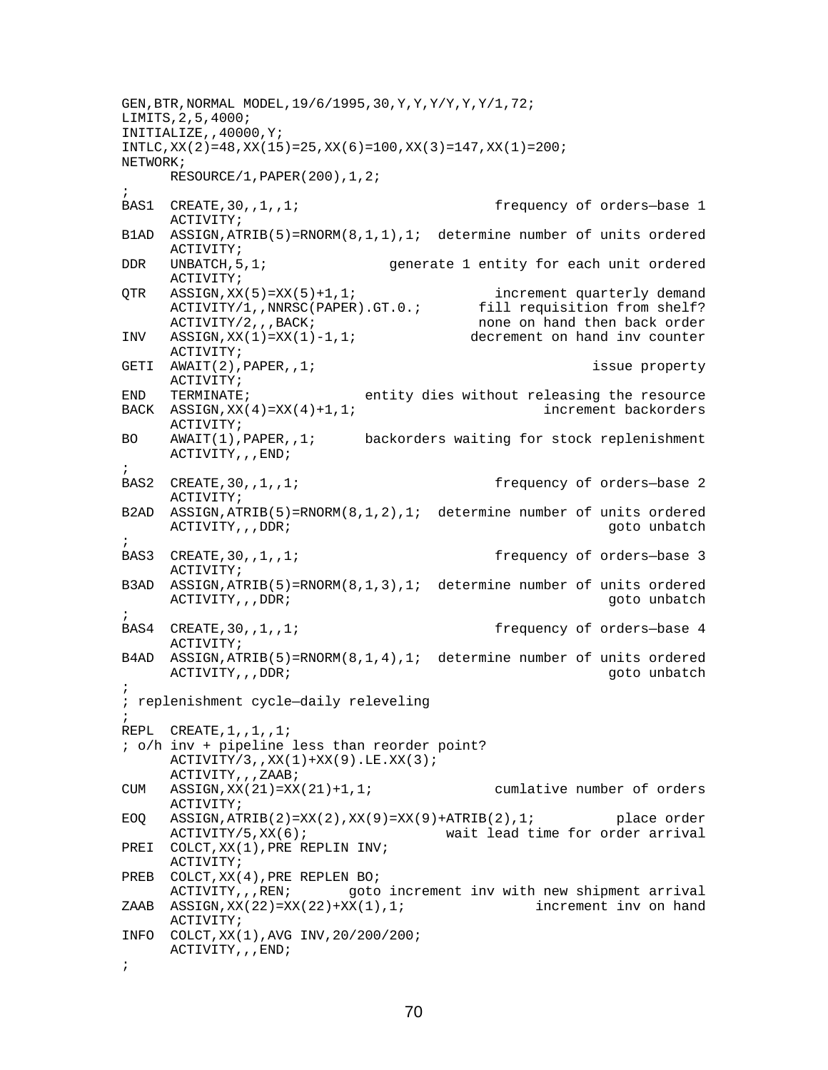```
GEN,BTR,NORMAL MODEL,19/6/1995,30,Y,Y,Y/Y,Y,Y/1,72;
LIMITS,2,5,4000;
INITIALIZE,,40000,Y;
INTLC,XX(2)=48,XX(15)=25,XX(6)=100,XX(3)=147,XX(1)=200;
NETWORK;
      RESOURCE/1,PAPER(200),1,2;
;
BAS1  CREATE,30,,1,,1;                          frequency of orders—base 1
      ACTIVITY;
B1AD  ASSIGN,ATRIB(5)=RNORM(8,1,1),1;  determine number of units ordered
      ACTIVITY;
DDR   UNBATCH,5,1;               generate 1 entity for each unit ordered
      ACTIVITY;
QTR   ASSIGN,XX(5)=XX(5)+1,1;                   increment quarterly demand
      ACTIVITY/1,,NNRSC(PAPER).GT.0.;       fill requisition from shelf?
      ACTIVITY/2,,,BACK;                   none on hand then back order
INV   ASSIGN,XX(1)=XX(1)-1,1;             decrement on hand inv counter
      ACTIVITY;
GETI  AWAIT(2),PAPER,,1;                                  issue property
      ACTIVITY;
END   TERMINATE;            entity dies without releasing the resource
BACK  ASSIGN,XX(4)=XX(4)+1,1;                       increment backorders
      ACTIVITY;
BO    AWAIT(1),PAPER,,1;      backorders waiting for stock replenishment
      ACTIVITY,,,END;
;
BAS2  CREATE,30,,1,,1;                          frequency of orders—base 2
      ACTIVITY;
B2AD  ASSIGN,ATRIB(5)=RNORM(8,1,2),1;  determine number of units ordered
      ACTIVITY,,,DDR;                                        goto unbatch
;
BAS3  CREATE,30,,1,,1;                          frequency of orders—base 3
      ACTIVITY;
B3AD  ASSIGN,ATRIB(5)=RNORM(8,1,3),1;  determine number of units ordered
      ACTIVITY,,,DDR;                                        goto unbatch
;
BAS4  CREATE,30,,1,,1;                          frequency of orders—base 4
      ACTIVITY;
B4AD  ASSIGN,ATRIB(5)=RNORM(8,1,4),1;  determine number of units ordered
      ACTIVITY,,,DDR;                                        goto unbatch
;
; replenishment cycle—daily releveling
;
REPL  CREATE,1,,1,,1;
; o/h inv + pipeline less than reorder point?
      ACTIVITY/3,,XX(1)+XX(9).LE.XX(3);
      ACTIVITY,,,ZAAB;
CUM   ASSIGN,XX(21)=XX(21)+1,1;                 cumlative number of orders
      ACTIVITY;
EOQ   ASSIGN,ATRIB(2)=XX(2),XX(9)=XX(9)+ATRIB(2),1;          place order
      ACTIVITY/5,XX(6);                  wait lead time for order arrival
PREI  COLCT,XX(1),PRE REPLIN INV;
      ACTIVITY;
PREB  COLCT,XX(4),PRE REPLEN BO;
      ACTIVITY,,,REN;       goto increment inv with new shipment arrival
ZAAB  ASSIGN,XX(22)=XX(22)+XX(1),1;                 increment inv on hand
      ACTIVITY;
INFO  COLCT,XX(1),AVG INV,20/200/200;
      ACTIVITY,,,END;
;
```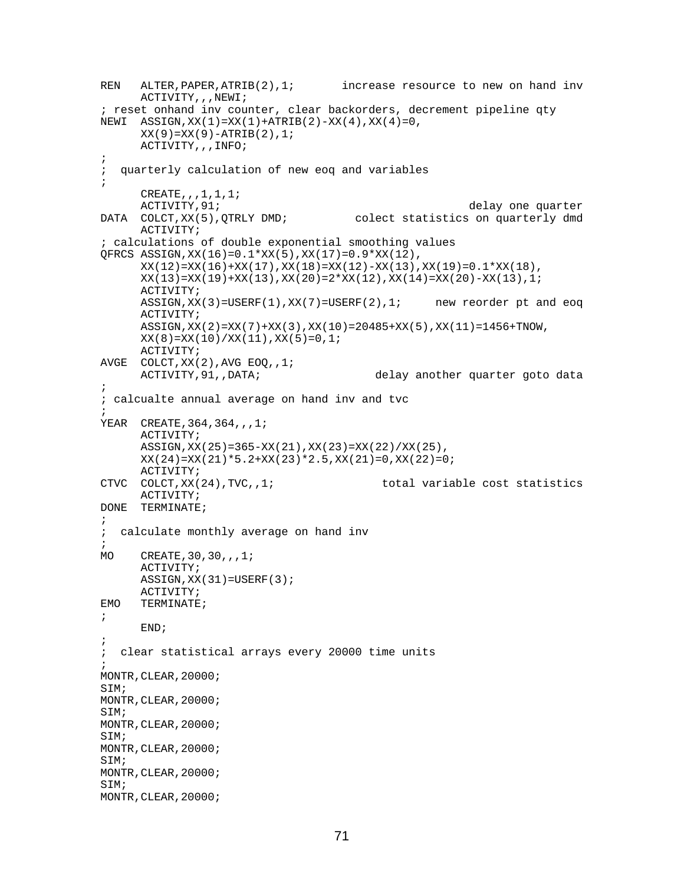```
REN   ALTER,PAPER,ATRIB(2),1;       increase resource to new on hand inv
      ACTIVITY,,,NEWI;
; reset onhand inv counter, clear backorders, decrement pipeline qty
NEWI  ASSIGN,XX(1)=XX(1)+ATRIB(2)-XX(4),XX(4)=0,
      XX(9)=XX(9)-ATRIB(2),1;
      ACTIVITY,,,INFO;
;
;  quarterly calculation of new eoq and variables
;
      CREATE,,,1,1,1;
      ACTIVITY,91;                                      delay one quarter
DATA  COLCT,XX(5),QTRLY DMD;          colect statistics on quarterly dmd
      ACTIVITY;
; calculations of double exponential smoothing values
QFRCS ASSIGN,XX(16)=0.1*XX(5),XX(17)=0.9*XX(12),
      XX(12)=XX(16)+XX(17),XX(18)=XX(12)-XX(13),XX(19)=0.1*XX(18),
      XX(13)=XX(19)+XX(13),XX(20)=2*XX(12),XX(14)=XX(20)-XX(13),1;
      ACTIVITY;
      ASSIGN,XX(3)=USERF(1),XX(7)=USERF(2),1;     new reorder pt and eoq
      ACTIVITY;
      ASSIGN,XX(2)=XX(7)+XX(3),XX(10)=20485+XX(5),XX(11)=1456+TNOW,
      XX(8)=XX(10)/XX(11),XX(5)=0,1;
      ACTIVITY;
AVGE  COLCT,XX(2),AVG EOQ,,1;
      ACTIVITY,91,,DATA;               delay another quarter goto data
;
; calcualte annual average on hand inv and tvc
;
YEAR  CREATE,364,364,,,1;
      ACTIVITY;
      ASSIGN,XX(25)=365-XX(21),XX(23)=XX(22)/XX(25),
      XX(24)=XX(21)*5.2+XX(23)*2.5,XX(21)=0,XX(22)=0;
      ACTIVITY;
CTVC  COLCT,XX(24),TVC,,1;              total variable cost statistics
      ACTIVITY;
DONE  TERMINATE;
;
;  calculate monthly average on hand inv
;
MO    CREATE,30,30,,,1;
      ACTIVITY;
      ASSIGN,XX(31)=USERF(3);
      ACTIVITY;
EMO   TERMINATE;
;
      END;
;
;  clear statistical arrays every 20000 time units
;
MONTR,CLEAR,20000;
SIM;
MONTR,CLEAR,20000;
SIM;
MONTR,CLEAR,20000;
SIM;
MONTR,CLEAR,20000;
SIM;
MONTR,CLEAR,20000;
SIM;
MONTR,CLEAR,20000;
```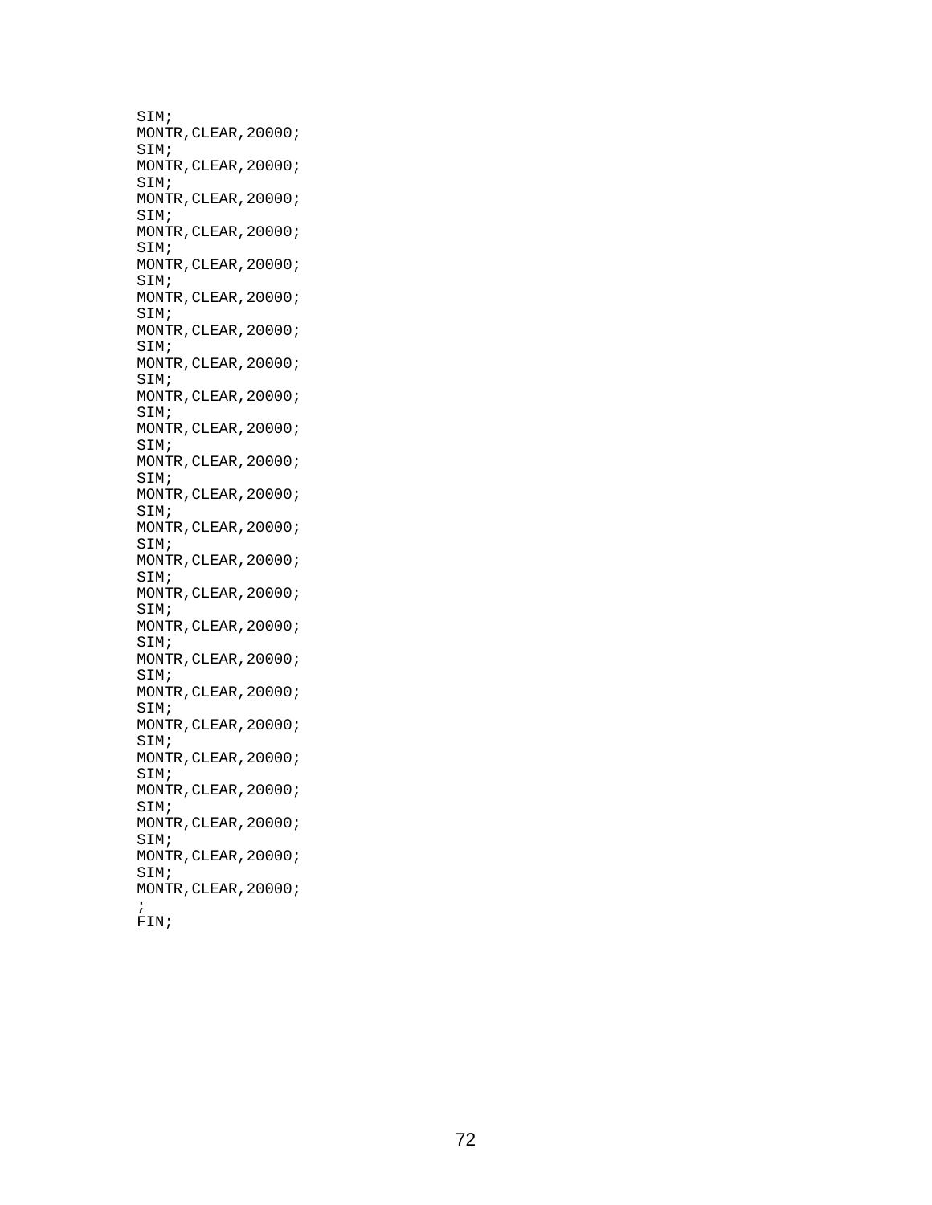```
SIM;
MONTR,CLEAR,20000;
SIM;
MONTR,CLEAR,20000;
SIM;
MONTR,CLEAR,20000;
SIM;
MONTR,CLEAR,20000;
SIM;
MONTR,CLEAR,20000;
SIM;
MONTR,CLEAR,20000;
SIM;
MONTR,CLEAR,20000;
SIM;
MONTR,CLEAR,20000;
SIM;
MONTR,CLEAR,20000;
SIM;
MONTR,CLEAR,20000;
SIM;
MONTR,CLEAR,20000;
SIM;
MONTR,CLEAR,20000;
SIM;
MONTR,CLEAR,20000;
SIM;
MONTR,CLEAR,20000;
SIM;
MONTR,CLEAR,20000;
SIM;
MONTR,CLEAR,20000;
SIM;
MONTR,CLEAR,20000;
SIM;
MONTR,CLEAR,20000;
SIM;
MONTR,CLEAR,20000;
SIM;
MONTR,CLEAR,20000;
SIM;
MONTR,CLEAR,20000;
SIM;
MONTR,CLEAR,20000;
SIM;
MONTR,CLEAR,20000;
SIM;
MONTR,CLEAR,20000;
;
FIN;
```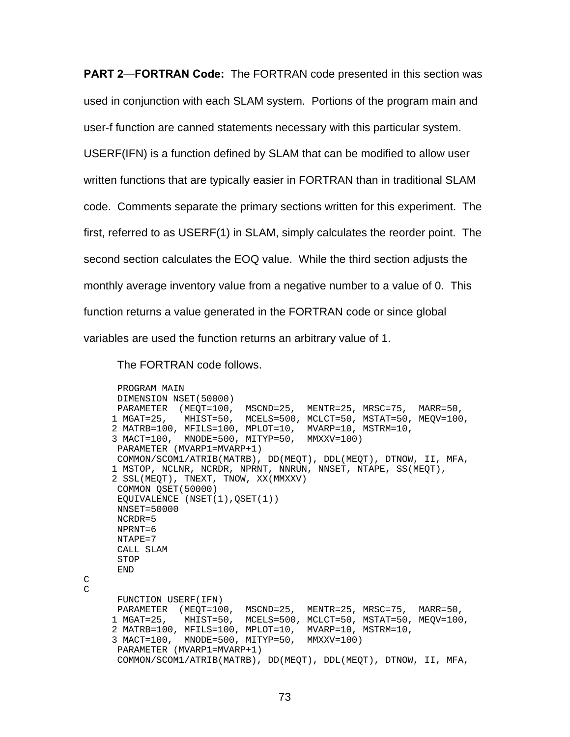**PART 2—FORTRAN Code:** The FORTRAN code presented in this section was used in conjunction with each SLAM system. Portions of the program main and user-f function are canned statements necessary with this particular system. USERF(IFN) is a function defined by SLAM that can be modified to allow user written functions that are typically easier in FORTRAN than in traditional SLAM code. Comments separate the primary sections written for this experiment. The first, referred to as USERF(1) in SLAM, simply calculates the reorder point. The second section calculates the EOQ value. While the third section adjusts the monthly average inventory value from a negative number to a value of 0. This function returns a value generated in the FORTRAN code or since global variables are used the function returns an arbitrary value of 1.

The FORTRAN code follows.

```
      PROGRAM MAIN
      DIMENSION NSET(50000)
      PARAMETER  (MEQT=100,  MSCND=25,  MENTR=25, MRSC=75,  MARR=50,
     1 MGAT=25,   MHIST=50,  MCELS=500, MCLCT=50, MSTAT=50, MEQV=100,
     2 MATRB=100, MFILS=100, MPLOT=10,  MVARP=10, MSTRM=10,
     3 MACT=100,  MNODE=500, MITYP=50,  MMXXV=100)
      PARAMETER (MVARP1=MVARP+1)
      COMMON/SCOM1/ATRIB(MATRB), DD(MEQT), DDL(MEQT), DTNOW, II, MFA,
     1 MSTOP, NCLNR, NCRDR, NPRNT, NNRUN, NNSET, NTAPE, SS(MEQT),
     2 SSL(MEQT), TNEXT, TNOW, XX(MMXXV)
      COMMON QSET(50000)
      EQUIVALENCE (NSET(1),QSET(1))
      NNSET=50000
      NCRDR=5
      NPRNT=6
      NTAPE=7
      CALL SLAM
      STOP
      END
C
C
      FUNCTION USERF(IFN)
      PARAMETER  (MEQT=100,  MSCND=25,  MENTR=25, MRSC=75,  MARR=50,
     1 MGAT=25,   MHIST=50,  MCELS=500, MCLCT=50, MSTAT=50, MEQV=100,
     2 MATRB=100, MFILS=100, MPLOT=10,  MVARP=10, MSTRM=10,
     3 MACT=100,  MNODE=500, MITYP=50,  MMXXV=100)
      PARAMETER (MVARP1=MVARP+1)
      COMMON/SCOM1/ATRIB(MATRB), DD(MEQT), DDL(MEQT), DTNOW, II, MFA,
```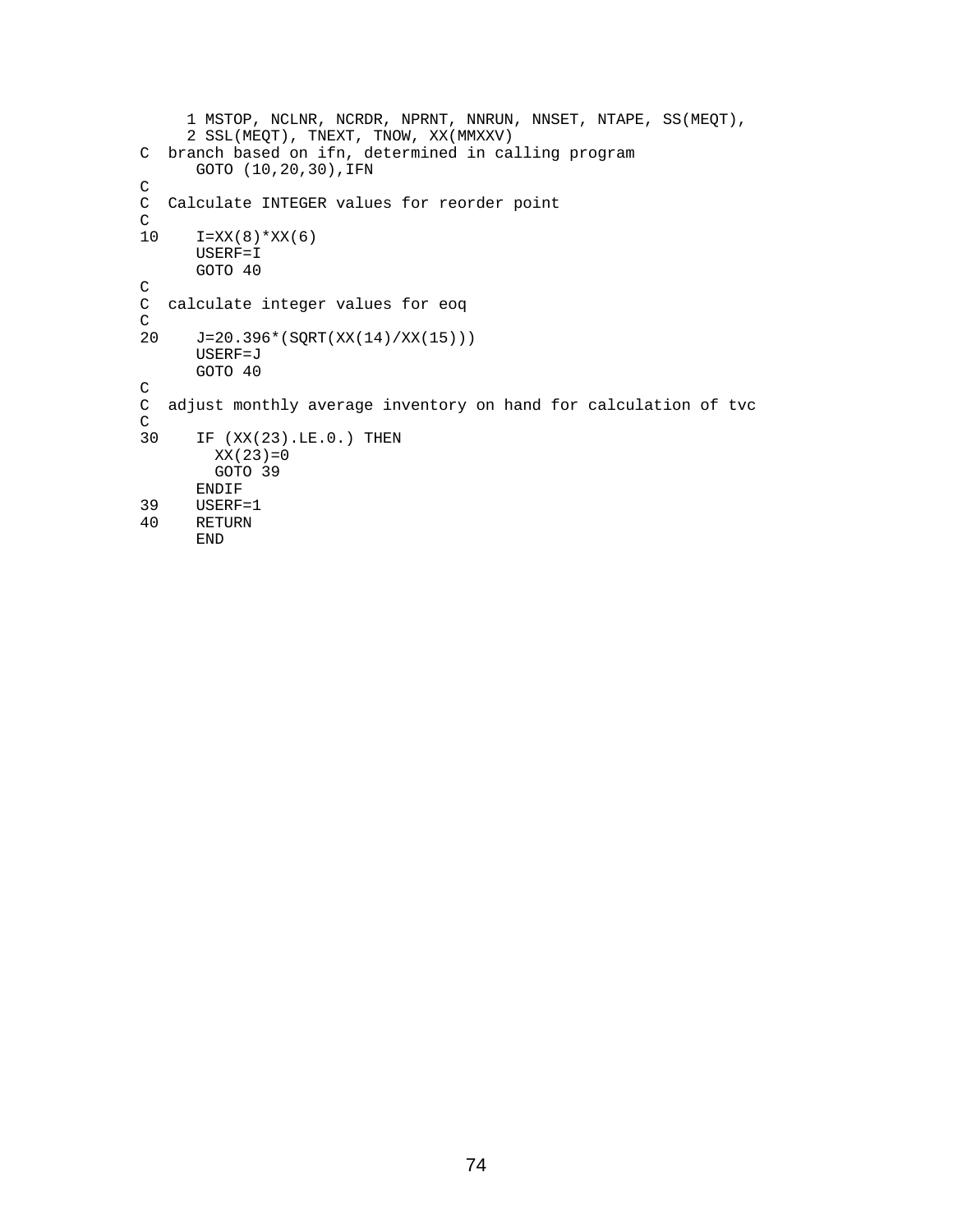```
     1 MSTOP, NCLNR, NCRDR, NPRNT, NNRUN, NNSET, NTAPE, SS(MEQT),
     2 SSL(MEQT), TNEXT, TNOW, XX(MMXXV)
C  branch based on ifn, determined in calling program
      GOTO (10,20,30),IFN
C
C  Calculate INTEGER values for reorder point
C
10    I=XX(8)*XX(6)
      USERF=I
      GOTO 40
C
C  calculate integer values for eoq
C
20    J=20.396*(SQRT(XX(14)/XX(15)))
      USERF=J
      GOTO 40
C
C  adjust monthly average inventory on hand for calculation of tvc
C
30    IF (XX(23).LE.0.) THEN
        XX(23)=0
        GOTO 39
      ENDIF
39    USERF=1
40    RETURN
      END
```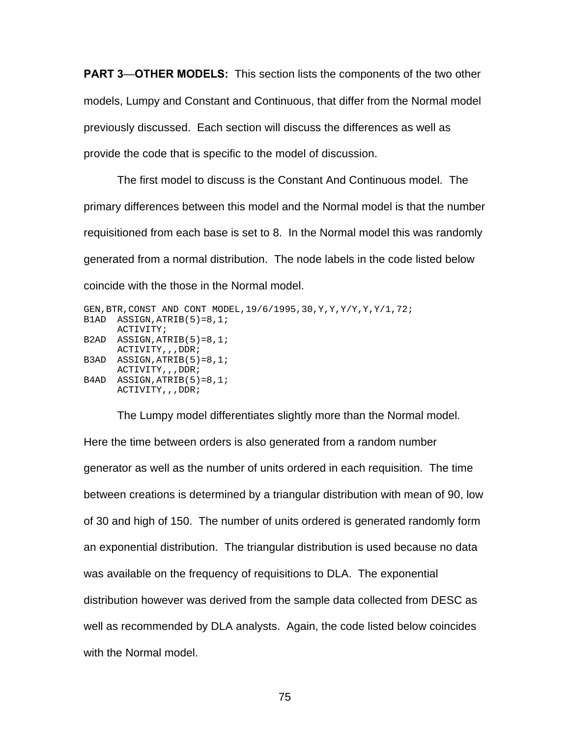**PART 3—OTHER MODELS:** This section lists the components of the two other models, Lumpy and Constant and Continuous, that differ from the Normal model previously discussed. Each section will discuss the differences as well as provide the code that is specific to the model of discussion.

The first model to discuss is the Constant And Continuous model. The primary differences between this model and the Normal model is that the number requisitioned from each base is set to 8. In the Normal model this was randomly generated from a normal distribution. The node labels in the code listed below coincide with the those in the Normal model.

```
GEN,BTR,CONST AND CONT MODEL,19/6/1995,30,Y,Y,Y/Y,Y,Y/1,72;
B1AD  ASSIGN,ATRIB(5)=8,1;
      ACTIVITY;
B2AD  ASSIGN,ATRIB(5)=8,1;
      ACTIVITY,,,DDR;
B3AD  ASSIGN,ATRIB(5)=8,1;
      ACTIVITY,,,DDR;
B4AD  ASSIGN,ATRIB(5)=8,1;
      ACTIVITY,,,DDR;
```

The Lumpy model differentiates slightly more than the Normal model. Here the time between orders is also generated from a random number generator as well as the number of units ordered in each requisition. The time between creations is determined by a triangular distribution with mean of 90, low of 30 and high of 150. The number of units ordered is generated randomly form an exponential distribution. The triangular distribution is used because no data was available on the frequency of requisitions to DLA. The exponential distribution however was derived from the sample data collected from DESC as well as recommended by DLA analysts. Again, the code listed below coincides with the Normal model.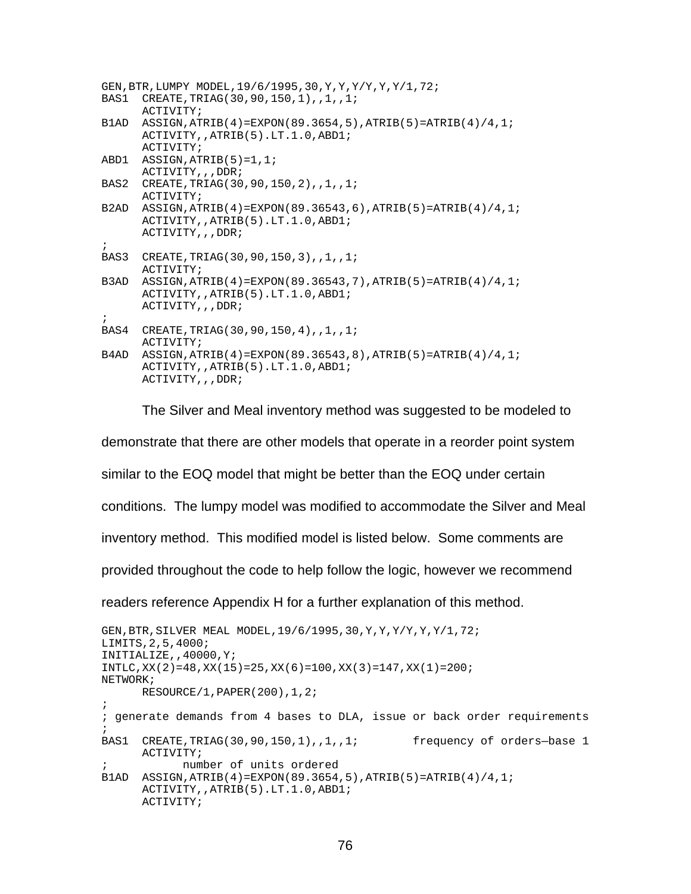```
GEN,BTR,LUMPY MODEL,19/6/1995,30,Y,Y,Y/Y,Y,Y/1,72;
BAS1  CREATE,TRIAG(30,90,150,1),,1,,1;
      ACTIVITY;
B1AD  ASSIGN,ATRIB(4)=EXPON(89.3654,5),ATRIB(5)=ATRIB(4)/4,1;
      ACTIVITY,,ATRIB(5).LT.1.0,ABD1;
      ACTIVITY;
ABD1  ASSIGN,ATRIB(5)=1,1;
      ACTIVITY,,,DDR;
BAS2  CREATE,TRIAG(30,90,150,2),,1,,1;
      ACTIVITY;
B2AD  ASSIGN,ATRIB(4)=EXPON(89.36543,6),ATRIB(5)=ATRIB(4)/4,1;
      ACTIVITY,,ATRIB(5).LT.1.0,ABD1;
      ACTIVITY,,,DDR;
;
BAS3  CREATE,TRIAG(30,90,150,3),,1,,1;
      ACTIVITY;
B3AD  ASSIGN,ATRIB(4)=EXPON(89.36543,7),ATRIB(5)=ATRIB(4)/4,1;
      ACTIVITY,,ATRIB(5).LT.1.0,ABD1;
      ACTIVITY,,,DDR;
;
BAS4  CREATE,TRIAG(30,90,150,4),,1,,1;
      ACTIVITY;
B4AD  ASSIGN,ATRIB(4)=EXPON(89.36543,8),ATRIB(5)=ATRIB(4)/4,1;
      ACTIVITY,,ATRIB(5).LT.1.0,ABD1;
      ACTIVITY,,,DDR;
```

The Silver and Meal inventory method was suggested to be modeled to demonstrate that there are other models that operate in a reorder point system similar to the EOQ model that might be better than the EOQ under certain conditions. The lumpy model was modified to accommodate the Silver and Meal inventory method. This modified model is listed below. Some comments are provided throughout the code to help follow the logic, however we recommend readers reference Appendix H for a further explanation of this method.

```
GEN,BTR,SILVER MEAL MODEL,19/6/1995,30,Y,Y,Y/Y,Y,Y/1,72;
LIMITS,2,5,4000;
INITIALIZE,,40000,Y;
INTLC,XX(2)=48,XX(15)=25,XX(6)=100,XX(3)=147,XX(1)=200;
NETWORK;
      RESOURCE/1,PAPER(200),1,2;
;
; generate demands from 4 bases to DLA, issue or back order requirements
;
BAS1  CREATE,TRIAG(30,90,150,1),,1,,1;        frequency of orders—base 1
      ACTIVITY;
;           number of units ordered
B1AD  ASSIGN,ATRIB(4)=EXPON(89.3654,5),ATRIB(5)=ATRIB(4)/4,1;
      ACTIVITY,,ATRIB(5).LT.1.0,ABD1;
      ACTIVITY;
```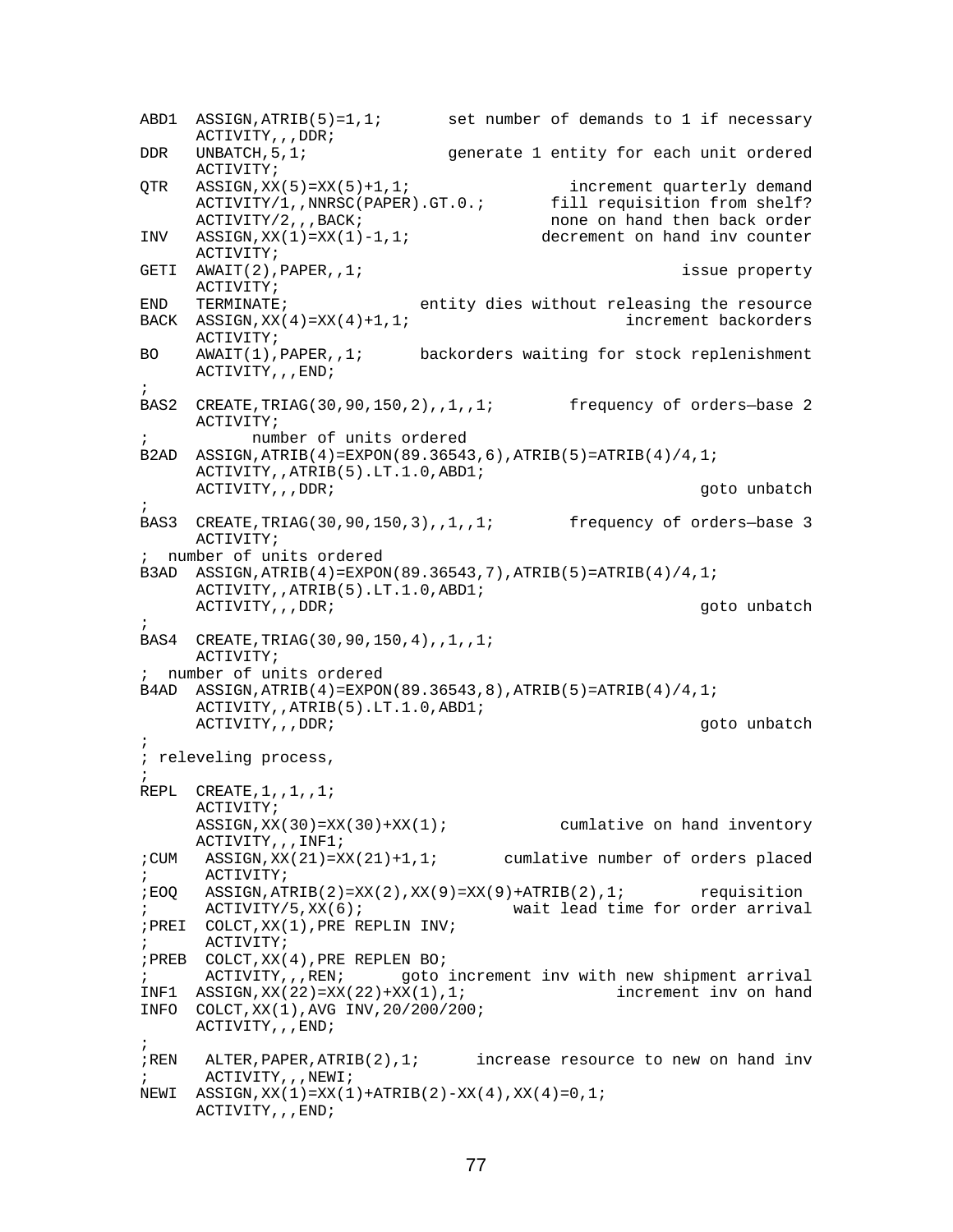```
ABD1  ASSIGN,ATRIB(5)=1,1;       set number of demands to 1 if necessary
      ACTIVITY,,,DDR;
DDR   UNBATCH,5,1;               generate 1 entity for each unit ordered
      ACTIVITY;
QTR   ASSIGN,XX(5)=XX(5)+1,1;                increment quarterly demand
      ACTIVITY/1,,NNRSC(PAPER).GT.0.;       fill requisition from shelf?
      ACTIVITY/2,,,BACK;                    none on hand then back order
INV   ASSIGN,XX(1)=XX(1)-1,1;             decrement on hand inv counter
      ACTIVITY;
GETI  AWAIT(2),PAPER,,1;                                 issue property
      ACTIVITY;
END   TERMINATE;             entity dies without releasing the resource
BACK  ASSIGN,XX(4)=XX(4)+1,1;                      increment backorders
      ACTIVITY;
BO    AWAIT(1),PAPER,,1;     backorders waiting for stock replenishment
      ACTIVITY,,,END;
;
BAS2  CREATE,TRIAG(30,90,150,2),,1,,1;        frequency of orders—base 2
      ACTIVITY;
;          number of units ordered
B2AD  ASSIGN,ATRIB(4)=EXPON(89.36543,6),ATRIB(5)=ATRIB(4)/4,1;
      ACTIVITY,,ATRIB(5).LT.1.0,ABD1;
      ACTIVITY,,,DDR;                                      goto unbatch
;
BAS3  CREATE,TRIAG(30,90,150,3),,1,,1;        frequency of orders—base 3
      ACTIVITY;
;  number of units ordered
B3AD  ASSIGN,ATRIB(4)=EXPON(89.36543,7),ATRIB(5)=ATRIB(4)/4,1;
      ACTIVITY,,ATRIB(5).LT.1.0,ABD1;
      ACTIVITY,,,DDR;                                      goto unbatch
;
BAS4  CREATE,TRIAG(30,90,150,4),,1,,1;
      ACTIVITY;
;  number of units ordered
B4AD  ASSIGN,ATRIB(4)=EXPON(89.36543,8),ATRIB(5)=ATRIB(4)/4,1;
      ACTIVITY,,ATRIB(5).LT.1.0,ABD1;
      ACTIVITY,,,DDR;                                      goto unbatch
;
; releveling process,
;
REPL  CREATE,1,,1,,1;
      ACTIVITY;
      ASSIGN,XX(30)=XX(30)+XX(1);           cumlative on hand inventory
      ACTIVITY,,,INF1;
;CUM   ASSIGN,XX(21)=XX(21)+1,1;       cumlative number of orders placed
;      ACTIVITY;
;EOQ   ASSIGN,ATRIB(2)=XX(2),XX(9)=XX(9)+ATRIB(2),1;        requisition
;      ACTIVITY/5,XX(6);              wait lead time for order arrival
;PREI  COLCT,XX(1),PRE REPLIN INV;
;      ACTIVITY;
;PREB  COLCT,XX(4),PRE REPLEN BO;
;      ACTIVITY,,,REN;      goto increment inv with new shipment arrival
INF1  ASSIGN,XX(22)=XX(22)+XX(1),1;                increment inv on hand
INFO  COLCT,XX(1),AVG INV,20/200/200;
      ACTIVITY,,,END;
;
;REN   ALTER,PAPER,ATRIB(2),1;      increase resource to new on hand inv
;      ACTIVITY,,,NEWI;
NEWI  ASSIGN,XX(1)=XX(1)+ATRIB(2)-XX(4),XX(4)=0,1;
      ACTIVITY,,,END;
```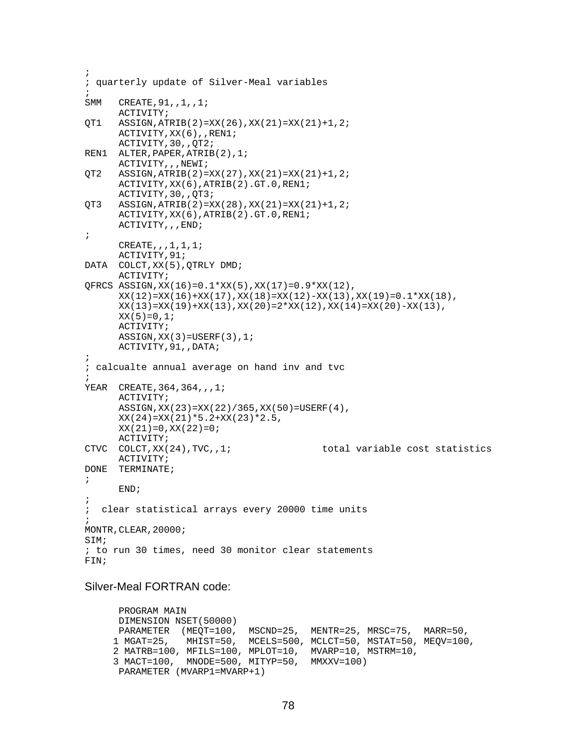```
;
; quarterly update of Silver-Meal variables
;
SMM   CREATE,91,,1,,1;
      ACTIVITY;
QT1   ASSIGN,ATRIB(2)=XX(26),XX(21)=XX(21)+1,2;
      ACTIVITY,XX(6),,REN1;
      ACTIVITY,30,,QT2;
REN1  ALTER,PAPER,ATRIB(2),1;
      ACTIVITY,,,NEWI;
QT2   ASSIGN,ATRIB(2)=XX(27),XX(21)=XX(21)+1,2;
      ACTIVITY,XX(6),ATRIB(2).GT.0,REN1;
      ACTIVITY,30,,QT3;
QT3   ASSIGN,ATRIB(2)=XX(28),XX(21)=XX(21)+1,2;
      ACTIVITY,XX(6),ATRIB(2).GT.0,REN1;
      ACTIVITY,,,END;
;
      CREATE,,,1,1,1;
      ACTIVITY,91;
DATA  COLCT,XX(5),QTRLY DMD;
      ACTIVITY;
QFRCS ASSIGN,XX(16)=0.1*XX(5),XX(17)=0.9*XX(12),
      XX(12)=XX(16)+XX(17),XX(18)=XX(12)-XX(13),XX(19)=0.1*XX(18),
      XX(13)=XX(19)+XX(13),XX(20)=2*XX(12),XX(14)=XX(20)-XX(13),
      XX(5)=0,1;
      ACTIVITY;
      ASSIGN,XX(3)=USERF(3),1;
      ACTIVITY,91,,DATA;
;
; calcualte annual average on hand inv and tvc
;
YEAR  CREATE,364,364,,,1;
      ACTIVITY;
      ASSIGN,XX(23)=XX(22)/365,XX(50)=USERF(4),
      XX(24)=XX(21)*5.2+XX(23)*2.5,
      XX(21)=0,XX(22)=0;
      ACTIVITY;
CTVC  COLCT,XX(24),TVC,,1;               total variable cost statistics
      ACTIVITY;
DONE  TERMINATE;
;
      END;
;
;  clear statistical arrays every 20000 time units
;
MONTR,CLEAR,20000;
SIM;
; to run 30 times, need 30 monitor clear statements
FIN;
```

Silver-Meal FORTRAN code:

```
      PROGRAM MAIN
      DIMENSION NSET(50000)
      PARAMETER  (MEQT=100,  MSCND=25,  MENTR=25, MRSC=75,  MARR=50,
     1 MGAT=25,   MHIST=50,  MCELS=500, MCLCT=50, MSTAT=50, MEQV=100,
     2 MATRB=100, MFILS=100, MPLOT=10,  MVARP=10, MSTRM=10,
     3 MACT=100,  MNODE=500, MITYP=50,  MMXXV=100)
      PARAMETER (MVARP1=MVARP+1)
```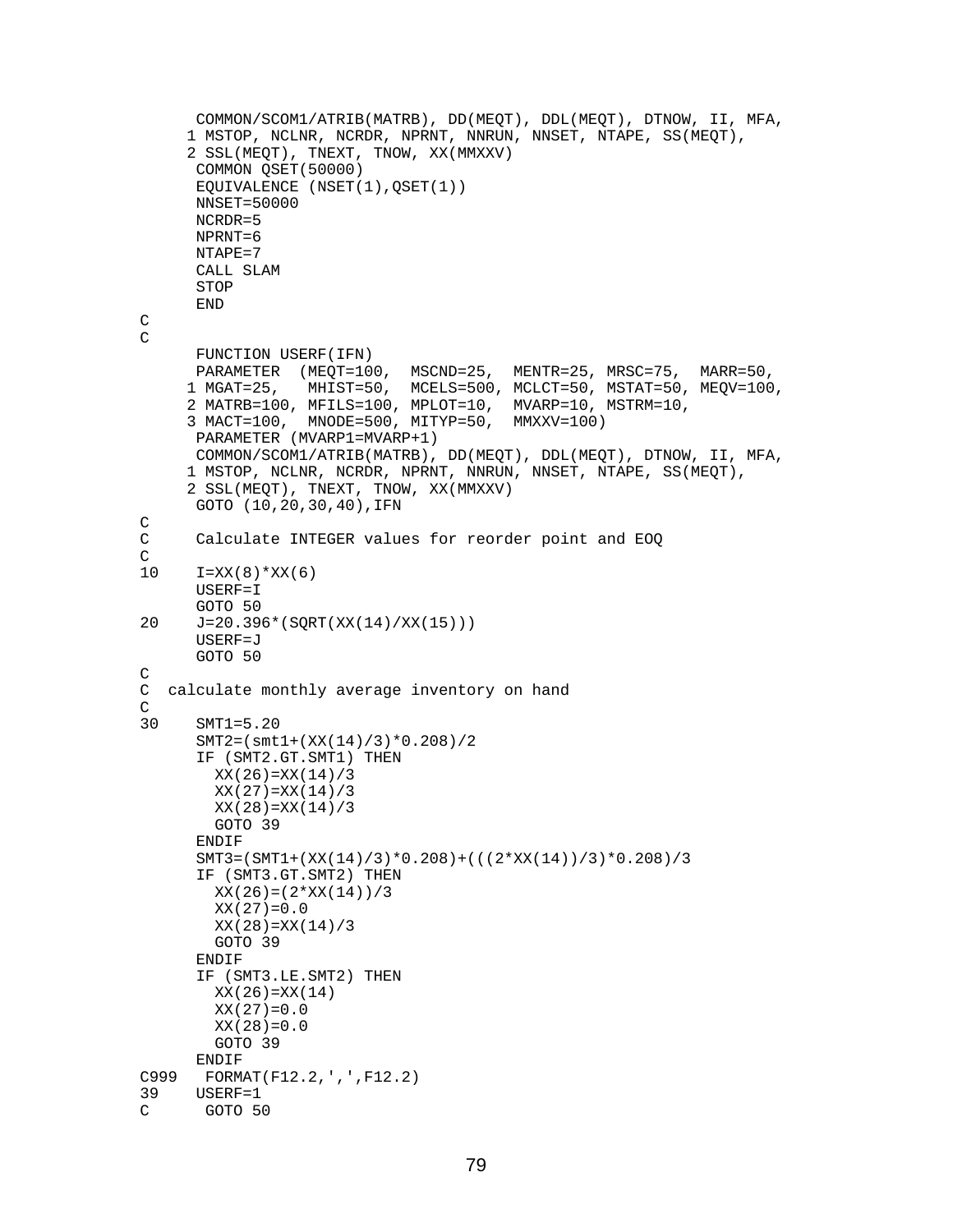```
      COMMON/SCOM1/ATRIB(MATRB), DD(MEQT), DDL(MEQT), DTNOW, II, MFA,
     1 MSTOP, NCLNR, NCRDR, NPRNT, NNRUN, NNSET, NTAPE, SS(MEQT),
     2 SSL(MEQT), TNEXT, TNOW, XX(MMXXV)
      COMMON QSET(50000)
      EQUIVALENCE (NSET(1),QSET(1))
      NNSET=50000
      NCRDR=5
      NPRNT=6
      NTAPE=7
      CALL SLAM
      STOP
      END
C
C
      FUNCTION USERF(IFN)
      PARAMETER  (MEQT=100,  MSCND=25,  MENTR=25, MRSC=75,  MARR=50,
     1 MGAT=25,   MHIST=50,  MCELS=500, MCLCT=50, MSTAT=50, MEQV=100,
     2 MATRB=100, MFILS=100, MPLOT=10,  MVARP=10, MSTRM=10,
     3 MACT=100,  MNODE=500, MITYP=50,  MMXXV=100)
      PARAMETER (MVARP1=MVARP+1)
      COMMON/SCOM1/ATRIB(MATRB), DD(MEQT), DDL(MEQT), DTNOW, II, MFA,
     1 MSTOP, NCLNR, NCRDR, NPRNT, NNRUN, NNSET, NTAPE, SS(MEQT),
     2 SSL(MEQT), TNEXT, TNOW, XX(MMXXV)
      GOTO (10,20,30,40),IFN
C
C     Calculate INTEGER values for reorder point and EOQ
C
10    I=XX(8)*XX(6)
      USERF=I
      GOTO 50
20    J=20.396*(SQRT(XX(14)/XX(15)))
      USERF=J
      GOTO 50
C
C  calculate monthly average inventory on hand
C
30    SMT1=5.20
      SMT2=(smt1+(XX(14)/3)*0.208)/2
      IF (SMT2.GT.SMT1) THEN
        XX(26)=XX(14)/3
        XX(27)=XX(14)/3
        XX(28)=XX(14)/3
        GOTO 39
      ENDIF
      SMT3=(SMT1+(XX(14)/3)*0.208)+(((2*XX(14))/3)*0.208)/3
      IF (SMT3.GT.SMT2) THEN
        XX(26)=(2*XX(14))/3
        XX(27)=0.0
        XX(28)=XX(14)/3
        GOTO 39
      ENDIF
      IF (SMT3.LE.SMT2) THEN
        XX(26)=XX(14)
        XX(27)=0.0
        XX(28)=0.0
        GOTO 39
      ENDIF
C999   FORMAT(F12.2,',',F12.2)
39    USERF=1
C      GOTO 50
```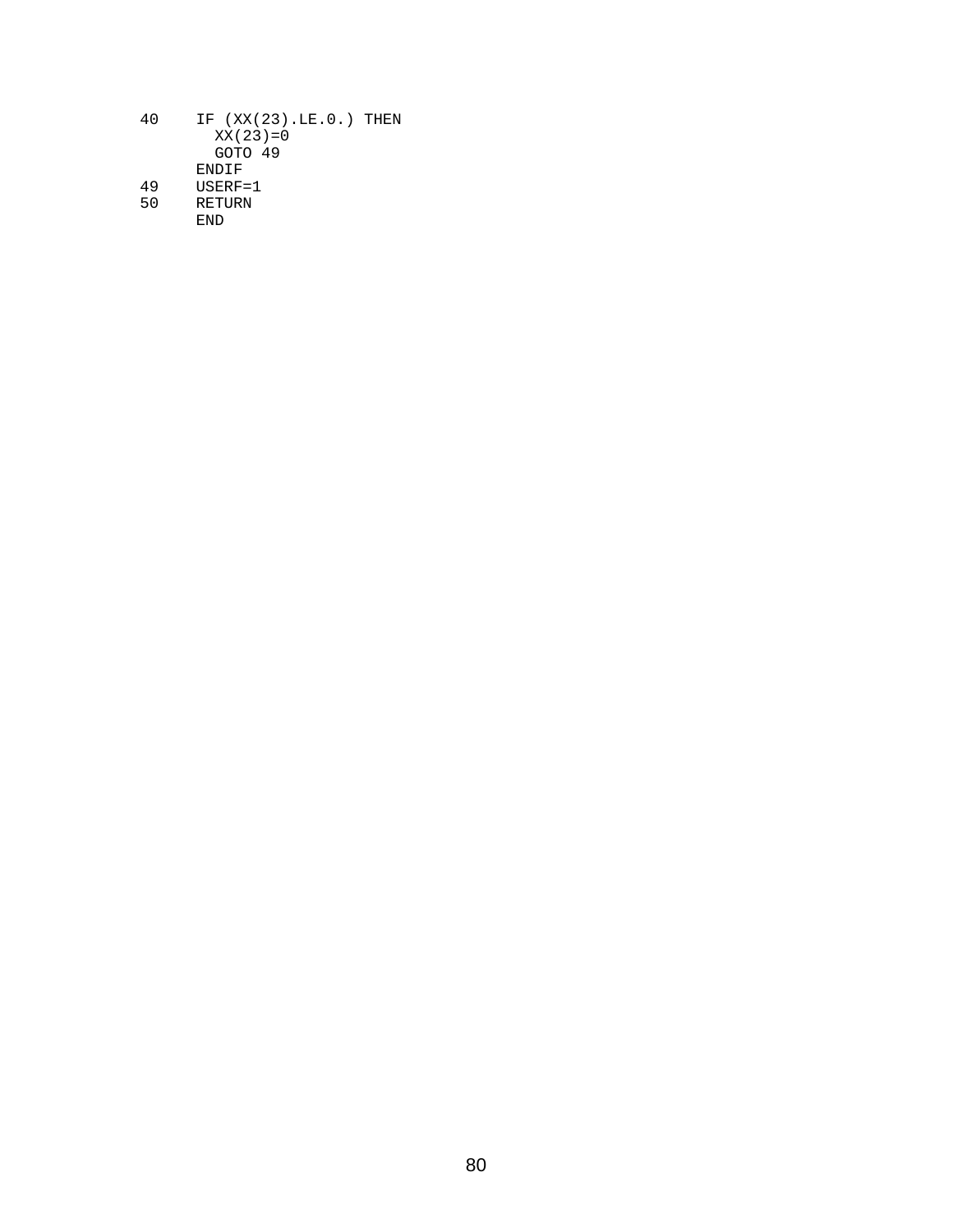```
40    IF (XX(23).LE.0.) THEN
        XX(23)=0
        GOTO 49
      ENDIF
49    USERF=1
50    RETURN
      END
```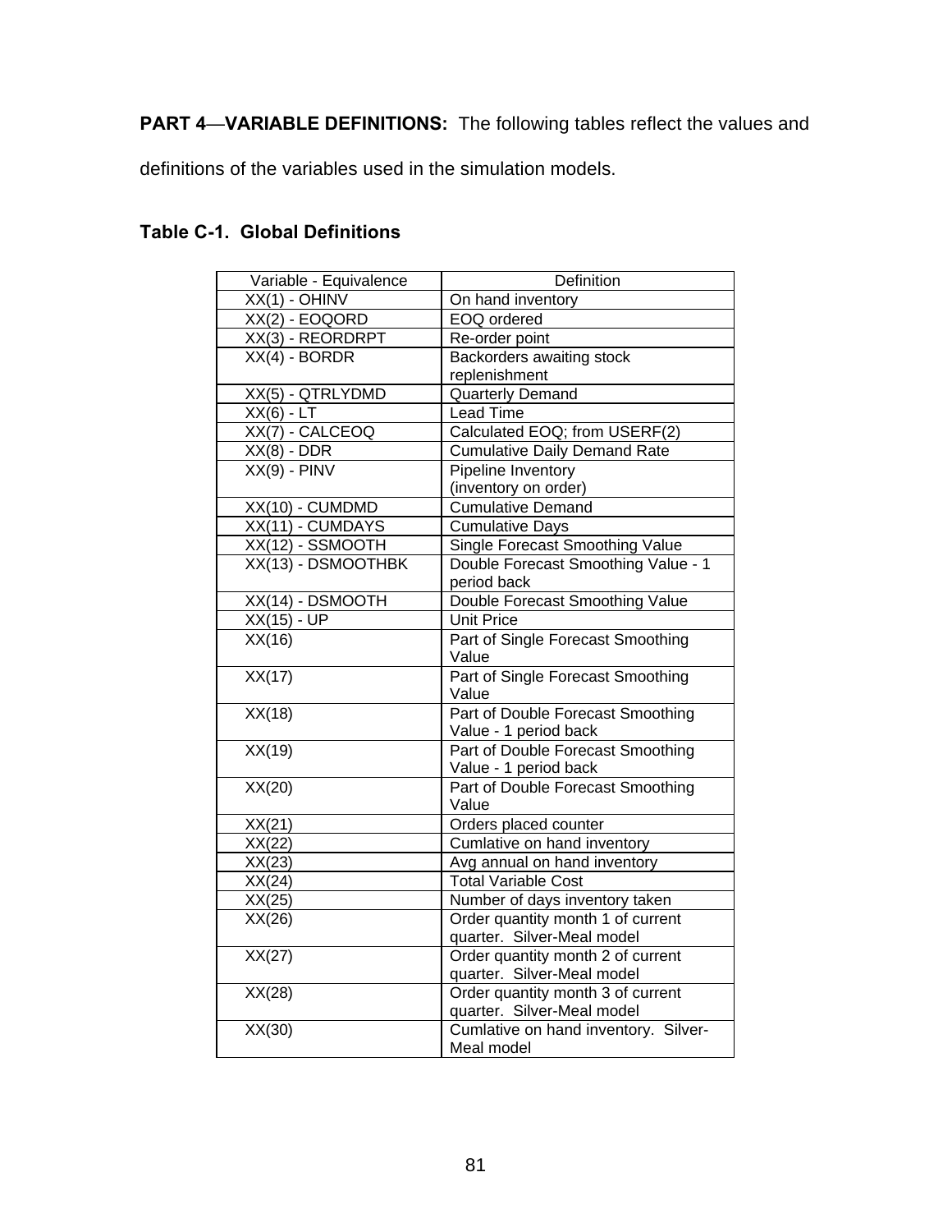**PART 4—VARIABLE DEFINITIONS:** The following tables reflect the values and definitions of the variables used in the simulation models.

**Table C-1. Global Definitions**

| Variable - Equivalence | Definition |
|---|---|
| XX(1) - OHINV | On hand inventory |
| XX(2) - EOQORD | EOQ ordered |
| XX(3) - REORDRPT | Re-order point |
| XX(4) - BORDR | Backorders awaiting stock replenishment |
| XX(5) - QTRLYDMD | Quarterly Demand |
| XX(6) - LT | Lead Time |
| XX(7) - CALCEOQ | Calculated EOQ; from USERF(2) |
| XX(8) - DDR | Cumulative Daily Demand Rate |
| XX(9) - PINV | Pipeline Inventory (inventory on order) |
| XX(10) - CUMDMD | Cumulative Demand |
| XX(11) - CUMDAYS | Cumulative Days |
| XX(12) - SSMOOTH | Single Forecast Smoothing Value |
| XX(13) - DSMOOTHBK | Double Forecast Smoothing Value - 1 period back |
| XX(14) - DSMOOTH | Double Forecast Smoothing Value |
| XX(15) - UP | Unit Price |
| XX(16) | Part of Single Forecast Smoothing Value |
| XX(17) | Part of Single Forecast Smoothing Value |
| XX(18) | Part of Double Forecast Smoothing Value - 1 period back |
| XX(19) | Part of Double Forecast Smoothing Value - 1 period back |
| XX(20) | Part of Double Forecast Smoothing Value |
| XX(21) | Orders placed counter |
| XX(22) | Cumlative on hand inventory |
| XX(23) | Avg annual on hand inventory |
| XX(24) | Total Variable Cost |
| XX(25) | Number of days inventory taken |
| XX(26) | Order quantity month 1 of current quarter. Silver-Meal model |
| XX(27) | Order quantity month 2 of current quarter. Silver-Meal model |
| XX(28) | Order quantity month 3 of current quarter. Silver-Meal model |
| XX(30) | Cumlative on hand inventory. Silver-Meal model |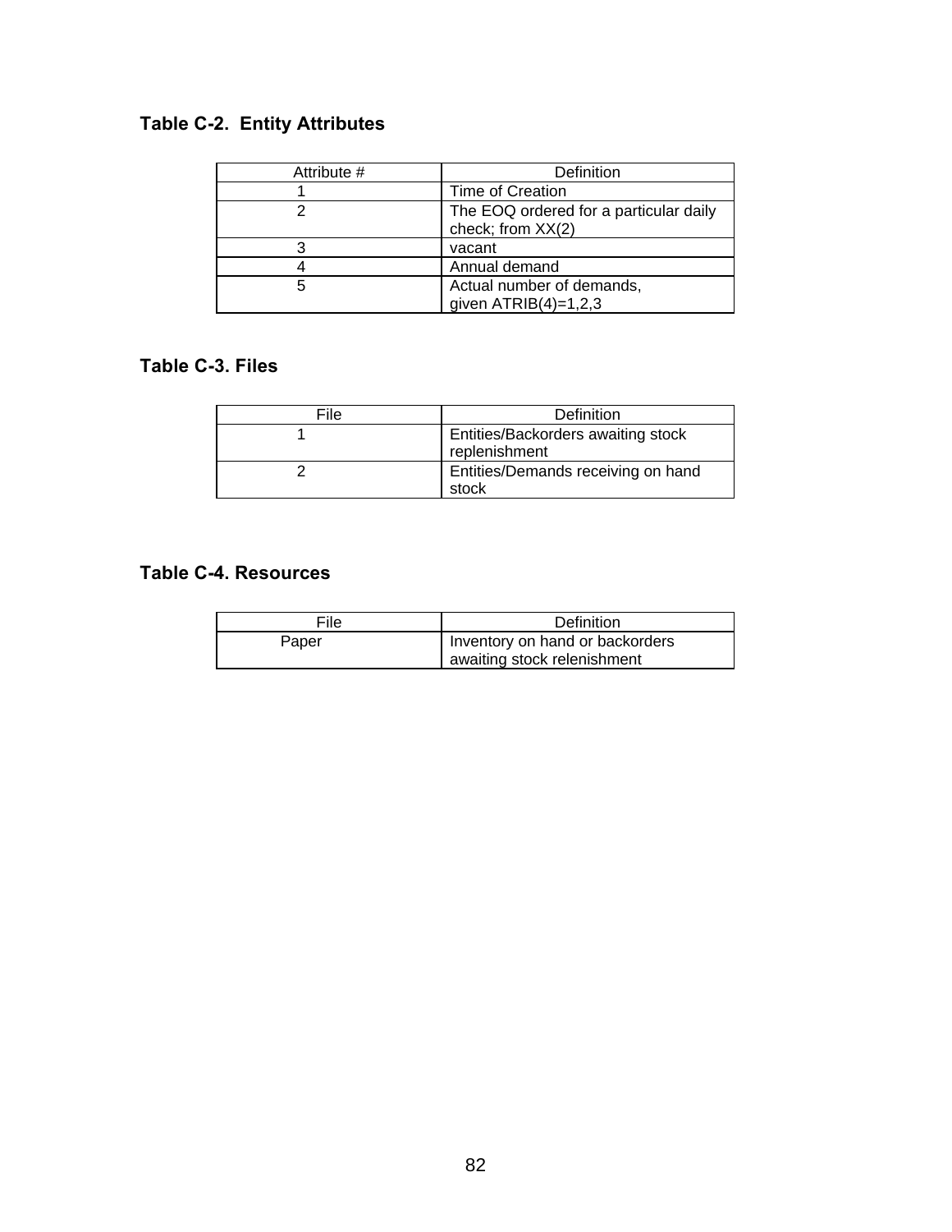**Table C-2. Entity Attributes**

| Attribute # | Definition |
|---|---|
| 1 | Time of Creation |
| 2 | The EOQ ordered for a particular daily check; from XX(2) |
| 3 | vacant |
| 4 | Annual demand |
| 5 | Actual number of demands, given ATRIB(4)=1,2,3 |

**Table C-3. Files**

| File | Definition |
|---|---|
| 1 | Entities/Backorders awaiting stock replenishment |
| 2 | Entities/Demands receiving on hand stock |

**Table C-4. Resources**

| File | Definition |
|---|---|
| Paper | Inventory on hand or backorders awaiting stock relenishment |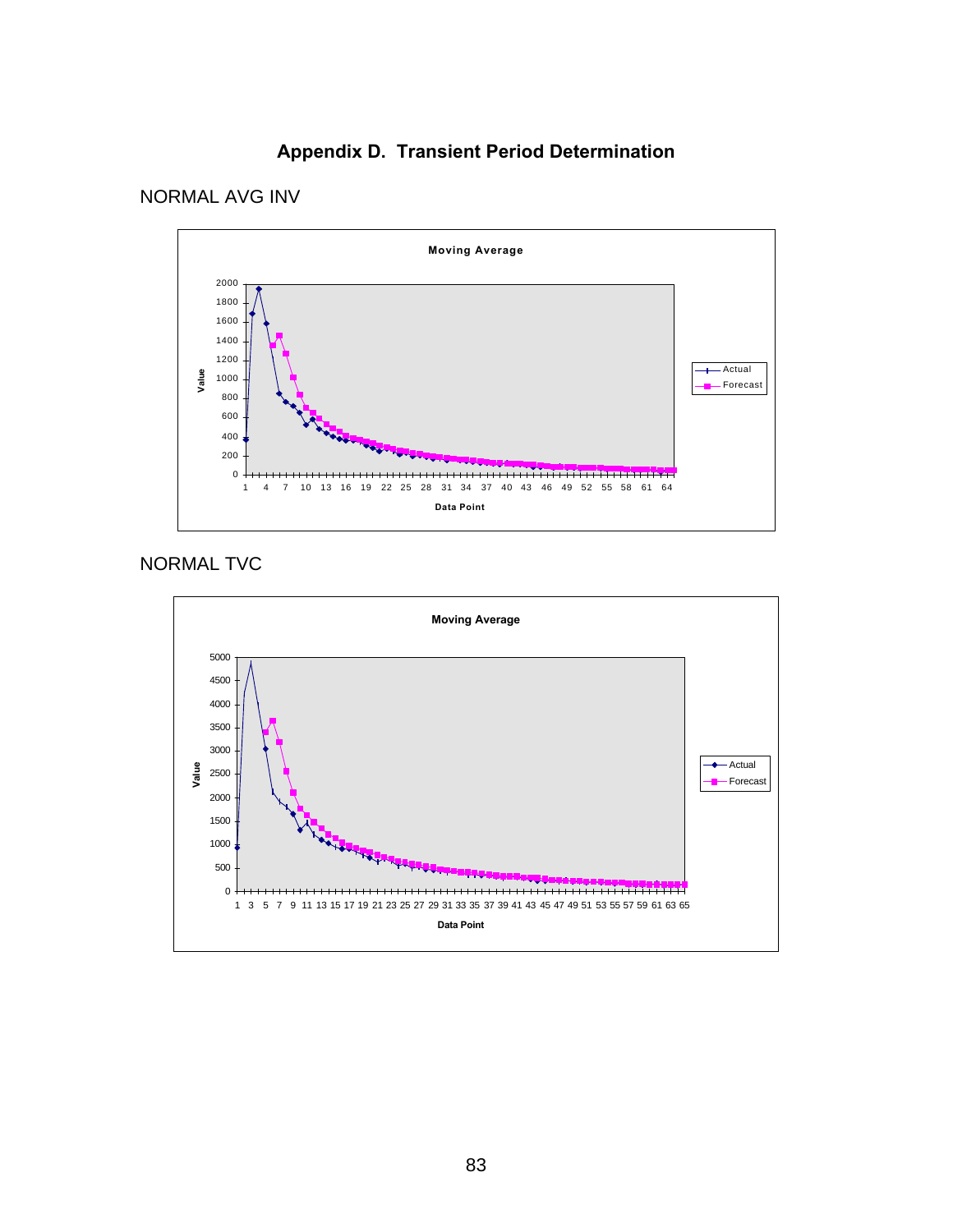# Appendix D. Transient Period Determination

NORMAL AVG INV

Moving Average

Value

2000
1800
1600
1400
1200
1000
800
600
400
200
0

1 4 7 10 13 16 19 22 25 28 31 34 37 40 43 46 49 52 55 58 61 64

Data Point

Actual
Forecast

NORMAL TVC

Moving Average

Value

5000
4500
4000
3500
3000
2500
2000
1500
1000
500
0

1 3 5 7 9 11 13 15 17 19 21 23 25 27 29 31 33 35 37 39 41 43 45 47 49 51 53 55 57 59 61 63 65

Data Point

Actual
Forecast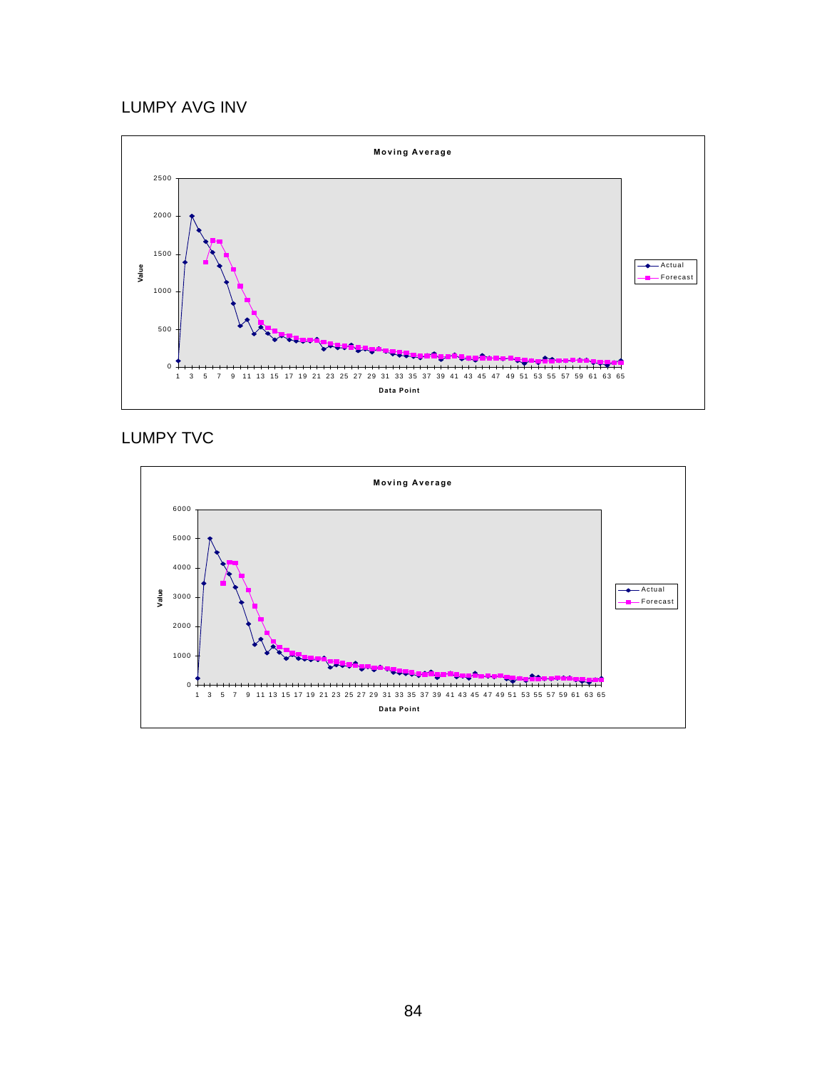LUMPY AVG INV

Moving Average

2500
2000
1500
1000
500
0

Value

1 3 5 7 9 11 13 15 17 19 21 23 25 27 29 31 33 35 37 39 41 43 45 47 49 51 53 55 57 59 61 63 65

Data Point

Actual
Forecast

LUMPY TVC

Moving Average

6000
5000
4000
3000
2000
1000
0

Value

1 3 5 7 9 11 13 15 17 19 21 23 25 27 29 31 33 35 37 39 41 43 45 47 49 51 53 55 57 59 61 63 65

Data Point

Actual
Forecast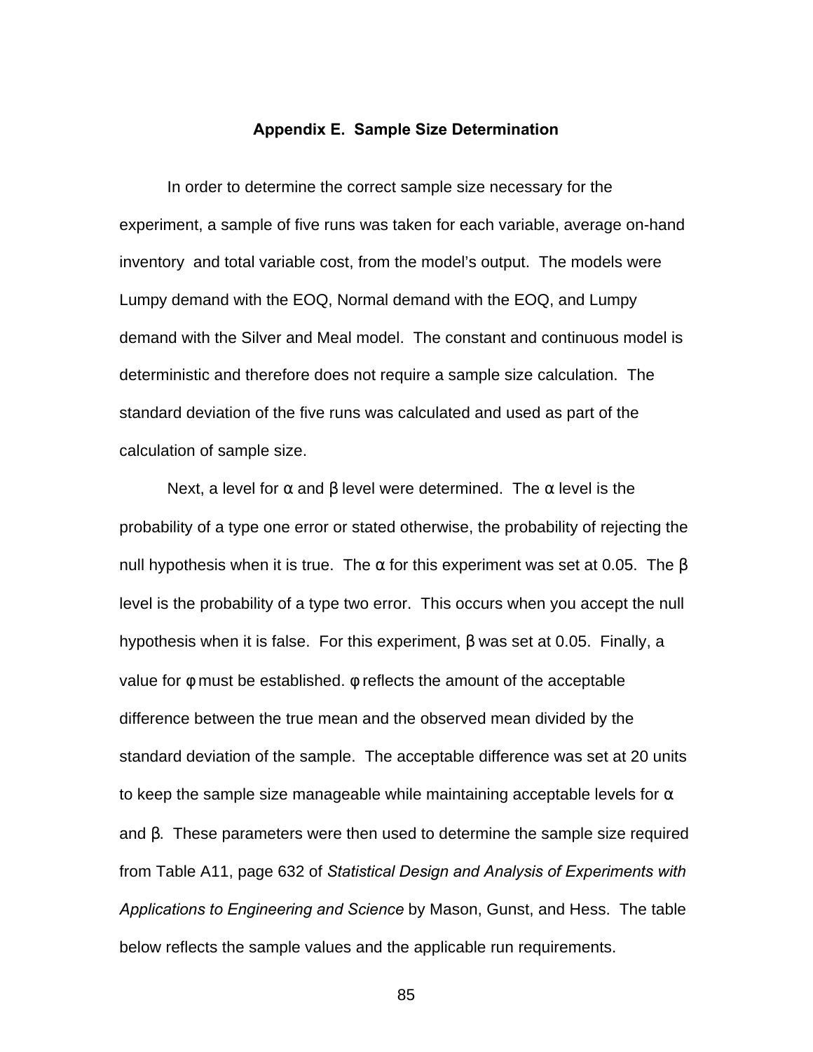## Appendix E. Sample Size Determination

In order to determine the correct sample size necessary for the experiment, a sample of five runs was taken for each variable, average on-hand inventory and total variable cost, from the model's output. The models were Lumpy demand with the EOQ, Normal demand with the EOQ, and Lumpy demand with the Silver and Meal model. The constant and continuous model is deterministic and therefore does not require a sample size calculation. The standard deviation of the five runs was calculated and used as part of the calculation of sample size.

Next, a level for $\alpha$ and $\beta$ level were determined. The $\alpha$ level is the probability of a type one error or stated otherwise, the probability of rejecting the null hypothesis when it is true. The $\alpha$ for this experiment was set at 0.05. The $\beta$ level is the probability of a type two error. This occurs when you accept the null hypothesis when it is false. For this experiment, $\beta$ was set at 0.05. Finally, a value for $\varphi$ must be established. $\varphi$ reflects the amount of the acceptable difference between the true mean and the observed mean divided by the standard deviation of the sample. The acceptable difference was set at 20 units to keep the sample size manageable while maintaining acceptable levels for $\alpha$ and $\beta$. These parameters were then used to determine the sample size required from Table A11, page 632 of *Statistical Design and Analysis of Experiments with Applications to Engineering and Science* by Mason, Gunst, and Hess. The table below reflects the sample values and the applicable run requirements.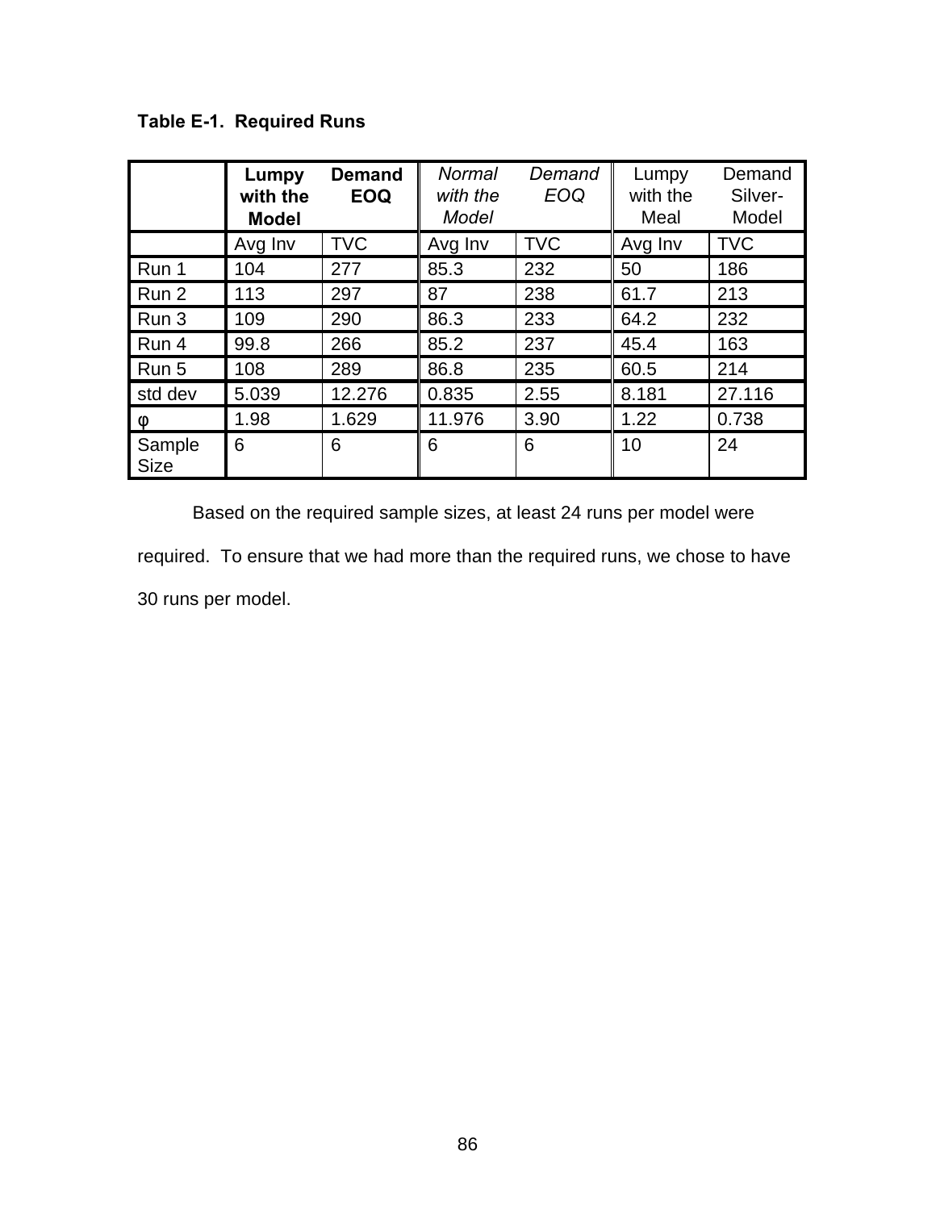**Table E-1. Required Runs**

| | **Lumpy with the Model** | **Demand EOQ** | *Normal with the Model* | *Demand EOQ* | Lumpy with the Meal | Demand Silver-Model |
|---|---|---|---|---|---|---|
| | Avg Inv | TVC | Avg Inv | TVC | Avg Inv | TVC |
| Run 1 | 104 | 277 | 85.3 | 232 | 50 | 186 |
| Run 2 | 113 | 297 | 87 | 238 | 61.7 | 213 |
| Run 3 | 109 | 290 | 86.3 | 233 | 64.2 | 232 |
| Run 4 | 99.8 | 266 | 85.2 | 237 | 45.4 | 163 |
| Run 5 | 108 | 289 | 86.8 | 235 | 60.5 | 214 |
| std dev | 5.039 | 12.276 | 0.835 | 2.55 | 8.181 | 27.116 |
| $\varphi$ | 1.98 | 1.629 | 11.976 | 3.90 | 1.22 | 0.738 |
| Sample Size | 6 | 6 | 6 | 6 | 10 | 24 |

Based on the required sample sizes, at least 24 runs per model were required. To ensure that we had more than the required runs, we chose to have 30 runs per model.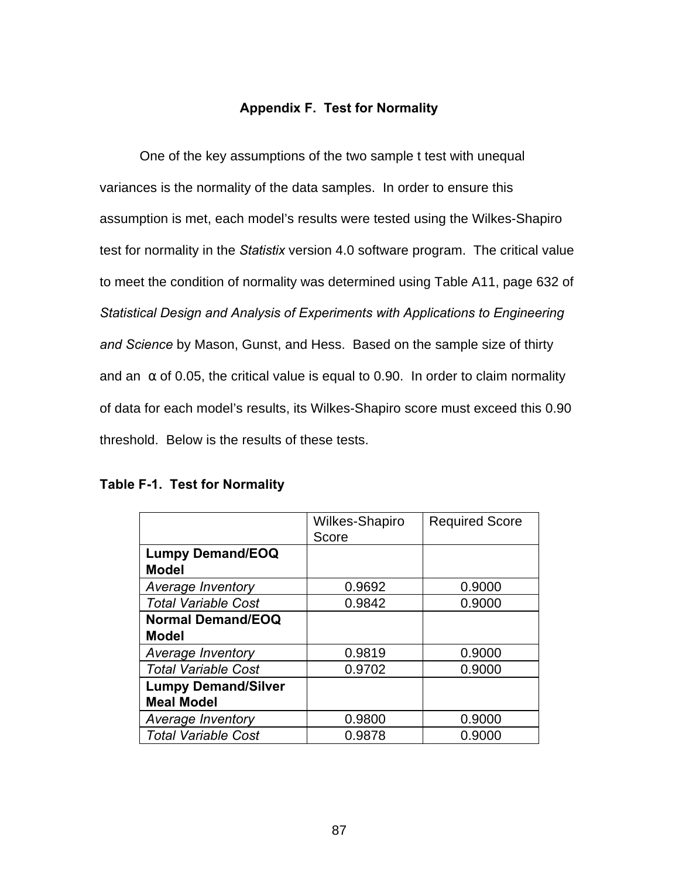## Appendix F. Test for Normality

One of the key assumptions of the two sample t test with unequal variances is the normality of the data samples. In order to ensure this assumption is met, each model's results were tested using the Wilkes-Shapiro test for normality in the *Statistix* version 4.0 software program. The critical value to meet the condition of normality was determined using Table A11, page 632 of *Statistical Design and Analysis of Experiments with Applications to Engineering and Science* by Mason, Gunst, and Hess. Based on the sample size of thirty and an $\alpha$ of 0.05, the critical value is equal to 0.90. In order to claim normality of data for each model's results, its Wilkes-Shapiro score must exceed this 0.90 threshold. Below is the results of these tests.

**Table F-1. Test for Normality**

| | Wilkes-Shapiro Score | Required Score |
|---|---|---|
| **Lumpy Demand/EOQ Model** | | |
| *Average Inventory* | 0.9692 | 0.9000 |
| *Total Variable Cost* | 0.9842 | 0.9000 |
| **Normal Demand/EOQ Model** | | |
| *Average Inventory* | 0.9819 | 0.9000 |
| *Total Variable Cost* | 0.9702 | 0.9000 |
| **Lumpy Demand/Silver Meal Model** | | |
| *Average Inventory* | 0.9800 | 0.9000 |
| *Total Variable Cost* | 0.9878 | 0.9000 |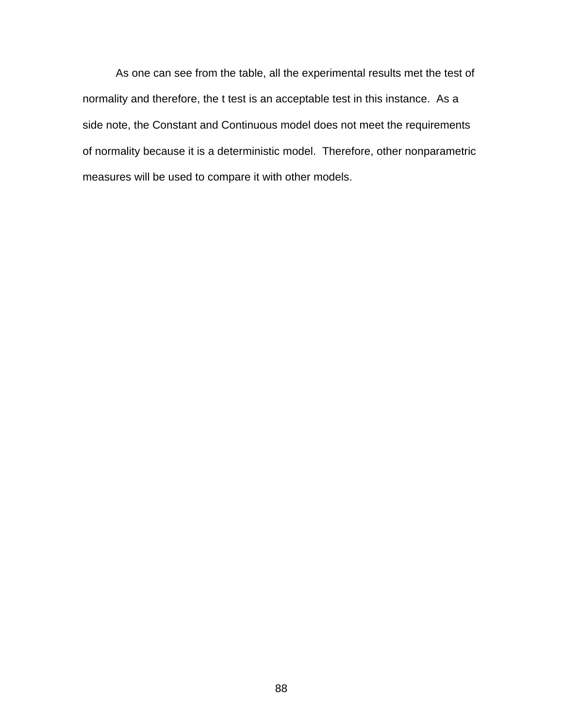As one can see from the table, all the experimental results met the test of normality and therefore, the t test is an acceptable test in this instance. As a side note, the Constant and Continuous model does not meet the requirements of normality because it is a deterministic model. Therefore, other nonparametric measures will be used to compare it with other models.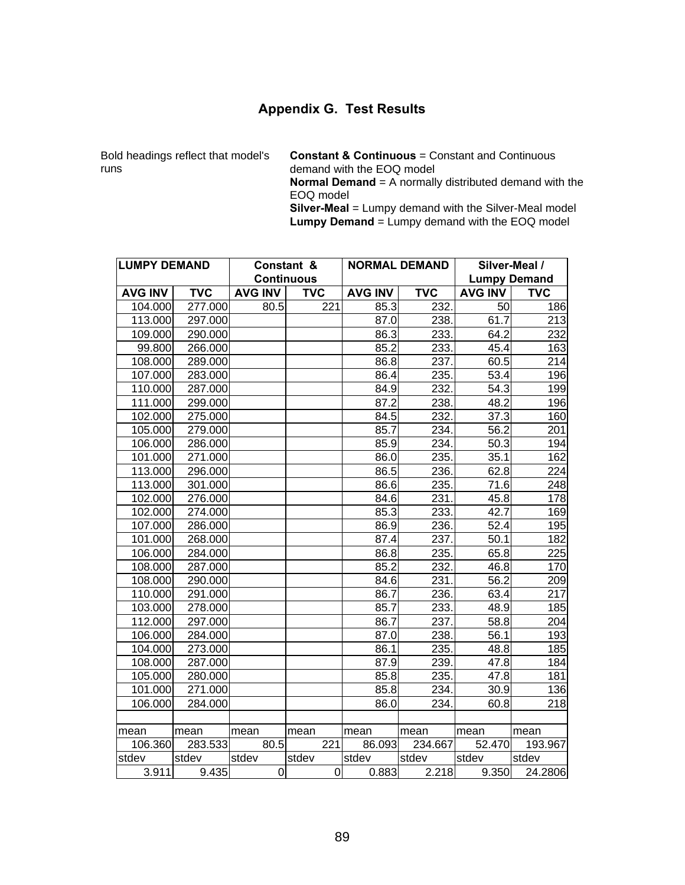## Appendix G. Test Results

Bold headings reflect that model's runs

**Constant & Continuous** = Constant and Continuous demand with the EOQ model
**Normal Demand** = A normally distributed demand with the EOQ model
**Silver-Meal** = Lumpy demand with the Silver-Meal model
**Lumpy Demand** = Lumpy demand with the EOQ model

| **LUMPY DEMAND** | | **Constant & Continuous** | | **NORMAL DEMAND** | | **Silver-Meal / Lumpy Demand** | |
|---|---|---|---|---|---|---|---|
| **AVG INV** | **TVC** | **AVG INV** | **TVC** | **AVG INV** | **TVC** | **AVG INV** | **TVC** |
| 104.000 | 277.000 | 80.5 | 221 | 85.3 | 232. | 50 | 186 |
| 113.000 | 297.000 | | | 87.0 | 238. | 61.7 | 213 |
| 109.000 | 290.000 | | | 86.3 | 233. | 64.2 | 232 |
| 99.800 | 266.000 | | | 85.2 | 233. | 45.4 | 163 |
| 108.000 | 289.000 | | | 86.8 | 237. | 60.5 | 214 |
| 107.000 | 283.000 | | | 86.4 | 235. | 53.4 | 196 |
| 110.000 | 287.000 | | | 84.9 | 232. | 54.3 | 199 |
| 111.000 | 299.000 | | | 87.2 | 238. | 48.2 | 196 |
| 102.000 | 275.000 | | | 84.5 | 232. | 37.3 | 160 |
| 105.000 | 279.000 | | | 85.7 | 234. | 56.2 | 201 |
| 106.000 | 286.000 | | | 85.9 | 234. | 50.3 | 194 |
| 101.000 | 271.000 | | | 86.0 | 235. | 35.1 | 162 |
| 113.000 | 296.000 | | | 86.5 | 236. | 62.8 | 224 |
| 113.000 | 301.000 | | | 86.6 | 235. | 71.6 | 248 |
| 102.000 | 276.000 | | | 84.6 | 231. | 45.8 | 178 |
| 102.000 | 274.000 | | | 85.3 | 233. | 42.7 | 169 |
| 107.000 | 286.000 | | | 86.9 | 236. | 52.4 | 195 |
| 101.000 | 268.000 | | | 87.4 | 237. | 50.1 | 182 |
| 106.000 | 284.000 | | | 86.8 | 235. | 65.8 | 225 |
| 108.000 | 287.000 | | | 85.2 | 232. | 46.8 | 170 |
| 108.000 | 290.000 | | | 84.6 | 231. | 56.2 | 209 |
| 110.000 | 291.000 | | | 86.7 | 236. | 63.4 | 217 |
| 103.000 | 278.000 | | | 85.7 | 233. | 48.9 | 185 |
| 112.000 | 297.000 | | | 86.7 | 237. | 58.8 | 204 |
| 106.000 | 284.000 | | | 87.0 | 238. | 56.1 | 193 |
| 104.000 | 273.000 | | | 86.1 | 235. | 48.8 | 185 |
| 108.000 | 287.000 | | | 87.9 | 239. | 47.8 | 184 |
| 105.000 | 280.000 | | | 85.8 | 235. | 47.8 | 181 |
| 101.000 | 271.000 | | | 85.8 | 234. | 30.9 | 136 |
| 106.000 | 284.000 | | | 86.0 | 234. | 60.8 | 218 |
| | | | | | | | |
| mean | mean | mean | mean | mean | mean | mean | mean |
| 106.360 | 283.533 | 80.5 | 221 | 86.093 | 234.667 | 52.470 | 193.967 |
| stdev | stdev | stdev | stdev | stdev | stdev | stdev | stdev |
| 3.911 | 9.435 | 0 | 0 | 0.883 | 2.218 | 9.350 | 24.2806 |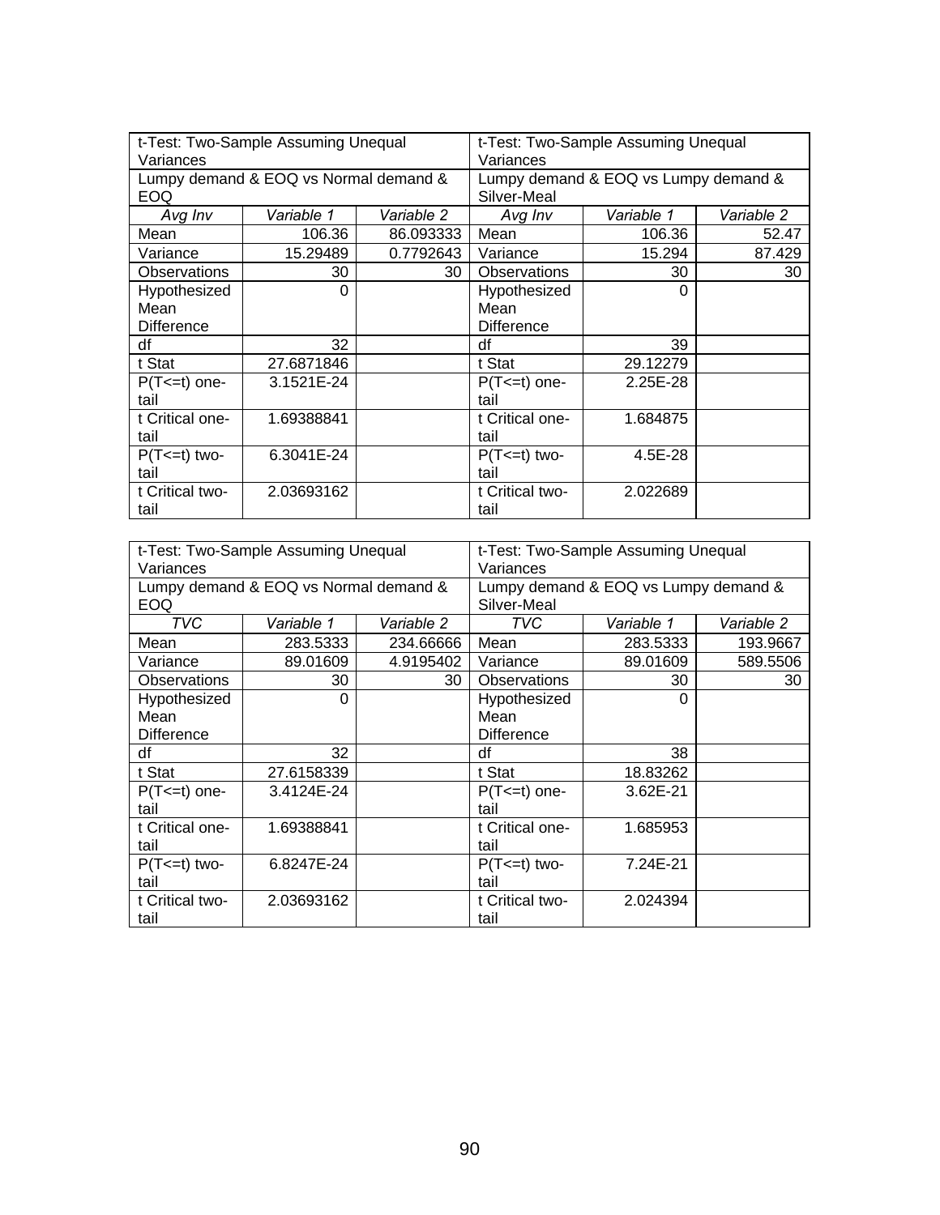| t-Test: Two-Sample Assuming Unequal Variances | | | t-Test: Two-Sample Assuming Unequal Variances | | |
|---|---|---|---|---|---|
| Lumpy demand & EOQ vs Normal demand & EOQ | | | Lumpy demand & EOQ vs Lumpy demand & Silver-Meal | | |
| *Avg Inv* | *Variable 1* | *Variable 2* | *Avg Inv* | *Variable 1* | *Variable 2* |
| Mean | 106.36 | 86.093333 | Mean | 106.36 | 52.47 |
| Variance | 15.29489 | 0.7792643 | Variance | 15.294 | 87.429 |
| Observations | 30 | 30 | Observations | 30 | 30 |
| Hypothesized Mean Difference | 0 | | Hypothesized Mean Difference | 0 | |
| df | 32 | | df | 39 | |
| t Stat | 27.6871846 | | t Stat | 29.12279 | |
| P(T<=t) one-tail | 3.1521E-24 | | P(T<=t) one-tail | 2.25E-28 | |
| t Critical one-tail | 1.69388841 | | t Critical one-tail | 1.684875 | |
| P(T<=t) two-tail | 6.3041E-24 | | P(T<=t) two-tail | 4.5E-28 | |
| t Critical two-tail | 2.03693162 | | t Critical two-tail | 2.022689 | |

| t-Test: Two-Sample Assuming Unequal Variances | | | t-Test: Two-Sample Assuming Unequal Variances | | |
|---|---|---|---|---|---|
| Lumpy demand & EOQ vs Normal demand & EOQ | | | Lumpy demand & EOQ vs Lumpy demand & Silver-Meal | | |
| *TVC* | *Variable 1* | *Variable 2* | *TVC* | *Variable 1* | *Variable 2* |
| Mean | 283.5333 | 234.66666 | Mean | 283.5333 | 193.9667 |
| Variance | 89.01609 | 4.9195402 | Variance | 89.01609 | 589.5506 |
| Observations | 30 | 30 | Observations | 30 | 30 |
| Hypothesized Mean Difference | 0 | | Hypothesized Mean Difference | 0 | |
| df | 32 | | df | 38 | |
| t Stat | 27.6158339 | | t Stat | 18.83262 | |
| P(T<=t) one-tail | 3.4124E-24 | | P(T<=t) one-tail | 3.62E-21 | |
| t Critical one-tail | 1.69388841 | | t Critical one-tail | 1.685953 | |
| P(T<=t) two-tail | 6.8247E-24 | | P(T<=t) two-tail | 7.24E-21 | |
| t Critical two-tail | 2.03693162 | | t Critical two-tail | 2.024394 | |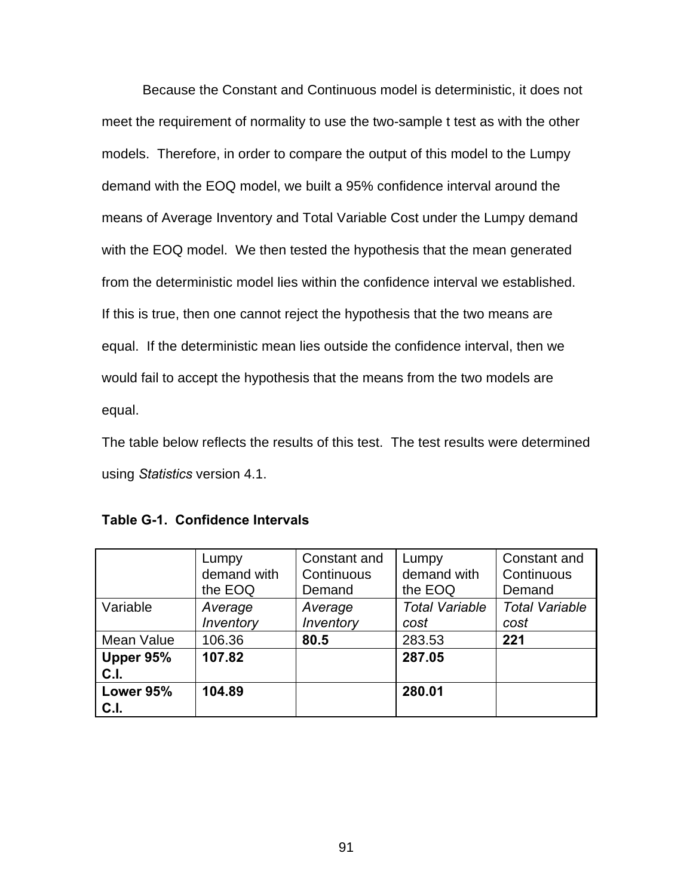Because the Constant and Continuous model is deterministic, it does not meet the requirement of normality to use the two-sample t test as with the other models. Therefore, in order to compare the output of this model to the Lumpy demand with the EOQ model, we built a 95% confidence interval around the means of Average Inventory and Total Variable Cost under the Lumpy demand with the EOQ model. We then tested the hypothesis that the mean generated from the deterministic model lies within the confidence interval we established. If this is true, then one cannot reject the hypothesis that the two means are equal. If the deterministic mean lies outside the confidence interval, then we would fail to accept the hypothesis that the means from the two models are equal.

The table below reflects the results of this test. The test results were determined using *Statistics* version 4.1.

**Table G-1. Confidence Intervals**

| | Lumpy demand with the EOQ | Constant and Continuous Demand | Lumpy demand with the EOQ | Constant and Continuous Demand |
|---|---|---|---|---|
| Variable | *Average Inventory* | *Average Inventory* | *Total Variable cost* | *Total Variable cost* |
| Mean Value | 106.36 | **80.5** | 283.53 | **221** |
| **Upper 95% C.I.** | **107.82** | | **287.05** | |
| **Lower 95% C.I.** | **104.89** | | **280.01** | |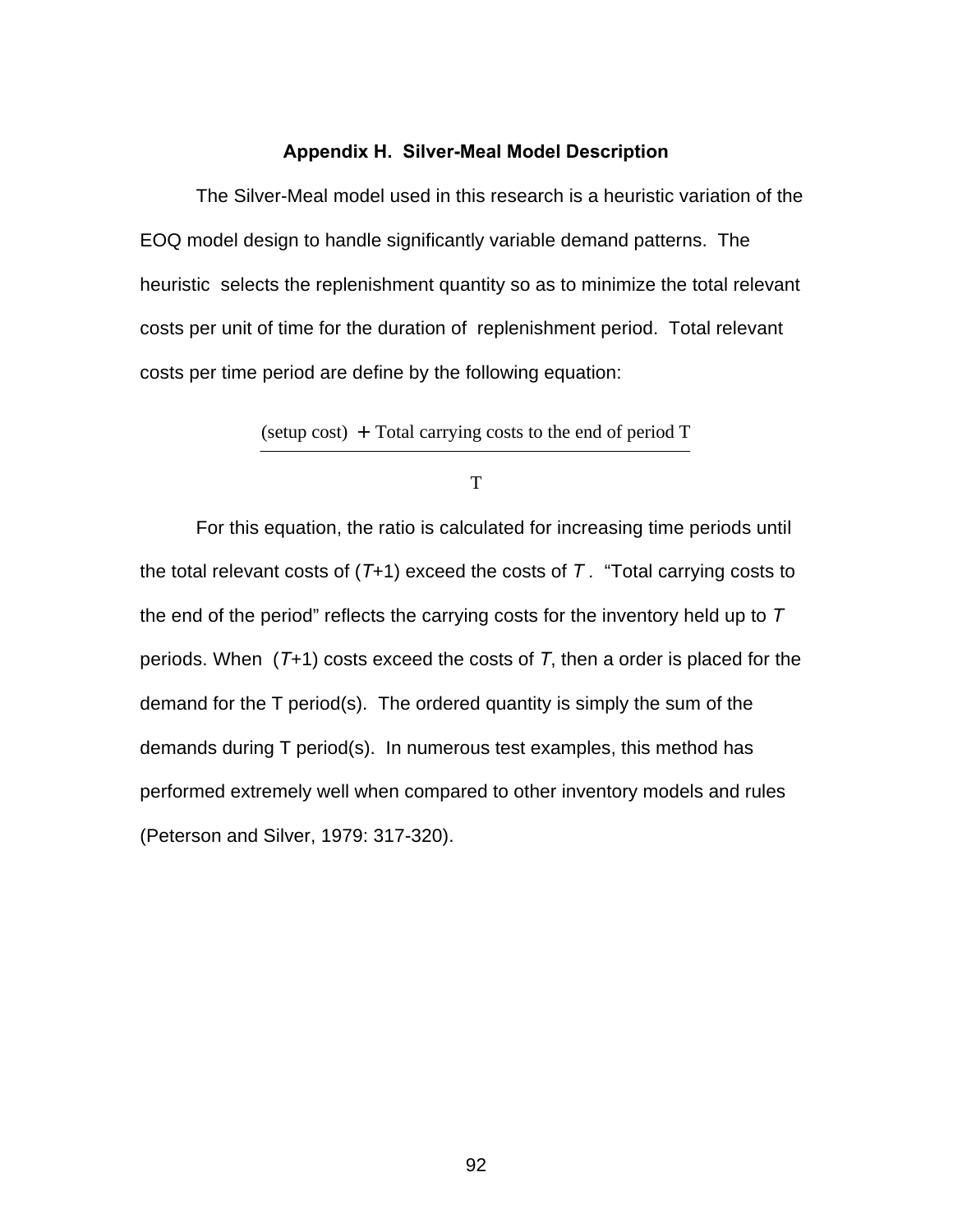## Appendix H. Silver-Meal Model Description

The Silver-Meal model used in this research is a heuristic variation of the EOQ model design to handle significantly variable demand patterns. The heuristic selects the replenishment quantity so as to minimize the total relevant costs per unit of time for the duration of replenishment period. Total relevant costs per time period are define by the following equation:

$$\frac{\text{(setup cost)} + \text{Total carrying costs to the end of period T}}{\text{T}}$$

For this equation, the ratio is calculated for increasing time periods until the total relevant costs of ($T$+1) exceed the costs of $T$. "Total carrying costs to the end of the period" reflects the carrying costs for the inventory held up to $T$ periods. When ($T$+1) costs exceed the costs of $T$, then a order is placed for the demand for the T period(s). The ordered quantity is simply the sum of the demands during T period(s). In numerous test examples, this method has performed extremely well when compared to other inventory models and rules (Peterson and Silver, 1979: 317-320).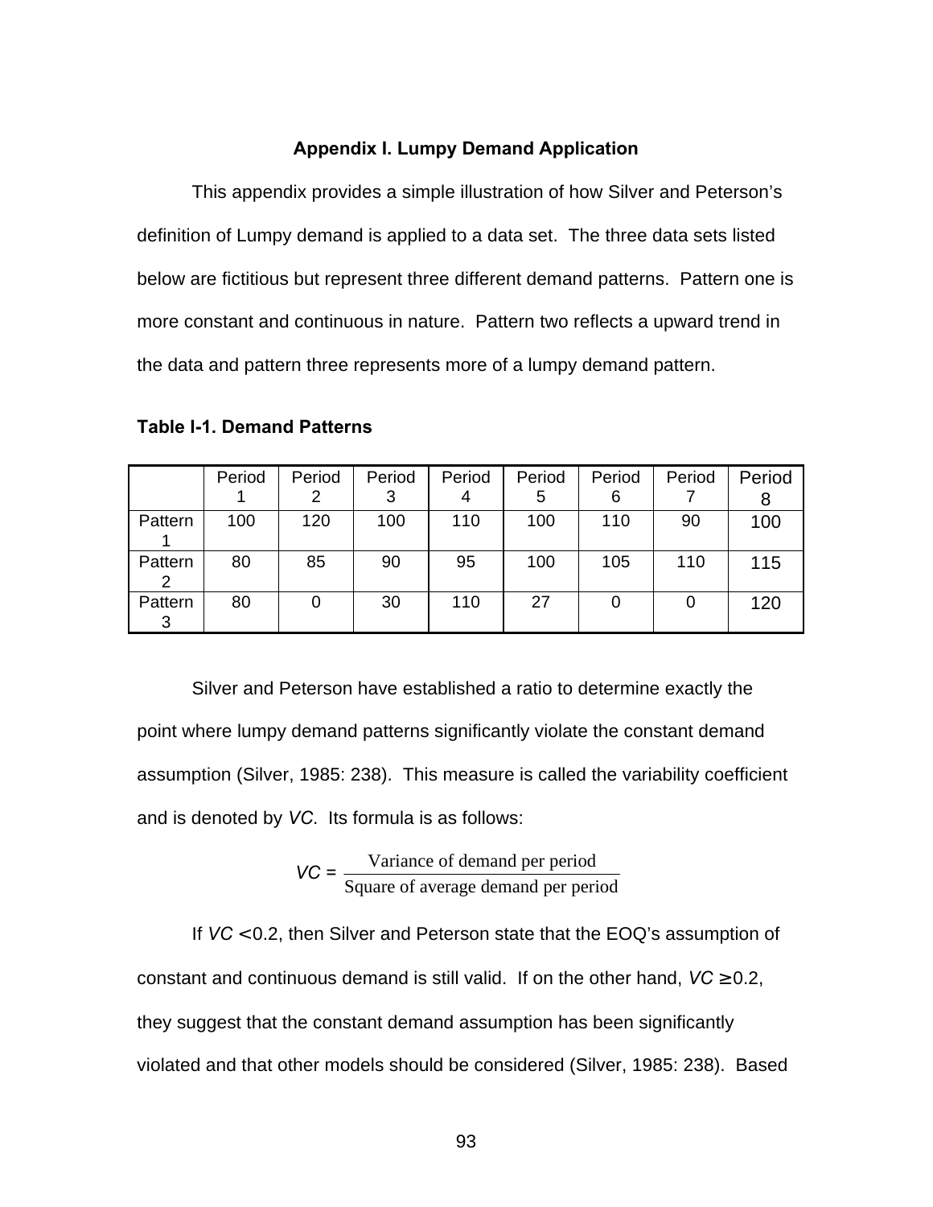# Appendix I. Lumpy Demand Application

This appendix provides a simple illustration of how Silver and Peterson's definition of Lumpy demand is applied to a data set. The three data sets listed below are fictitious but represent three different demand patterns. Pattern one is more constant and continuous in nature. Pattern two reflects a upward trend in the data and pattern three represents more of a lumpy demand pattern.

**Table I-1. Demand Patterns**

| | Period 1 | Period 2 | Period 3 | Period 4 | Period 5 | Period 6 | Period 7 | Period 8 |
|---|---|---|---|---|---|---|---|---|
| Pattern 1 | 100 | 120 | 100 | 110 | 100 | 110 | 90 | 100 |
| Pattern 2 | 80 | 85 | 90 | 95 | 100 | 105 | 110 | 115 |
| Pattern 3 | 80 | 0 | 30 | 110 | 27 | 0 | 0 | 120 |

Silver and Peterson have established a ratio to determine exactly the point where lumpy demand patterns significantly violate the constant demand assumption (Silver, 1985: 238). This measure is called the variability coefficient and is denoted by *VC*. Its formula is as follows:

$$VC = \frac{\text{Variance of demand per period}}{\text{Square of average demand per period}}$$

If $VC < 0.2$, then Silver and Peterson state that the EOQ's assumption of constant and continuous demand is still valid. If on the other hand, $VC \geq 0.2$, they suggest that the constant demand assumption has been significantly violated and that other models should be considered (Silver, 1985: 238). Based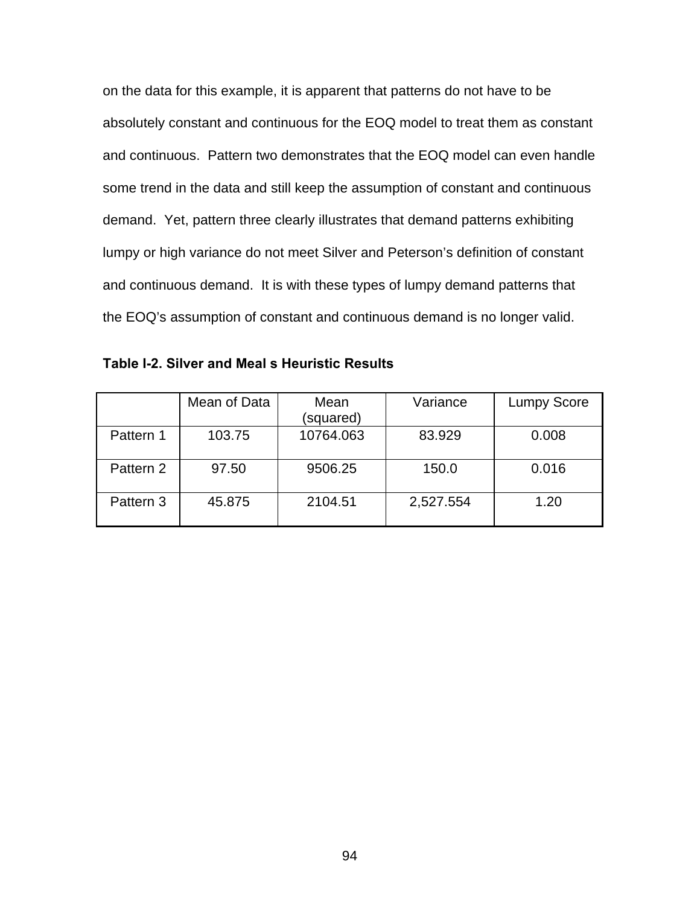on the data for this example, it is apparent that patterns do not have to be absolutely constant and continuous for the EOQ model to treat them as constant and continuous. Pattern two demonstrates that the EOQ model can even handle some trend in the data and still keep the assumption of constant and continuous demand. Yet, pattern three clearly illustrates that demand patterns exhibiting lumpy or high variance do not meet Silver and Peterson's definition of constant and continuous demand. It is with these types of lumpy demand patterns that the EOQ's assumption of constant and continuous demand is no longer valid.

**Table I-2. Silver and Meal s Heuristic Results**

| | Mean of Data | Mean (squared) | Variance | Lumpy Score |
|---|---|---|---|---|
| Pattern 1 | 103.75 | 10764.063 | 83.929 | 0.008 |
| Pattern 2 | 97.50 | 9506.25 | 150.0 | 0.016 |
| Pattern 3 | 45.875 | 2104.51 | 2,527.554 | 1.20 |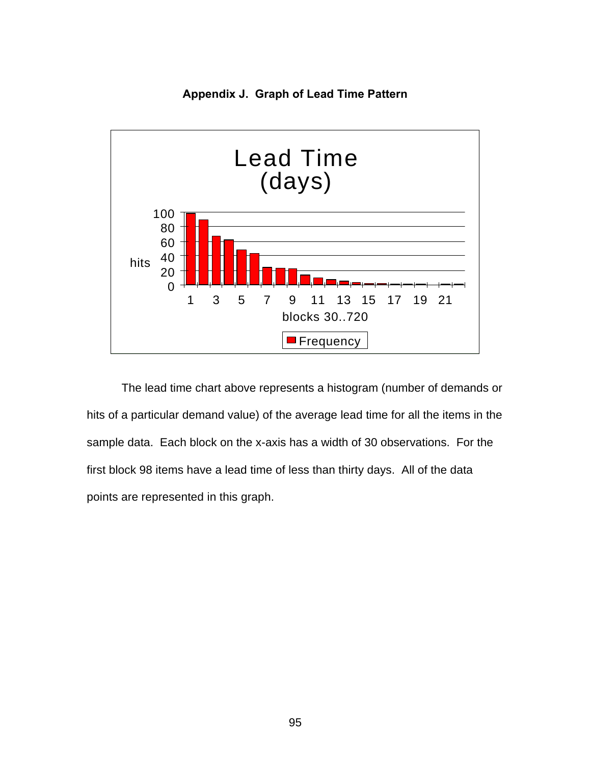**Appendix J. Graph of Lead Time Pattern**

Lead Time
(days)

100
80
60
40
20
0

hits

1 3 5 7 9 11 13 15 17 19 21

blocks 30..720

Frequency

The lead time chart above represents a histogram (number of demands or hits of a particular demand value) of the average lead time for all the items in the sample data. Each block on the x-axis has a width of 30 observations. For the first block 98 items have a lead time of less than thirty days. All of the data points are represented in this graph.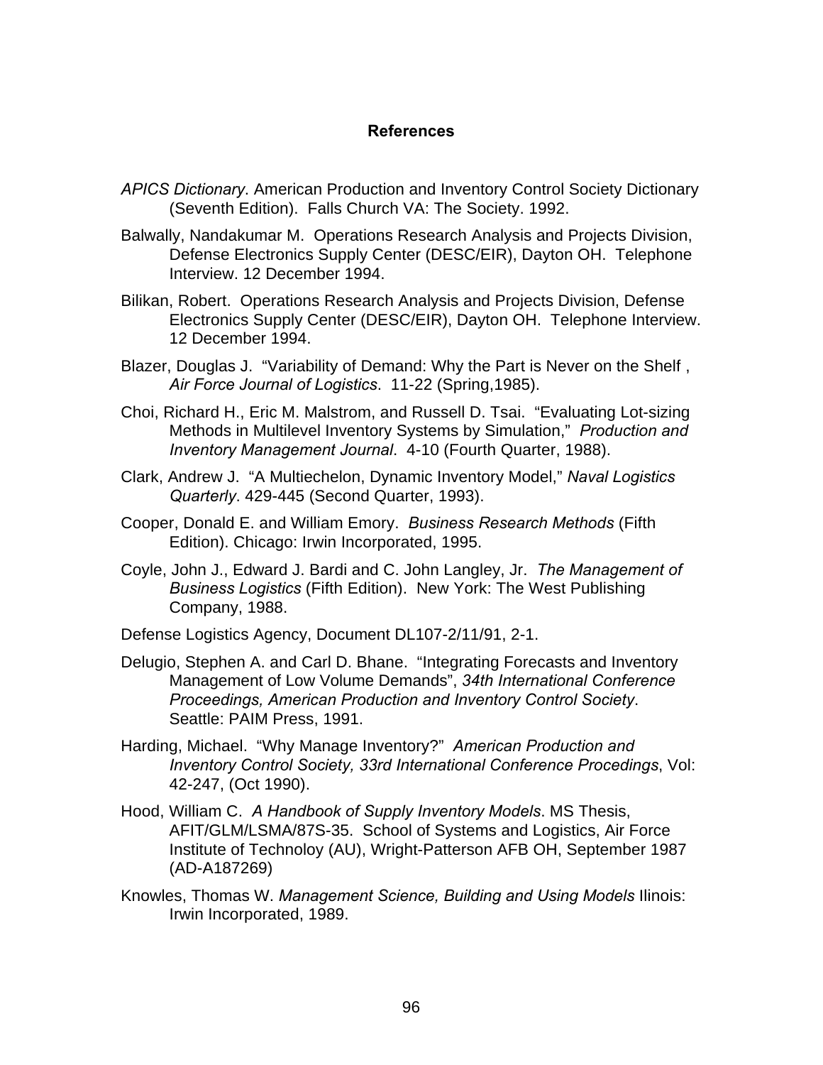# References

*APICS Dictionary*. American Production and Inventory Control Society Dictionary (Seventh Edition). Falls Church VA: The Society. 1992.

Balwally, Nandakumar M. Operations Research Analysis and Projects Division, Defense Electronics Supply Center (DESC/EIR), Dayton OH. Telephone Interview. 12 December 1994.

Bilikan, Robert. Operations Research Analysis and Projects Division, Defense Electronics Supply Center (DESC/EIR), Dayton OH. Telephone Interview. 12 December 1994.

Blazer, Douglas J. "Variability of Demand: Why the Part is Never on the Shelf , *Air Force Journal of Logistics*. 11-22 (Spring,1985).

Choi, Richard H., Eric M. Malstrom, and Russell D. Tsai. "Evaluating Lot-sizing Methods in Multilevel Inventory Systems by Simulation," *Production and Inventory Management Journal*. 4-10 (Fourth Quarter, 1988).

Clark, Andrew J. "A Multiechelon, Dynamic Inventory Model," *Naval Logistics Quarterly*. 429-445 (Second Quarter, 1993).

Cooper, Donald E. and William Emory. *Business Research Methods* (Fifth Edition). Chicago: Irwin Incorporated, 1995.

Coyle, John J., Edward J. Bardi and C. John Langley, Jr. *The Management of Business Logistics* (Fifth Edition). New York: The West Publishing Company, 1988.

Defense Logistics Agency, Document DL107-2/11/91, 2-1.

Delugio, Stephen A. and Carl D. Bhane. "Integrating Forecasts and Inventory Management of Low Volume Demands", *34th International Conference Proceedings, American Production and Inventory Control Society*. Seattle: PAIM Press, 1991.

Harding, Michael. "Why Manage Inventory?" *American Production and Inventory Control Society, 33rd International Conference Procedings*, Vol: 42-247, (Oct 1990).

Hood, William C. *A Handbook of Supply Inventory Models*. MS Thesis, AFIT/GLM/LSMA/87S-35. School of Systems and Logistics, Air Force Institute of Technoloy (AU), Wright-Patterson AFB OH, September 1987 (AD-A187269)

Knowles, Thomas W. *Management Science, Building and Using Models* Ilinois: Irwin Incorporated, 1989.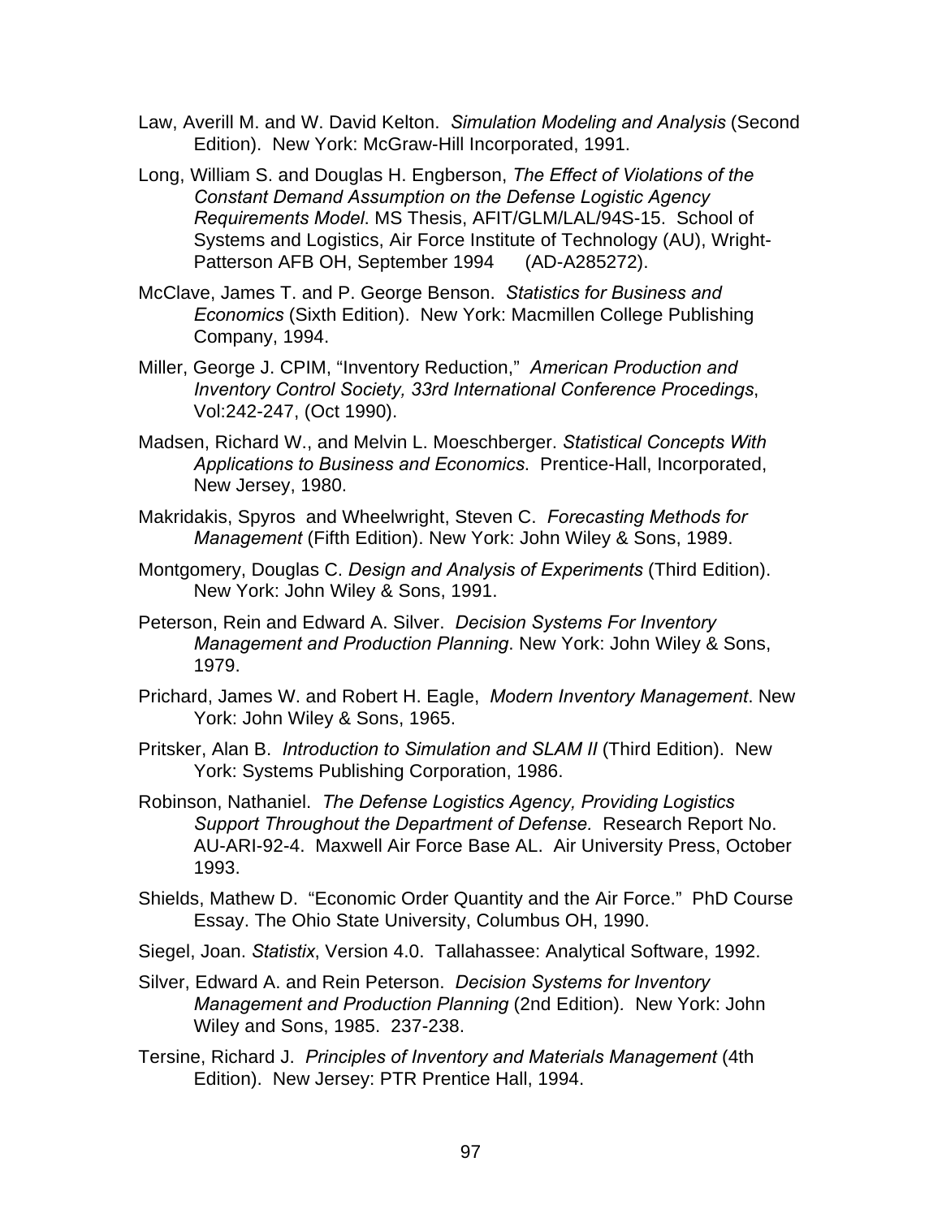Law, Averill M. and W. David Kelton. *Simulation Modeling and Analysis* (Second Edition). New York: McGraw-Hill Incorporated, 1991.

Long, William S. and Douglas H. Engberson, *The Effect of Violations of the Constant Demand Assumption on the Defense Logistic Agency Requirements Model*. MS Thesis, AFIT/GLM/LAL/94S-15. School of Systems and Logistics, Air Force Institute of Technology (AU), Wright-Patterson AFB OH, September 1994 (AD-A285272).

McClave, James T. and P. George Benson. *Statistics for Business and Economics* (Sixth Edition). New York: Macmillen College Publishing Company, 1994.

Miller, George J. CPIM, "Inventory Reduction," *American Production and Inventory Control Society, 33rd International Conference Procedings*, Vol:242-247, (Oct 1990).

Madsen, Richard W., and Melvin L. Moeschberger. *Statistical Concepts With Applications to Business and Economics*. Prentice-Hall, Incorporated, New Jersey, 1980.

Makridakis, Spyros and Wheelwright, Steven C. *Forecasting Methods for Management* (Fifth Edition). New York: John Wiley & Sons, 1989.

Montgomery, Douglas C. *Design and Analysis of Experiments* (Third Edition). New York: John Wiley & Sons, 1991.

Peterson, Rein and Edward A. Silver. *Decision Systems For Inventory Management and Production Planning*. New York: John Wiley & Sons, 1979.

Prichard, James W. and Robert H. Eagle, *Modern Inventory Management*. New York: John Wiley & Sons, 1965.

Pritsker, Alan B. *Introduction to Simulation and SLAM II* (Third Edition). New York: Systems Publishing Corporation, 1986.

Robinson, Nathaniel. *The Defense Logistics Agency, Providing Logistics Support Throughout the Department of Defense.* Research Report No. AU-ARI-92-4. Maxwell Air Force Base AL. Air University Press, October 1993.

Shields, Mathew D. "Economic Order Quantity and the Air Force." PhD Course Essay. The Ohio State University, Columbus OH, 1990.

Siegel, Joan. *Statistix*, Version 4.0. Tallahassee: Analytical Software, 1992.

Silver, Edward A. and Rein Peterson. *Decision Systems for Inventory Management and Production Planning* (2nd Edition). New York: John Wiley and Sons, 1985. 237-238.

Tersine, Richard J. *Principles of Inventory and Materials Management* (4th Edition). New Jersey: PTR Prentice Hall, 1994.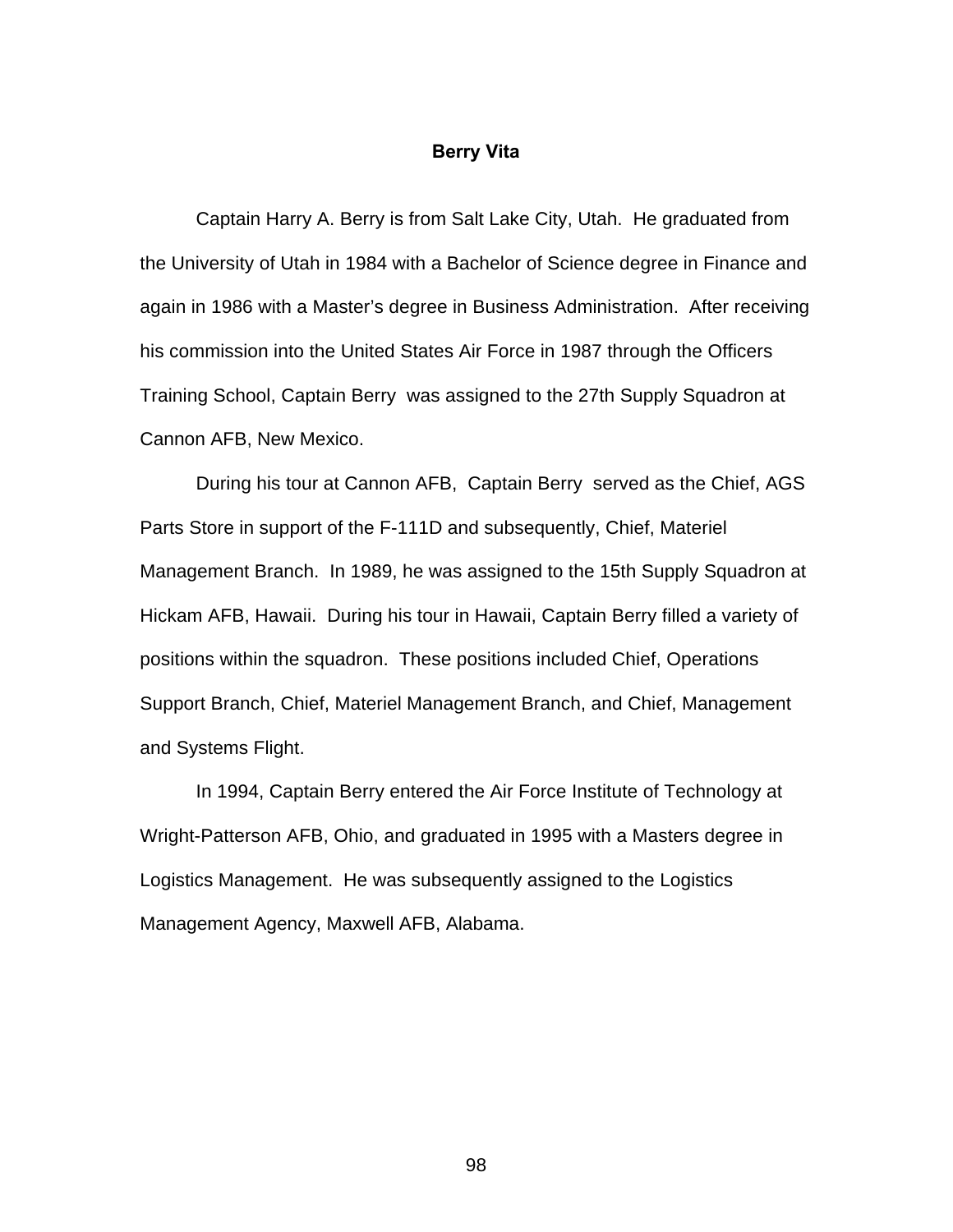# Berry Vita

Captain Harry A. Berry is from Salt Lake City, Utah. He graduated from the University of Utah in 1984 with a Bachelor of Science degree in Finance and again in 1986 with a Master's degree in Business Administration. After receiving his commission into the United States Air Force in 1987 through the Officers Training School, Captain Berry was assigned to the 27th Supply Squadron at Cannon AFB, New Mexico.

During his tour at Cannon AFB, Captain Berry served as the Chief, AGS Parts Store in support of the F-111D and subsequently, Chief, Materiel Management Branch. In 1989, he was assigned to the 15th Supply Squadron at Hickam AFB, Hawaii. During his tour in Hawaii, Captain Berry filled a variety of positions within the squadron. These positions included Chief, Operations Support Branch, Chief, Materiel Management Branch, and Chief, Management and Systems Flight.

In 1994, Captain Berry entered the Air Force Institute of Technology at Wright-Patterson AFB, Ohio, and graduated in 1995 with a Masters degree in Logistics Management. He was subsequently assigned to the Logistics Management Agency, Maxwell AFB, Alabama.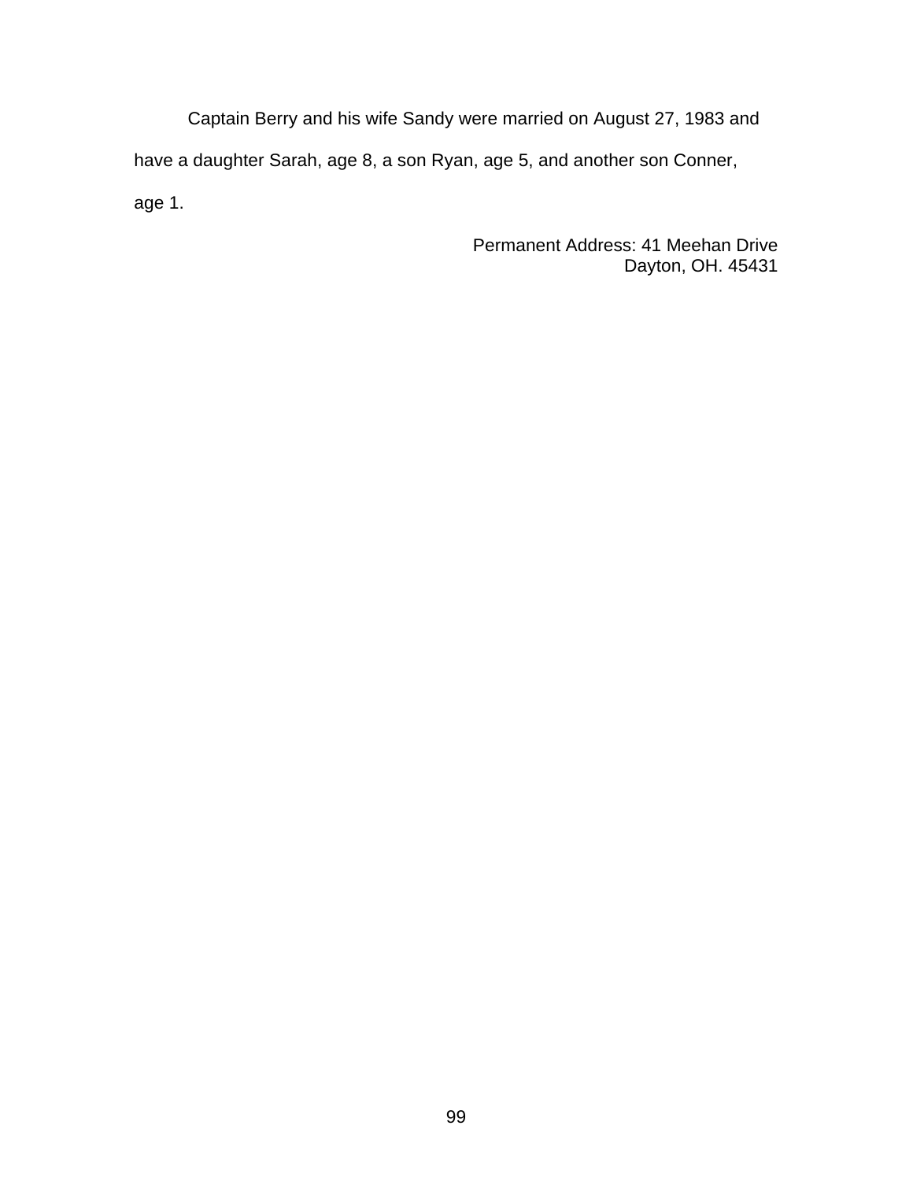Captain Berry and his wife Sandy were married on August 27, 1983 and have a daughter Sarah, age 8, a son Ryan, age 5, and another son Conner, age 1.

Permanent Address: 41 Meehan Drive
Dayton, OH. 45431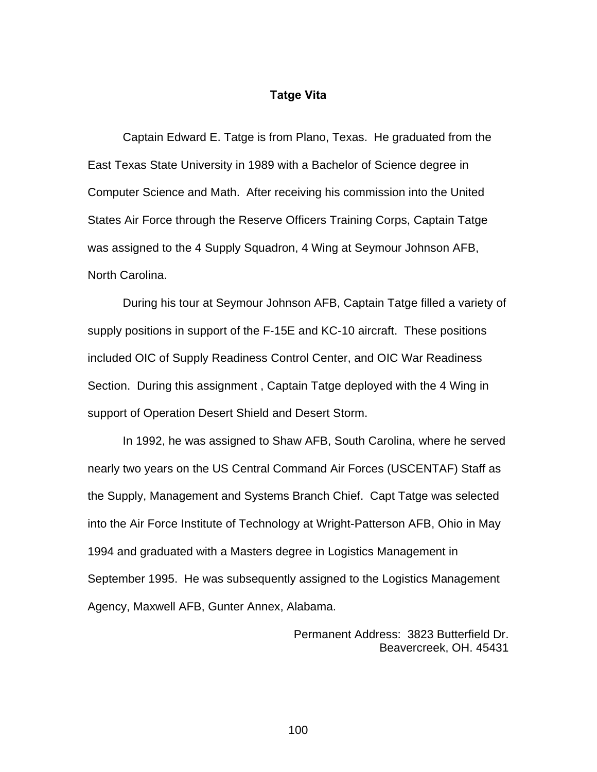## Tatge Vita

Captain Edward E. Tatge is from Plano, Texas. He graduated from the East Texas State University in 1989 with a Bachelor of Science degree in Computer Science and Math. After receiving his commission into the United States Air Force through the Reserve Officers Training Corps, Captain Tatge was assigned to the 4 Supply Squadron, 4 Wing at Seymour Johnson AFB, North Carolina.

During his tour at Seymour Johnson AFB, Captain Tatge filled a variety of supply positions in support of the F-15E and KC-10 aircraft. These positions included OIC of Supply Readiness Control Center, and OIC War Readiness Section. During this assignment , Captain Tatge deployed with the 4 Wing in support of Operation Desert Shield and Desert Storm.

In 1992, he was assigned to Shaw AFB, South Carolina, where he served nearly two years on the US Central Command Air Forces (USCENTAF) Staff as the Supply, Management and Systems Branch Chief. Capt Tatge was selected into the Air Force Institute of Technology at Wright-Patterson AFB, Ohio in May 1994 and graduated with a Masters degree in Logistics Management in September 1995. He was subsequently assigned to the Logistics Management Agency, Maxwell AFB, Gunter Annex, Alabama.

Permanent Address: 3823 Butterfield Dr.
Beavercreek, OH. 45431